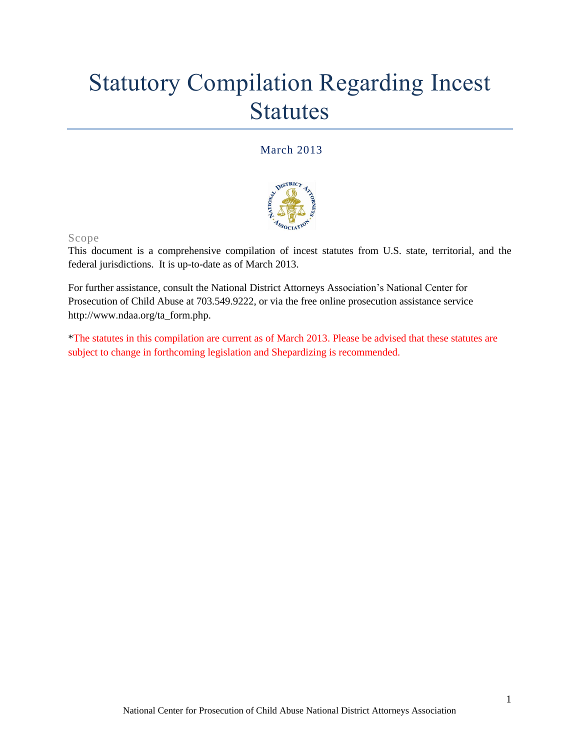# Statutory Compilation Regarding Incest Statutes

March 2013

## Scope

This document is a comprehensive compilation of incest statutes from U.S. state, territorial, and the federal jurisdictions. It is up-to-date as of March 2013.

For further assistance, consult the National District Attorneys Association's National Center for Prosecution of Child Abuse at 703.549.9222, or via the free online prosecution assistance service http://www.ndaa.org/ta_form.php.

*The statutes in this compilation are current as of March 2013. Please be advised that these statutes are subject to change in forthcoming legislation and Shepardizing is recommended.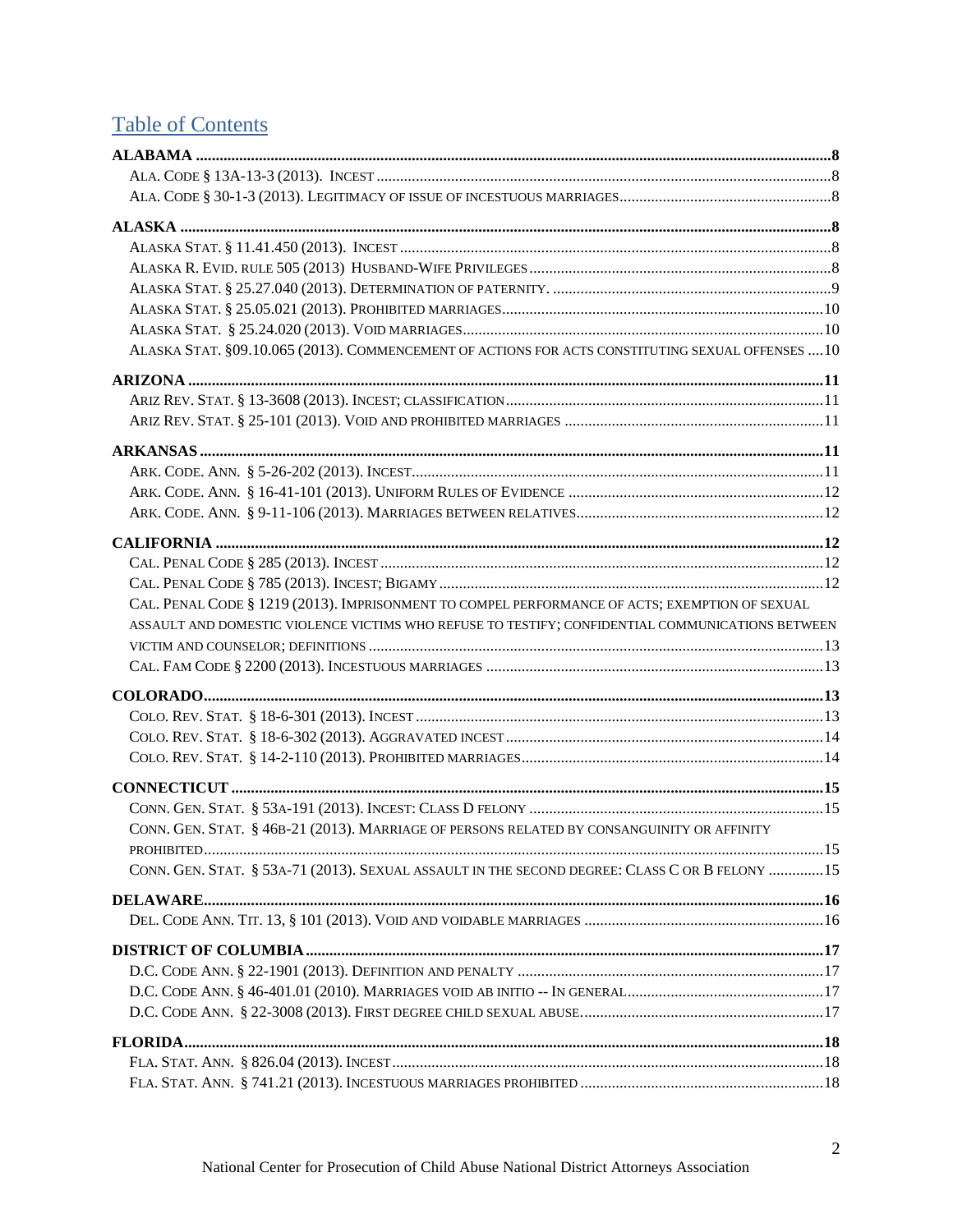# Table of Contents

**ALABAMA** ....................................................................................................................................................8

ALA. CODE § 13A-13-3 (2013). INCEST ....................................................................................................8

ALA. CODE § 30-1-3 (2013). LEGITIMACY OF ISSUE OF INCESTUOUS MARRIAGES.......................................................8

**ALASKA** ....................................................................................................................................................8

ALASKA STAT. § 11.41.450 (2013). INCEST ..............................................................................................8

ALASKA R. EVID. RULE 505 (2013) HUSBAND-WIFE PRIVILEGES ...........................................................................8

ALASKA STAT. § 25.27.040 (2013). DETERMINATION OF PATERNITY. .......................................................................9

ALASKA STAT. § 25.05.021 (2013). PROHIBITED MARRIAGES..................................................................................10

ALASKA STAT. § 25.24.020 (2013). VOID MARRIAGES............................................................................................10

ALASKA STAT. §09.10.065 (2013). COMMENCEMENT OF ACTIONS FOR ACTS CONSTITUTING SEXUAL OFFENSES ....10

**ARIZONA** ..................................................................................................................................................11

ARIZ REV. STAT. § 13-3608 (2013). INCEST; CLASSIFICATION..................................................................................11

ARIZ REV. STAT. § 25-101 (2013). VOID AND PROHIBITED MARRIAGES ..................................................................11

**ARKANSAS** ...............................................................................................................................................11

ARK. CODE. ANN. § 5-26-202 (2013). INCEST.........................................................................................................11

ARK. CODE. ANN. § 16-41-101 (2013). UNIFORM RULES OF EVIDENCE .................................................................12

ARK. CODE. ANN. § 9-11-106 (2013). MARRIAGES BETWEEN RELATIVES...............................................................12

**CALIFORNIA** ............................................................................................................................................12

CAL. PENAL CODE § 285 (2013). INCEST .................................................................................................................12

CAL. PENAL CODE § 785 (2013). INCEST; BIGAMY ..................................................................................................12

CAL. PENAL CODE § 1219 (2013). IMPRISONMENT TO COMPEL PERFORMANCE OF ACTS; EXEMPTION OF SEXUAL ASSAULT AND DOMESTIC VIOLENCE VICTIMS WHO REFUSE TO TESTIFY; CONFIDENTIAL COMMUNICATIONS BETWEEN VICTIM AND COUNSELOR; DEFINITIONS ...................................................................................................13

CAL. FAM CODE § 2200 (2013). INCESTUOUS MARRIAGES .....................................................................................13

**COLORADO**..............................................................................................................................................13

COLO. REV. STAT. § 18-6-301 (2013). INCEST ........................................................................................................13

COLO. REV. STAT. § 18-6-302 (2013). AGGRAVATED INCEST .................................................................................14

COLO. REV. STAT. § 14-2-110 (2013). PROHIBITED MARRIAGES.............................................................................14

**CONNECTICUT** .........................................................................................................................................15

CONN. GEN. STAT. § 53A-191 (2013). INCEST: CLASS D FELONY ...........................................................................15

CONN. GEN. STAT. § 46B-21 (2013). MARRIAGE OF PERSONS RELATED BY CONSANGUINITY OR AFFINITY PROHIBITED.............................................................................................................................................15

CONN. GEN. STAT. § 53A-71 (2013). SEXUAL ASSAULT IN THE SECOND DEGREE: CLASS C OR B FELONY ..............15

**DELAWARE**..............................................................................................................................................16

DEL. CODE ANN. TIT. 13, § 101 (2013). VOID AND VOIDABLE MARRIAGES .............................................................16

**DISTRICT OF COLUMBIA** ...........................................................................................................................17

D.C. CODE ANN. § 22-1901 (2013). DEFINITION AND PENALTY ..............................................................................17

D.C. CODE ANN. § 46-401.01 (2010). MARRIAGES VOID AB INITIO -- IN GENERAL..................................................17

D.C. CODE ANN. § 22-3008 (2013). FIRST DEGREE CHILD SEXUAL ABUSE..............................................................17

**FLORIDA**...................................................................................................................................................18

FLA. STAT. ANN. § 826.04 (2013). INCEST..............................................................................................................18

FLA. STAT. ANN. § 741.21 (2013). INCESTUOUS MARRIAGES PROHIBITED ..............................................................18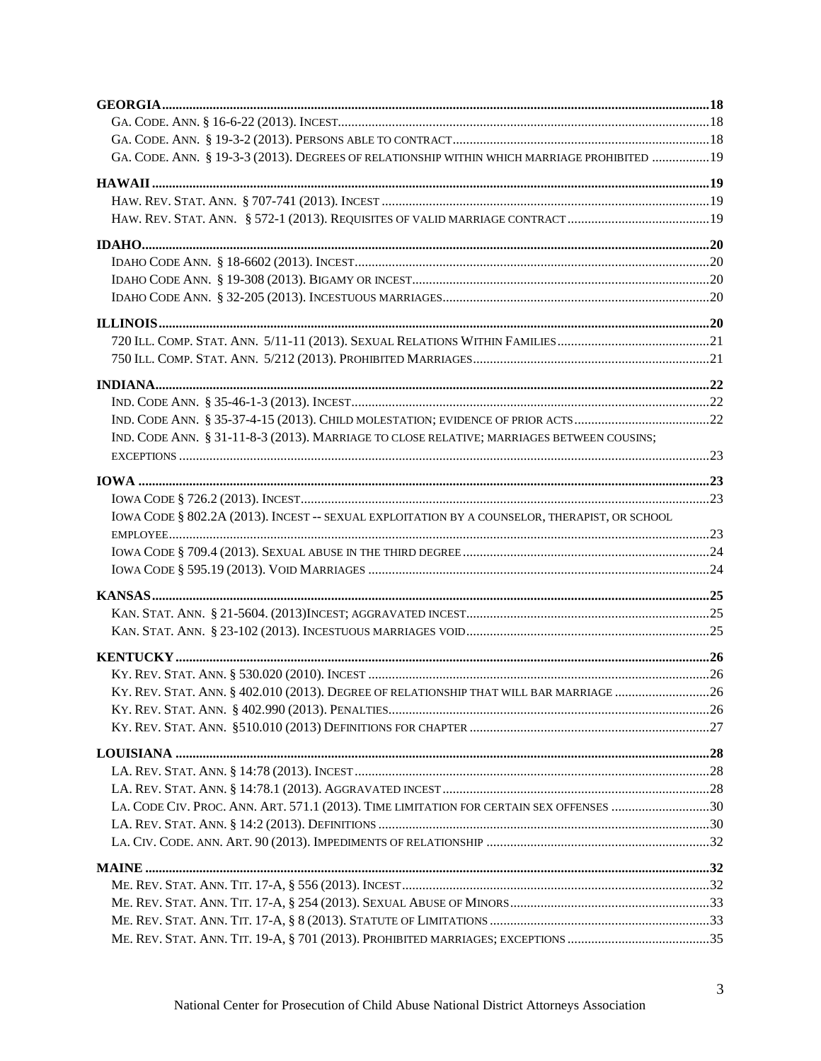**GEORGIA** ............ 18

GA. CODE. ANN. § 16-6-22 (2013). INCEST ............ 18

GA. CODE. ANN. § 19-3-2 (2013). PERSONS ABLE TO CONTRACT ............ 18

GA. CODE. ANN. § 19-3-3 (2013). DEGREES OF RELATIONSHIP WITHIN WHICH MARRIAGE PROHIBITED ............ 19

**HAWAII** ............ 19

HAW. REV. STAT. ANN. § 707-741 (2013). INCEST ............ 19

HAW. REV. STAT. ANN. § 572-1 (2013). REQUISITES OF VALID MARRIAGE CONTRACT ............ 19

**IDAHO** ............ 20

IDAHO CODE ANN. § 18-6602 (2013). INCEST ............ 20

IDAHO CODE ANN. § 19-308 (2013). BIGAMY OR INCEST ............ 20

IDAHO CODE ANN. § 32-205 (2013). INCESTUOUS MARRIAGES ............ 20

**ILLINOIS** ............ 20

720 ILL. COMP. STAT. ANN. 5/11-11 (2013). SEXUAL RELATIONS WITHIN FAMILIES ............ 21

750 ILL. COMP. STAT. ANN. 5/212 (2013). PROHIBITED MARRIAGES ............ 21

**INDIANA** ............ 22

IND. CODE ANN. § 35-46-1-3 (2013). INCEST ............ 22

IND. CODE ANN. § 35-37-4-15 (2013). CHILD MOLESTATION; EVIDENCE OF PRIOR ACTS ............ 22

IND. CODE ANN. § 31-11-8-3 (2013). MARRIAGE TO CLOSE RELATIVE; MARRIAGES BETWEEN COUSINS; EXCEPTIONS ............ 23

**IOWA** ............ 23

IOWA CODE § 726.2 (2013). INCEST ............ 23

IOWA CODE § 802.2A (2013). INCEST -- SEXUAL EXPLOITATION BY A COUNSELOR, THERAPIST, OR SCHOOL EMPLOYEE ............ 23

IOWA CODE § 709.4 (2013). SEXUAL ABUSE IN THE THIRD DEGREE ............ 24

IOWA CODE § 595.19 (2013). VOID MARRIAGES ............ 24

**KANSAS** ............ 25

KAN. STAT. ANN. § 21-5604. (2013)INCEST; AGGRAVATED INCEST ............ 25

KAN. STAT. ANN. § 23-102 (2013). INCESTUOUS MARRIAGES VOID ............ 25

**KENTUCKY** ............ 26

KY. REV. STAT. ANN. § 530.020 (2010). INCEST ............ 26

KY. REV. STAT. ANN. § 402.010 (2013). DEGREE OF RELATIONSHIP THAT WILL BAR MARRIAGE ............ 26

KY. REV. STAT. ANN. § 402.990 (2013). PENALTIES ............ 26

KY. REV. STAT. ANN. §510.010 (2013) DEFINITIONS FOR CHAPTER ............ 27

**LOUISIANA** ............ 28

LA. REV. STAT. ANN. § 14:78 (2013). INCEST ............ 28

LA. REV. STAT. ANN. § 14:78.1 (2013). AGGRAVATED INCEST ............ 28

LA. CODE CIV. PROC. ANN. ART. 571.1 (2013). TIME LIMITATION FOR CERTAIN SEX OFFENSES ............ 30

LA. REV. STAT. ANN. § 14:2 (2013). DEFINITIONS ............ 30

LA. CIV. CODE. ANN. ART. 90 (2013). IMPEDIMENTS OF RELATIONSHIP ............ 32

**MAINE** ............ 32

ME. REV. STAT. ANN. TIT. 17-A, § 556 (2013). INCEST ............ 32

ME. REV. STAT. ANN. TIT. 17-A, § 254 (2013). SEXUAL ABUSE OF MINORS ............ 33

ME. REV. STAT. ANN. TIT. 17-A, § 8 (2013). STATUTE OF LIMITATIONS ............ 33

ME. REV. STAT. ANN. TIT. 19-A, § 701 (2013). PROHIBITED MARRIAGES; EXCEPTIONS ............ 35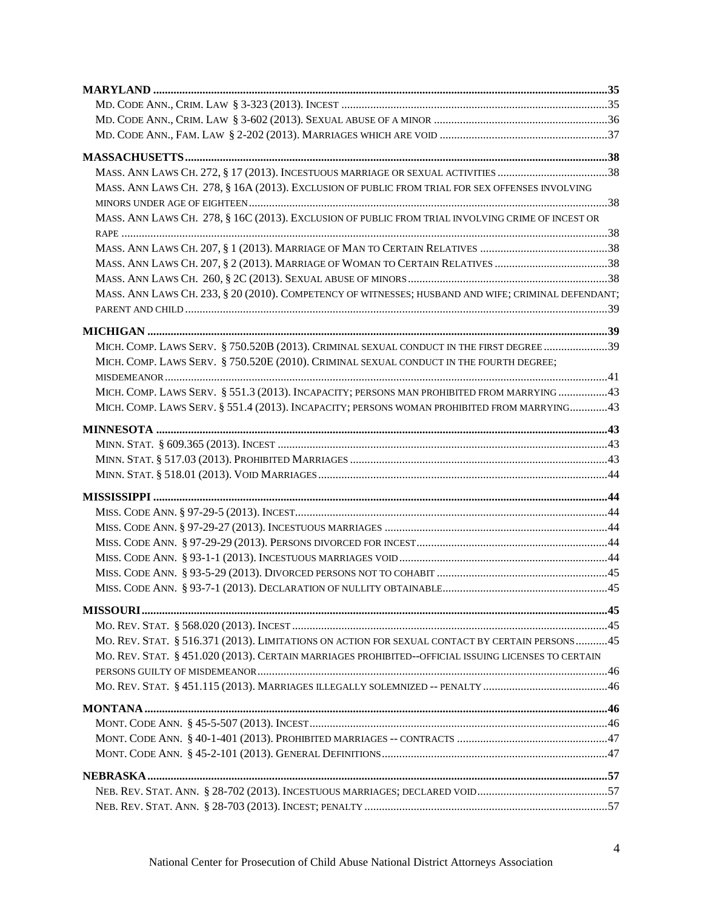**MARYLAND** ............................................................ 35

- MD. CODE ANN., CRIM. LAW § 3-323 (2013). INCEST ............................................................ 35
- MD. CODE ANN., CRIM. LAW § 3-602 (2013). SEXUAL ABUSE OF A MINOR ............................................................ 36
- MD. CODE ANN., FAM. LAW § 2-202 (2013). MARRIAGES WHICH ARE VOID ............................................................ 37

**MASSACHUSETTS** ............................................................ 38

- MASS. ANN LAWS CH. 272, § 17 (2013). INCESTUOUS MARRIAGE OR SEXUAL ACTIVITIES ............................................................ 38
- MASS. ANN LAWS CH. 278, § 16A (2013). EXCLUSION OF PUBLIC FROM TRIAL FOR SEX OFFENSES INVOLVING MINORS UNDER AGE OF EIGHTEEN ............................................................ 38
- MASS. ANN LAWS CH. 278, § 16C (2013). EXCLUSION OF PUBLIC FROM TRIAL INVOLVING CRIME OF INCEST OR RAPE ............................................................ 38
- MASS. ANN LAWS CH. 207, § 1 (2013). MARRIAGE OF MAN TO CERTAIN RELATIVES ............................................................ 38
- MASS. ANN LAWS CH. 207, § 2 (2013). MARRIAGE OF WOMAN TO CERTAIN RELATIVES ............................................................ 38
- MASS. ANN LAWS CH. 260, § 2C (2013). SEXUAL ABUSE OF MINORS ............................................................ 38
- MASS. ANN LAWS CH. 233, § 20 (2010). COMPETENCY OF WITNESSES; HUSBAND AND WIFE; CRIMINAL DEFENDANT; PARENT AND CHILD ............................................................ 39

**MICHIGAN** ............................................................ 39

- MICH. COMP. LAWS SERV. § 750.520B (2013). CRIMINAL SEXUAL CONDUCT IN THE FIRST DEGREE ............................................................ 39
- MICH. COMP. LAWS SERV. § 750.520E (2010). CRIMINAL SEXUAL CONDUCT IN THE FOURTH DEGREE; MISDEMEANOR ............................................................ 41
- MICH. COMP. LAWS SERV. § 551.3 (2013). INCAPACITY; PERSONS MAN PROHIBITED FROM MARRYING ............................................................ 43
- MICH. COMP. LAWS SERV. § 551.4 (2013). INCAPACITY; PERSONS WOMAN PROHIBITED FROM MARRYING ............................................................ 43

**MINNESOTA** ............................................................ 43

- MINN. STAT. § 609.365 (2013). INCEST ............................................................ 43
- MINN. STAT. § 517.03 (2013). PROHIBITED MARRIAGES ............................................................ 43
- MINN. STAT. § 518.01 (2013). VOID MARRIAGES ............................................................ 44

**MISSISSIPPI** ............................................................ 44

- MISS. CODE ANN. § 97-29-5 (2013). INCEST ............................................................ 44
- MISS. CODE ANN. § 97-29-27 (2013). INCESTUOUS MARRIAGES ............................................................ 44
- MISS. CODE ANN. § 97-29-29 (2013). PERSONS DIVORCED FOR INCEST ............................................................ 44
- MISS. CODE ANN. § 93-1-1 (2013). INCESTUOUS MARRIAGES VOID ............................................................ 44
- MISS. CODE ANN. § 93-5-29 (2013). DIVORCED PERSONS NOT TO COHABIT ............................................................ 45
- MISS. CODE ANN. § 93-7-1 (2013). DECLARATION OF NULLITY OBTAINABLE ............................................................ 45

**MISSOURI** ............................................................ 45

- MO. REV. STAT. § 568.020 (2013). INCEST ............................................................ 45
- MO. REV. STAT. § 516.371 (2013). LIMITATIONS ON ACTION FOR SEXUAL CONTACT BY CERTAIN PERSONS ............................................................ 45
- MO. REV. STAT. § 451.020 (2013). CERTAIN MARRIAGES PROHIBITED--OFFICIAL ISSUING LICENSES TO CERTAIN PERSONS GUILTY OF MISDEMEANOR ............................................................ 46
- MO. REV. STAT. § 451.115 (2013). MARRIAGES ILLEGALLY SOLEMNIZED -- PENALTY ............................................................ 46

**MONTANA** ............................................................ 46

- MONT. CODE ANN. § 45-5-507 (2013). INCEST ............................................................ 46
- MONT. CODE ANN. § 40-1-401 (2013). PROHIBITED MARRIAGES -- CONTRACTS ............................................................ 47
- MONT. CODE ANN. § 45-2-101 (2013). GENERAL DEFINITIONS ............................................................ 47

**NEBRASKA** ............................................................ 57

- NEB. REV. STAT. ANN. § 28-702 (2013). INCESTUOUS MARRIAGES; DECLARED VOID ............................................................ 57
- NEB. REV. STAT. ANN. § 28-703 (2013). INCEST; PENALTY ............................................................ 57

National Center for Prosecution of Child Abuse National District Attorneys Association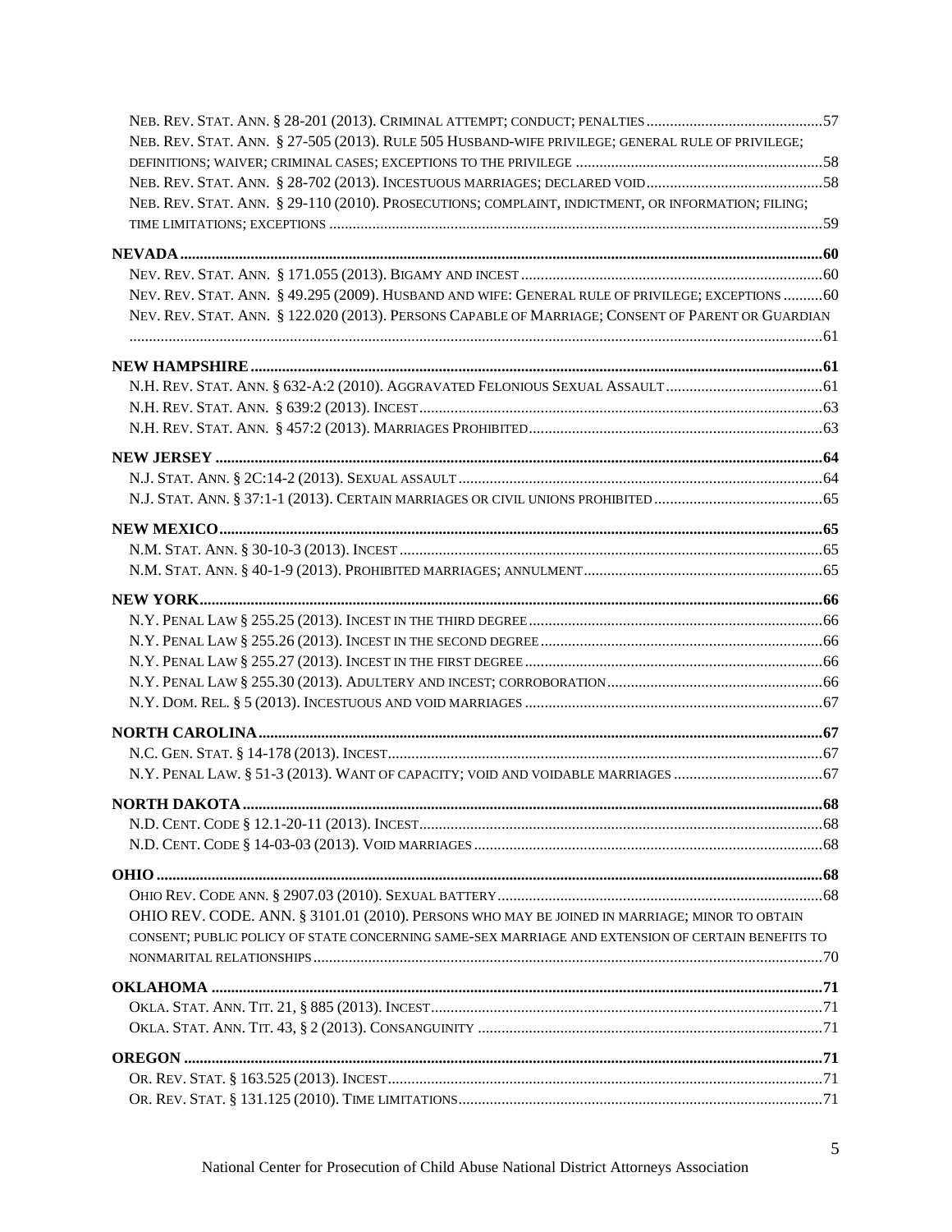NEB. REV. STAT. ANN. § 28-201 (2013). CRIMINAL ATTEMPT; CONDUCT; PENALTIES ......57
NEB. REV. STAT. ANN. § 27-505 (2013). RULE 505 HUSBAND-WIFE PRIVILEGE; GENERAL RULE OF PRIVILEGE; DEFINITIONS; WAIVER; CRIMINAL CASES; EXCEPTIONS TO THE PRIVILEGE ......58
NEB. REV. STAT. ANN. § 28-702 (2013). INCESTUOUS MARRIAGES; DECLARED VOID ......58
NEB. REV. STAT. ANN. § 29-110 (2010). PROSECUTIONS; COMPLAINT, INDICTMENT, OR INFORMATION; FILING; TIME LIMITATIONS; EXCEPTIONS ......59

**NEVADA** ......60
NEV. REV. STAT. ANN. § 171.055 (2013). BIGAMY AND INCEST ......60
NEV. REV. STAT. ANN. § 49.295 (2009). HUSBAND AND WIFE: GENERAL RULE OF PRIVILEGE; EXCEPTIONS ......60
NEV. REV. STAT. ANN. § 122.020 (2013). PERSONS CAPABLE OF MARRIAGE; CONSENT OF PARENT OR GUARDIAN ......61

**NEW HAMPSHIRE** ......61
N.H. REV. STAT. ANN. § 632-A:2 (2010). AGGRAVATED FELONIOUS SEXUAL ASSAULT ......61
N.H. REV. STAT. ANN. § 639:2 (2013). INCEST ......63
N.H. REV. STAT. ANN. § 457:2 (2013). MARRIAGES PROHIBITED ......63

**NEW JERSEY** ......64
N.J. STAT. ANN. § 2C:14-2 (2013). SEXUAL ASSAULT ......64
N.J. STAT. ANN. § 37:1-1 (2013). CERTAIN MARRIAGES OR CIVIL UNIONS PROHIBITED ......65

**NEW MEXICO** ......65
N.M. STAT. ANN. § 30-10-3 (2013). INCEST ......65
N.M. STAT. ANN. § 40-1-9 (2013). PROHIBITED MARRIAGES; ANNULMENT ......65

**NEW YORK** ......66
N.Y. PENAL LAW § 255.25 (2013). INCEST IN THE THIRD DEGREE ......66
N.Y. PENAL LAW § 255.26 (2013). INCEST IN THE SECOND DEGREE ......66
N.Y. PENAL LAW § 255.27 (2013). INCEST IN THE FIRST DEGREE ......66
N.Y. PENAL LAW § 255.30 (2013). ADULTERY AND INCEST; CORROBORATION ......66
N.Y. DOM. REL. § 5 (2013). INCESTUOUS AND VOID MARRIAGES ......67

**NORTH CAROLINA** ......67
N.C. GEN. STAT. § 14-178 (2013). INCEST ......67
N.Y. PENAL LAW. § 51-3 (2013). WANT OF CAPACITY; VOID AND VOIDABLE MARRIAGES ......67

**NORTH DAKOTA** ......68
N.D. CENT. CODE § 12.1-20-11 (2013). INCEST ......68
N.D. CENT. CODE § 14-03-03 (2013). VOID MARRIAGES ......68

**OHIO** ......68
OHIO REV. CODE ANN. § 2907.03 (2010). SEXUAL BATTERY ......68
OHIO REV. CODE. ANN. § 3101.01 (2010). PERSONS WHO MAY BE JOINED IN MARRIAGE; MINOR TO OBTAIN CONSENT; PUBLIC POLICY OF STATE CONCERNING SAME-SEX MARRIAGE AND EXTENSION OF CERTAIN BENEFITS TO NONMARITAL RELATIONSHIPS ......70

**OKLAHOMA** ......71
OKLA. STAT. ANN. TIT. 21, § 885 (2013). INCEST ......71
OKLA. STAT. ANN. TIT. 43, § 2 (2013). CONSANGUINITY ......71

**OREGON** ......71
OR. REV. STAT. § 163.525 (2013). INCEST ......71
OR. REV. STAT. § 131.125 (2010). TIME LIMITATIONS ......71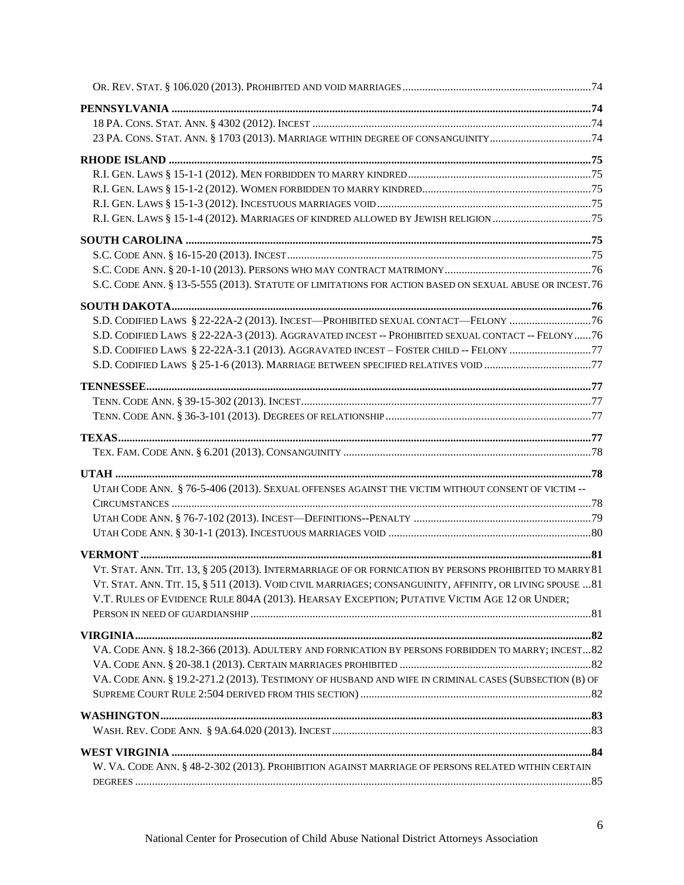OR. REV. STAT. § 106.020 (2013). PROHIBITED AND VOID MARRIAGES .......... 74

**PENNSYLVANIA .......... 74**

18 PA. CONS. STAT. ANN. § 4302 (2012). INCEST .......... 74

23 PA. CONS. STAT. ANN. § 1703 (2013). MARRIAGE WITHIN DEGREE OF CONSANGUINITY .......... 74

**RHODE ISLAND .......... 75**

R.I. GEN. LAWS § 15-1-1 (2012). MEN FORBIDDEN TO MARRY KINDRED .......... 75

R.I. GEN. LAWS § 15-1-2 (2012). WOMEN FORBIDDEN TO MARRY KINDRED .......... 75

R.I. GEN. LAWS § 15-1-3 (2012). INCESTUOUS MARRIAGES VOID .......... 75

R.I. GEN. LAWS § 15-1-4 (2012). MARRIAGES OF KINDRED ALLOWED BY JEWISH RELIGION .......... 75

**SOUTH CAROLINA .......... 75**

S.C. CODE ANN. § 16-15-20 (2013). INCEST .......... 75

S.C. CODE ANN. § 20-1-10 (2013). PERSONS WHO MAY CONTRACT MATRIMONY .......... 76

S.C. CODE ANN. § 13-5-555 (2013). STATUTE OF LIMITATIONS FOR ACTION BASED ON SEXUAL ABUSE OR INCEST. 76

**SOUTH DAKOTA .......... 76**

S.D. CODIFIED LAWS § 22-22A-2 (2013). INCEST—PROHIBITED SEXUAL CONTACT—FELONY .......... 76

S.D. CODIFIED LAWS § 22-22A-3 (2013). AGGRAVATED INCEST -- PROHIBITED SEXUAL CONTACT -- FELONY ...... 76

S.D. CODIFIED LAWS § 22-22A-3.1 (2013). AGGRAVATED INCEST – FOSTER CHILD -- FELONY .......... 77

S.D. CODIFIED LAWS § 25-1-6 (2013). MARRIAGE BETWEEN SPECIFIED RELATIVES VOID .......... 77

**TENNESSEE .......... 77**

TENN. CODE ANN. § 39-15-302 (2013). INCEST .......... 77

TENN. CODE ANN. § 36-3-101 (2013). DEGREES OF RELATIONSHIP .......... 77

**TEXAS .......... 77**

TEX. FAM. CODE ANN. § 6.201 (2013). CONSANGUINITY .......... 78

**UTAH .......... 78**

UTAH CODE ANN. § 76-5-406 (2013). SEXUAL OFFENSES AGAINST THE VICTIM WITHOUT CONSENT OF VICTIM -- CIRCUMSTANCES .......... 78

UTAH CODE ANN. § 76-7-102 (2013). INCEST—DEFINITIONS--PENALTY .......... 79

UTAH CODE ANN. § 30-1-1 (2013). INCESTUOUS MARRIAGES VOID .......... 80

**VERMONT .......... 81**

VT. STAT. ANN. TIT. 13, § 205 (2013). INTERMARRIAGE OF OR FORNICATION BY PERSONS PROHIBITED TO MARRY 81

VT. STAT. ANN. TIT. 15, § 511 (2013). VOID CIVIL MARRIAGES; CONSANGUINITY, AFFINITY, OR LIVING SPOUSE ... 81

V.T. RULES OF EVIDENCE RULE 804A (2013). HEARSAY EXCEPTION; PUTATIVE VICTIM AGE 12 OR UNDER; PERSON IN NEED OF GUARDIANSHIP .......... 81

**VIRGINIA .......... 82**

VA. CODE ANN. § 18.2-366 (2013). ADULTERY AND FORNICATION BY PERSONS FORBIDDEN TO MARRY; INCEST ... 82

VA. CODE ANN. § 20-38.1 (2013). CERTAIN MARRIAGES PROHIBITED .......... 82

VA. CODE ANN. § 19.2-271.2 (2013). TESTIMONY OF HUSBAND AND WIFE IN CRIMINAL CASES (SUBSECTION (B) OF SUPREME COURT RULE 2:504 DERIVED FROM THIS SECTION) .......... 82

**WASHINGTON .......... 83**

WASH. REV. CODE ANN. § 9A.64.020 (2013). INCEST .......... 83

**WEST VIRGINIA .......... 84**

W. VA. CODE ANN. § 48-2-302 (2013). PROHIBITION AGAINST MARRIAGE OF PERSONS RELATED WITHIN CERTAIN DEGREES .......... 85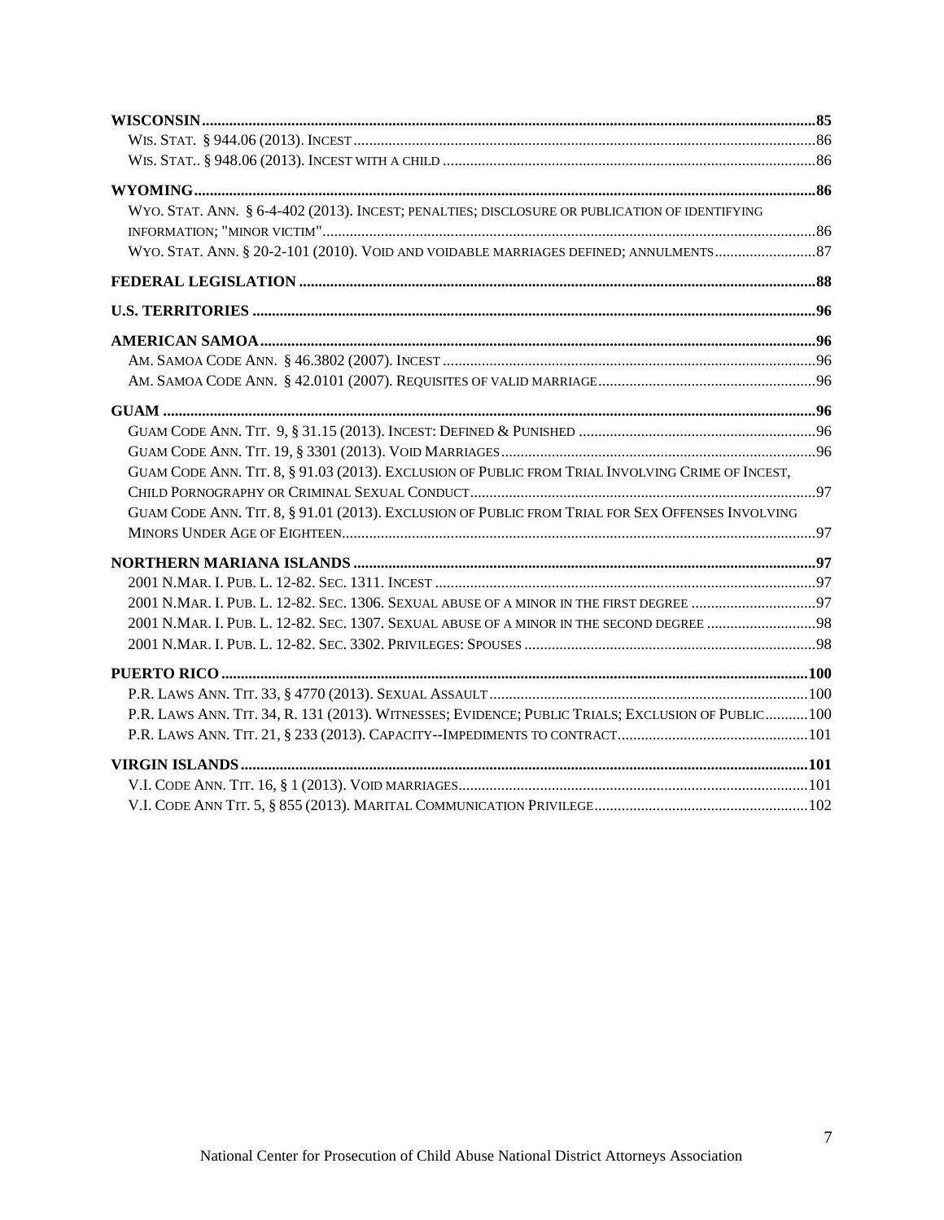**WISCONSIN** .......... **85**

WIS. STAT. § 944.06 (2013). INCEST .......... 86

WIS. STAT.. § 948.06 (2013). INCEST WITH A CHILD .......... 86

**WYOMING** .......... **86**

WYO. STAT. ANN. § 6-4-402 (2013). INCEST; PENALTIES; DISCLOSURE OR PUBLICATION OF IDENTIFYING INFORMATION; "MINOR VICTIM" .......... 86

WYO. STAT. ANN. § 20-2-101 (2010). VOID AND VOIDABLE MARRIAGES DEFINED; ANNULMENTS .......... 87

**FEDERAL LEGISLATION** .......... **88**

**U.S. TERRITORIES** .......... **96**

**AMERICAN SAMOA** .......... **96**

AM. SAMOA CODE ANN. § 46.3802 (2007). INCEST .......... 96

AM. SAMOA CODE ANN. § 42.0101 (2007). REQUISITES OF VALID MARRIAGE .......... 96

**GUAM** .......... **96**

GUAM CODE ANN. TIT. 9, § 31.15 (2013). INCEST: DEFINED & PUNISHED .......... 96

GUAM CODE ANN. TIT. 19, § 3301 (2013). VOID MARRIAGES .......... 96

GUAM CODE ANN. TIT. 8, § 91.03 (2013). EXCLUSION OF PUBLIC FROM TRIAL INVOLVING CRIME OF INCEST, CHILD PORNOGRAPHY OR CRIMINAL SEXUAL CONDUCT .......... 97

GUAM CODE ANN. TIT. 8, § 91.01 (2013). EXCLUSION OF PUBLIC FROM TRIAL FOR SEX OFFENSES INVOLVING MINORS UNDER AGE OF EIGHTEEN .......... 97

**NORTHERN MARIANA ISLANDS** .......... **97**

2001 N.MAR. I. PUB. L. 12-82. SEC. 1311. INCEST .......... 97

2001 N.MAR. I. PUB. L. 12-82. SEC. 1306. SEXUAL ABUSE OF A MINOR IN THE FIRST DEGREE .......... 97

2001 N.MAR. I. PUB. L. 12-82. SEC. 1307. SEXUAL ABUSE OF A MINOR IN THE SECOND DEGREE .......... 98

2001 N.MAR. I. PUB. L. 12-82. SEC. 3302. PRIVILEGES: SPOUSES .......... 98

**PUERTO RICO** .......... **100**

P.R. LAWS ANN. TIT. 33, § 4770 (2013). SEXUAL ASSAULT .......... 100

P.R. LAWS ANN. TIT. 34, R. 131 (2013). WITNESSES; EVIDENCE; PUBLIC TRIALS; EXCLUSION OF PUBLIC .......... 100

P.R. LAWS ANN. TIT. 21, § 233 (2013). CAPACITY--IMPEDIMENTS TO CONTRACT .......... 101

**VIRGIN ISLANDS** .......... **101**

V.I. CODE ANN. TIT. 16, § 1 (2013). VOID MARRIAGES .......... 101

V.I. CODE ANN TIT. 5, § 855 (2013). MARITAL COMMUNICATION PRIVILEGE .......... 102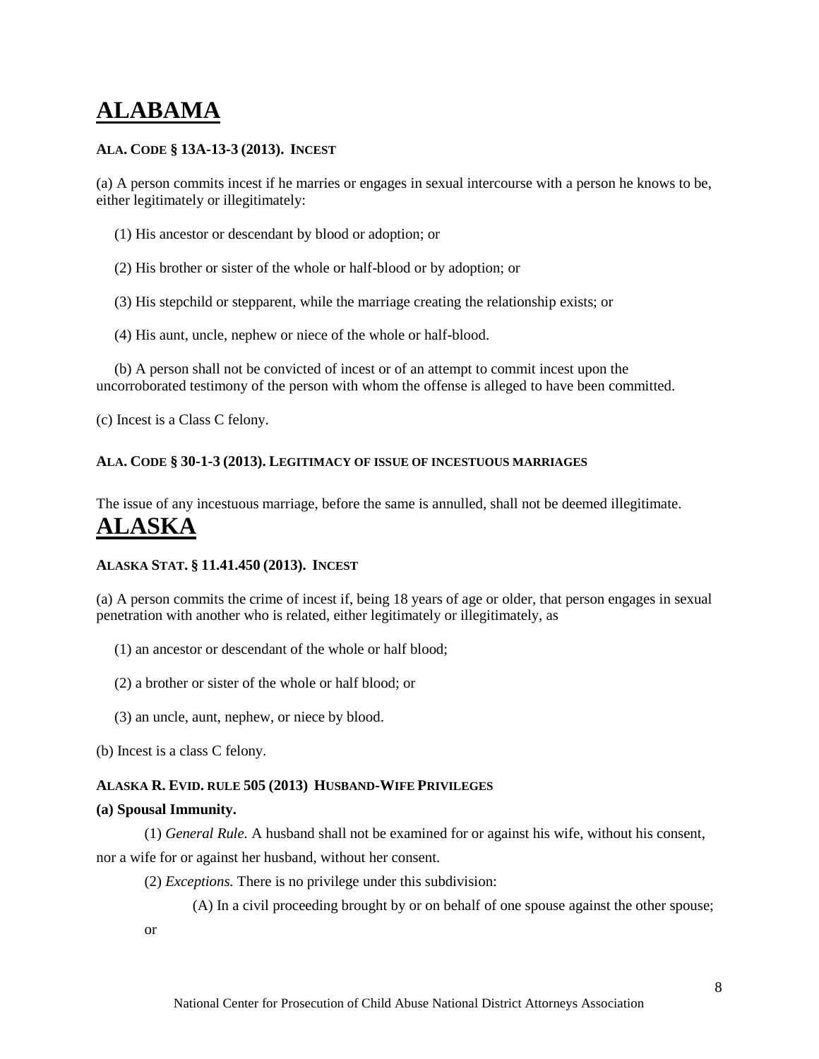# ALABAMA

**ALA. CODE § 13A-13-3 (2013). INCEST**

(a) A person commits incest if he marries or engages in sexual intercourse with a person he knows to be, either legitimately or illegitimately:

(1) His ancestor or descendant by blood or adoption; or

(2) His brother or sister of the whole or half-blood or by adoption; or

(3) His stepchild or stepparent, while the marriage creating the relationship exists; or

(4) His aunt, uncle, nephew or niece of the whole or half-blood.

(b) A person shall not be convicted of incest or of an attempt to commit incest upon the uncorroborated testimony of the person with whom the offense is alleged to have been committed.

(c) Incest is a Class C felony.

**ALA. CODE § 30-1-3 (2013). LEGITIMACY OF ISSUE OF INCESTUOUS MARRIAGES**

The issue of any incestuous marriage, before the same is annulled, shall not be deemed illegitimate.

# ALASKA

**ALASKA STAT. § 11.41.450 (2013). INCEST**

(a) A person commits the crime of incest if, being 18 years of age or older, that person engages in sexual penetration with another who is related, either legitimately or illegitimately, as

(1) an ancestor or descendant of the whole or half blood;

(2) a brother or sister of the whole or half blood; or

(3) an uncle, aunt, nephew, or niece by blood.

(b) Incest is a class C felony.

**ALASKA R. EVID. RULE 505 (2013) HUSBAND-WIFE PRIVILEGES**

**(a) Spousal Immunity.**

(1) *General Rule.* A husband shall not be examined for or against his wife, without his consent, nor a wife for or against her husband, without her consent.

(2) *Exceptions.* There is no privilege under this subdivision:

(A) In a civil proceeding brought by or on behalf of one spouse against the other spouse; or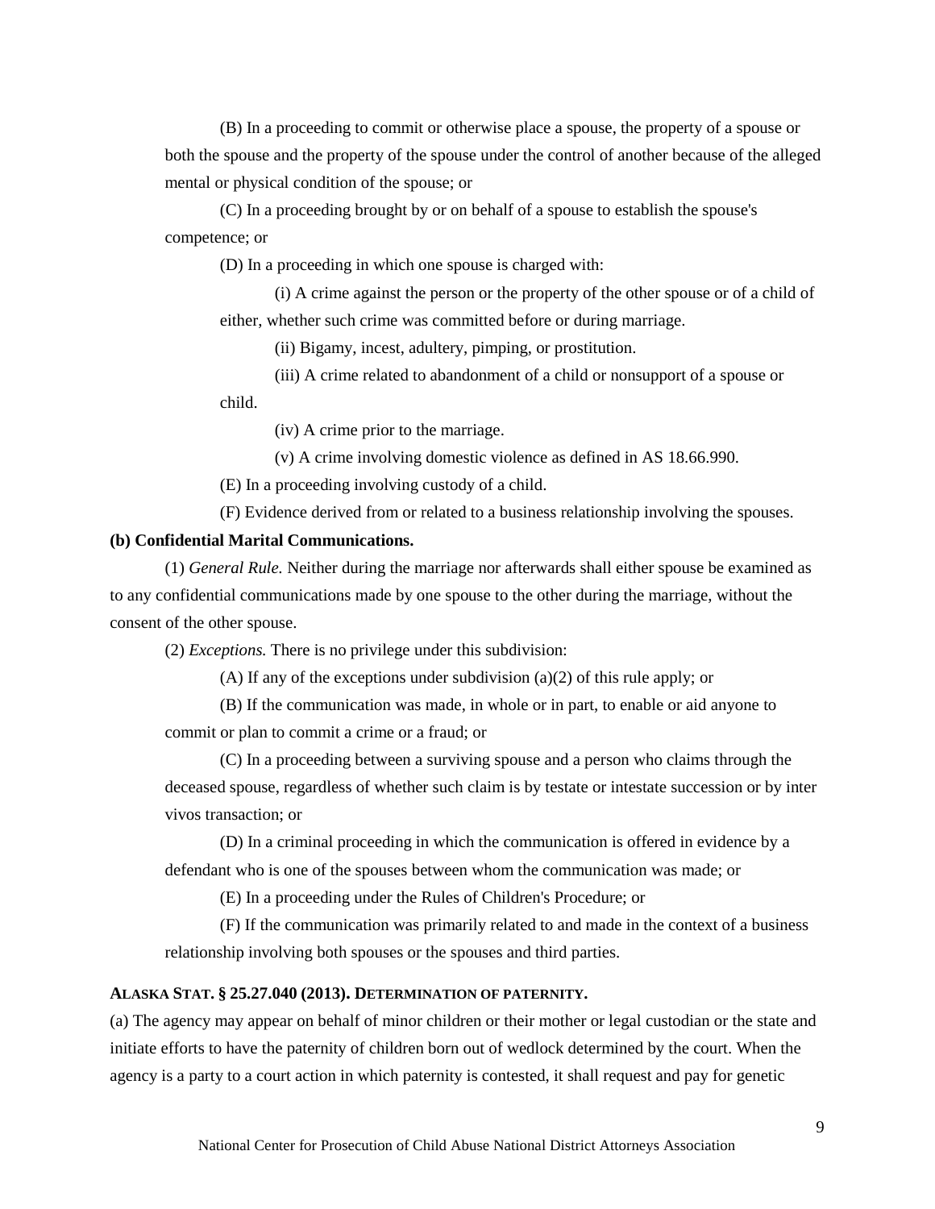(B) In a proceeding to commit or otherwise place a spouse, the property of a spouse or both the spouse and the property of the spouse under the control of another because of the alleged mental or physical condition of the spouse; or

(C) In a proceeding brought by or on behalf of a spouse to establish the spouse's competence; or

(D) In a proceeding in which one spouse is charged with:

(i) A crime against the person or the property of the other spouse or of a child of either, whether such crime was committed before or during marriage.

(ii) Bigamy, incest, adultery, pimping, or prostitution.

(iii) A crime related to abandonment of a child or nonsupport of a spouse or child.

(iv) A crime prior to the marriage.

(v) A crime involving domestic violence as defined in AS 18.66.990.

(E) In a proceeding involving custody of a child.

(F) Evidence derived from or related to a business relationship involving the spouses.

**(b) Confidential Marital Communications.**

(1) *General Rule.* Neither during the marriage nor afterwards shall either spouse be examined as to any confidential communications made by one spouse to the other during the marriage, without the consent of the other spouse.

(2) *Exceptions.* There is no privilege under this subdivision:

(A) If any of the exceptions under subdivision (a)(2) of this rule apply; or

(B) If the communication was made, in whole or in part, to enable or aid anyone to commit or plan to commit a crime or a fraud; or

(C) In a proceeding between a surviving spouse and a person who claims through the deceased spouse, regardless of whether such claim is by testate or intestate succession or by inter vivos transaction; or

(D) In a criminal proceeding in which the communication is offered in evidence by a defendant who is one of the spouses between whom the communication was made; or

(E) In a proceeding under the Rules of Children's Procedure; or

(F) If the communication was primarily related to and made in the context of a business relationship involving both spouses or the spouses and third parties.

**ALASKA STAT. § 25.27.040 (2013). DETERMINATION OF PATERNITY.**

(a) The agency may appear on behalf of minor children or their mother or legal custodian or the state and initiate efforts to have the paternity of children born out of wedlock determined by the court. When the agency is a party to a court action in which paternity is contested, it shall request and pay for genetic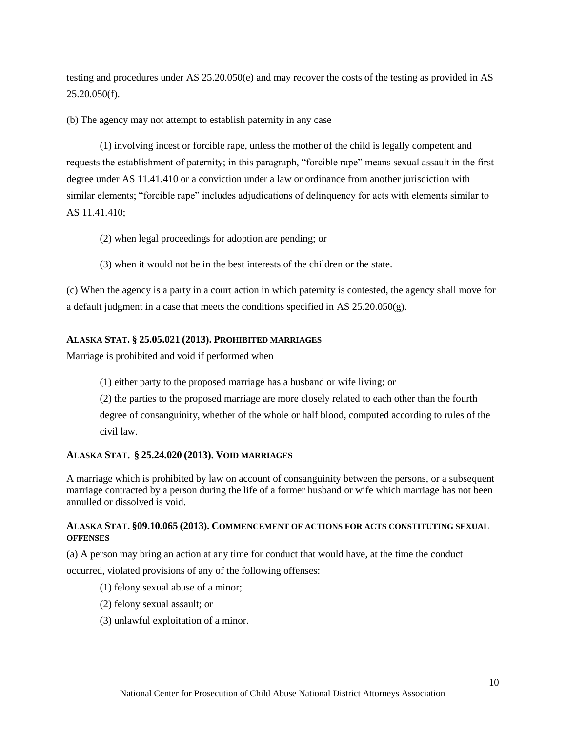testing and procedures under AS 25.20.050(e) and may recover the costs of the testing as provided in AS 25.20.050(f).

(b) The agency may not attempt to establish paternity in any case

(1) involving incest or forcible rape, unless the mother of the child is legally competent and requests the establishment of paternity; in this paragraph, "forcible rape" means sexual assault in the first degree under AS 11.41.410 or a conviction under a law or ordinance from another jurisdiction with similar elements; "forcible rape" includes adjudications of delinquency for acts with elements similar to AS 11.41.410;

(2) when legal proceedings for adoption are pending; or

(3) when it would not be in the best interests of the children or the state.

(c) When the agency is a party in a court action in which paternity is contested, the agency shall move for a default judgment in a case that meets the conditions specified in AS 25.20.050(g).

#### **ALASKA STAT. § 25.05.021 (2013). PROHIBITED MARRIAGES**

Marriage is prohibited and void if performed when

(1) either party to the proposed marriage has a husband or wife living; or

(2) the parties to the proposed marriage are more closely related to each other than the fourth degree of consanguinity, whether of the whole or half blood, computed according to rules of the civil law.

#### **ALASKA STAT. § 25.24.020 (2013). VOID MARRIAGES**

A marriage which is prohibited by law on account of consanguinity between the persons, or a subsequent marriage contracted by a person during the life of a former husband or wife which marriage has not been annulled or dissolved is void.

#### **ALASKA STAT. §09.10.065 (2013). COMMENCEMENT OF ACTIONS FOR ACTS CONSTITUTING SEXUAL OFFENSES**

(a) A person may bring an action at any time for conduct that would have, at the time the conduct occurred, violated provisions of any of the following offenses:

(1) felony sexual abuse of a minor;

(2) felony sexual assault; or

(3) unlawful exploitation of a minor.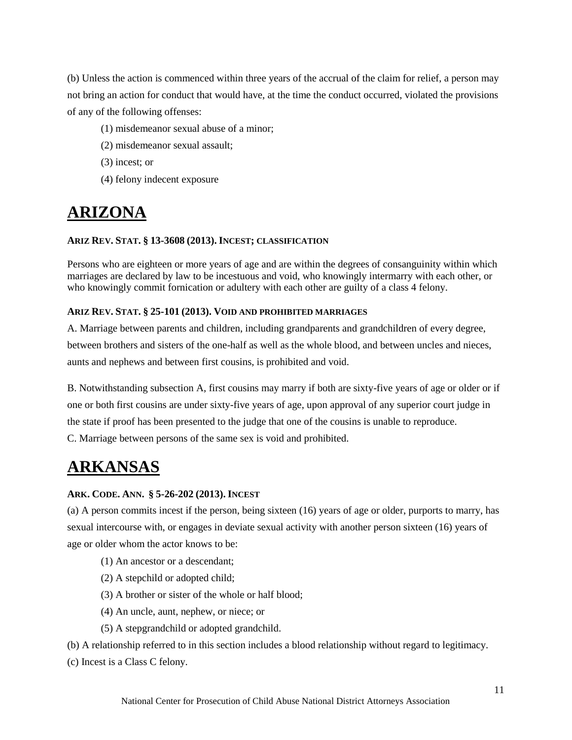(b) Unless the action is commenced within three years of the accrual of the claim for relief, a person may not bring an action for conduct that would have, at the time the conduct occurred, violated the provisions of any of the following offenses:

(1) misdemeanor sexual abuse of a minor;

(2) misdemeanor sexual assault;

(3) incest; or

(4) felony indecent exposure

# ARIZONA

#### ARIZ REV. STAT. § 13-3608 (2013). INCEST; CLASSIFICATION

Persons who are eighteen or more years of age and are within the degrees of consanguinity within which marriages are declared by law to be incestuous and void, who knowingly intermarry with each other, or who knowingly commit fornication or adultery with each other are guilty of a class 4 felony.

#### ARIZ REV. STAT. § 25-101 (2013). VOID AND PROHIBITED MARRIAGES

A. Marriage between parents and children, including grandparents and grandchildren of every degree, between brothers and sisters of the one-half as well as the whole blood, and between uncles and nieces, aunts and nephews and between first cousins, is prohibited and void.

B. Notwithstanding subsection A, first cousins may marry if both are sixty-five years of age or older or if one or both first cousins are under sixty-five years of age, upon approval of any superior court judge in the state if proof has been presented to the judge that one of the cousins is unable to reproduce.

C. Marriage between persons of the same sex is void and prohibited.

# ARKANSAS

#### ARK. CODE. ANN. § 5-26-202 (2013). INCEST

(a) A person commits incest if the person, being sixteen (16) years of age or older, purports to marry, has sexual intercourse with, or engages in deviate sexual activity with another person sixteen (16) years of age or older whom the actor knows to be:

(1) An ancestor or a descendant;

(2) A stepchild or adopted child;

(3) A brother or sister of the whole or half blood;

(4) An uncle, aunt, nephew, or niece; or

(5) A stepgrandchild or adopted grandchild.

(b) A relationship referred to in this section includes a blood relationship without regard to legitimacy.

(c) Incest is a Class C felony.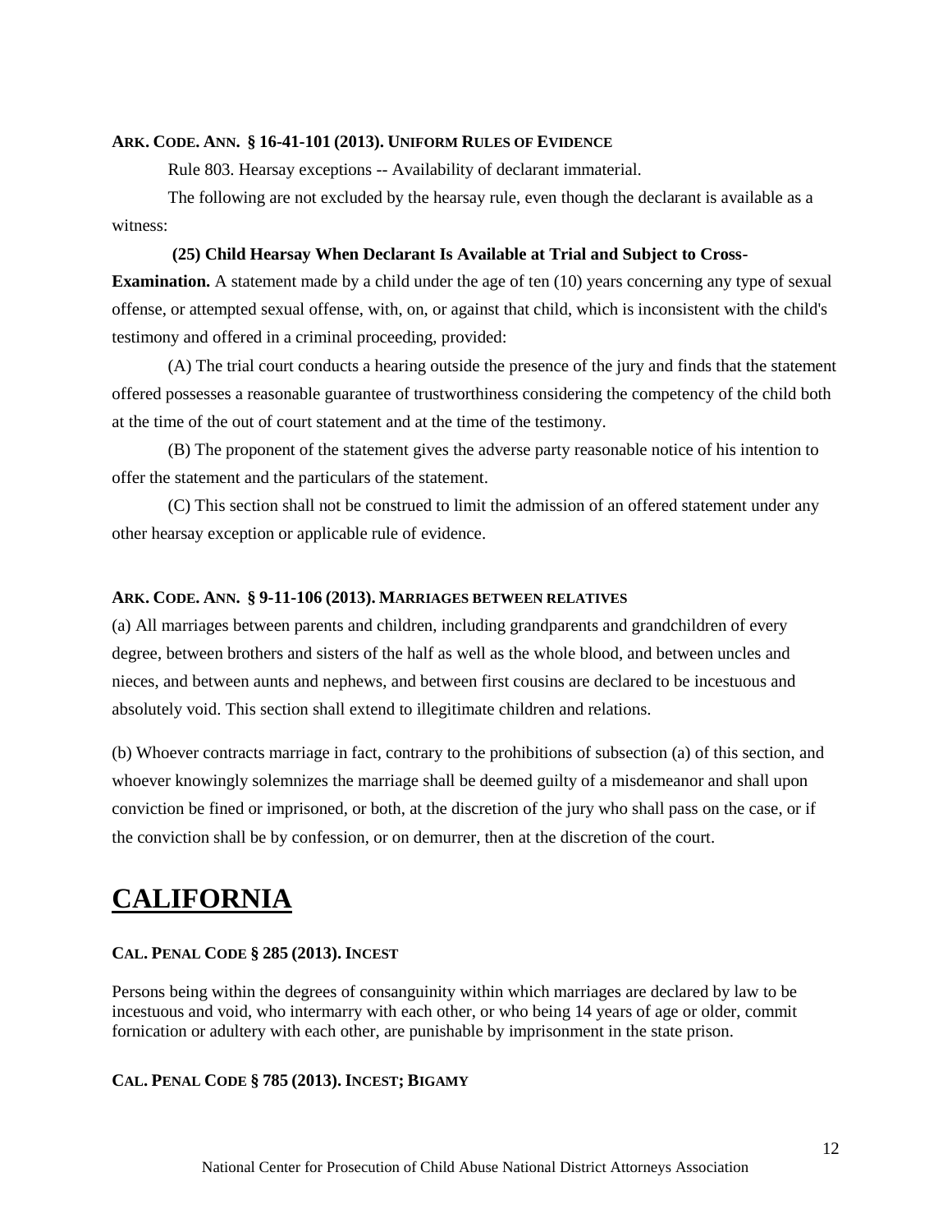**ARK. CODE. ANN. § 16-41-101 (2013). UNIFORM RULES OF EVIDENCE**

Rule 803. Hearsay exceptions -- Availability of declarant immaterial.

The following are not excluded by the hearsay rule, even though the declarant is available as a witness:

**(25) Child Hearsay When Declarant Is Available at Trial and Subject to Cross-Examination.** A statement made by a child under the age of ten (10) years concerning any type of sexual offense, or attempted sexual offense, with, on, or against that child, which is inconsistent with the child's testimony and offered in a criminal proceeding, provided:

(A) The trial court conducts a hearing outside the presence of the jury and finds that the statement offered possesses a reasonable guarantee of trustworthiness considering the competency of the child both at the time of the out of court statement and at the time of the testimony.

(B) The proponent of the statement gives the adverse party reasonable notice of his intention to offer the statement and the particulars of the statement.

(C) This section shall not be construed to limit the admission of an offered statement under any other hearsay exception or applicable rule of evidence.

**ARK. CODE. ANN. § 9-11-106 (2013). MARRIAGES BETWEEN RELATIVES**

(a) All marriages between parents and children, including grandparents and grandchildren of every degree, between brothers and sisters of the half as well as the whole blood, and between uncles and nieces, and between aunts and nephews, and between first cousins are declared to be incestuous and absolutely void. This section shall extend to illegitimate children and relations.

(b) Whoever contracts marriage in fact, contrary to the prohibitions of subsection (a) of this section, and whoever knowingly solemnizes the marriage shall be deemed guilty of a misdemeanor and shall upon conviction be fined or imprisoned, or both, at the discretion of the jury who shall pass on the case, or if the conviction shall be by confession, or on demurrer, then at the discretion of the court.

# CALIFORNIA

**CAL. PENAL CODE § 285 (2013). INCEST**

Persons being within the degrees of consanguinity within which marriages are declared by law to be incestuous and void, who intermarry with each other, or who being 14 years of age or older, commit fornication or adultery with each other, are punishable by imprisonment in the state prison.

**CAL. PENAL CODE § 785 (2013). INCEST; BIGAMY**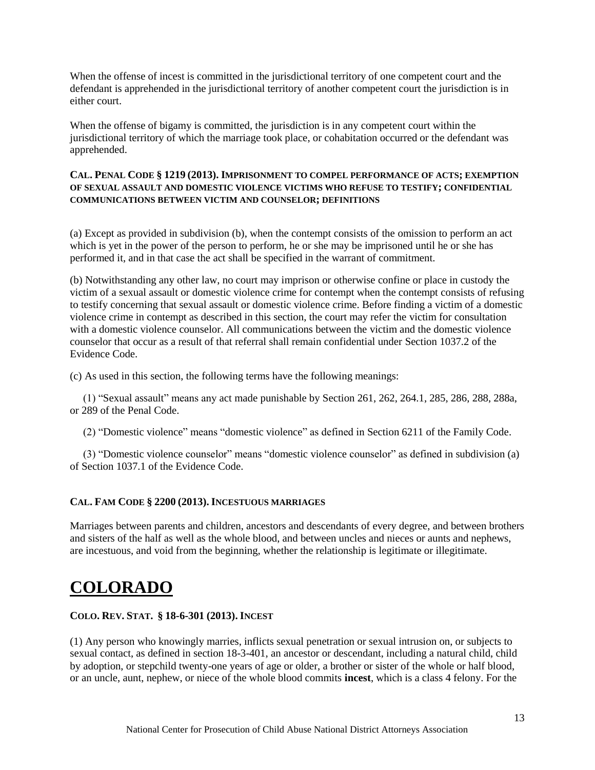When the offense of incest is committed in the jurisdictional territory of one competent court and the defendant is apprehended in the jurisdictional territory of another competent court the jurisdiction is in either court.

When the offense of bigamy is committed, the jurisdiction is in any competent court within the jurisdictional territory of which the marriage took place, or cohabitation occurred or the defendant was apprehended.

#### CAL. PENAL CODE § 1219 (2013). IMPRISONMENT TO COMPEL PERFORMANCE OF ACTS; EXEMPTION OF SEXUAL ASSAULT AND DOMESTIC VIOLENCE VICTIMS WHO REFUSE TO TESTIFY; CONFIDENTIAL COMMUNICATIONS BETWEEN VICTIM AND COUNSELOR; DEFINITIONS

(a) Except as provided in subdivision (b), when the contempt consists of the omission to perform an act which is yet in the power of the person to perform, he or she may be imprisoned until he or she has performed it, and in that case the act shall be specified in the warrant of commitment.

(b) Notwithstanding any other law, no court may imprison or otherwise confine or place in custody the victim of a sexual assault or domestic violence crime for contempt when the contempt consists of refusing to testify concerning that sexual assault or domestic violence crime. Before finding a victim of a domestic violence crime in contempt as described in this section, the court may refer the victim for consultation with a domestic violence counselor. All communications between the victim and the domestic violence counselor that occur as a result of that referral shall remain confidential under Section 1037.2 of the Evidence Code.

(c) As used in this section, the following terms have the following meanings:

(1) "Sexual assault" means any act made punishable by Section 261, 262, 264.1, 285, 286, 288, 288a, or 289 of the Penal Code.

(2) "Domestic violence" means "domestic violence" as defined in Section 6211 of the Family Code.

(3) "Domestic violence counselor" means "domestic violence counselor" as defined in subdivision (a) of Section 1037.1 of the Evidence Code.

#### CAL. FAM CODE § 2200 (2013). INCESTUOUS MARRIAGES

Marriages between parents and children, ancestors and descendants of every degree, and between brothers and sisters of the half as well as the whole blood, and between uncles and nieces or aunts and nephews, are incestuous, and void from the beginning, whether the relationship is legitimate or illegitimate.

# COLORADO

#### COLO. REV. STAT. § 18-6-301 (2013). INCEST

(1) Any person who knowingly marries, inflicts sexual penetration or sexual intrusion on, or subjects to sexual contact, as defined in section 18-3-401, an ancestor or descendant, including a natural child, child by adoption, or stepchild twenty-one years of age or older, a brother or sister of the whole or half blood, or an uncle, aunt, nephew, or niece of the whole blood commits **incest**, which is a class 4 felony. For the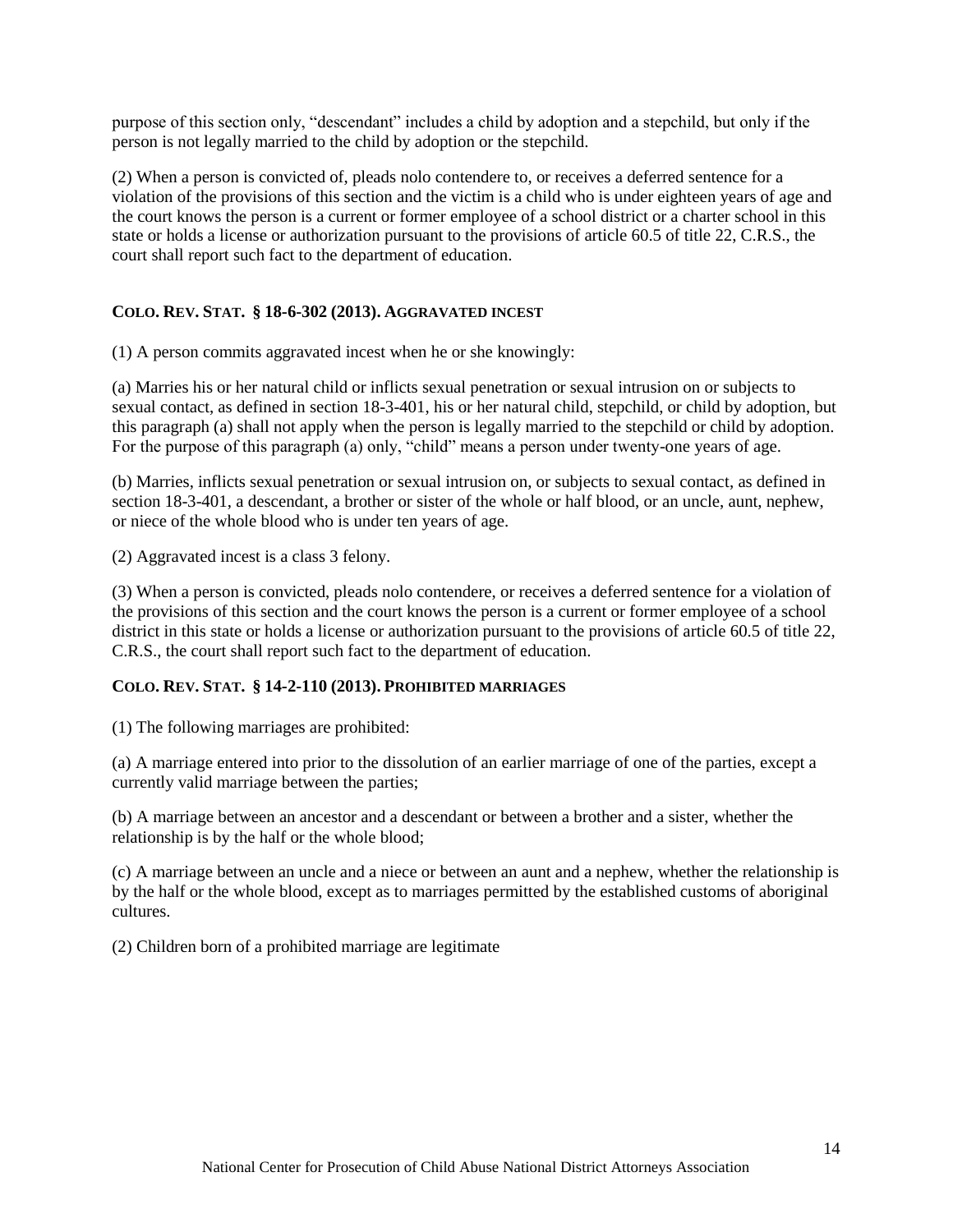purpose of this section only, "descendant" includes a child by adoption and a stepchild, but only if the person is not legally married to the child by adoption or the stepchild.

(2) When a person is convicted of, pleads nolo contendere to, or receives a deferred sentence for a violation of the provisions of this section and the victim is a child who is under eighteen years of age and the court knows the person is a current or former employee of a school district or a charter school in this state or holds a license or authorization pursuant to the provisions of article 60.5 of title 22, C.R.S., the court shall report such fact to the department of education.

### COLO. REV. STAT. § 18-6-302 (2013). AGGRAVATED INCEST

(1) A person commits aggravated incest when he or she knowingly:

(a) Marries his or her natural child or inflicts sexual penetration or sexual intrusion on or subjects to sexual contact, as defined in section 18-3-401, his or her natural child, stepchild, or child by adoption, but this paragraph (a) shall not apply when the person is legally married to the stepchild or child by adoption. For the purpose of this paragraph (a) only, "child" means a person under twenty-one years of age.

(b) Marries, inflicts sexual penetration or sexual intrusion on, or subjects to sexual contact, as defined in section 18-3-401, a descendant, a brother or sister of the whole or half blood, or an uncle, aunt, nephew, or niece of the whole blood who is under ten years of age.

(2) Aggravated incest is a class 3 felony.

(3) When a person is convicted, pleads nolo contendere, or receives a deferred sentence for a violation of the provisions of this section and the court knows the person is a current or former employee of a school district in this state or holds a license or authorization pursuant to the provisions of article 60.5 of title 22, C.R.S., the court shall report such fact to the department of education.

### COLO. REV. STAT. § 14-2-110 (2013). PROHIBITED MARRIAGES

(1) The following marriages are prohibited:

(a) A marriage entered into prior to the dissolution of an earlier marriage of one of the parties, except a currently valid marriage between the parties;

(b) A marriage between an ancestor and a descendant or between a brother and a sister, whether the relationship is by the half or the whole blood;

(c) A marriage between an uncle and a niece or between an aunt and a nephew, whether the relationship is by the half or the whole blood, except as to marriages permitted by the established customs of aboriginal cultures.

(2) Children born of a prohibited marriage are legitimate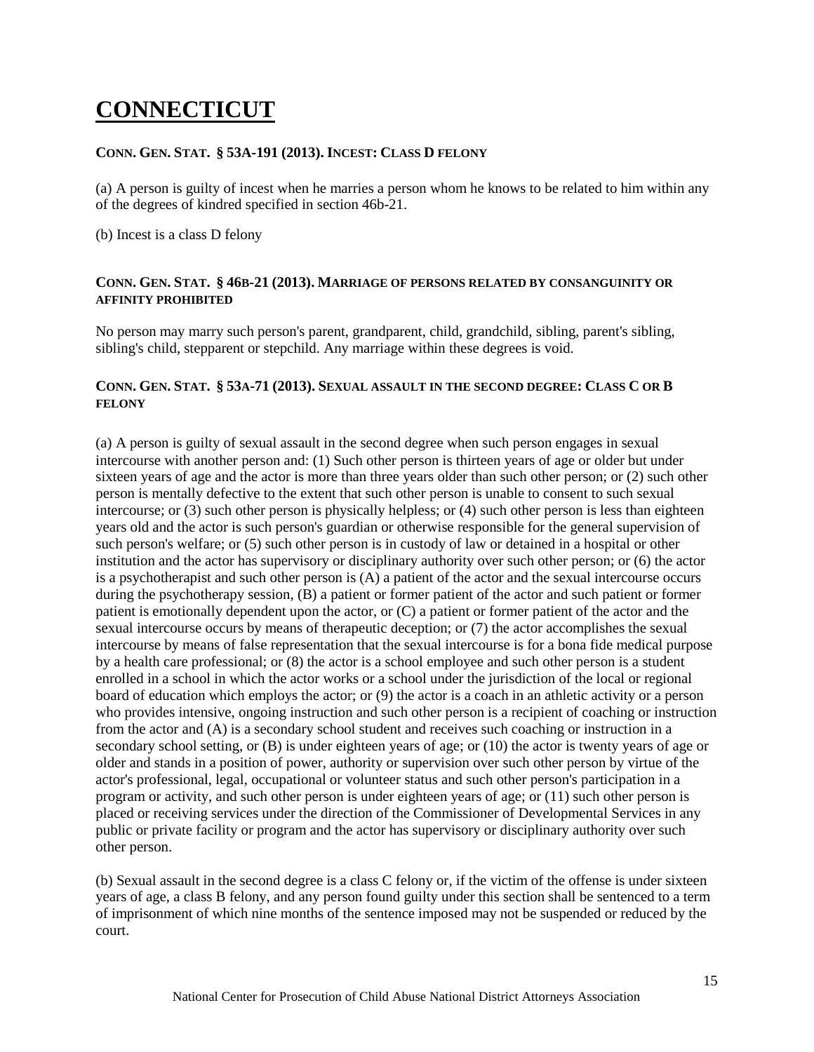# CONNECTICUT

**CONN. GEN. STAT. § 53A-191 (2013). INCEST: CLASS D FELONY**

(a) A person is guilty of incest when he marries a person whom he knows to be related to him within any of the degrees of kindred specified in section 46b-21.

(b) Incest is a class D felony

**CONN. GEN. STAT. § 46B-21 (2013). MARRIAGE OF PERSONS RELATED BY CONSANGUINITY OR AFFINITY PROHIBITED**

No person may marry such person's parent, grandparent, child, grandchild, sibling, parent's sibling, sibling's child, stepparent or stepchild. Any marriage within these degrees is void.

**CONN. GEN. STAT. § 53A-71 (2013). SEXUAL ASSAULT IN THE SECOND DEGREE: CLASS C OR B FELONY**

(a) A person is guilty of sexual assault in the second degree when such person engages in sexual intercourse with another person and: (1) Such other person is thirteen years of age or older but under sixteen years of age and the actor is more than three years older than such other person; or (2) such other person is mentally defective to the extent that such other person is unable to consent to such sexual intercourse; or (3) such other person is physically helpless; or (4) such other person is less than eighteen years old and the actor is such person's guardian or otherwise responsible for the general supervision of such person's welfare; or (5) such other person is in custody of law or detained in a hospital or other institution and the actor has supervisory or disciplinary authority over such other person; or (6) the actor is a psychotherapist and such other person is (A) a patient of the actor and the sexual intercourse occurs during the psychotherapy session, (B) a patient or former patient of the actor and such patient or former patient is emotionally dependent upon the actor, or (C) a patient or former patient of the actor and the sexual intercourse occurs by means of therapeutic deception; or (7) the actor accomplishes the sexual intercourse by means of false representation that the sexual intercourse is for a bona fide medical purpose by a health care professional; or (8) the actor is a school employee and such other person is a student enrolled in a school in which the actor works or a school under the jurisdiction of the local or regional board of education which employs the actor; or (9) the actor is a coach in an athletic activity or a person who provides intensive, ongoing instruction and such other person is a recipient of coaching or instruction from the actor and (A) is a secondary school student and receives such coaching or instruction in a secondary school setting, or (B) is under eighteen years of age; or (10) the actor is twenty years of age or older and stands in a position of power, authority or supervision over such other person by virtue of the actor's professional, legal, occupational or volunteer status and such other person's participation in a program or activity, and such other person is under eighteen years of age; or (11) such other person is placed or receiving services under the direction of the Commissioner of Developmental Services in any public or private facility or program and the actor has supervisory or disciplinary authority over such other person.

(b) Sexual assault in the second degree is a class C felony or, if the victim of the offense is under sixteen years of age, a class B felony, and any person found guilty under this section shall be sentenced to a term of imprisonment of which nine months of the sentence imposed may not be suspended or reduced by the court.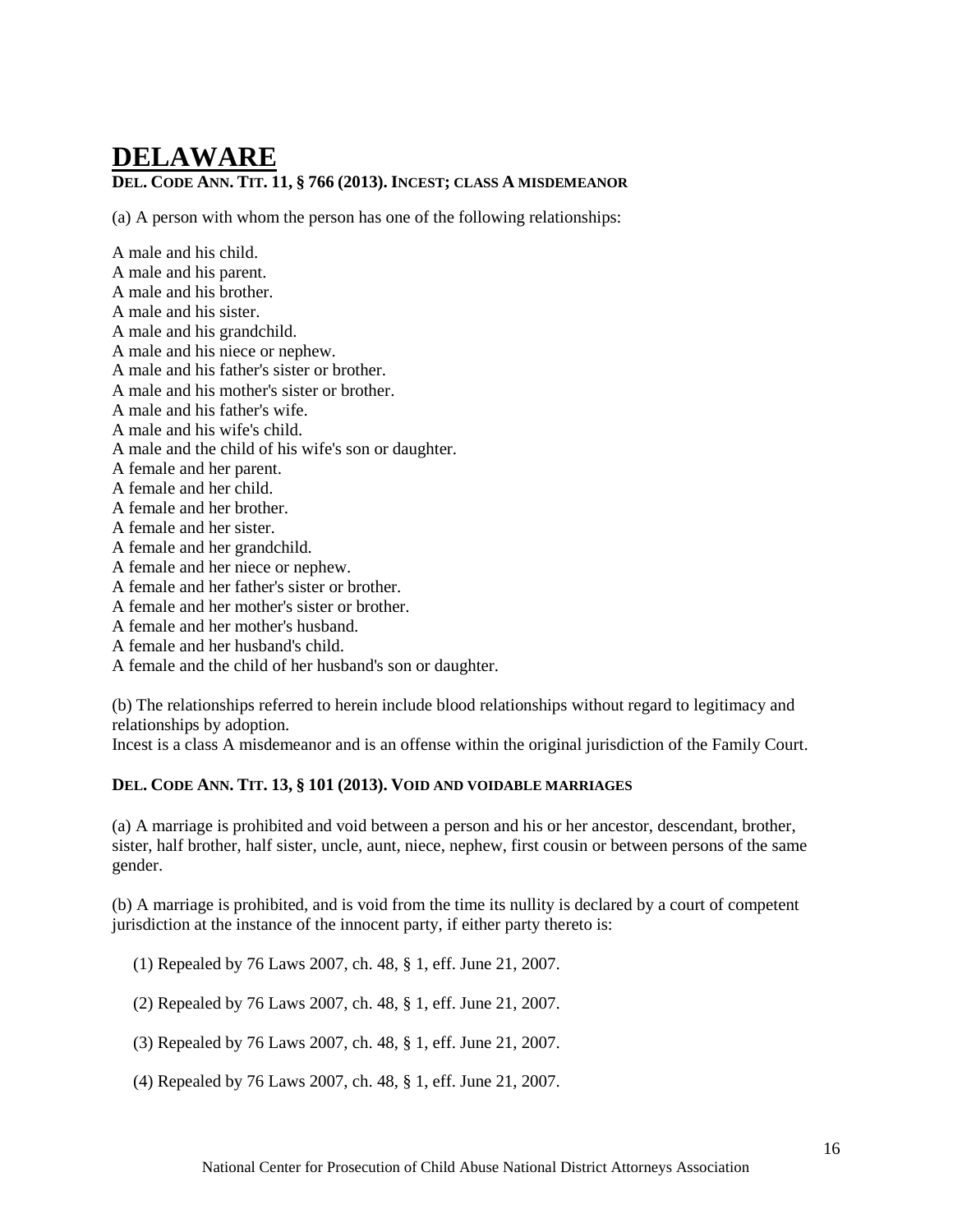# DELAWARE

**DEL. CODE ANN. TIT. 11, § 766 (2013). INCEST; CLASS A MISDEMEANOR**

(a) A person with whom the person has one of the following relationships:

A male and his child.
A male and his parent.
A male and his brother.
A male and his sister.
A male and his grandchild.
A male and his niece or nephew.
A male and his father's sister or brother.
A male and his mother's sister or brother.
A male and his father's wife.
A male and his wife's child.
A male and the child of his wife's son or daughter.
A female and her parent.
A female and her child.
A female and her brother.
A female and her sister.
A female and her grandchild.
A female and her niece or nephew.
A female and her father's sister or brother.
A female and her mother's sister or brother.
A female and her mother's husband.
A female and her husband's child.
A female and the child of her husband's son or daughter.

(b) The relationships referred to herein include blood relationships without regard to legitimacy and relationships by adoption.
Incest is a class A misdemeanor and is an offense within the original jurisdiction of the Family Court.

**DEL. CODE ANN. TIT. 13, § 101 (2013). VOID AND VOIDABLE MARRIAGES**

(a) A marriage is prohibited and void between a person and his or her ancestor, descendant, brother, sister, half brother, half sister, uncle, aunt, niece, nephew, first cousin or between persons of the same gender.

(b) A marriage is prohibited, and is void from the time its nullity is declared by a court of competent jurisdiction at the instance of the innocent party, if either party thereto is:

(1) Repealed by 76 Laws 2007, ch. 48, § 1, eff. June 21, 2007.

(2) Repealed by 76 Laws 2007, ch. 48, § 1, eff. June 21, 2007.

(3) Repealed by 76 Laws 2007, ch. 48, § 1, eff. June 21, 2007.

(4) Repealed by 76 Laws 2007, ch. 48, § 1, eff. June 21, 2007.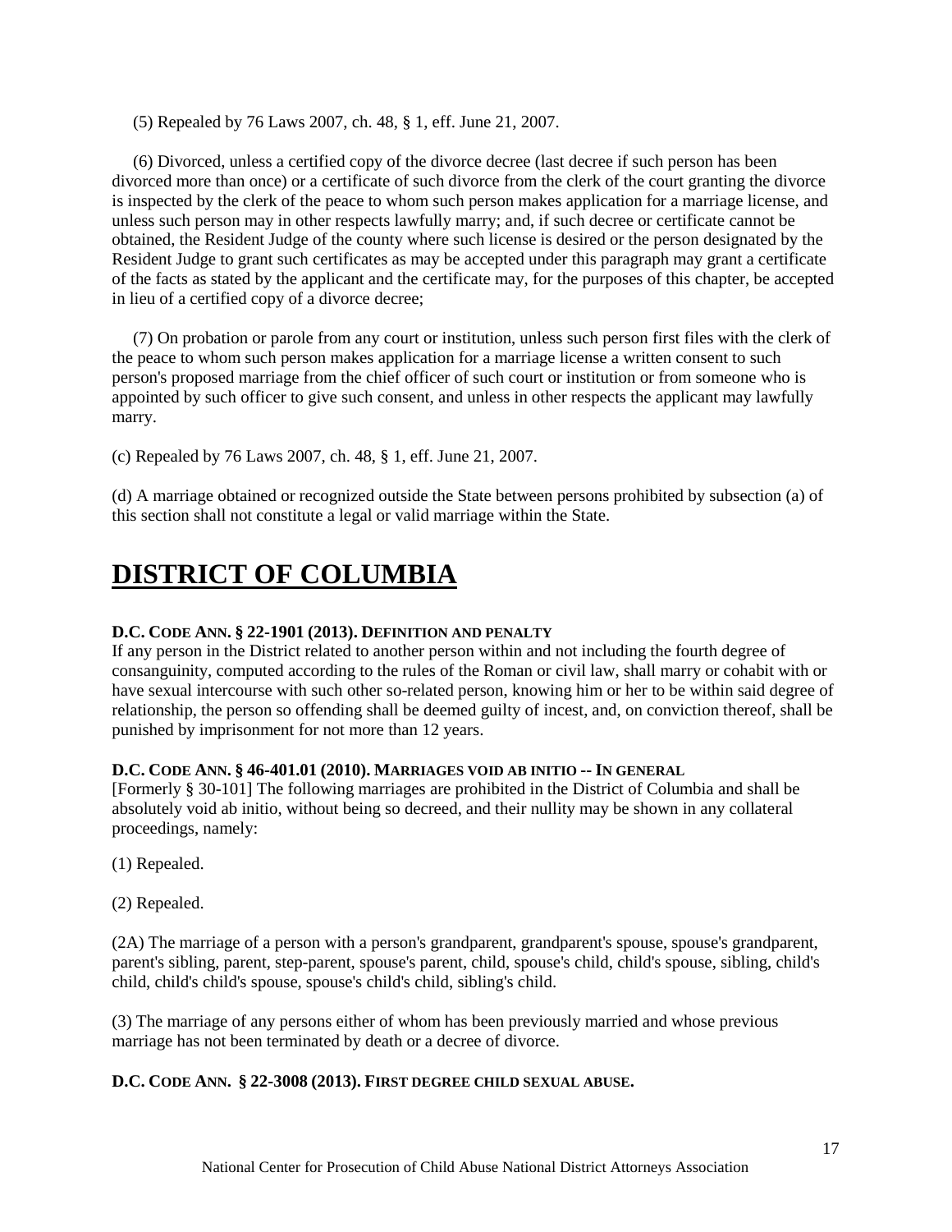(5) Repealed by 76 Laws 2007, ch. 48, § 1, eff. June 21, 2007.

(6) Divorced, unless a certified copy of the divorce decree (last decree if such person has been divorced more than once) or a certificate of such divorce from the clerk of the court granting the divorce is inspected by the clerk of the peace to whom such person makes application for a marriage license, and unless such person may in other respects lawfully marry; and, if such decree or certificate cannot be obtained, the Resident Judge of the county where such license is desired or the person designated by the Resident Judge to grant such certificates as may be accepted under this paragraph may grant a certificate of the facts as stated by the applicant and the certificate may, for the purposes of this chapter, be accepted in lieu of a certified copy of a divorce decree;

(7) On probation or parole from any court or institution, unless such person first files with the clerk of the peace to whom such person makes application for a marriage license a written consent to such person's proposed marriage from the chief officer of such court or institution or from someone who is appointed by such officer to give such consent, and unless in other respects the applicant may lawfully marry.

(c) Repealed by 76 Laws 2007, ch. 48, § 1, eff. June 21, 2007.

(d) A marriage obtained or recognized outside the State between persons prohibited by subsection (a) of this section shall not constitute a legal or valid marriage within the State.

# DISTRICT OF COLUMBIA

**D.C. CODE ANN. § 22-1901 (2013). DEFINITION AND PENALTY**

If any person in the District related to another person within and not including the fourth degree of consanguinity, computed according to the rules of the Roman or civil law, shall marry or cohabit with or have sexual intercourse with such other so-related person, knowing him or her to be within said degree of relationship, the person so offending shall be deemed guilty of incest, and, on conviction thereof, shall be punished by imprisonment for not more than 12 years.

**D.C. CODE ANN. § 46-401.01 (2010). MARRIAGES VOID AB INITIO -- IN GENERAL**

[Formerly § 30-101] The following marriages are prohibited in the District of Columbia and shall be absolutely void ab initio, without being so decreed, and their nullity may be shown in any collateral proceedings, namely:

(1) Repealed.

(2) Repealed.

(2A) The marriage of a person with a person's grandparent, grandparent's spouse, spouse's grandparent, parent's sibling, parent, step-parent, spouse's parent, child, spouse's child, child's spouse, sibling, child's child, child's child's spouse, spouse's child's child, sibling's child.

(3) The marriage of any persons either of whom has been previously married and whose previous marriage has not been terminated by death or a decree of divorce.

**D.C. CODE ANN. § 22-3008 (2013). FIRST DEGREE CHILD SEXUAL ABUSE.**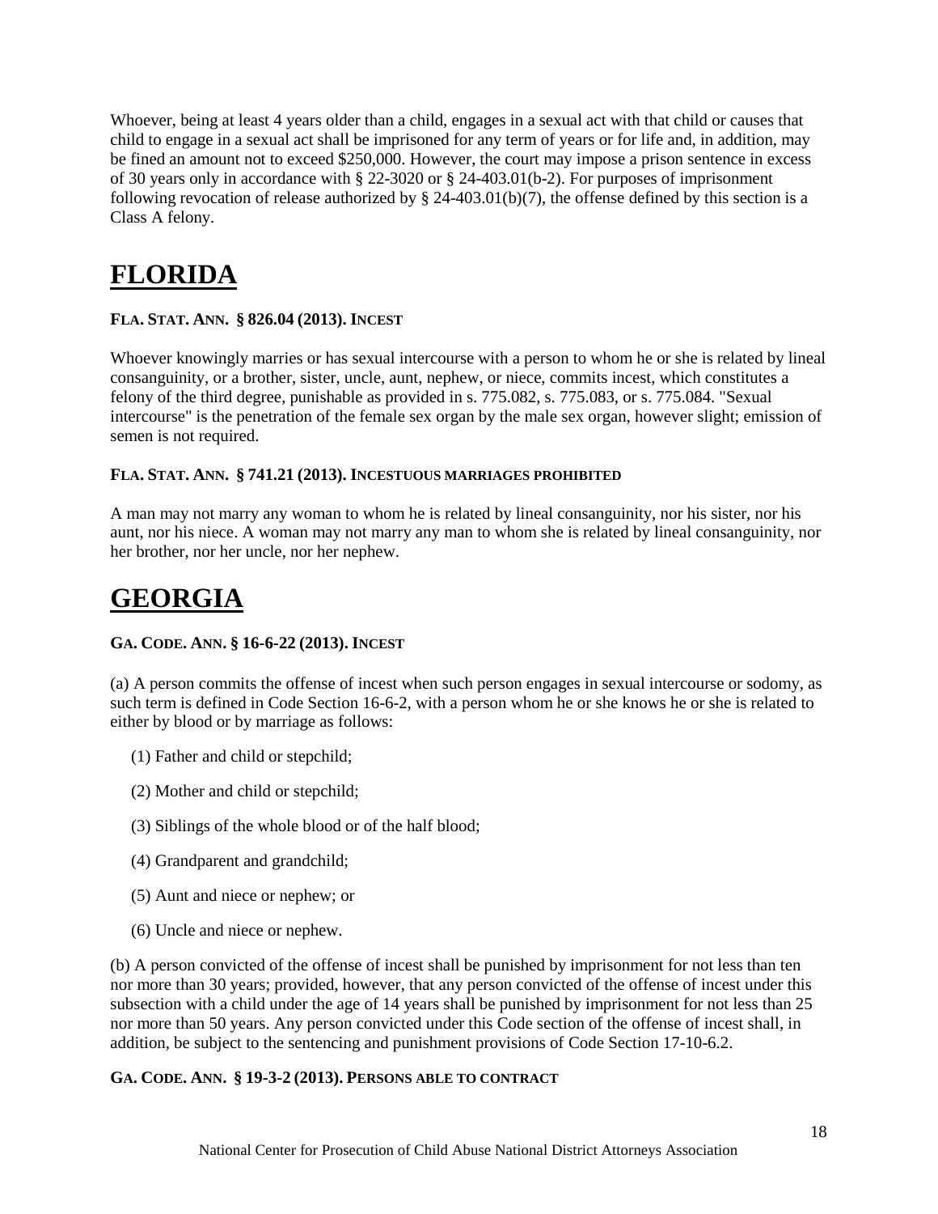Whoever, being at least 4 years older than a child, engages in a sexual act with that child or causes that child to engage in a sexual act shall be imprisoned for any term of years or for life and, in addition, may be fined an amount not to exceed $250,000. However, the court may impose a prison sentence in excess of 30 years only in accordance with § 22-3020 or § 24-403.01(b-2). For purposes of imprisonment following revocation of release authorized by § 24-403.01(b)(7), the offense defined by this section is a Class A felony.

# FLORIDA

**FLA. STAT. ANN. § 826.04 (2013). INCEST**

Whoever knowingly marries or has sexual intercourse with a person to whom he or she is related by lineal consanguinity, or a brother, sister, uncle, aunt, nephew, or niece, commits incest, which constitutes a felony of the third degree, punishable as provided in s. 775.082, s. 775.083, or s. 775.084. "Sexual intercourse" is the penetration of the female sex organ by the male sex organ, however slight; emission of semen is not required.

**FLA. STAT. ANN. § 741.21 (2013). INCESTUOUS MARRIAGES PROHIBITED**

A man may not marry any woman to whom he is related by lineal consanguinity, nor his sister, nor his aunt, nor his niece. A woman may not marry any man to whom she is related by lineal consanguinity, nor her brother, nor her uncle, nor her nephew.

# GEORGIA

**GA. CODE. ANN. § 16-6-22 (2013). INCEST**

(a) A person commits the offense of incest when such person engages in sexual intercourse or sodomy, as such term is defined in Code Section 16-6-2, with a person whom he or she knows he or she is related to either by blood or by marriage as follows:

(1) Father and child or stepchild;

(2) Mother and child or stepchild;

(3) Siblings of the whole blood or of the half blood;

(4) Grandparent and grandchild;

(5) Aunt and niece or nephew; or

(6) Uncle and niece or nephew.

(b) A person convicted of the offense of incest shall be punished by imprisonment for not less than ten nor more than 30 years; provided, however, that any person convicted of the offense of incest under this subsection with a child under the age of 14 years shall be punished by imprisonment for not less than 25 nor more than 50 years. Any person convicted under this Code section of the offense of incest shall, in addition, be subject to the sentencing and punishment provisions of Code Section 17-10-6.2.

**GA. CODE. ANN. § 19-3-2 (2013). PERSONS ABLE TO CONTRACT**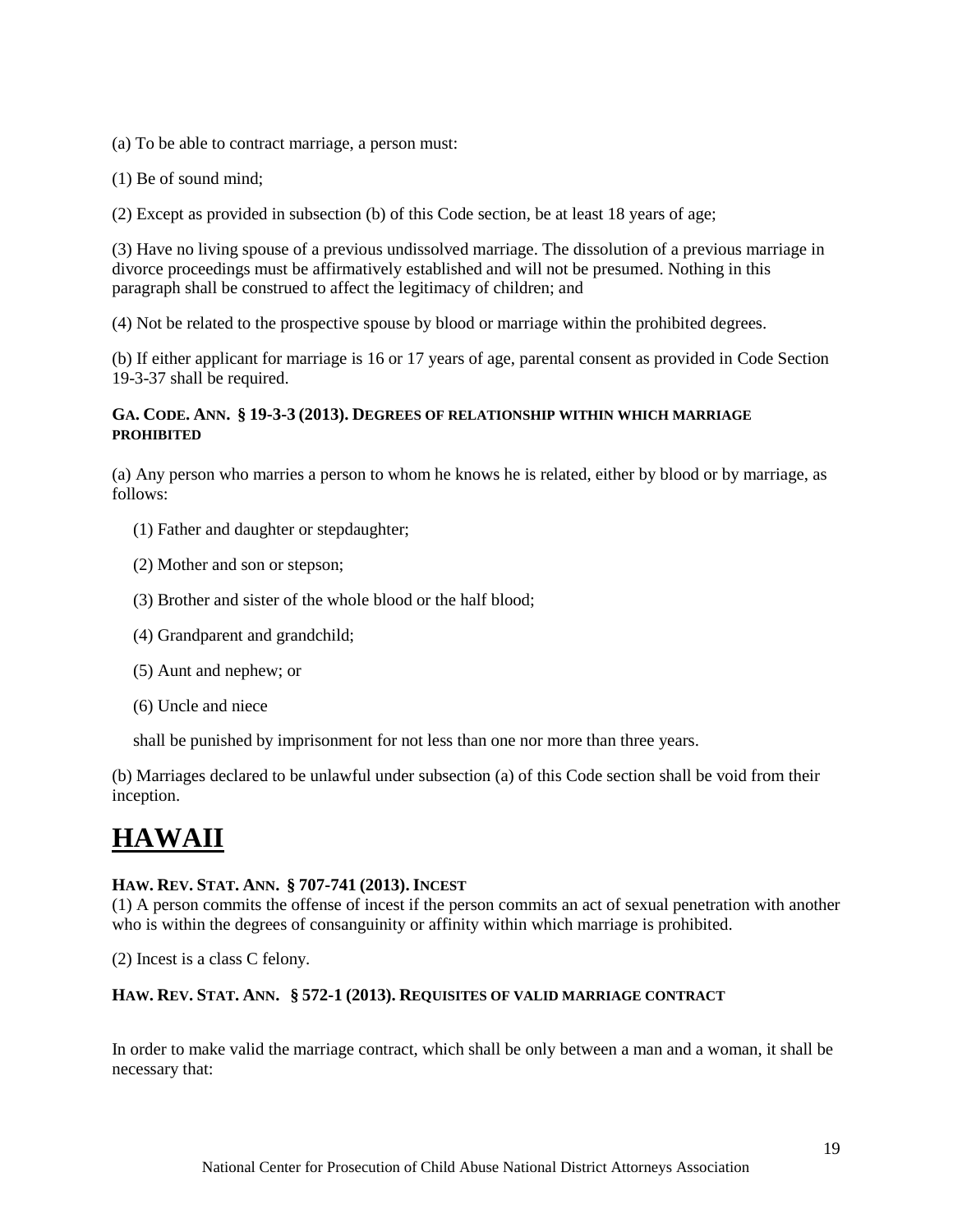(a) To be able to contract marriage, a person must:

(1) Be of sound mind;

(2) Except as provided in subsection (b) of this Code section, be at least 18 years of age;

(3) Have no living spouse of a previous undissolved marriage. The dissolution of a previous marriage in divorce proceedings must be affirmatively established and will not be presumed. Nothing in this paragraph shall be construed to affect the legitimacy of children; and

(4) Not be related to the prospective spouse by blood or marriage within the prohibited degrees.

(b) If either applicant for marriage is 16 or 17 years of age, parental consent as provided in Code Section 19-3-37 shall be required.

#### GA. CODE. ANN. § 19-3-3 (2013). DEGREES OF RELATIONSHIP WITHIN WHICH MARRIAGE PROHIBITED

(a) Any person who marries a person to whom he knows he is related, either by blood or by marriage, as follows:

(1) Father and daughter or stepdaughter;

(2) Mother and son or stepson;

(3) Brother and sister of the whole blood or the half blood;

(4) Grandparent and grandchild;

(5) Aunt and nephew; or

(6) Uncle and niece

shall be punished by imprisonment for not less than one nor more than three years.

(b) Marriages declared to be unlawful under subsection (a) of this Code section shall be void from their inception.

# HAWAII

#### HAW. REV. STAT. ANN. § 707-741 (2013). INCEST

(1) A person commits the offense of incest if the person commits an act of sexual penetration with another who is within the degrees of consanguinity or affinity within which marriage is prohibited.

(2) Incest is a class C felony.

#### HAW. REV. STAT. ANN. § 572-1 (2013). REQUISITES OF VALID MARRIAGE CONTRACT

In order to make valid the marriage contract, which shall be only between a man and a woman, it shall be necessary that: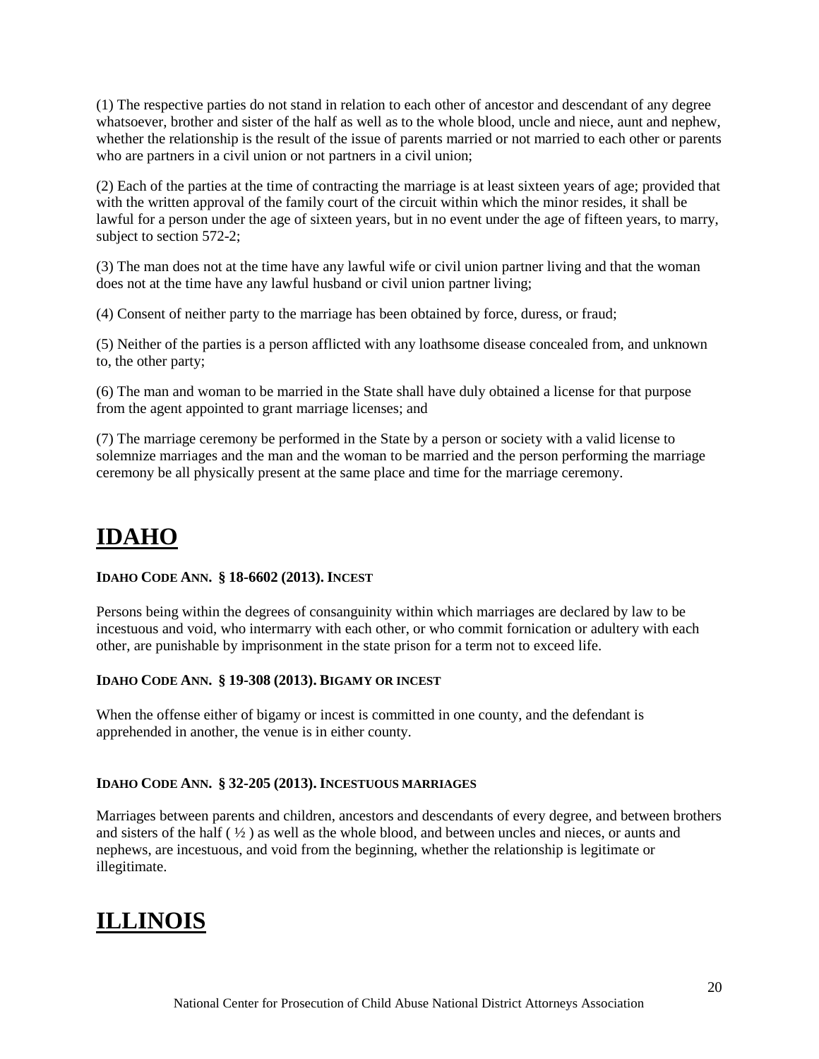(1) The respective parties do not stand in relation to each other of ancestor and descendant of any degree whatsoever, brother and sister of the half as well as to the whole blood, uncle and niece, aunt and nephew, whether the relationship is the result of the issue of parents married or not married to each other or parents who are partners in a civil union or not partners in a civil union;

(2) Each of the parties at the time of contracting the marriage is at least sixteen years of age; provided that with the written approval of the family court of the circuit within which the minor resides, it shall be lawful for a person under the age of sixteen years, but in no event under the age of fifteen years, to marry, subject to section 572-2;

(3) The man does not at the time have any lawful wife or civil union partner living and that the woman does not at the time have any lawful husband or civil union partner living;

(4) Consent of neither party to the marriage has been obtained by force, duress, or fraud;

(5) Neither of the parties is a person afflicted with any loathsome disease concealed from, and unknown to, the other party;

(6) The man and woman to be married in the State shall have duly obtained a license for that purpose from the agent appointed to grant marriage licenses; and

(7) The marriage ceremony be performed in the State by a person or society with a valid license to solemnize marriages and the man and the woman to be married and the person performing the marriage ceremony be all physically present at the same place and time for the marriage ceremony.

# IDAHO

**IDAHO CODE ANN. § 18-6602 (2013). INCEST**

Persons being within the degrees of consanguinity within which marriages are declared by law to be incestuous and void, who intermarry with each other, or who commit fornication or adultery with each other, are punishable by imprisonment in the state prison for a term not to exceed life.

**IDAHO CODE ANN. § 19-308 (2013). BIGAMY OR INCEST**

When the offense either of bigamy or incest is committed in one county, and the defendant is apprehended in another, the venue is in either county.

**IDAHO CODE ANN. § 32-205 (2013). INCESTUOUS MARRIAGES**

Marriages between parents and children, ancestors and descendants of every degree, and between brothers and sisters of the half ( ½ ) as well as the whole blood, and between uncles and nieces, or aunts and nephews, are incestuous, and void from the beginning, whether the relationship is legitimate or illegitimate.

# ILLINOIS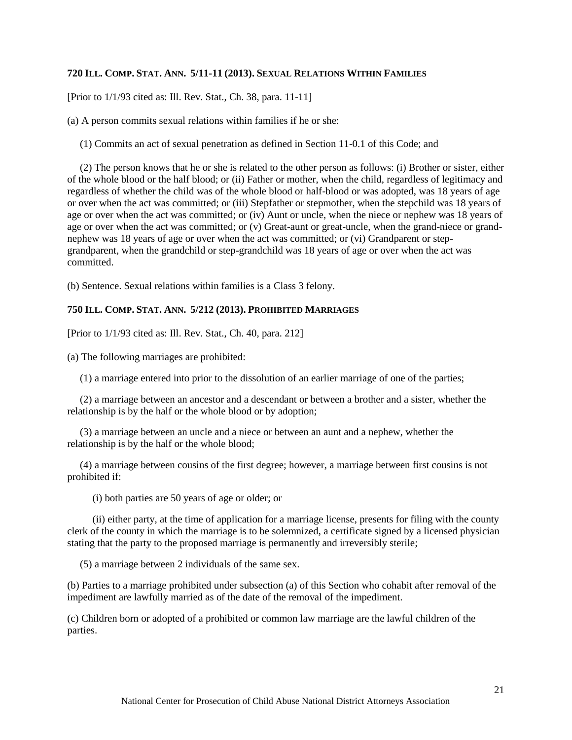**720 ILL. COMP. STAT. ANN. 5/11-11 (2013). SEXUAL RELATIONS WITHIN FAMILIES**

[Prior to 1/1/93 cited as: Ill. Rev. Stat., Ch. 38, para. 11-11]

(a) A person commits sexual relations within families if he or she:

(1) Commits an act of sexual penetration as defined in Section 11-0.1 of this Code; and

(2) The person knows that he or she is related to the other person as follows: (i) Brother or sister, either of the whole blood or the half blood; or (ii) Father or mother, when the child, regardless of legitimacy and regardless of whether the child was of the whole blood or half-blood or was adopted, was 18 years of age or over when the act was committed; or (iii) Stepfather or stepmother, when the stepchild was 18 years of age or over when the act was committed; or (iv) Aunt or uncle, when the niece or nephew was 18 years of age or over when the act was committed; or (v) Great-aunt or great-uncle, when the grand-niece or grand-nephew was 18 years of age or over when the act was committed; or (vi) Grandparent or step-grandparent, when the grandchild or step-grandchild was 18 years of age or over when the act was committed.

(b) Sentence. Sexual relations within families is a Class 3 felony.

**750 ILL. COMP. STAT. ANN. 5/212 (2013). PROHIBITED MARRIAGES**

[Prior to 1/1/93 cited as: Ill. Rev. Stat., Ch. 40, para. 212]

(a) The following marriages are prohibited:

(1) a marriage entered into prior to the dissolution of an earlier marriage of one of the parties;

(2) a marriage between an ancestor and a descendant or between a brother and a sister, whether the relationship is by the half or the whole blood or by adoption;

(3) a marriage between an uncle and a niece or between an aunt and a nephew, whether the relationship is by the half or the whole blood;

(4) a marriage between cousins of the first degree; however, a marriage between first cousins is not prohibited if:

(i) both parties are 50 years of age or older; or

(ii) either party, at the time of application for a marriage license, presents for filing with the county clerk of the county in which the marriage is to be solemnized, a certificate signed by a licensed physician stating that the party to the proposed marriage is permanently and irreversibly sterile;

(5) a marriage between 2 individuals of the same sex.

(b) Parties to a marriage prohibited under subsection (a) of this Section who cohabit after removal of the impediment are lawfully married as of the date of the removal of the impediment.

(c) Children born or adopted of a prohibited or common law marriage are the lawful children of the parties.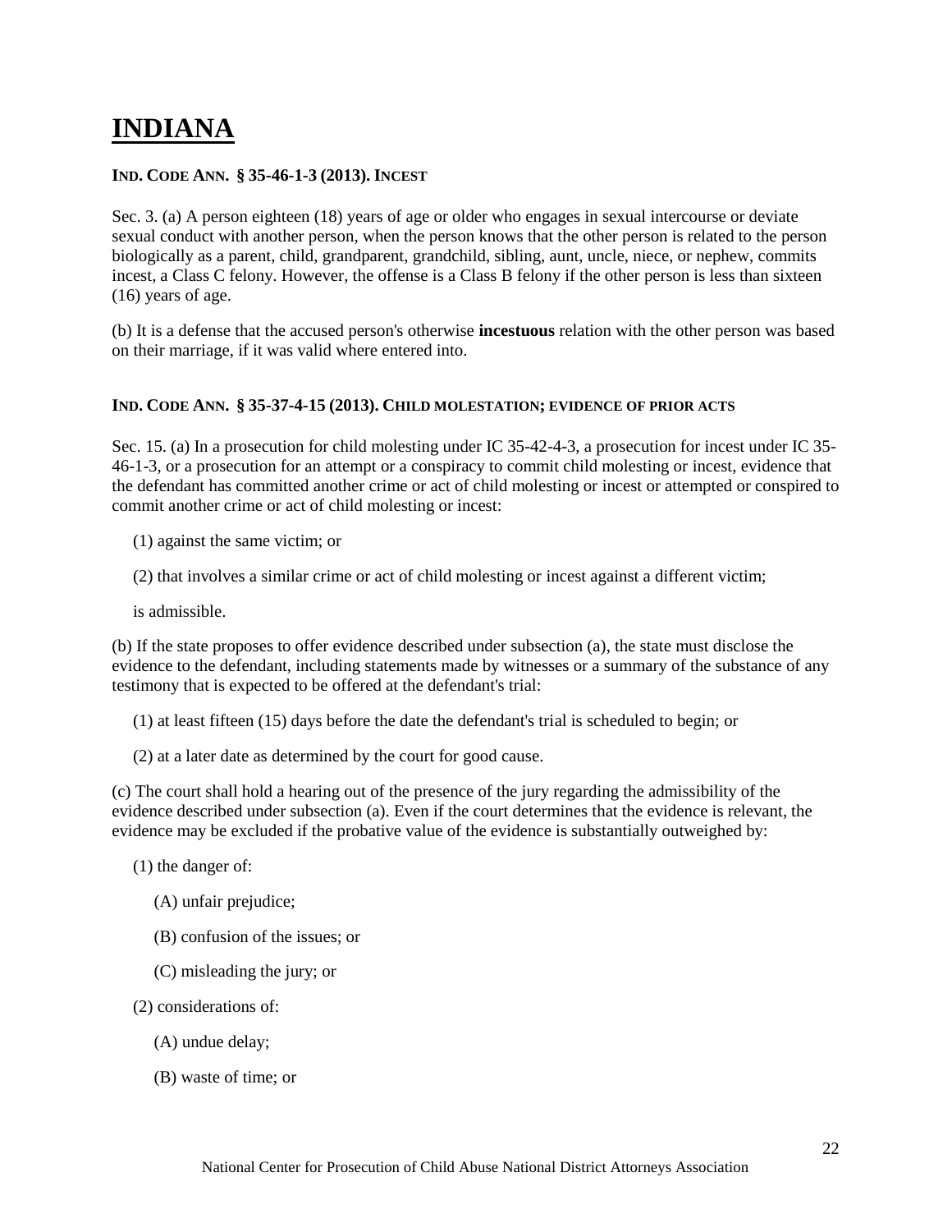# INDIANA

**IND. CODE ANN. § 35-46-1-3 (2013). INCEST**

Sec. 3. (a) A person eighteen (18) years of age or older who engages in sexual intercourse or deviate sexual conduct with another person, when the person knows that the other person is related to the person biologically as a parent, child, grandparent, grandchild, sibling, aunt, uncle, niece, or nephew, commits incest, a Class C felony. However, the offense is a Class B felony if the other person is less than sixteen (16) years of age.

(b) It is a defense that the accused person's otherwise **incestuous** relation with the other person was based on their marriage, if it was valid where entered into.

**IND. CODE ANN. § 35-37-4-15 (2013). CHILD MOLESTATION; EVIDENCE OF PRIOR ACTS**

Sec. 15. (a) In a prosecution for child molesting under IC 35-42-4-3, a prosecution for incest under IC 35-46-1-3, or a prosecution for an attempt or a conspiracy to commit child molesting or incest, evidence that the defendant has committed another crime or act of child molesting or incest or attempted or conspired to commit another crime or act of child molesting or incest:

(1) against the same victim; or

(2) that involves a similar crime or act of child molesting or incest against a different victim;

is admissible.

(b) If the state proposes to offer evidence described under subsection (a), the state must disclose the evidence to the defendant, including statements made by witnesses or a summary of the substance of any testimony that is expected to be offered at the defendant's trial:

(1) at least fifteen (15) days before the date the defendant's trial is scheduled to begin; or

(2) at a later date as determined by the court for good cause.

(c) The court shall hold a hearing out of the presence of the jury regarding the admissibility of the evidence described under subsection (a). Even if the court determines that the evidence is relevant, the evidence may be excluded if the probative value of the evidence is substantially outweighed by:

(1) the danger of:

(A) unfair prejudice;

(B) confusion of the issues; or

(C) misleading the jury; or

(2) considerations of:

(A) undue delay;

(B) waste of time; or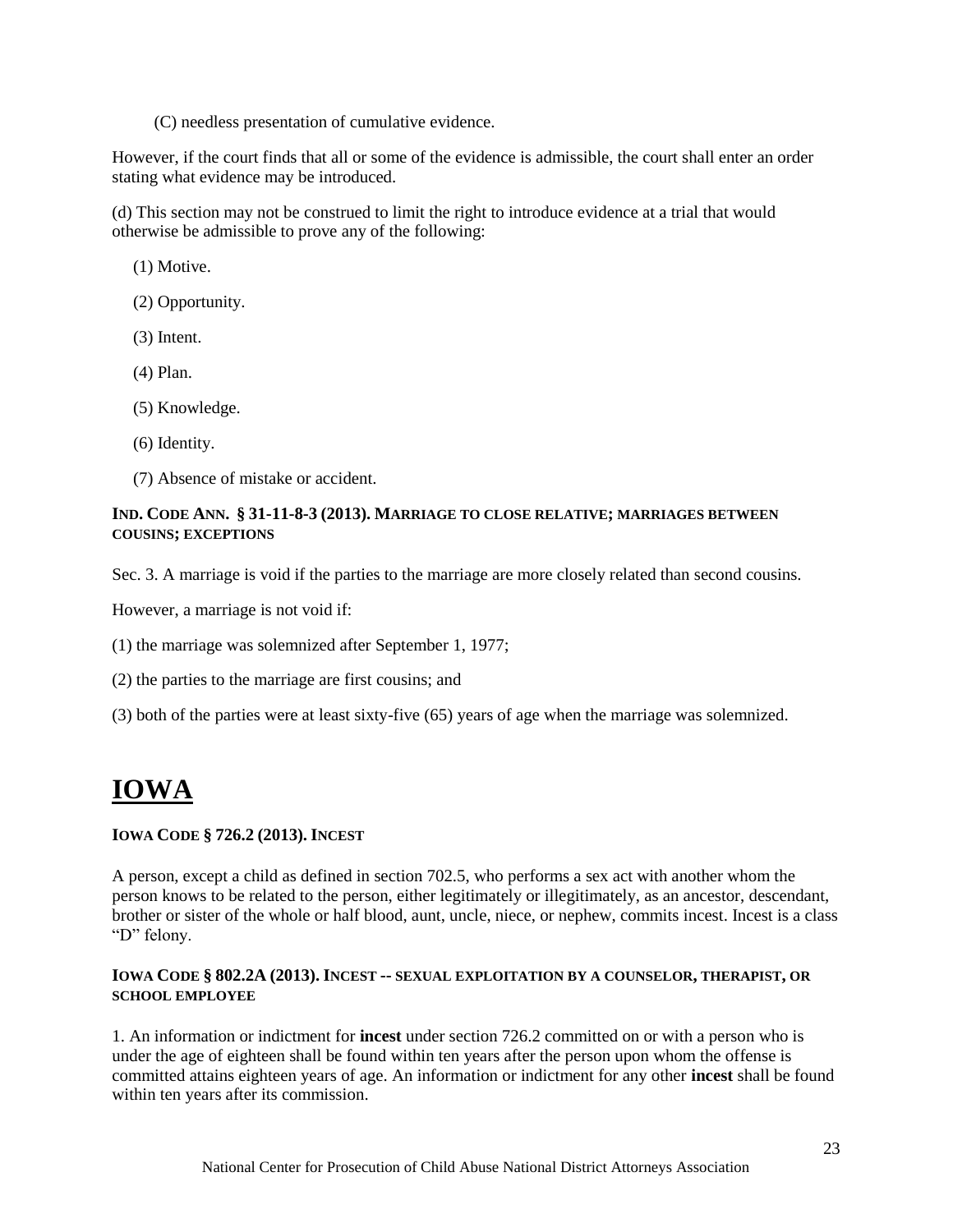(C) needless presentation of cumulative evidence.

However, if the court finds that all or some of the evidence is admissible, the court shall enter an order stating what evidence may be introduced.

(d) This section may not be construed to limit the right to introduce evidence at a trial that would otherwise be admissible to prove any of the following:

(1) Motive.

(2) Opportunity.

(3) Intent.

(4) Plan.

(5) Knowledge.

(6) Identity.

(7) Absence of mistake or accident.

#### IND. CODE ANN. § 31-11-8-3 (2013). MARRIAGE TO CLOSE RELATIVE; MARRIAGES BETWEEN COUSINS; EXCEPTIONS

Sec. 3. A marriage is void if the parties to the marriage are more closely related than second cousins.

However, a marriage is not void if:

(1) the marriage was solemnized after September 1, 1977;

(2) the parties to the marriage are first cousins; and

(3) both of the parties were at least sixty-five (65) years of age when the marriage was solemnized.

# IOWA

#### IOWA CODE § 726.2 (2013). INCEST

A person, except a child as defined in section 702.5, who performs a sex act with another whom the person knows to be related to the person, either legitimately or illegitimately, as an ancestor, descendant, brother or sister of the whole or half blood, aunt, uncle, niece, or nephew, commits incest. Incest is a class "D" felony.

#### IOWA CODE § 802.2A (2013). INCEST -- SEXUAL EXPLOITATION BY A COUNSELOR, THERAPIST, OR SCHOOL EMPLOYEE

1. An information or indictment for **incest** under section 726.2 committed on or with a person who is under the age of eighteen shall be found within ten years after the person upon whom the offense is committed attains eighteen years of age. An information or indictment for any other **incest** shall be found within ten years after its commission.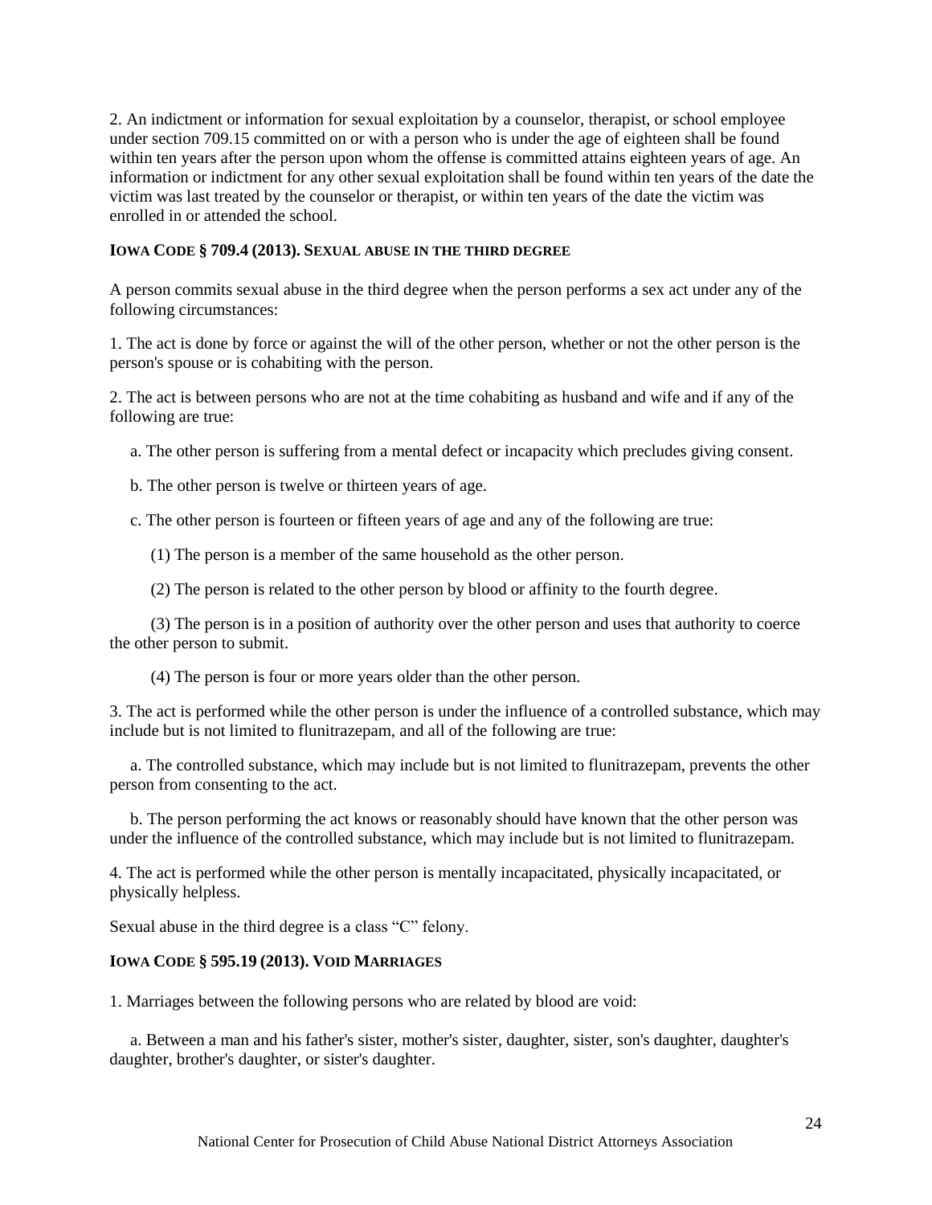2. An indictment or information for sexual exploitation by a counselor, therapist, or school employee under section 709.15 committed on or with a person who is under the age of eighteen shall be found within ten years after the person upon whom the offense is committed attains eighteen years of age. An information or indictment for any other sexual exploitation shall be found within ten years of the date the victim was last treated by the counselor or therapist, or within ten years of the date the victim was enrolled in or attended the school.

**IOWA CODE § 709.4 (2013). SEXUAL ABUSE IN THE THIRD DEGREE**

A person commits sexual abuse in the third degree when the person performs a sex act under any of the following circumstances:

1. The act is done by force or against the will of the other person, whether or not the other person is the person's spouse or is cohabiting with the person.

2. The act is between persons who are not at the time cohabiting as husband and wife and if any of the following are true:

   a. The other person is suffering from a mental defect or incapacity which precludes giving consent.

   b. The other person is twelve or thirteen years of age.

   c. The other person is fourteen or fifteen years of age and any of the following are true:

      (1) The person is a member of the same household as the other person.

      (2) The person is related to the other person by blood or affinity to the fourth degree.

      (3) The person is in a position of authority over the other person and uses that authority to coerce the other person to submit.

      (4) The person is four or more years older than the other person.

3. The act is performed while the other person is under the influence of a controlled substance, which may include but is not limited to flunitrazepam, and all of the following are true:

   a. The controlled substance, which may include but is not limited to flunitrazepam, prevents the other person from consenting to the act.

   b. The person performing the act knows or reasonably should have known that the other person was under the influence of the controlled substance, which may include but is not limited to flunitrazepam.

4. The act is performed while the other person is mentally incapacitated, physically incapacitated, or physically helpless.

Sexual abuse in the third degree is a class "C" felony.

**IOWA CODE § 595.19 (2013). VOID MARRIAGES**

1. Marriages between the following persons who are related by blood are void:

   a. Between a man and his father's sister, mother's sister, daughter, sister, son's daughter, daughter's daughter, brother's daughter, or sister's daughter.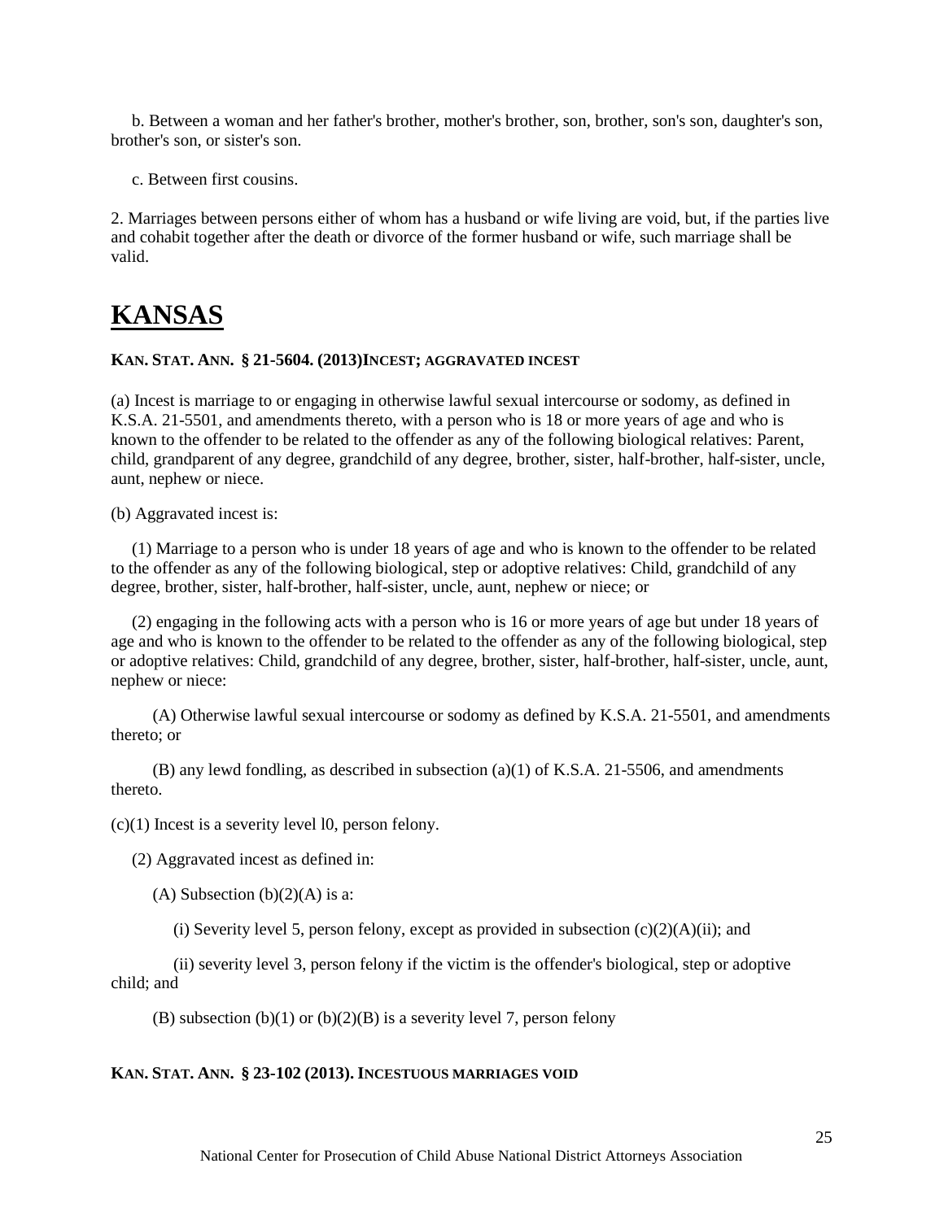b. Between a woman and her father's brother, mother's brother, son, brother, son's son, daughter's son, brother's son, or sister's son.

c. Between first cousins.

2. Marriages between persons either of whom has a husband or wife living are void, but, if the parties live and cohabit together after the death or divorce of the former husband or wife, such marriage shall be valid.

# KANSAS

**KAN. STAT. ANN. § 21-5604. (2013) INCEST; AGGRAVATED INCEST**

(a) Incest is marriage to or engaging in otherwise lawful sexual intercourse or sodomy, as defined in K.S.A. 21-5501, and amendments thereto, with a person who is 18 or more years of age and who is known to the offender to be related to the offender as any of the following biological relatives: Parent, child, grandparent of any degree, grandchild of any degree, brother, sister, half-brother, half-sister, uncle, aunt, nephew or niece.

(b) Aggravated incest is:

(1) Marriage to a person who is under 18 years of age and who is known to the offender to be related to the offender as any of the following biological, step or adoptive relatives: Child, grandchild of any degree, brother, sister, half-brother, half-sister, uncle, aunt, nephew or niece; or

(2) engaging in the following acts with a person who is 16 or more years of age but under 18 years of age and who is known to the offender to be related to the offender as any of the following biological, step or adoptive relatives: Child, grandchild of any degree, brother, sister, half-brother, half-sister, uncle, aunt, nephew or niece:

(A) Otherwise lawful sexual intercourse or sodomy as defined by K.S.A. 21-5501, and amendments thereto; or

(B) any lewd fondling, as described in subsection (a)(1) of K.S.A. 21-5506, and amendments thereto.

(c)(1) Incest is a severity level l0, person felony.

(2) Aggravated incest as defined in:

(A) Subsection (b)(2)(A) is a:

(i) Severity level 5, person felony, except as provided in subsection (c)(2)(A)(ii); and

(ii) severity level 3, person felony if the victim is the offender's biological, step or adoptive child; and

(B) subsection (b)(1) or (b)(2)(B) is a severity level 7, person felony

**KAN. STAT. ANN. § 23-102 (2013). INCESTUOUS MARRIAGES VOID**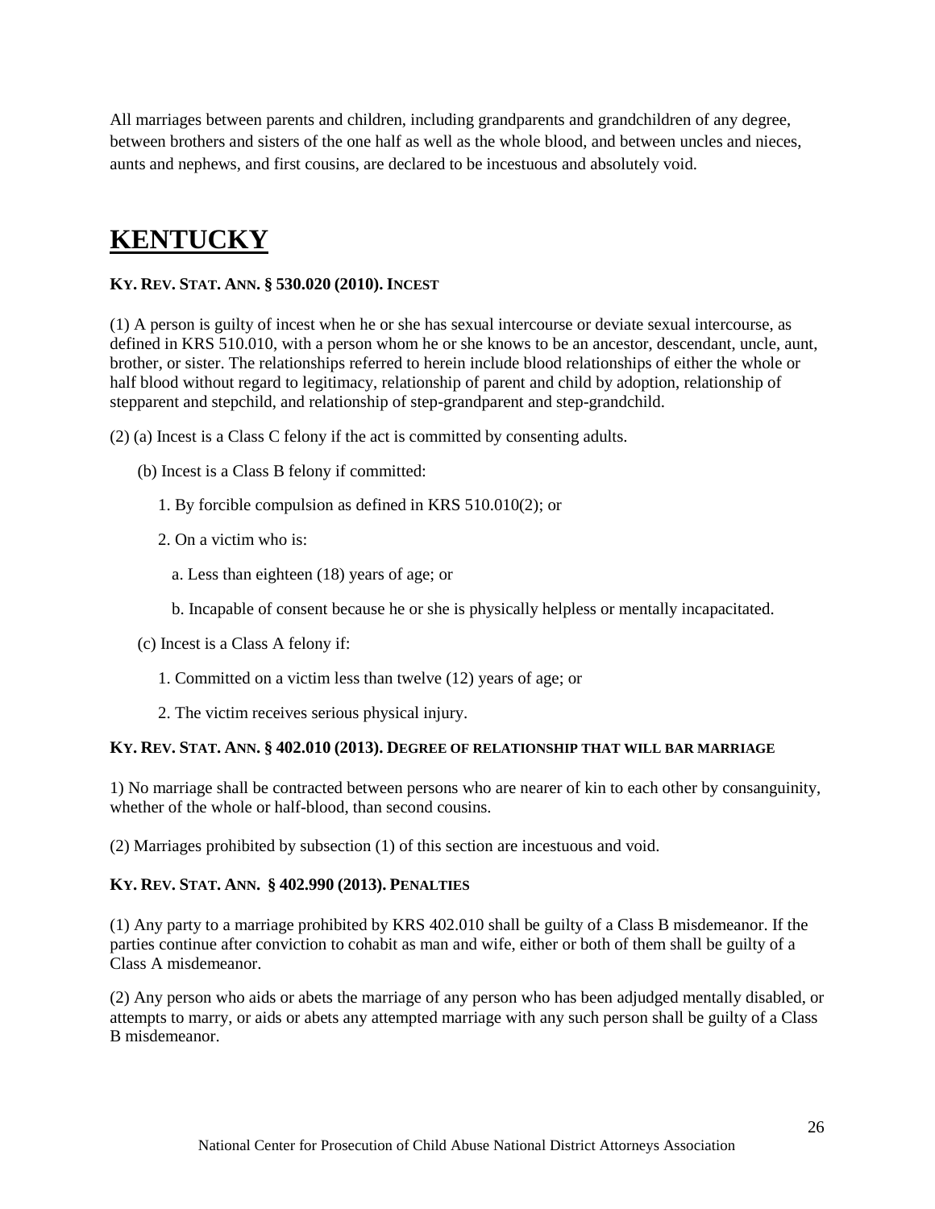All marriages between parents and children, including grandparents and grandchildren of any degree, between brothers and sisters of the one half as well as the whole blood, and between uncles and nieces, aunts and nephews, and first cousins, are declared to be incestuous and absolutely void.

# KENTUCKY

**KY. REV. STAT. ANN. § 530.020 (2010). INCEST**

(1) A person is guilty of incest when he or she has sexual intercourse or deviate sexual intercourse, as defined in KRS 510.010, with a person whom he or she knows to be an ancestor, descendant, uncle, aunt, brother, or sister. The relationships referred to herein include blood relationships of either the whole or half blood without regard to legitimacy, relationship of parent and child by adoption, relationship of stepparent and stepchild, and relationship of step-grandparent and step-grandchild.

(2) (a) Incest is a Class C felony if the act is committed by consenting adults.

(b) Incest is a Class B felony if committed:

1. By forcible compulsion as defined in KRS 510.010(2); or

2. On a victim who is:

a. Less than eighteen (18) years of age; or

b. Incapable of consent because he or she is physically helpless or mentally incapacitated.

(c) Incest is a Class A felony if:

1. Committed on a victim less than twelve (12) years of age; or

2. The victim receives serious physical injury.

**KY. REV. STAT. ANN. § 402.010 (2013). DEGREE OF RELATIONSHIP THAT WILL BAR MARRIAGE**

1) No marriage shall be contracted between persons who are nearer of kin to each other by consanguinity, whether of the whole or half-blood, than second cousins.

(2) Marriages prohibited by subsection (1) of this section are incestuous and void.

**KY. REV. STAT. ANN. § 402.990 (2013). PENALTIES**

(1) Any party to a marriage prohibited by KRS 402.010 shall be guilty of a Class B misdemeanor. If the parties continue after conviction to cohabit as man and wife, either or both of them shall be guilty of a Class A misdemeanor.

(2) Any person who aids or abets the marriage of any person who has been adjudged mentally disabled, or attempts to marry, or aids or abets any attempted marriage with any such person shall be guilty of a Class B misdemeanor.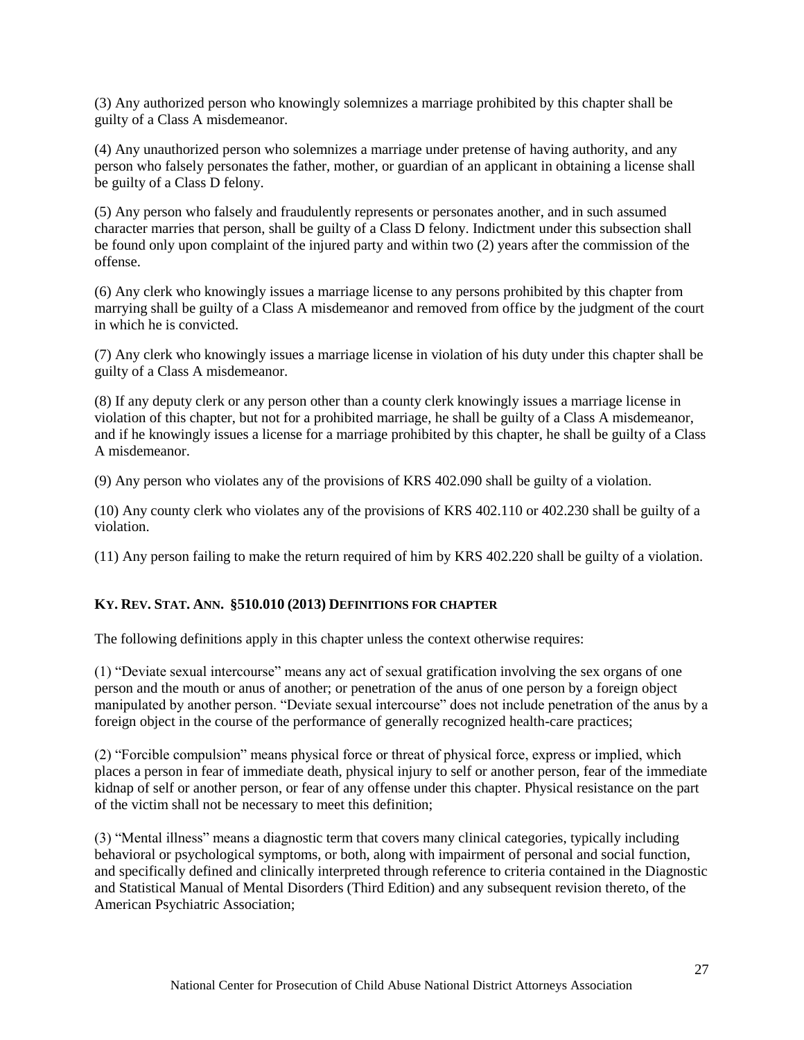(3) Any authorized person who knowingly solemnizes a marriage prohibited by this chapter shall be guilty of a Class A misdemeanor.

(4) Any unauthorized person who solemnizes a marriage under pretense of having authority, and any person who falsely personates the father, mother, or guardian of an applicant in obtaining a license shall be guilty of a Class D felony.

(5) Any person who falsely and fraudulently represents or personates another, and in such assumed character marries that person, shall be guilty of a Class D felony. Indictment under this subsection shall be found only upon complaint of the injured party and within two (2) years after the commission of the offense.

(6) Any clerk who knowingly issues a marriage license to any persons prohibited by this chapter from marrying shall be guilty of a Class A misdemeanor and removed from office by the judgment of the court in which he is convicted.

(7) Any clerk who knowingly issues a marriage license in violation of his duty under this chapter shall be guilty of a Class A misdemeanor.

(8) If any deputy clerk or any person other than a county clerk knowingly issues a marriage license in violation of this chapter, but not for a prohibited marriage, he shall be guilty of a Class A misdemeanor, and if he knowingly issues a license for a marriage prohibited by this chapter, he shall be guilty of a Class A misdemeanor.

(9) Any person who violates any of the provisions of KRS 402.090 shall be guilty of a violation.

(10) Any county clerk who violates any of the provisions of KRS 402.110 or 402.230 shall be guilty of a violation.

(11) Any person failing to make the return required of him by KRS 402.220 shall be guilty of a violation.

### KY. REV. STAT. ANN. §510.010 (2013) DEFINITIONS FOR CHAPTER

The following definitions apply in this chapter unless the context otherwise requires:

(1) "Deviate sexual intercourse" means any act of sexual gratification involving the sex organs of one person and the mouth or anus of another; or penetration of the anus of one person by a foreign object manipulated by another person. "Deviate sexual intercourse" does not include penetration of the anus by a foreign object in the course of the performance of generally recognized health-care practices;

(2) "Forcible compulsion" means physical force or threat of physical force, express or implied, which places a person in fear of immediate death, physical injury to self or another person, fear of the immediate kidnap of self or another person, or fear of any offense under this chapter. Physical resistance on the part of the victim shall not be necessary to meet this definition;

(3) "Mental illness" means a diagnostic term that covers many clinical categories, typically including behavioral or psychological symptoms, or both, along with impairment of personal and social function, and specifically defined and clinically interpreted through reference to criteria contained in the Diagnostic and Statistical Manual of Mental Disorders (Third Edition) and any subsequent revision thereto, of the American Psychiatric Association;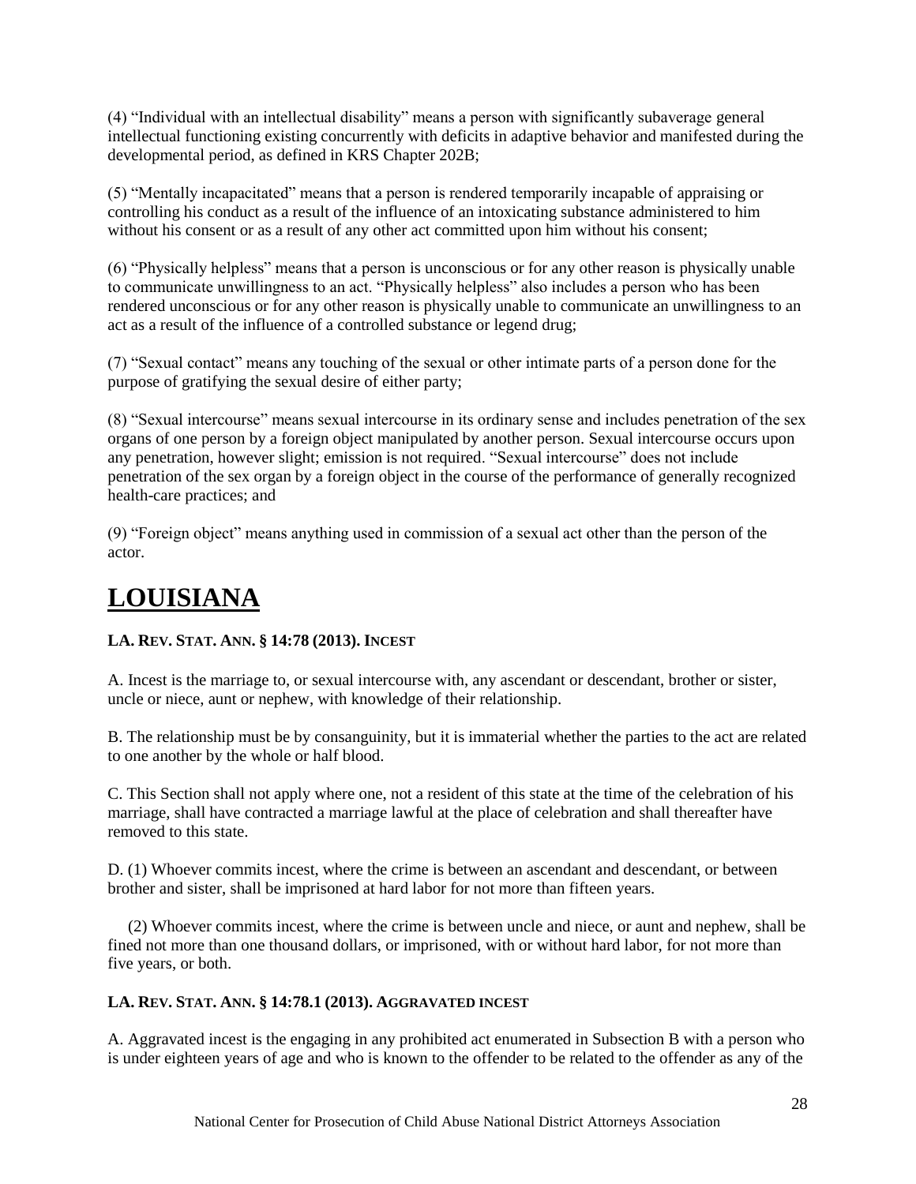(4) "Individual with an intellectual disability" means a person with significantly subaverage general intellectual functioning existing concurrently with deficits in adaptive behavior and manifested during the developmental period, as defined in KRS Chapter 202B;

(5) "Mentally incapacitated" means that a person is rendered temporarily incapable of appraising or controlling his conduct as a result of the influence of an intoxicating substance administered to him without his consent or as a result of any other act committed upon him without his consent;

(6) "Physically helpless" means that a person is unconscious or for any other reason is physically unable to communicate unwillingness to an act. "Physically helpless" also includes a person who has been rendered unconscious or for any other reason is physically unable to communicate an unwillingness to an act as a result of the influence of a controlled substance or legend drug;

(7) "Sexual contact" means any touching of the sexual or other intimate parts of a person done for the purpose of gratifying the sexual desire of either party;

(8) "Sexual intercourse" means sexual intercourse in its ordinary sense and includes penetration of the sex organs of one person by a foreign object manipulated by another person. Sexual intercourse occurs upon any penetration, however slight; emission is not required. "Sexual intercourse" does not include penetration of the sex organ by a foreign object in the course of the performance of generally recognized health-care practices; and

(9) "Foreign object" means anything used in commission of a sexual act other than the person of the actor.

# LOUISIANA

**LA. REV. STAT. ANN. § 14:78 (2013). INCEST**

A. Incest is the marriage to, or sexual intercourse with, any ascendant or descendant, brother or sister, uncle or niece, aunt or nephew, with knowledge of their relationship.

B. The relationship must be by consanguinity, but it is immaterial whether the parties to the act are related to one another by the whole or half blood.

C. This Section shall not apply where one, not a resident of this state at the time of the celebration of his marriage, shall have contracted a marriage lawful at the place of celebration and shall thereafter have removed to this state.

D. (1) Whoever commits incest, where the crime is between an ascendant and descendant, or between brother and sister, shall be imprisoned at hard labor for not more than fifteen years.

(2) Whoever commits incest, where the crime is between uncle and niece, or aunt and nephew, shall be fined not more than one thousand dollars, or imprisoned, with or without hard labor, for not more than five years, or both.

**LA. REV. STAT. ANN. § 14:78.1 (2013). AGGRAVATED INCEST**

A. Aggravated incest is the engaging in any prohibited act enumerated in Subsection B with a person who is under eighteen years of age and who is known to the offender to be related to the offender as any of the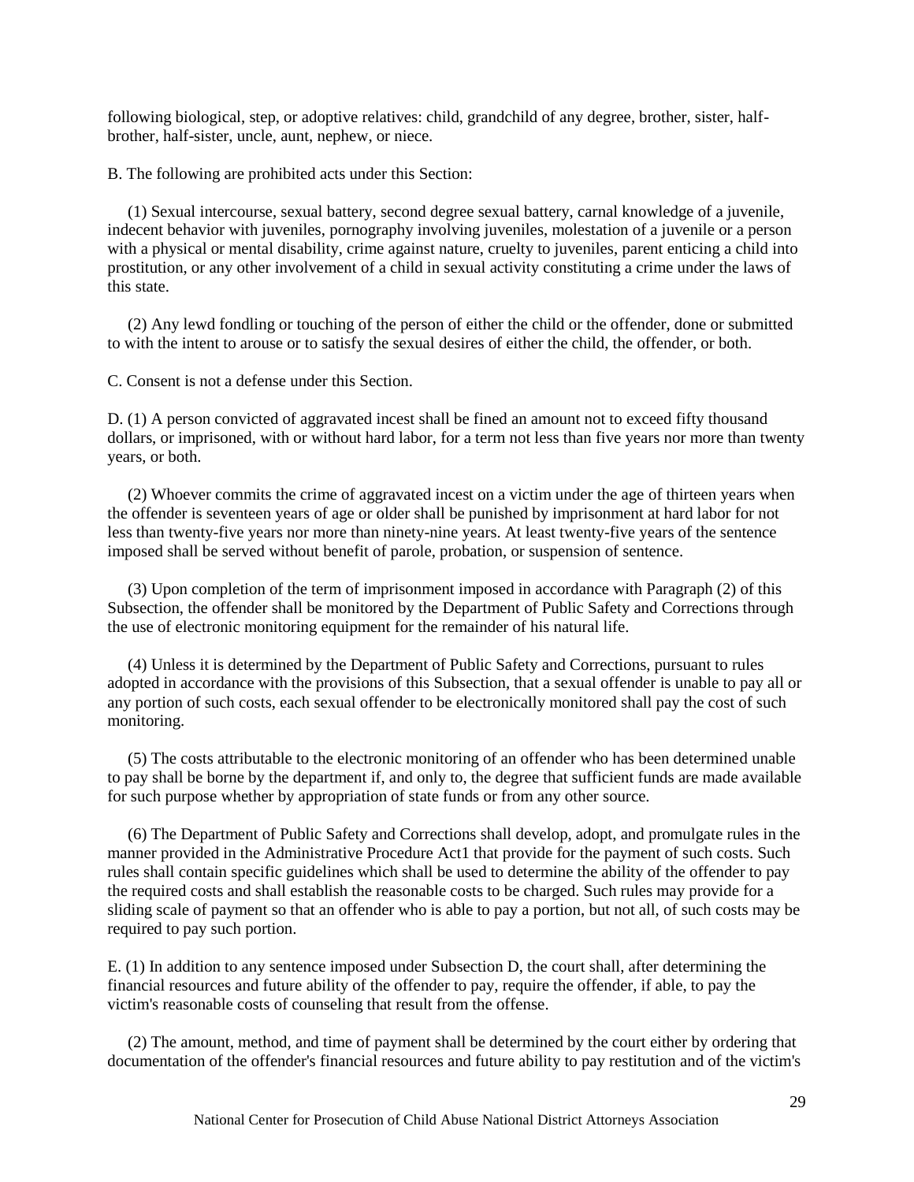following biological, step, or adoptive relatives: child, grandchild of any degree, brother, sister, half-brother, half-sister, uncle, aunt, nephew, or niece.

B. The following are prohibited acts under this Section:

(1) Sexual intercourse, sexual battery, second degree sexual battery, carnal knowledge of a juvenile, indecent behavior with juveniles, pornography involving juveniles, molestation of a juvenile or a person with a physical or mental disability, crime against nature, cruelty to juveniles, parent enticing a child into prostitution, or any other involvement of a child in sexual activity constituting a crime under the laws of this state.

(2) Any lewd fondling or touching of the person of either the child or the offender, done or submitted to with the intent to arouse or to satisfy the sexual desires of either the child, the offender, or both.

C. Consent is not a defense under this Section.

D. (1) A person convicted of aggravated incest shall be fined an amount not to exceed fifty thousand dollars, or imprisoned, with or without hard labor, for a term not less than five years nor more than twenty years, or both.

(2) Whoever commits the crime of aggravated incest on a victim under the age of thirteen years when the offender is seventeen years of age or older shall be punished by imprisonment at hard labor for not less than twenty-five years nor more than ninety-nine years. At least twenty-five years of the sentence imposed shall be served without benefit of parole, probation, or suspension of sentence.

(3) Upon completion of the term of imprisonment imposed in accordance with Paragraph (2) of this Subsection, the offender shall be monitored by the Department of Public Safety and Corrections through the use of electronic monitoring equipment for the remainder of his natural life.

(4) Unless it is determined by the Department of Public Safety and Corrections, pursuant to rules adopted in accordance with the provisions of this Subsection, that a sexual offender is unable to pay all or any portion of such costs, each sexual offender to be electronically monitored shall pay the cost of such monitoring.

(5) The costs attributable to the electronic monitoring of an offender who has been determined unable to pay shall be borne by the department if, and only to, the degree that sufficient funds are made available for such purpose whether by appropriation of state funds or from any other source.

(6) The Department of Public Safety and Corrections shall develop, adopt, and promulgate rules in the manner provided in the Administrative Procedure Act1 that provide for the payment of such costs. Such rules shall contain specific guidelines which shall be used to determine the ability of the offender to pay the required costs and shall establish the reasonable costs to be charged. Such rules may provide for a sliding scale of payment so that an offender who is able to pay a portion, but not all, of such costs may be required to pay such portion.

E. (1) In addition to any sentence imposed under Subsection D, the court shall, after determining the financial resources and future ability of the offender to pay, require the offender, if able, to pay the victim's reasonable costs of counseling that result from the offense.

(2) The amount, method, and time of payment shall be determined by the court either by ordering that documentation of the offender's financial resources and future ability to pay restitution and of the victim's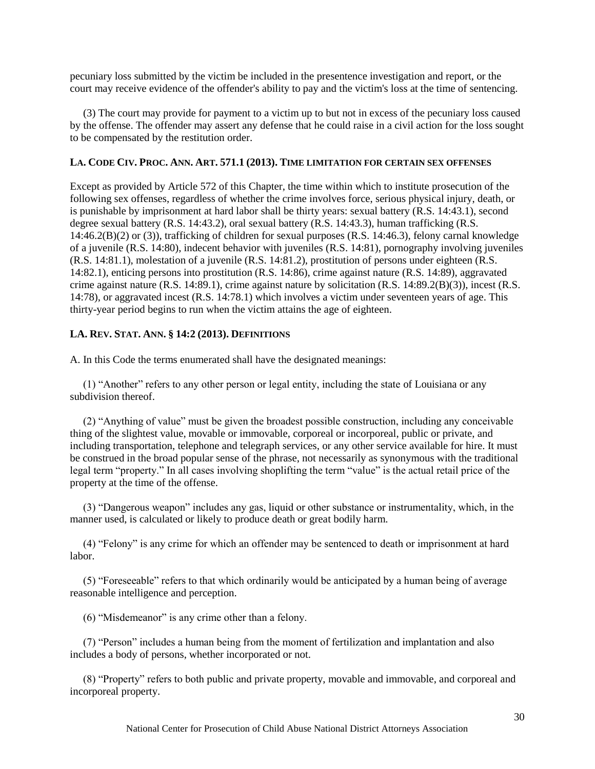pecuniary loss submitted by the victim be included in the presentence investigation and report, or the court may receive evidence of the offender's ability to pay and the victim's loss at the time of sentencing.

(3) The court may provide for payment to a victim up to but not in excess of the pecuniary loss caused by the offense. The offender may assert any defense that he could raise in a civil action for the loss sought to be compensated by the restitution order.

### LA. CODE CIV. PROC. ANN. ART. 571.1 (2013). TIME LIMITATION FOR CERTAIN SEX OFFENSES

Except as provided by Article 572 of this Chapter, the time within which to institute prosecution of the following sex offenses, regardless of whether the crime involves force, serious physical injury, death, or is punishable by imprisonment at hard labor shall be thirty years: sexual battery (R.S. 14:43.1), second degree sexual battery (R.S. 14:43.2), oral sexual battery (R.S. 14:43.3), human trafficking (R.S. 14:46.2(B)(2) or (3)), trafficking of children for sexual purposes (R.S. 14:46.3), felony carnal knowledge of a juvenile (R.S. 14:80), indecent behavior with juveniles (R.S. 14:81), pornography involving juveniles (R.S. 14:81.1), molestation of a juvenile (R.S. 14:81.2), prostitution of persons under eighteen (R.S. 14:82.1), enticing persons into prostitution (R.S. 14:86), crime against nature (R.S. 14:89), aggravated crime against nature (R.S. 14:89.1), crime against nature by solicitation (R.S. 14:89.2(B)(3)), incest (R.S. 14:78), or aggravated incest (R.S. 14:78.1) which involves a victim under seventeen years of age. This thirty-year period begins to run when the victim attains the age of eighteen.

### LA. REV. STAT. ANN. § 14:2 (2013). DEFINITIONS

A. In this Code the terms enumerated shall have the designated meanings:

(1) "Another" refers to any other person or legal entity, including the state of Louisiana or any subdivision thereof.

(2) "Anything of value" must be given the broadest possible construction, including any conceivable thing of the slightest value, movable or immovable, corporeal or incorporeal, public or private, and including transportation, telephone and telegraph services, or any other service available for hire. It must be construed in the broad popular sense of the phrase, not necessarily as synonymous with the traditional legal term "property." In all cases involving shoplifting the term "value" is the actual retail price of the property at the time of the offense.

(3) "Dangerous weapon" includes any gas, liquid or other substance or instrumentality, which, in the manner used, is calculated or likely to produce death or great bodily harm.

(4) "Felony" is any crime for which an offender may be sentenced to death or imprisonment at hard labor.

(5) "Foreseeable" refers to that which ordinarily would be anticipated by a human being of average reasonable intelligence and perception.

(6) "Misdemeanor" is any crime other than a felony.

(7) "Person" includes a human being from the moment of fertilization and implantation and also includes a body of persons, whether incorporated or not.

(8) "Property" refers to both public and private property, movable and immovable, and corporeal and incorporeal property.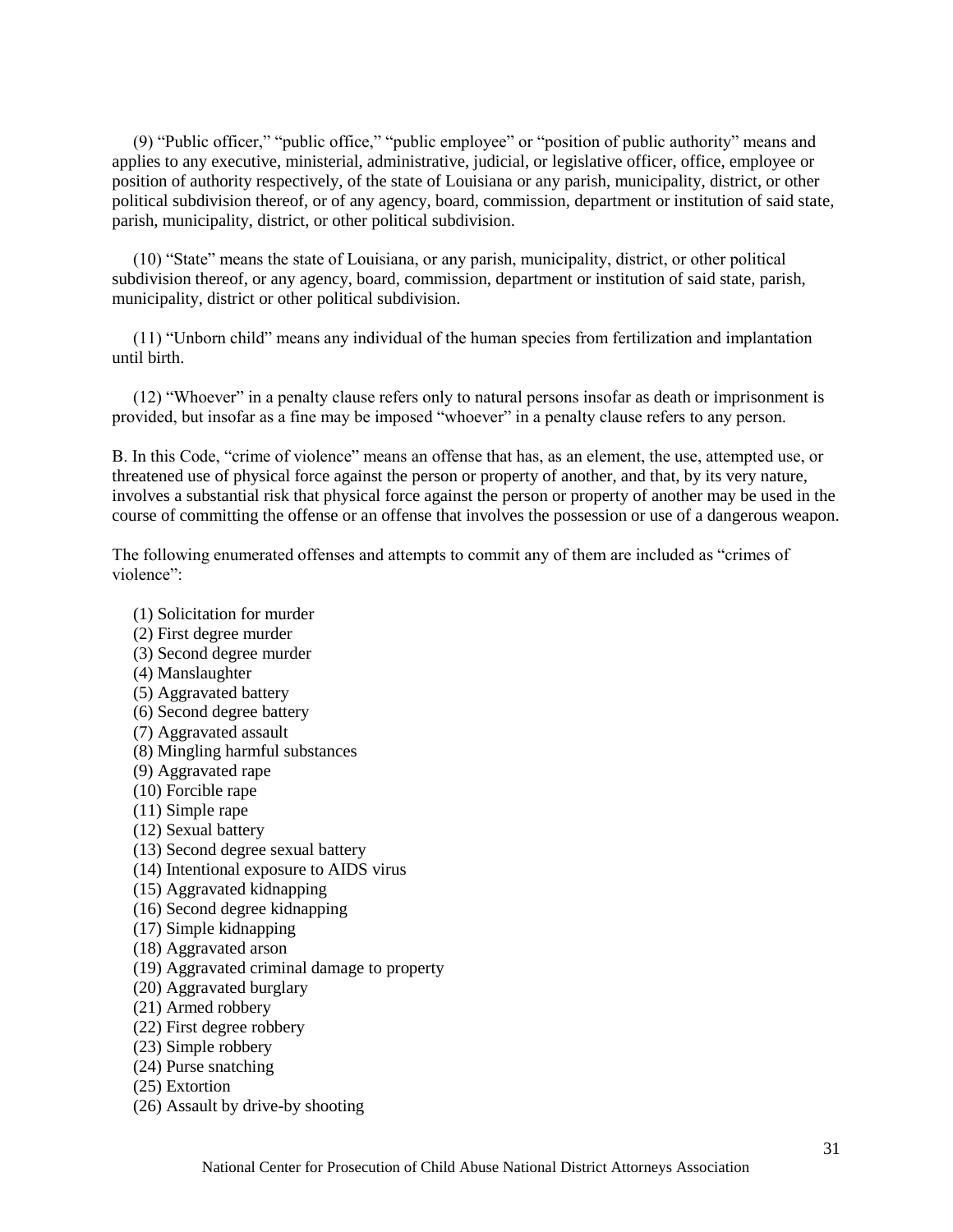(9) "Public officer," "public office," "public employee" or "position of public authority" means and applies to any executive, ministerial, administrative, judicial, or legislative officer, office, employee or position of authority respectively, of the state of Louisiana or any parish, municipality, district, or other political subdivision thereof, or of any agency, board, commission, department or institution of said state, parish, municipality, district, or other political subdivision.

(10) "State" means the state of Louisiana, or any parish, municipality, district, or other political subdivision thereof, or any agency, board, commission, department or institution of said state, parish, municipality, district or other political subdivision.

(11) "Unborn child" means any individual of the human species from fertilization and implantation until birth.

(12) "Whoever" in a penalty clause refers only to natural persons insofar as death or imprisonment is provided, but insofar as a fine may be imposed "whoever" in a penalty clause refers to any person.

B. In this Code, "crime of violence" means an offense that has, as an element, the use, attempted use, or threatened use of physical force against the person or property of another, and that, by its very nature, involves a substantial risk that physical force against the person or property of another may be used in the course of committing the offense or an offense that involves the possession or use of a dangerous weapon.

The following enumerated offenses and attempts to commit any of them are included as "crimes of violence":

(1) Solicitation for murder
(2) First degree murder
(3) Second degree murder
(4) Manslaughter
(5) Aggravated battery
(6) Second degree battery
(7) Aggravated assault
(8) Mingling harmful substances
(9) Aggravated rape
(10) Forcible rape
(11) Simple rape
(12) Sexual battery
(13) Second degree sexual battery
(14) Intentional exposure to AIDS virus
(15) Aggravated kidnapping
(16) Second degree kidnapping
(17) Simple kidnapping
(18) Aggravated arson
(19) Aggravated criminal damage to property
(20) Aggravated burglary
(21) Armed robbery
(22) First degree robbery
(23) Simple robbery
(24) Purse snatching
(25) Extortion
(26) Assault by drive-by shooting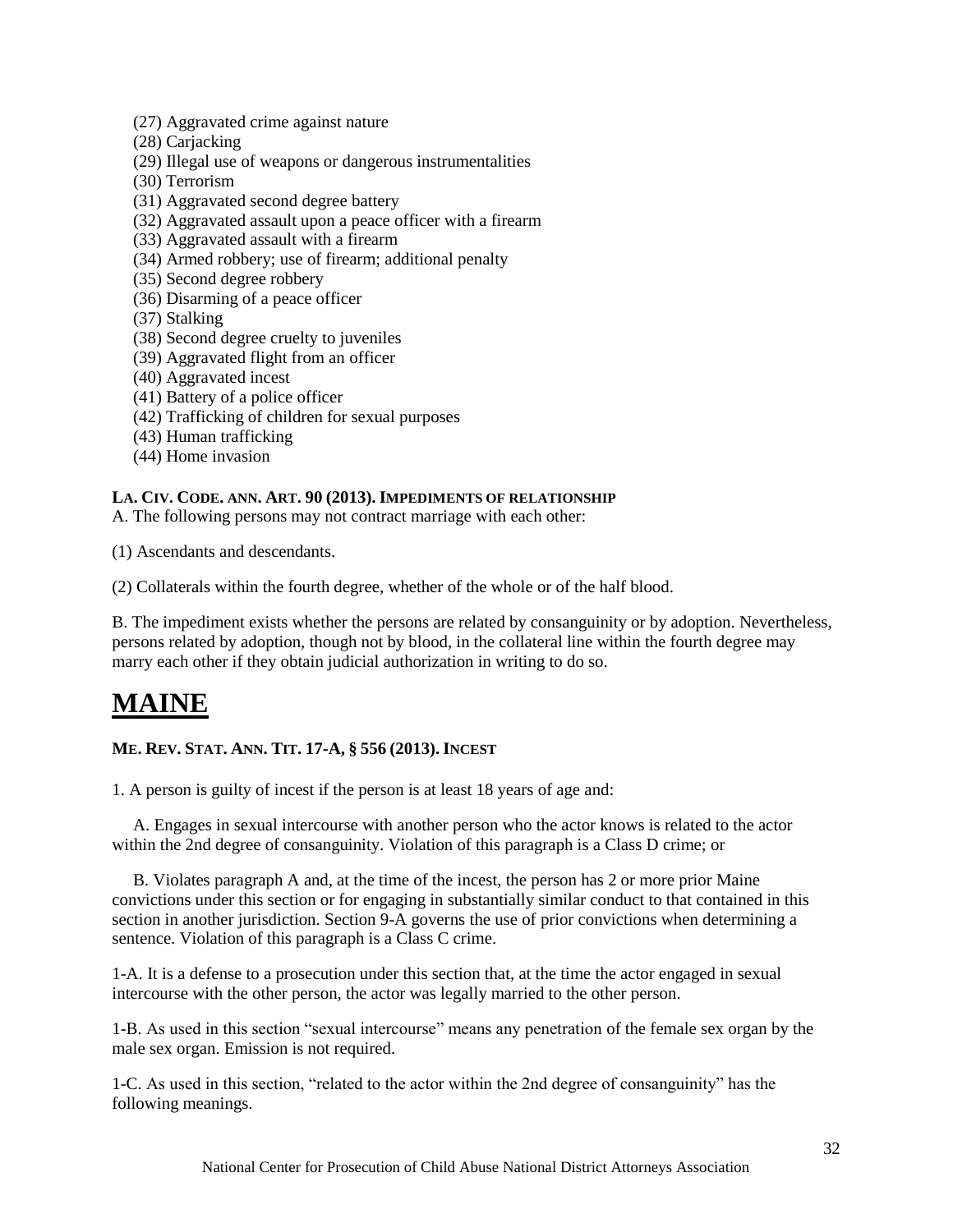(27) Aggravated crime against nature
(28) Carjacking
(29) Illegal use of weapons or dangerous instrumentalities
(30) Terrorism
(31) Aggravated second degree battery
(32) Aggravated assault upon a peace officer with a firearm
(33) Aggravated assault with a firearm
(34) Armed robbery; use of firearm; additional penalty
(35) Second degree robbery
(36) Disarming of a peace officer
(37) Stalking
(38) Second degree cruelty to juveniles
(39) Aggravated flight from an officer
(40) Aggravated incest
(41) Battery of a police officer
(42) Trafficking of children for sexual purposes
(43) Human trafficking
(44) Home invasion

**LA. CIV. CODE. ANN. ART. 90 (2013). IMPEDIMENTS OF RELATIONSHIP**

A. The following persons may not contract marriage with each other:

(1) Ascendants and descendants.

(2) Collaterals within the fourth degree, whether of the whole or of the half blood.

B. The impediment exists whether the persons are related by consanguinity or by adoption. Nevertheless, persons related by adoption, though not by blood, in the collateral line within the fourth degree may marry each other if they obtain judicial authorization in writing to do so.

# MAINE

**ME. REV. STAT. ANN. TIT. 17-A, § 556 (2013). INCEST**

1. A person is guilty of incest if the person is at least 18 years of age and:

A. Engages in sexual intercourse with another person who the actor knows is related to the actor within the 2nd degree of consanguinity. Violation of this paragraph is a Class D crime; or

B. Violates paragraph A and, at the time of the incest, the person has 2 or more prior Maine convictions under this section or for engaging in substantially similar conduct to that contained in this section in another jurisdiction. Section 9-A governs the use of prior convictions when determining a sentence. Violation of this paragraph is a Class C crime.

1-A. It is a defense to a prosecution under this section that, at the time the actor engaged in sexual intercourse with the other person, the actor was legally married to the other person.

1-B. As used in this section "sexual intercourse" means any penetration of the female sex organ by the male sex organ. Emission is not required.

1-C. As used in this section, "related to the actor within the 2nd degree of consanguinity" has the following meanings.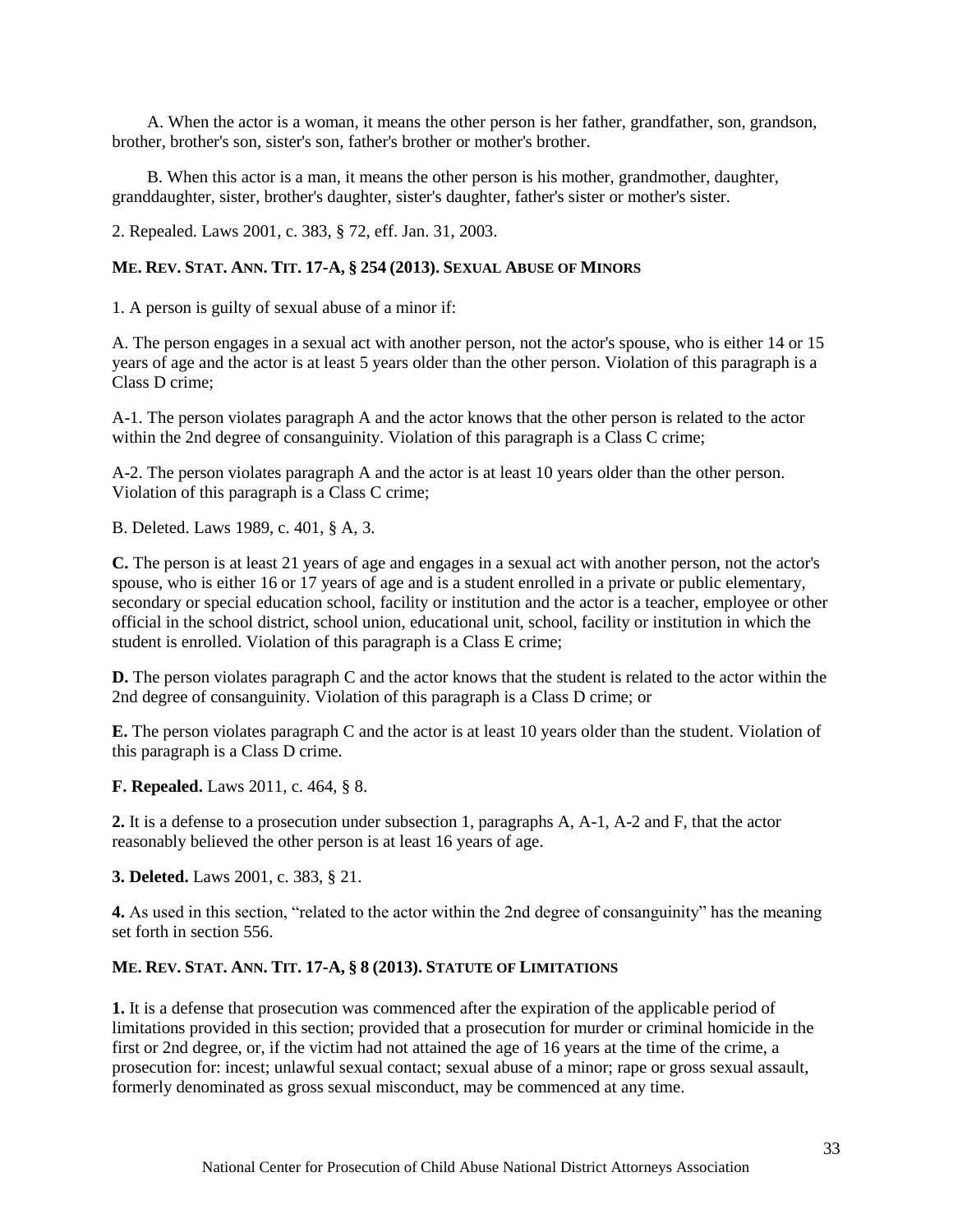A. When the actor is a woman, it means the other person is her father, grandfather, son, grandson, brother, brother's son, sister's son, father's brother or mother's brother.

B. When this actor is a man, it means the other person is his mother, grandmother, daughter, granddaughter, sister, brother's daughter, sister's daughter, father's sister or mother's sister.

2. Repealed. Laws 2001, c. 383, § 72, eff. Jan. 31, 2003.

**ME. REV. STAT. ANN. TIT. 17-A, § 254 (2013). SEXUAL ABUSE OF MINORS**

1. A person is guilty of sexual abuse of a minor if:

A. The person engages in a sexual act with another person, not the actor's spouse, who is either 14 or 15 years of age and the actor is at least 5 years older than the other person. Violation of this paragraph is a Class D crime;

A-1. The person violates paragraph A and the actor knows that the other person is related to the actor within the 2nd degree of consanguinity. Violation of this paragraph is a Class C crime;

A-2. The person violates paragraph A and the actor is at least 10 years older than the other person. Violation of this paragraph is a Class C crime;

B. Deleted. Laws 1989, c. 401, § A, 3.

**C.** The person is at least 21 years of age and engages in a sexual act with another person, not the actor's spouse, who is either 16 or 17 years of age and is a student enrolled in a private or public elementary, secondary or special education school, facility or institution and the actor is a teacher, employee or other official in the school district, school union, educational unit, school, facility or institution in which the student is enrolled. Violation of this paragraph is a Class E crime;

**D.** The person violates paragraph C and the actor knows that the student is related to the actor within the 2nd degree of consanguinity. Violation of this paragraph is a Class D crime; or

**E.** The person violates paragraph C and the actor is at least 10 years older than the student. Violation of this paragraph is a Class D crime.

**F. Repealed.** Laws 2011, c. 464, § 8.

**2.** It is a defense to a prosecution under subsection 1, paragraphs A, A-1, A-2 and F, that the actor reasonably believed the other person is at least 16 years of age.

**3. Deleted.** Laws 2001, c. 383, § 21.

**4.** As used in this section, "related to the actor within the 2nd degree of consanguinity" has the meaning set forth in section 556.

**ME. REV. STAT. ANN. TIT. 17-A, § 8 (2013). STATUTE OF LIMITATIONS**

**1.** It is a defense that prosecution was commenced after the expiration of the applicable period of limitations provided in this section; provided that a prosecution for murder or criminal homicide in the first or 2nd degree, or, if the victim had not attained the age of 16 years at the time of the crime, a prosecution for: incest; unlawful sexual contact; sexual abuse of a minor; rape or gross sexual assault, formerly denominated as gross sexual misconduct, may be commenced at any time.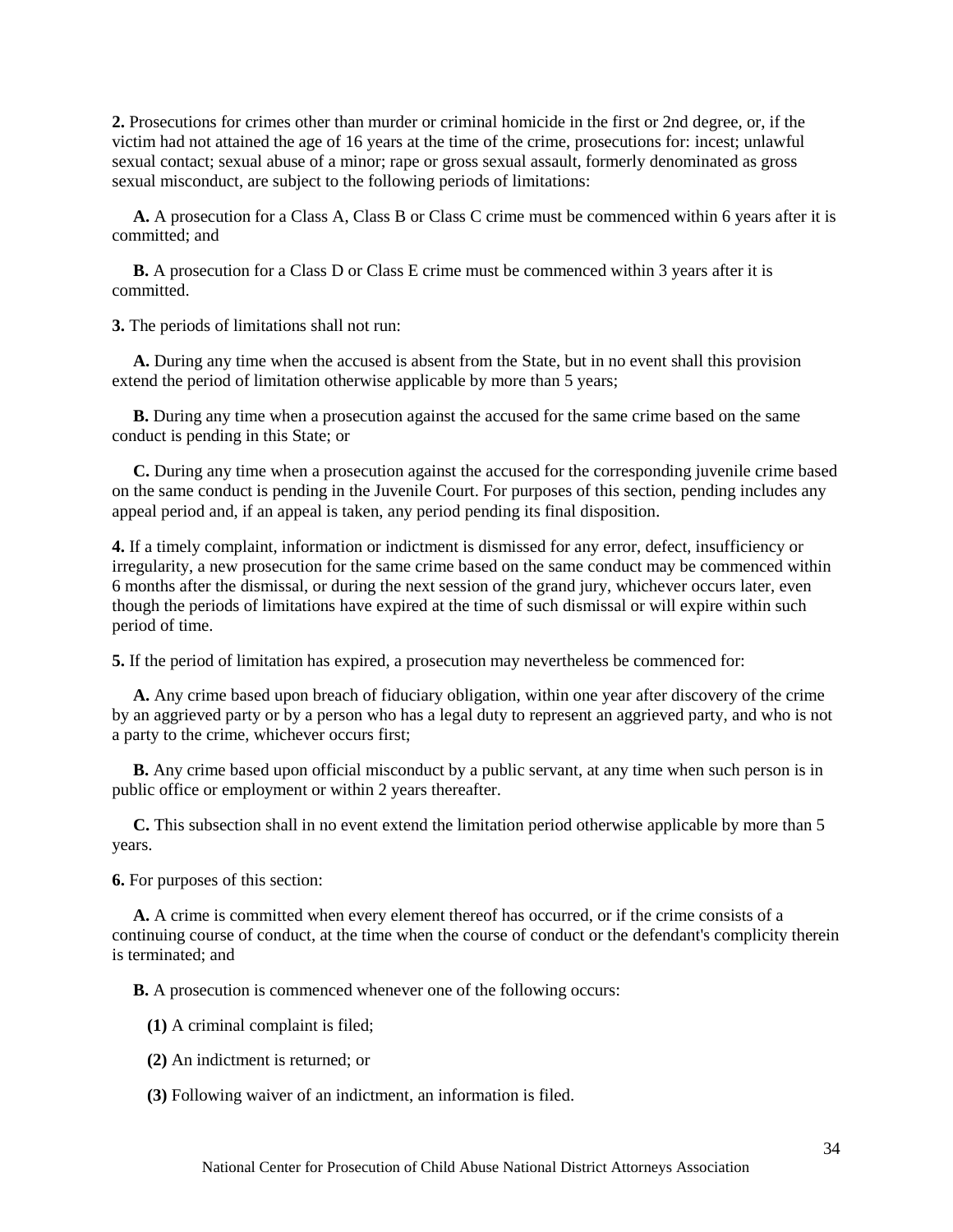**2.** Prosecutions for crimes other than murder or criminal homicide in the first or 2nd degree, or, if the victim had not attained the age of 16 years at the time of the crime, prosecutions for: incest; unlawful sexual contact; sexual abuse of a minor; rape or gross sexual assault, formerly denominated as gross sexual misconduct, are subject to the following periods of limitations:

**A.** A prosecution for a Class A, Class B or Class C crime must be commenced within 6 years after it is committed; and

**B.** A prosecution for a Class D or Class E crime must be commenced within 3 years after it is committed.

**3.** The periods of limitations shall not run:

**A.** During any time when the accused is absent from the State, but in no event shall this provision extend the period of limitation otherwise applicable by more than 5 years;

**B.** During any time when a prosecution against the accused for the same crime based on the same conduct is pending in this State; or

**C.** During any time when a prosecution against the accused for the corresponding juvenile crime based on the same conduct is pending in the Juvenile Court. For purposes of this section, pending includes any appeal period and, if an appeal is taken, any period pending its final disposition.

**4.** If a timely complaint, information or indictment is dismissed for any error, defect, insufficiency or irregularity, a new prosecution for the same crime based on the same conduct may be commenced within 6 months after the dismissal, or during the next session of the grand jury, whichever occurs later, even though the periods of limitations have expired at the time of such dismissal or will expire within such period of time.

**5.** If the period of limitation has expired, a prosecution may nevertheless be commenced for:

**A.** Any crime based upon breach of fiduciary obligation, within one year after discovery of the crime by an aggrieved party or by a person who has a legal duty to represent an aggrieved party, and who is not a party to the crime, whichever occurs first;

**B.** Any crime based upon official misconduct by a public servant, at any time when such person is in public office or employment or within 2 years thereafter.

**C.** This subsection shall in no event extend the limitation period otherwise applicable by more than 5 years.

**6.** For purposes of this section:

**A.** A crime is committed when every element thereof has occurred, or if the crime consists of a continuing course of conduct, at the time when the course of conduct or the defendant's complicity therein is terminated; and

**B.** A prosecution is commenced whenever one of the following occurs:

**(1)** A criminal complaint is filed;

**(2)** An indictment is returned; or

**(3)** Following waiver of an indictment, an information is filed.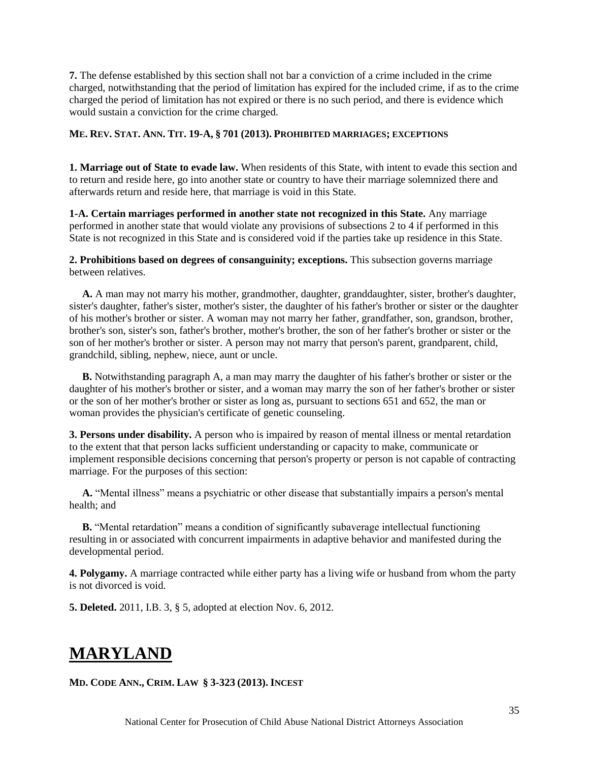**7.** The defense established by this section shall not bar a conviction of a crime included in the crime charged, notwithstanding that the period of limitation has expired for the included crime, if as to the crime charged the period of limitation has not expired or there is no such period, and there is evidence which would sustain a conviction for the crime charged.

**ME. REV. STAT. ANN. TIT. 19-A, § 701 (2013). PROHIBITED MARRIAGES; EXCEPTIONS**

**1. Marriage out of State to evade law.** When residents of this State, with intent to evade this section and to return and reside here, go into another state or country to have their marriage solemnized there and afterwards return and reside here, that marriage is void in this State.

**1-A. Certain marriages performed in another state not recognized in this State.** Any marriage performed in another state that would violate any provisions of subsections 2 to 4 if performed in this State is not recognized in this State and is considered void if the parties take up residence in this State.

**2. Prohibitions based on degrees of consanguinity; exceptions.** This subsection governs marriage between relatives.

**A.** A man may not marry his mother, grandmother, daughter, granddaughter, sister, brother's daughter, sister's daughter, father's sister, mother's sister, the daughter of his father's brother or sister or the daughter of his mother's brother or sister. A woman may not marry her father, grandfather, son, grandson, brother, brother's son, sister's son, father's brother, mother's brother, the son of her father's brother or sister or the son of her mother's brother or sister. A person may not marry that person's parent, grandparent, child, grandchild, sibling, nephew, niece, aunt or uncle.

**B.** Notwithstanding paragraph A, a man may marry the daughter of his father's brother or sister or the daughter of his mother's brother or sister, and a woman may marry the son of her father's brother or sister or the son of her mother's brother or sister as long as, pursuant to sections 651 and 652, the man or woman provides the physician's certificate of genetic counseling.

**3. Persons under disability.** A person who is impaired by reason of mental illness or mental retardation to the extent that that person lacks sufficient understanding or capacity to make, communicate or implement responsible decisions concerning that person's property or person is not capable of contracting marriage. For the purposes of this section:

**A.** "Mental illness" means a psychiatric or other disease that substantially impairs a person's mental health; and

**B.** "Mental retardation" means a condition of significantly subaverage intellectual functioning resulting in or associated with concurrent impairments in adaptive behavior and manifested during the developmental period.

**4. Polygamy.** A marriage contracted while either party has a living wife or husband from whom the party is not divorced is void.

**5. Deleted.** 2011, I.B. 3, § 5, adopted at election Nov. 6, 2012.

# MARYLAND

**MD. CODE ANN., CRIM. LAW § 3-323 (2013). INCEST**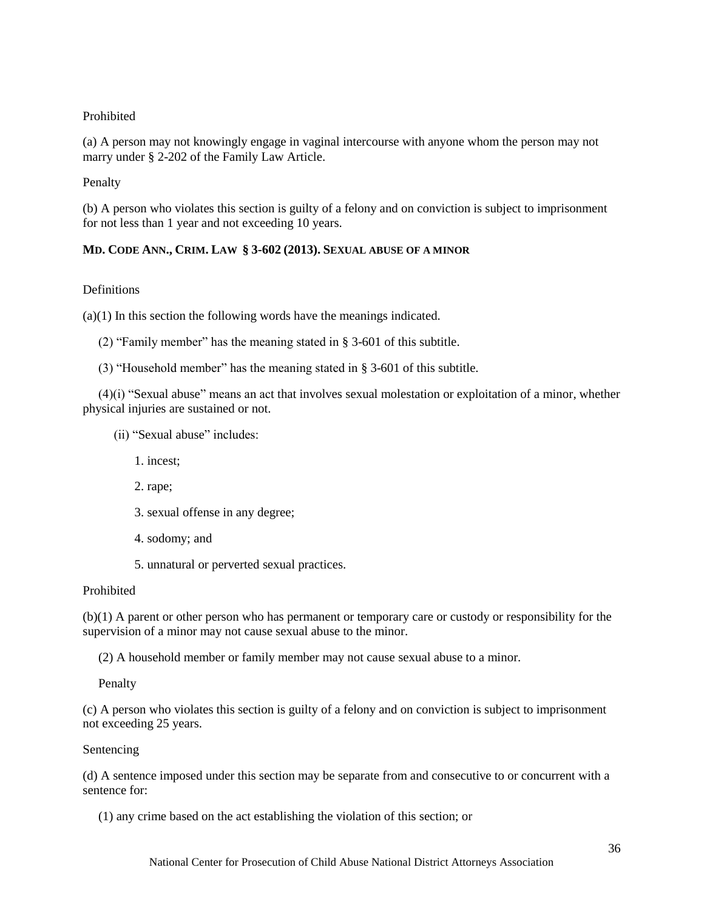Prohibited

(a) A person may not knowingly engage in vaginal intercourse with anyone whom the person may not marry under § 2-202 of the Family Law Article.

Penalty

(b) A person who violates this section is guilty of a felony and on conviction is subject to imprisonment for not less than 1 year and not exceeding 10 years.

**MD. CODE ANN., CRIM. LAW § 3-602 (2013). SEXUAL ABUSE OF A MINOR**

Definitions

(a)(1) In this section the following words have the meanings indicated.

(2) "Family member" has the meaning stated in § 3-601 of this subtitle.

(3) "Household member" has the meaning stated in § 3-601 of this subtitle.

(4)(i) "Sexual abuse" means an act that involves sexual molestation or exploitation of a minor, whether physical injuries are sustained or not.

(ii) "Sexual abuse" includes:

1. incest;

2. rape;

3. sexual offense in any degree;

4. sodomy; and

5. unnatural or perverted sexual practices.

Prohibited

(b)(1) A parent or other person who has permanent or temporary care or custody or responsibility for the supervision of a minor may not cause sexual abuse to the minor.

(2) A household member or family member may not cause sexual abuse to a minor.

Penalty

(c) A person who violates this section is guilty of a felony and on conviction is subject to imprisonment not exceeding 25 years.

Sentencing

(d) A sentence imposed under this section may be separate from and consecutive to or concurrent with a sentence for:

(1) any crime based on the act establishing the violation of this section; or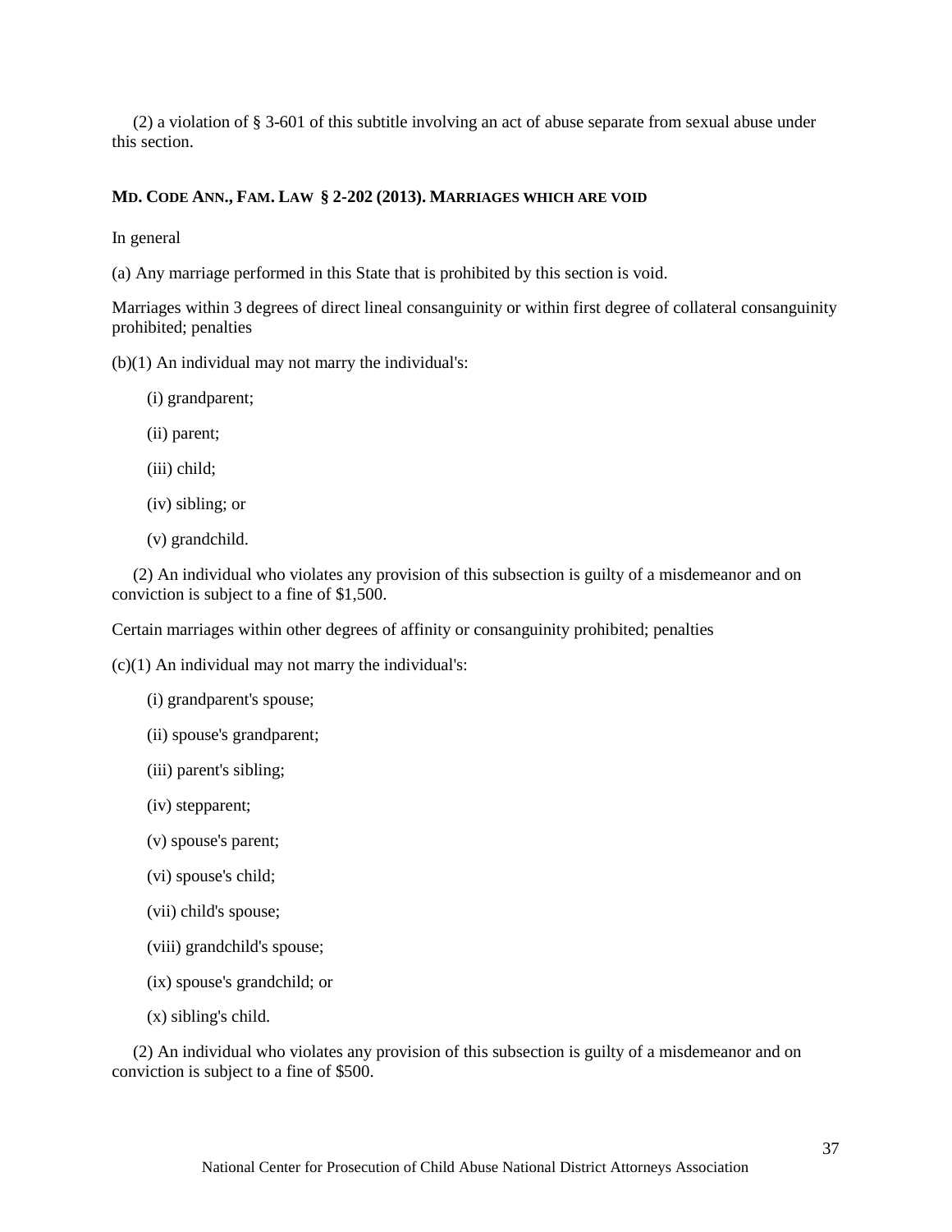(2) a violation of § 3-601 of this subtitle involving an act of abuse separate from sexual abuse under this section.

**MD. CODE ANN., FAM. LAW § 2-202 (2013). MARRIAGES WHICH ARE VOID**

In general

(a) Any marriage performed in this State that is prohibited by this section is void.

Marriages within 3 degrees of direct lineal consanguinity or within first degree of collateral consanguinity prohibited; penalties

(b)(1) An individual may not marry the individual's:

(i) grandparent;

(ii) parent;

(iii) child;

(iv) sibling; or

(v) grandchild.

(2) An individual who violates any provision of this subsection is guilty of a misdemeanor and on conviction is subject to a fine of $1,500.

Certain marriages within other degrees of affinity or consanguinity prohibited; penalties

(c)(1) An individual may not marry the individual's:

(i) grandparent's spouse;

(ii) spouse's grandparent;

(iii) parent's sibling;

(iv) stepparent;

(v) spouse's parent;

(vi) spouse's child;

(vii) child's spouse;

(viii) grandchild's spouse;

(ix) spouse's grandchild; or

(x) sibling's child.

(2) An individual who violates any provision of this subsection is guilty of a misdemeanor and on conviction is subject to a fine of $500.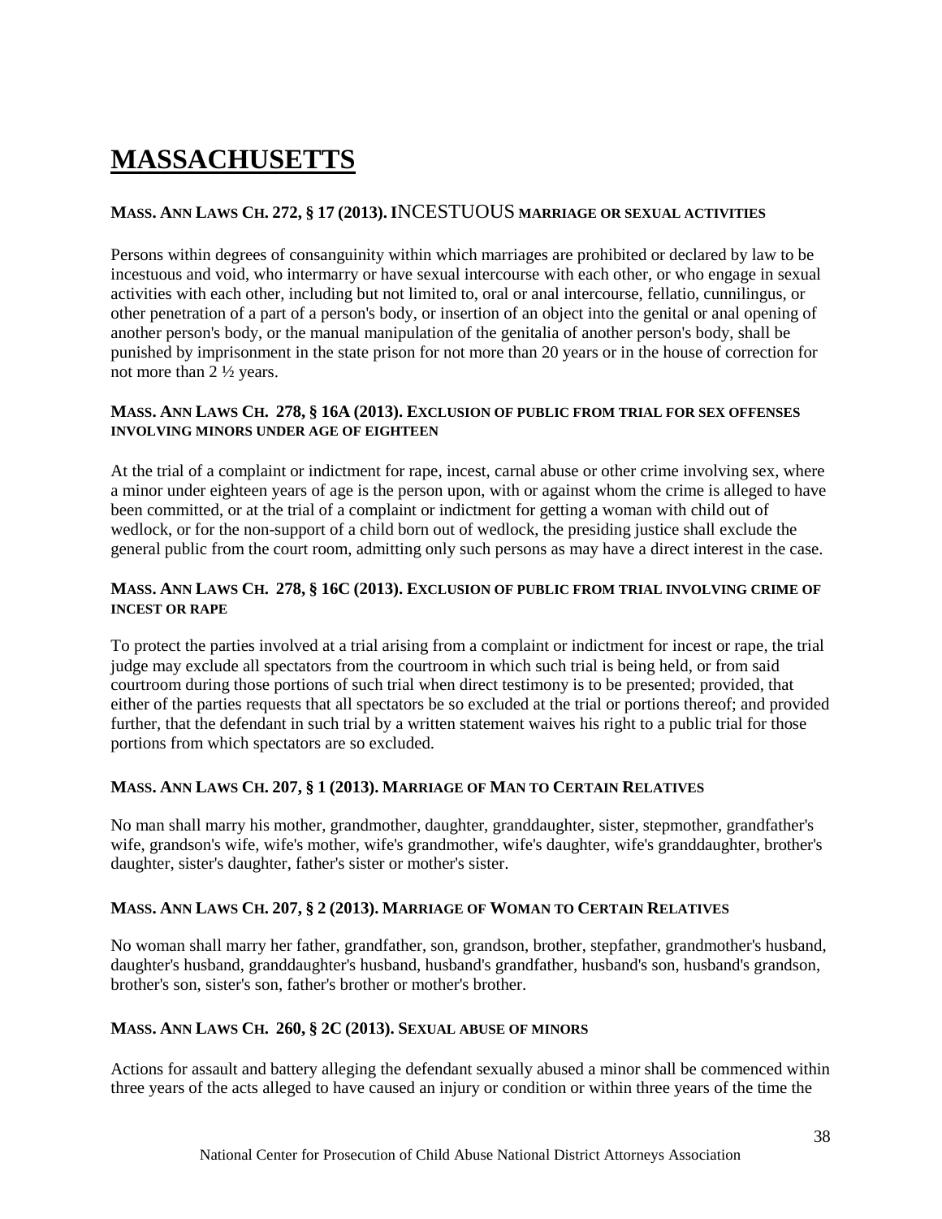# MASSACHUSETTS

### MASS. ANN LAWS CH. 272, § 17 (2013). INCESTUOUS MARRIAGE OR SEXUAL ACTIVITIES

Persons within degrees of consanguinity within which marriages are prohibited or declared by law to be incestuous and void, who intermarry or have sexual intercourse with each other, or who engage in sexual activities with each other, including but not limited to, oral or anal intercourse, fellatio, cunnilingus, or other penetration of a part of a person's body, or insertion of an object into the genital or anal opening of another person's body, or the manual manipulation of the genitalia of another person's body, shall be punished by imprisonment in the state prison for not more than 20 years or in the house of correction for not more than 2 ½ years.

### MASS. ANN LAWS CH. 278, § 16A (2013). EXCLUSION OF PUBLIC FROM TRIAL FOR SEX OFFENSES INVOLVING MINORS UNDER AGE OF EIGHTEEN

At the trial of a complaint or indictment for rape, incest, carnal abuse or other crime involving sex, where a minor under eighteen years of age is the person upon, with or against whom the crime is alleged to have been committed, or at the trial of a complaint or indictment for getting a woman with child out of wedlock, or for the non-support of a child born out of wedlock, the presiding justice shall exclude the general public from the court room, admitting only such persons as may have a direct interest in the case.

### MASS. ANN LAWS CH. 278, § 16C (2013). EXCLUSION OF PUBLIC FROM TRIAL INVOLVING CRIME OF INCEST OR RAPE

To protect the parties involved at a trial arising from a complaint or indictment for incest or rape, the trial judge may exclude all spectators from the courtroom in which such trial is being held, or from said courtroom during those portions of such trial when direct testimony is to be presented; provided, that either of the parties requests that all spectators be so excluded at the trial or portions thereof; and provided further, that the defendant in such trial by a written statement waives his right to a public trial for those portions from which spectators are so excluded.

### MASS. ANN LAWS CH. 207, § 1 (2013). MARRIAGE OF MAN TO CERTAIN RELATIVES

No man shall marry his mother, grandmother, daughter, granddaughter, sister, stepmother, grandfather's wife, grandson's wife, wife's mother, wife's grandmother, wife's daughter, wife's granddaughter, brother's daughter, sister's daughter, father's sister or mother's sister.

### MASS. ANN LAWS CH. 207, § 2 (2013). MARRIAGE OF WOMAN TO CERTAIN RELATIVES

No woman shall marry her father, grandfather, son, grandson, brother, stepfather, grandmother's husband, daughter's husband, granddaughter's husband, husband's grandfather, husband's son, husband's grandson, brother's son, sister's son, father's brother or mother's brother.

### MASS. ANN LAWS CH. 260, § 2C (2013). SEXUAL ABUSE OF MINORS

Actions for assault and battery alleging the defendant sexually abused a minor shall be commenced within three years of the acts alleged to have caused an injury or condition or within three years of the time the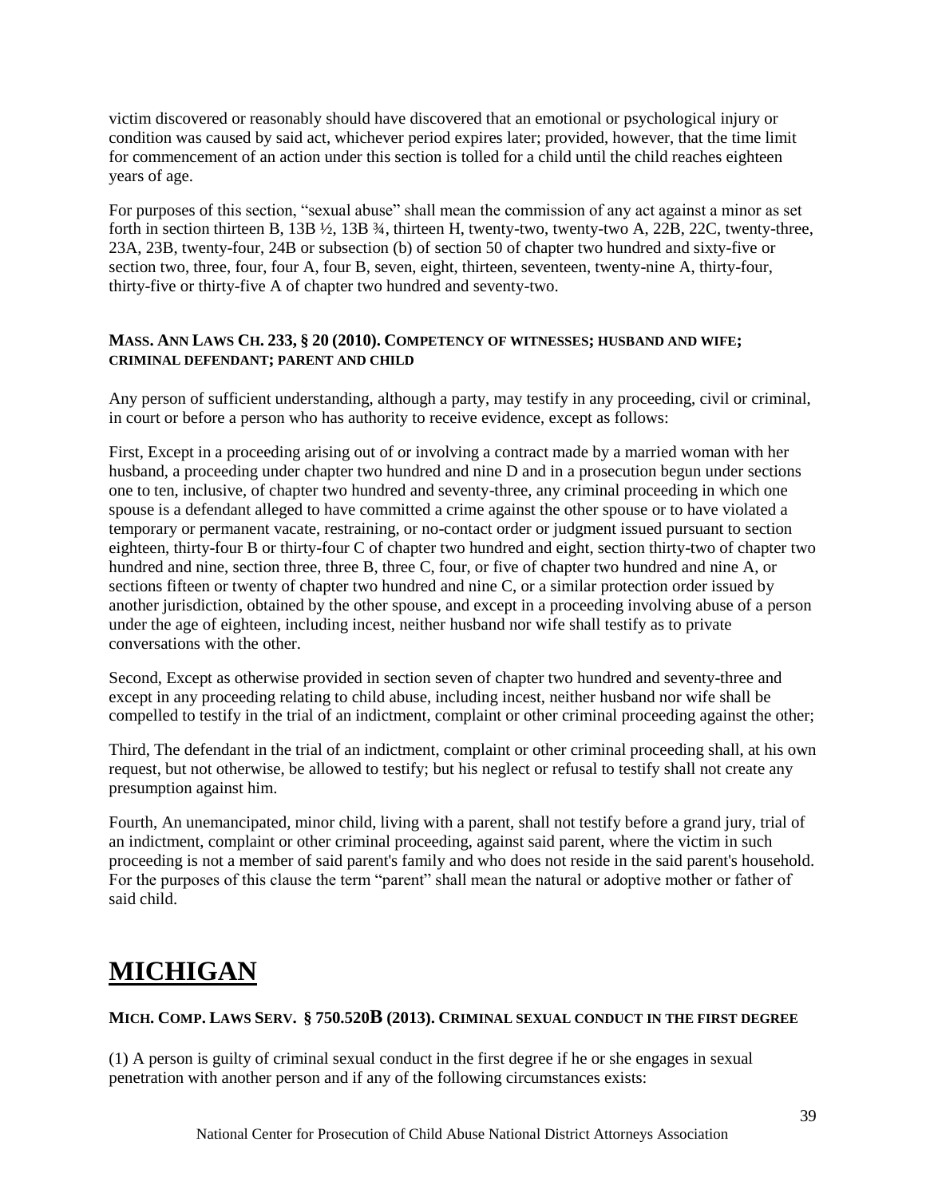victim discovered or reasonably should have discovered that an emotional or psychological injury or condition was caused by said act, whichever period expires later; provided, however, that the time limit for commencement of an action under this section is tolled for a child until the child reaches eighteen years of age.

For purposes of this section, "sexual abuse" shall mean the commission of any act against a minor as set forth in section thirteen B, 13B ½, 13B ¾, thirteen H, twenty-two, twenty-two A, 22B, 22C, twenty-three, 23A, 23B, twenty-four, 24B or subsection (b) of section 50 of chapter two hundred and sixty-five or section two, three, four, four A, four B, seven, eight, thirteen, seventeen, twenty-nine A, thirty-four, thirty-five or thirty-five A of chapter two hundred and seventy-two.

#### MASS. ANN LAWS CH. 233, § 20 (2010). COMPETENCY OF WITNESSES; HUSBAND AND WIFE; CRIMINAL DEFENDANT; PARENT AND CHILD

Any person of sufficient understanding, although a party, may testify in any proceeding, civil or criminal, in court or before a person who has authority to receive evidence, except as follows:

First, Except in a proceeding arising out of or involving a contract made by a married woman with her husband, a proceeding under chapter two hundred and nine D and in a prosecution begun under sections one to ten, inclusive, of chapter two hundred and seventy-three, any criminal proceeding in which one spouse is a defendant alleged to have committed a crime against the other spouse or to have violated a temporary or permanent vacate, restraining, or no-contact order or judgment issued pursuant to section eighteen, thirty-four B or thirty-four C of chapter two hundred and eight, section thirty-two of chapter two hundred and nine, section three, three B, three C, four, or five of chapter two hundred and nine A, or sections fifteen or twenty of chapter two hundred and nine C, or a similar protection order issued by another jurisdiction, obtained by the other spouse, and except in a proceeding involving abuse of a person under the age of eighteen, including incest, neither husband nor wife shall testify as to private conversations with the other.

Second, Except as otherwise provided in section seven of chapter two hundred and seventy-three and except in any proceeding relating to child abuse, including incest, neither husband nor wife shall be compelled to testify in the trial of an indictment, complaint or other criminal proceeding against the other;

Third, The defendant in the trial of an indictment, complaint or other criminal proceeding shall, at his own request, but not otherwise, be allowed to testify; but his neglect or refusal to testify shall not create any presumption against him.

Fourth, An unemancipated, minor child, living with a parent, shall not testify before a grand jury, trial of an indictment, complaint or other criminal proceeding, against said parent, where the victim in such proceeding is not a member of said parent's family and who does not reside in the said parent's household. For the purposes of this clause the term "parent" shall mean the natural or adoptive mother or father of said child.

# MICHIGAN

#### MICH. COMP. LAWS SERV. § 750.520B (2013). CRIMINAL SEXUAL CONDUCT IN THE FIRST DEGREE

(1) A person is guilty of criminal sexual conduct in the first degree if he or she engages in sexual penetration with another person and if any of the following circumstances exists: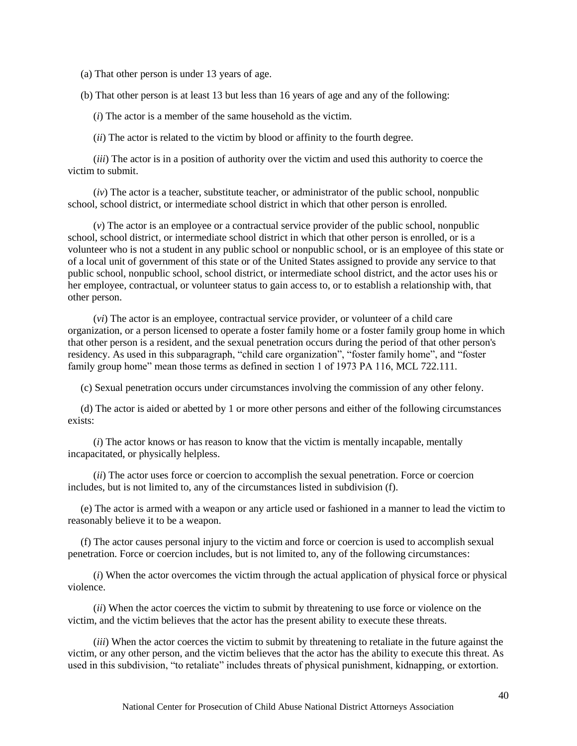(a) That other person is under 13 years of age.

(b) That other person is at least 13 but less than 16 years of age and any of the following:

(*i*) The actor is a member of the same household as the victim.

(*ii*) The actor is related to the victim by blood or affinity to the fourth degree.

(*iii*) The actor is in a position of authority over the victim and used this authority to coerce the victim to submit.

(*iv*) The actor is a teacher, substitute teacher, or administrator of the public school, nonpublic school, school district, or intermediate school district in which that other person is enrolled.

(*v*) The actor is an employee or a contractual service provider of the public school, nonpublic school, school district, or intermediate school district in which that other person is enrolled, or is a volunteer who is not a student in any public school or nonpublic school, or is an employee of this state or of a local unit of government of this state or of the United States assigned to provide any service to that public school, nonpublic school, school district, or intermediate school district, and the actor uses his or her employee, contractual, or volunteer status to gain access to, or to establish a relationship with, that other person.

(*vi*) The actor is an employee, contractual service provider, or volunteer of a child care organization, or a person licensed to operate a foster family home or a foster family group home in which that other person is a resident, and the sexual penetration occurs during the period of that other person's residency. As used in this subparagraph, "child care organization", "foster family home", and "foster family group home" mean those terms as defined in section 1 of 1973 PA 116, MCL 722.111.

(c) Sexual penetration occurs under circumstances involving the commission of any other felony.

(d) The actor is aided or abetted by 1 or more other persons and either of the following circumstances exists:

(*i*) The actor knows or has reason to know that the victim is mentally incapable, mentally incapacitated, or physically helpless.

(*ii*) The actor uses force or coercion to accomplish the sexual penetration. Force or coercion includes, but is not limited to, any of the circumstances listed in subdivision (f).

(e) The actor is armed with a weapon or any article used or fashioned in a manner to lead the victim to reasonably believe it to be a weapon.

(f) The actor causes personal injury to the victim and force or coercion is used to accomplish sexual penetration. Force or coercion includes, but is not limited to, any of the following circumstances:

(*i*) When the actor overcomes the victim through the actual application of physical force or physical violence.

(*ii*) When the actor coerces the victim to submit by threatening to use force or violence on the victim, and the victim believes that the actor has the present ability to execute these threats.

(*iii*) When the actor coerces the victim to submit by threatening to retaliate in the future against the victim, or any other person, and the victim believes that the actor has the ability to execute this threat. As used in this subdivision, "to retaliate" includes threats of physical punishment, kidnapping, or extortion.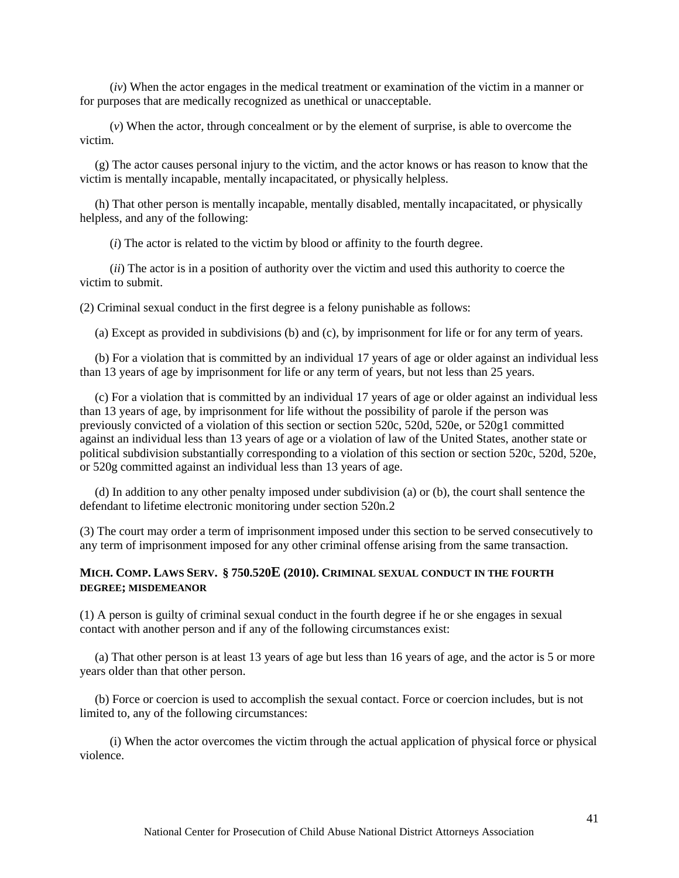(*iv*) When the actor engages in the medical treatment or examination of the victim in a manner or for purposes that are medically recognized as unethical or unacceptable.

(*v*) When the actor, through concealment or by the element of surprise, is able to overcome the victim.

(g) The actor causes personal injury to the victim, and the actor knows or has reason to know that the victim is mentally incapable, mentally incapacitated, or physically helpless.

(h) That other person is mentally incapable, mentally disabled, mentally incapacitated, or physically helpless, and any of the following:

(*i*) The actor is related to the victim by blood or affinity to the fourth degree.

(*ii*) The actor is in a position of authority over the victim and used this authority to coerce the victim to submit.

(2) Criminal sexual conduct in the first degree is a felony punishable as follows:

(a) Except as provided in subdivisions (b) and (c), by imprisonment for life or for any term of years.

(b) For a violation that is committed by an individual 17 years of age or older against an individual less than 13 years of age by imprisonment for life or any term of years, but not less than 25 years.

(c) For a violation that is committed by an individual 17 years of age or older against an individual less than 13 years of age, by imprisonment for life without the possibility of parole if the person was previously convicted of a violation of this section or section 520c, 520d, 520e, or 520g1 committed against an individual less than 13 years of age or a violation of law of the United States, another state or political subdivision substantially corresponding to a violation of this section or section 520c, 520d, 520e, or 520g committed against an individual less than 13 years of age.

(d) In addition to any other penalty imposed under subdivision (a) or (b), the court shall sentence the defendant to lifetime electronic monitoring under section 520n.2

(3) The court may order a term of imprisonment imposed under this section to be served consecutively to any term of imprisonment imposed for any other criminal offense arising from the same transaction.

### MICH. COMP. LAWS SERV. § 750.520E (2010). CRIMINAL SEXUAL CONDUCT IN THE FOURTH DEGREE; MISDEMEANOR

(1) A person is guilty of criminal sexual conduct in the fourth degree if he or she engages in sexual contact with another person and if any of the following circumstances exist:

(a) That other person is at least 13 years of age but less than 16 years of age, and the actor is 5 or more years older than that other person.

(b) Force or coercion is used to accomplish the sexual contact. Force or coercion includes, but is not limited to, any of the following circumstances:

(i) When the actor overcomes the victim through the actual application of physical force or physical violence.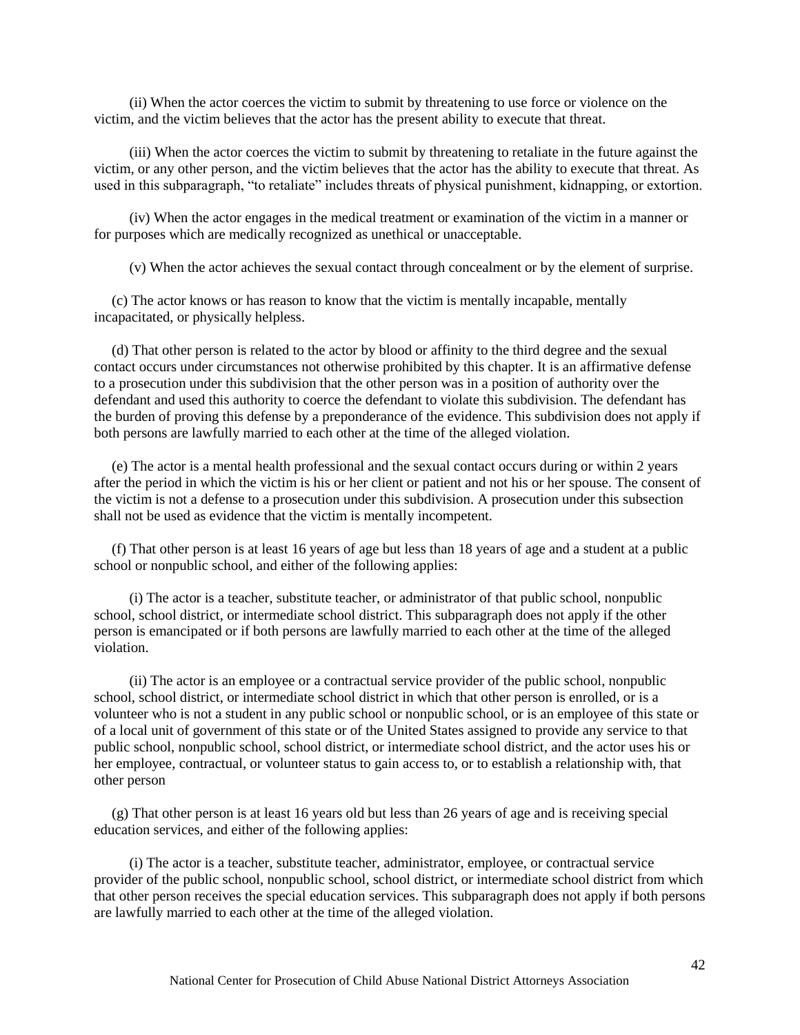(ii) When the actor coerces the victim to submit by threatening to use force or violence on the victim, and the victim believes that the actor has the present ability to execute that threat.

(iii) When the actor coerces the victim to submit by threatening to retaliate in the future against the victim, or any other person, and the victim believes that the actor has the ability to execute that threat. As used in this subparagraph, "to retaliate" includes threats of physical punishment, kidnapping, or extortion.

(iv) When the actor engages in the medical treatment or examination of the victim in a manner or for purposes which are medically recognized as unethical or unacceptable.

(v) When the actor achieves the sexual contact through concealment or by the element of surprise.

(c) The actor knows or has reason to know that the victim is mentally incapable, mentally incapacitated, or physically helpless.

(d) That other person is related to the actor by blood or affinity to the third degree and the sexual contact occurs under circumstances not otherwise prohibited by this chapter. It is an affirmative defense to a prosecution under this subdivision that the other person was in a position of authority over the defendant and used this authority to coerce the defendant to violate this subdivision. The defendant has the burden of proving this defense by a preponderance of the evidence. This subdivision does not apply if both persons are lawfully married to each other at the time of the alleged violation.

(e) The actor is a mental health professional and the sexual contact occurs during or within 2 years after the period in which the victim is his or her client or patient and not his or her spouse. The consent of the victim is not a defense to a prosecution under this subdivision. A prosecution under this subsection shall not be used as evidence that the victim is mentally incompetent.

(f) That other person is at least 16 years of age but less than 18 years of age and a student at a public school or nonpublic school, and either of the following applies:

(i) The actor is a teacher, substitute teacher, or administrator of that public school, nonpublic school, school district, or intermediate school district. This subparagraph does not apply if the other person is emancipated or if both persons are lawfully married to each other at the time of the alleged violation.

(ii) The actor is an employee or a contractual service provider of the public school, nonpublic school, school district, or intermediate school district in which that other person is enrolled, or is a volunteer who is not a student in any public school or nonpublic school, or is an employee of this state or of a local unit of government of this state or of the United States assigned to provide any service to that public school, nonpublic school, school district, or intermediate school district, and the actor uses his or her employee, contractual, or volunteer status to gain access to, or to establish a relationship with, that other person

(g) That other person is at least 16 years old but less than 26 years of age and is receiving special education services, and either of the following applies:

(i) The actor is a teacher, substitute teacher, administrator, employee, or contractual service provider of the public school, nonpublic school, school district, or intermediate school district from which that other person receives the special education services. This subparagraph does not apply if both persons are lawfully married to each other at the time of the alleged violation.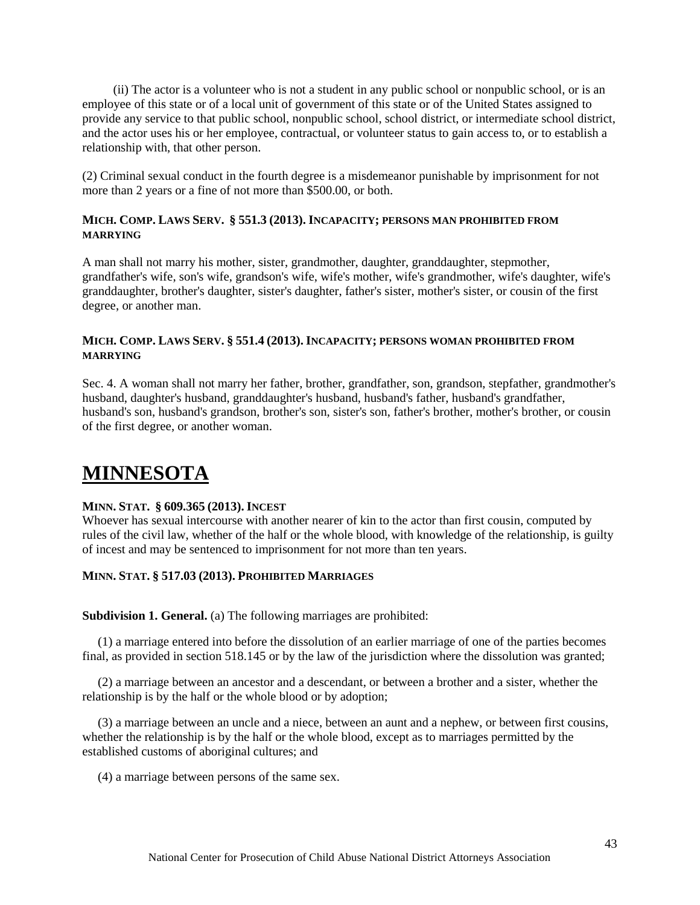(ii) The actor is a volunteer who is not a student in any public school or nonpublic school, or is an employee of this state or of a local unit of government of this state or of the United States assigned to provide any service to that public school, nonpublic school, school district, or intermediate school district, and the actor uses his or her employee, contractual, or volunteer status to gain access to, or to establish a relationship with, that other person.

(2) Criminal sexual conduct in the fourth degree is a misdemeanor punishable by imprisonment for not more than 2 years or a fine of not more than $500.00, or both.

**MICH. COMP. LAWS SERV. § 551.3 (2013). INCAPACITY; PERSONS MAN PROHIBITED FROM MARRYING**

A man shall not marry his mother, sister, grandmother, daughter, granddaughter, stepmother, grandfather's wife, son's wife, grandson's wife, wife's mother, wife's grandmother, wife's daughter, wife's granddaughter, brother's daughter, sister's daughter, father's sister, mother's sister, or cousin of the first degree, or another man.

**MICH. COMP. LAWS SERV. § 551.4 (2013). INCAPACITY; PERSONS WOMAN PROHIBITED FROM MARRYING**

Sec. 4. A woman shall not marry her father, brother, grandfather, son, grandson, stepfather, grandmother's husband, daughter's husband, granddaughter's husband, husband's father, husband's grandfather, husband's son, husband's grandson, brother's son, sister's son, father's brother, mother's brother, or cousin of the first degree, or another woman.

# MINNESOTA

**MINN. STAT. § 609.365 (2013). INCEST**

Whoever has sexual intercourse with another nearer of kin to the actor than first cousin, computed by rules of the civil law, whether of the half or the whole blood, with knowledge of the relationship, is guilty of incest and may be sentenced to imprisonment for not more than ten years.

**MINN. STAT. § 517.03 (2013). PROHIBITED MARRIAGES**

**Subdivision 1. General.** (a) The following marriages are prohibited:

(1) a marriage entered into before the dissolution of an earlier marriage of one of the parties becomes final, as provided in section 518.145 or by the law of the jurisdiction where the dissolution was granted;

(2) a marriage between an ancestor and a descendant, or between a brother and a sister, whether the relationship is by the half or the whole blood or by adoption;

(3) a marriage between an uncle and a niece, between an aunt and a nephew, or between first cousins, whether the relationship is by the half or the whole blood, except as to marriages permitted by the established customs of aboriginal cultures; and

(4) a marriage between persons of the same sex.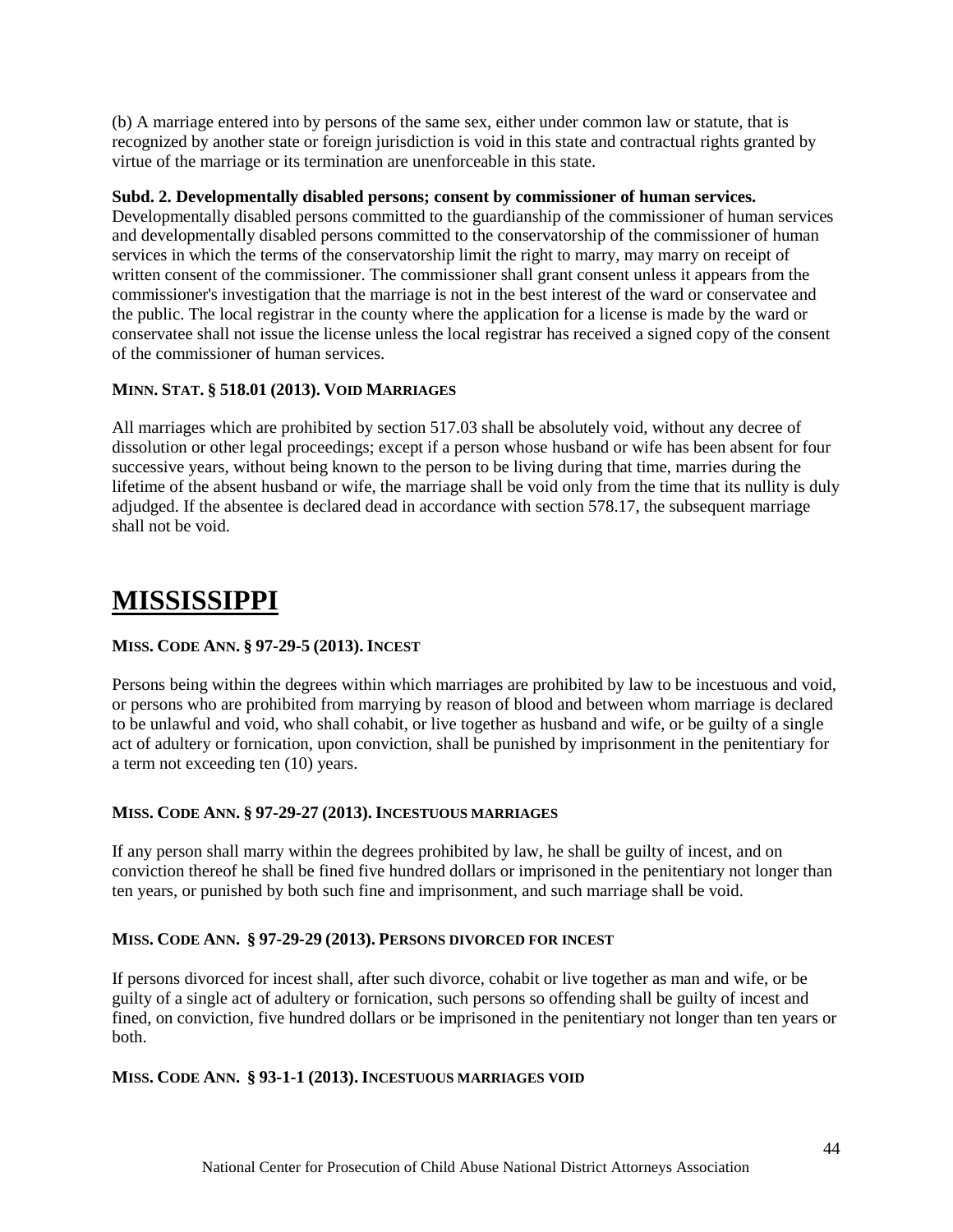(b) A marriage entered into by persons of the same sex, either under common law or statute, that is recognized by another state or foreign jurisdiction is void in this state and contractual rights granted by virtue of the marriage or its termination are unenforceable in this state.

**Subd. 2. Developmentally disabled persons; consent by commissioner of human services.** Developmentally disabled persons committed to the guardianship of the commissioner of human services and developmentally disabled persons committed to the conservatorship of the commissioner of human services in which the terms of the conservatorship limit the right to marry, may marry on receipt of written consent of the commissioner. The commissioner shall grant consent unless it appears from the commissioner's investigation that the marriage is not in the best interest of the ward or conservatee and the public. The local registrar in the county where the application for a license is made by the ward or conservatee shall not issue the license unless the local registrar has received a signed copy of the consent of the commissioner of human services.

**MINN. STAT. § 518.01 (2013). VOID MARRIAGES**

All marriages which are prohibited by section 517.03 shall be absolutely void, without any decree of dissolution or other legal proceedings; except if a person whose husband or wife has been absent for four successive years, without being known to the person to be living during that time, marries during the lifetime of the absent husband or wife, the marriage shall be void only from the time that its nullity is duly adjudged. If the absentee is declared dead in accordance with section 578.17, the subsequent marriage shall not be void.

# MISSISSIPPI

**MISS. CODE ANN. § 97-29-5 (2013). INCEST**

Persons being within the degrees within which marriages are prohibited by law to be incestuous and void, or persons who are prohibited from marrying by reason of blood and between whom marriage is declared to be unlawful and void, who shall cohabit, or live together as husband and wife, or be guilty of a single act of adultery or fornication, upon conviction, shall be punished by imprisonment in the penitentiary for a term not exceeding ten (10) years.

**MISS. CODE ANN. § 97-29-27 (2013). INCESTUOUS MARRIAGES**

If any person shall marry within the degrees prohibited by law, he shall be guilty of incest, and on conviction thereof he shall be fined five hundred dollars or imprisoned in the penitentiary not longer than ten years, or punished by both such fine and imprisonment, and such marriage shall be void.

**MISS. CODE ANN. § 97-29-29 (2013). PERSONS DIVORCED FOR INCEST**

If persons divorced for incest shall, after such divorce, cohabit or live together as man and wife, or be guilty of a single act of adultery or fornication, such persons so offending shall be guilty of incest and fined, on conviction, five hundred dollars or be imprisoned in the penitentiary not longer than ten years or both.

**MISS. CODE ANN. § 93-1-1 (2013). INCESTUOUS MARRIAGES VOID**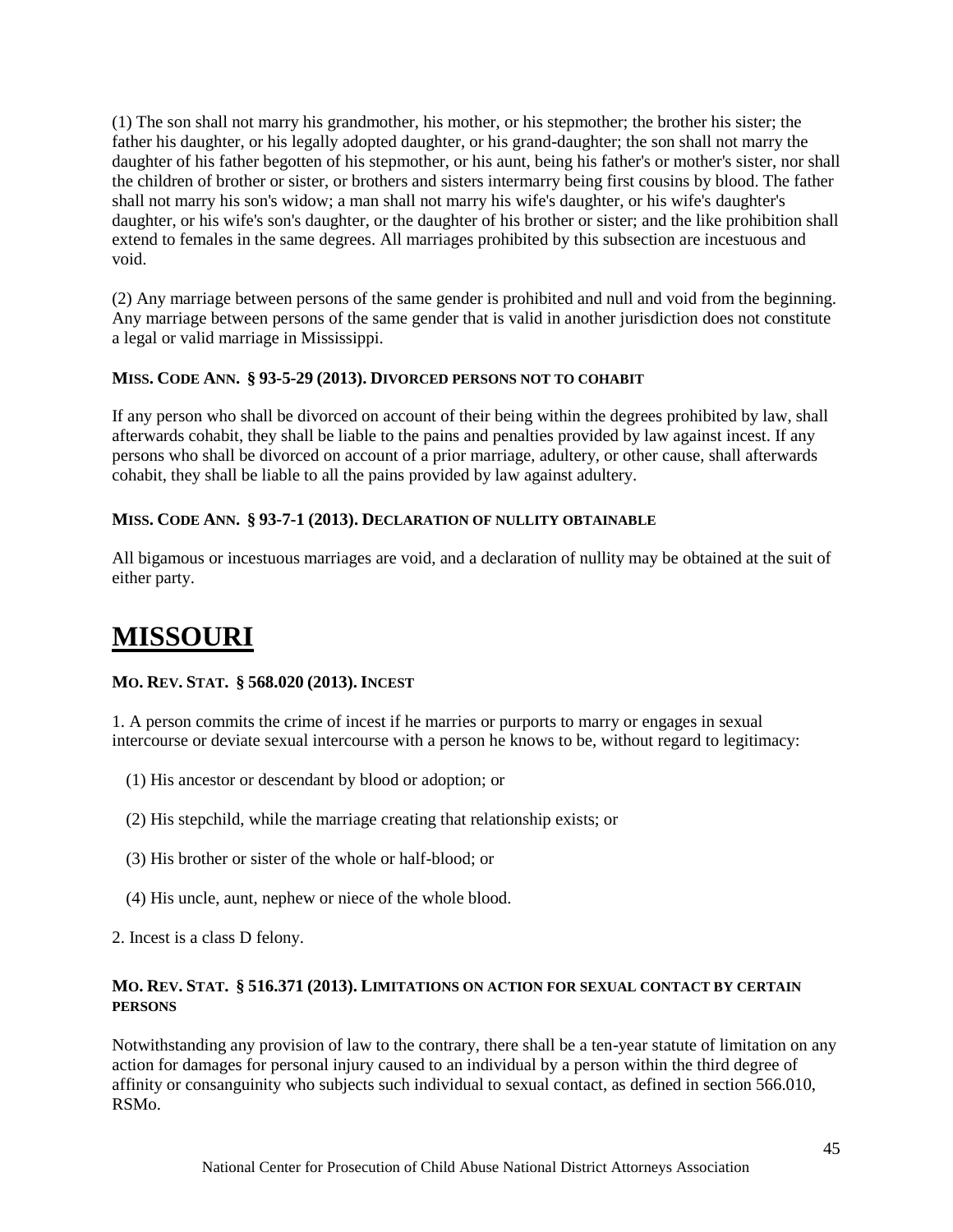(1) The son shall not marry his grandmother, his mother, or his stepmother; the brother his sister; the father his daughter, or his legally adopted daughter, or his grand-daughter; the son shall not marry the daughter of his father begotten of his stepmother, or his aunt, being his father's or mother's sister, nor shall the children of brother or sister, or brothers and sisters intermarry being first cousins by blood. The father shall not marry his son's widow; a man shall not marry his wife's daughter, or his wife's daughter's daughter, or his wife's son's daughter, or the daughter of his brother or sister; and the like prohibition shall extend to females in the same degrees. All marriages prohibited by this subsection are incestuous and void.

(2) Any marriage between persons of the same gender is prohibited and null and void from the beginning. Any marriage between persons of the same gender that is valid in another jurisdiction does not constitute a legal or valid marriage in Mississippi.

**MISS. CODE ANN. § 93-5-29 (2013). DIVORCED PERSONS NOT TO COHABIT**

If any person who shall be divorced on account of their being within the degrees prohibited by law, shall afterwards cohabit, they shall be liable to the pains and penalties provided by law against incest. If any persons who shall be divorced on account of a prior marriage, adultery, or other cause, shall afterwards cohabit, they shall be liable to all the pains provided by law against adultery.

**MISS. CODE ANN. § 93-7-1 (2013). DECLARATION OF NULLITY OBTAINABLE**

All bigamous or incestuous marriages are void, and a declaration of nullity may be obtained at the suit of either party.

# MISSOURI

**MO. REV. STAT. § 568.020 (2013). INCEST**

1. A person commits the crime of incest if he marries or purports to marry or engages in sexual intercourse or deviate sexual intercourse with a person he knows to be, without regard to legitimacy:

(1) His ancestor or descendant by blood or adoption; or

(2) His stepchild, while the marriage creating that relationship exists; or

(3) His brother or sister of the whole or half-blood; or

(4) His uncle, aunt, nephew or niece of the whole blood.

2. Incest is a class D felony.

**MO. REV. STAT. § 516.371 (2013). LIMITATIONS ON ACTION FOR SEXUAL CONTACT BY CERTAIN PERSONS**

Notwithstanding any provision of law to the contrary, there shall be a ten-year statute of limitation on any action for damages for personal injury caused to an individual by a person within the third degree of affinity or consanguinity who subjects such individual to sexual contact, as defined in section 566.010, RSMo.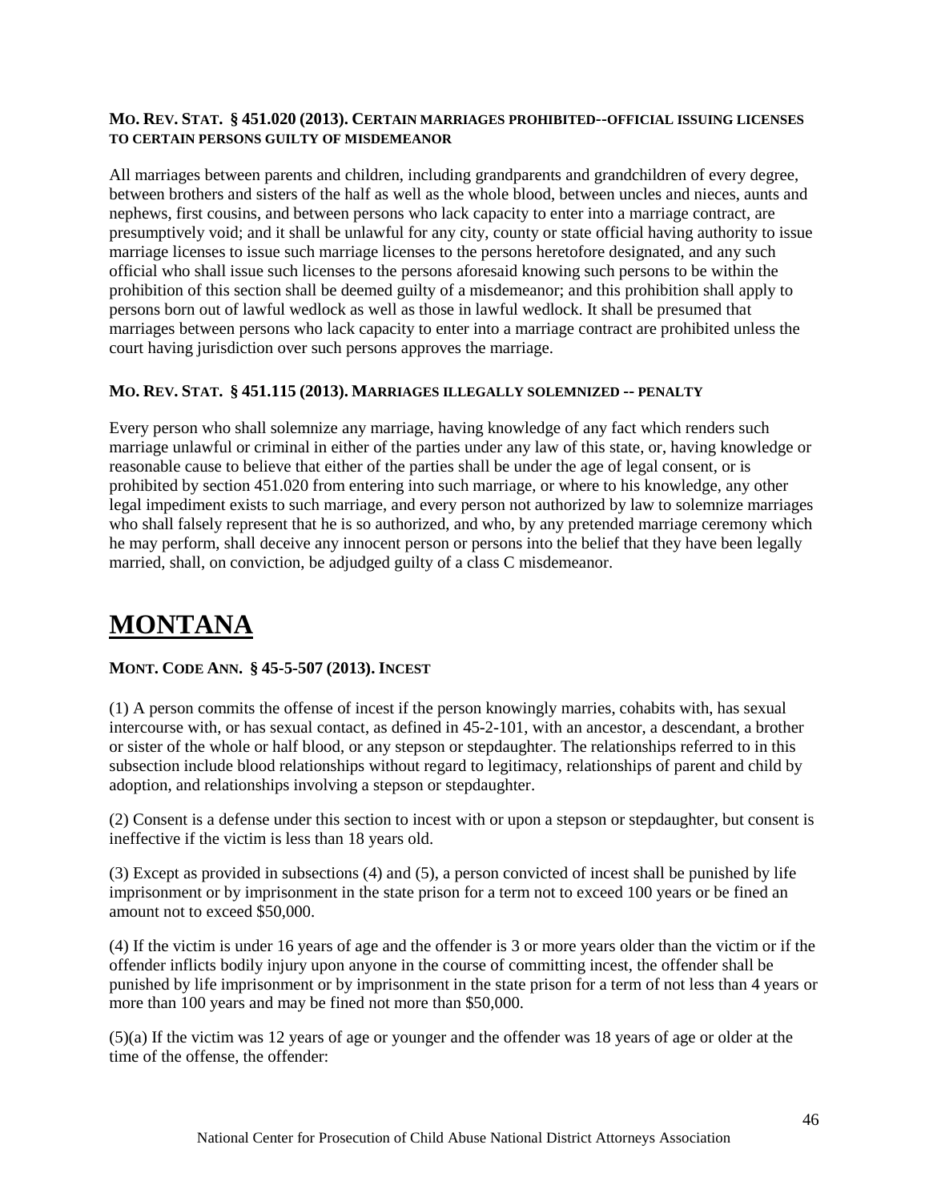**MO. REV. STAT. § 451.020 (2013). CERTAIN MARRIAGES PROHIBITED--OFFICIAL ISSUING LICENSES TO CERTAIN PERSONS GUILTY OF MISDEMEANOR**

All marriages between parents and children, including grandparents and grandchildren of every degree, between brothers and sisters of the half as well as the whole blood, between uncles and nieces, aunts and nephews, first cousins, and between persons who lack capacity to enter into a marriage contract, are presumptively void; and it shall be unlawful for any city, county or state official having authority to issue marriage licenses to issue such marriage licenses to the persons heretofore designated, and any such official who shall issue such licenses to the persons aforesaid knowing such persons to be within the prohibition of this section shall be deemed guilty of a misdemeanor; and this prohibition shall apply to persons born out of lawful wedlock as well as those in lawful wedlock. It shall be presumed that marriages between persons who lack capacity to enter into a marriage contract are prohibited unless the court having jurisdiction over such persons approves the marriage.

**MO. REV. STAT. § 451.115 (2013). MARRIAGES ILLEGALLY SOLEMNIZED -- PENALTY**

Every person who shall solemnize any marriage, having knowledge of any fact which renders such marriage unlawful or criminal in either of the parties under any law of this state, or, having knowledge or reasonable cause to believe that either of the parties shall be under the age of legal consent, or is prohibited by section 451.020 from entering into such marriage, or where to his knowledge, any other legal impediment exists to such marriage, and every person not authorized by law to solemnize marriages who shall falsely represent that he is so authorized, and who, by any pretended marriage ceremony which he may perform, shall deceive any innocent person or persons into the belief that they have been legally married, shall, on conviction, be adjudged guilty of a class C misdemeanor.

# MONTANA

**MONT. CODE ANN. § 45-5-507 (2013). INCEST**

(1) A person commits the offense of incest if the person knowingly marries, cohabits with, has sexual intercourse with, or has sexual contact, as defined in 45-2-101, with an ancestor, a descendant, a brother or sister of the whole or half blood, or any stepson or stepdaughter. The relationships referred to in this subsection include blood relationships without regard to legitimacy, relationships of parent and child by adoption, and relationships involving a stepson or stepdaughter.

(2) Consent is a defense under this section to incest with or upon a stepson or stepdaughter, but consent is ineffective if the victim is less than 18 years old.

(3) Except as provided in subsections (4) and (5), a person convicted of incest shall be punished by life imprisonment or by imprisonment in the state prison for a term not to exceed 100 years or be fined an amount not to exceed $50,000.

(4) If the victim is under 16 years of age and the offender is 3 or more years older than the victim or if the offender inflicts bodily injury upon anyone in the course of committing incest, the offender shall be punished by life imprisonment or by imprisonment in the state prison for a term of not less than 4 years or more than 100 years and may be fined not more than $50,000.

(5)(a) If the victim was 12 years of age or younger and the offender was 18 years of age or older at the time of the offense, the offender: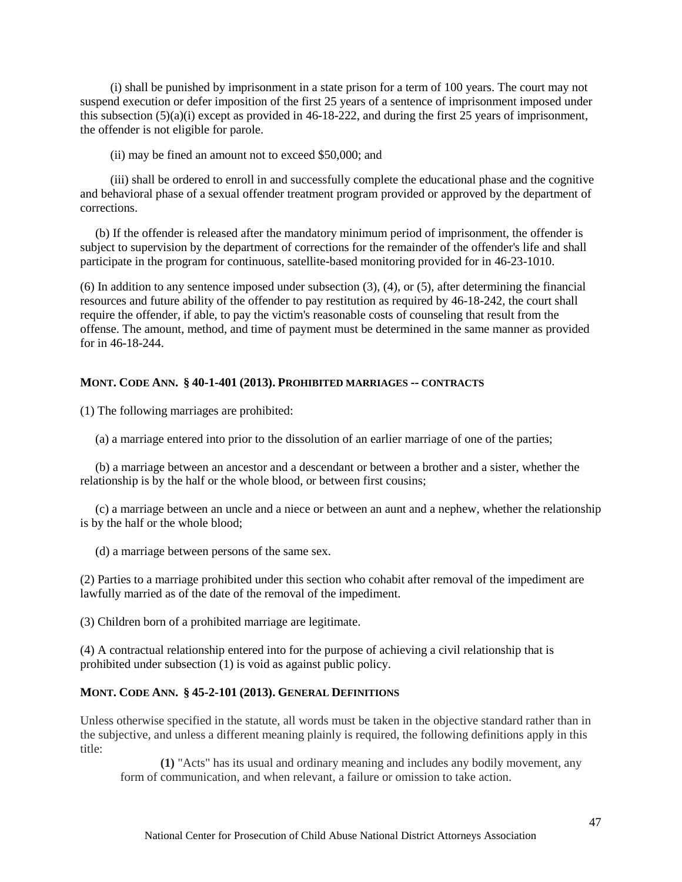(i) shall be punished by imprisonment in a state prison for a term of 100 years. The court may not suspend execution or defer imposition of the first 25 years of a sentence of imprisonment imposed under this subsection (5)(a)(i) except as provided in 46-18-222, and during the first 25 years of imprisonment, the offender is not eligible for parole.

(ii) may be fined an amount not to exceed $50,000; and

(iii) shall be ordered to enroll in and successfully complete the educational phase and the cognitive and behavioral phase of a sexual offender treatment program provided or approved by the department of corrections.

(b) If the offender is released after the mandatory minimum period of imprisonment, the offender is subject to supervision by the department of corrections for the remainder of the offender's life and shall participate in the program for continuous, satellite-based monitoring provided for in 46-23-1010.

(6) In addition to any sentence imposed under subsection (3), (4), or (5), after determining the financial resources and future ability of the offender to pay restitution as required by 46-18-242, the court shall require the offender, if able, to pay the victim's reasonable costs of counseling that result from the offense. The amount, method, and time of payment must be determined in the same manner as provided for in 46-18-244.

### MONT. CODE ANN. § 40-1-401 (2013). PROHIBITED MARRIAGES -- CONTRACTS

(1) The following marriages are prohibited:

(a) a marriage entered into prior to the dissolution of an earlier marriage of one of the parties;

(b) a marriage between an ancestor and a descendant or between a brother and a sister, whether the relationship is by the half or the whole blood, or between first cousins;

(c) a marriage between an uncle and a niece or between an aunt and a nephew, whether the relationship is by the half or the whole blood;

(d) a marriage between persons of the same sex.

(2) Parties to a marriage prohibited under this section who cohabit after removal of the impediment are lawfully married as of the date of the removal of the impediment.

(3) Children born of a prohibited marriage are legitimate.

(4) A contractual relationship entered into for the purpose of achieving a civil relationship that is prohibited under subsection (1) is void as against public policy.

### MONT. CODE ANN. § 45-2-101 (2013). GENERAL DEFINITIONS

Unless otherwise specified in the statute, all words must be taken in the objective standard rather than in the subjective, and unless a different meaning plainly is required, the following definitions apply in this title:

**(1)** "Acts" has its usual and ordinary meaning and includes any bodily movement, any form of communication, and when relevant, a failure or omission to take action.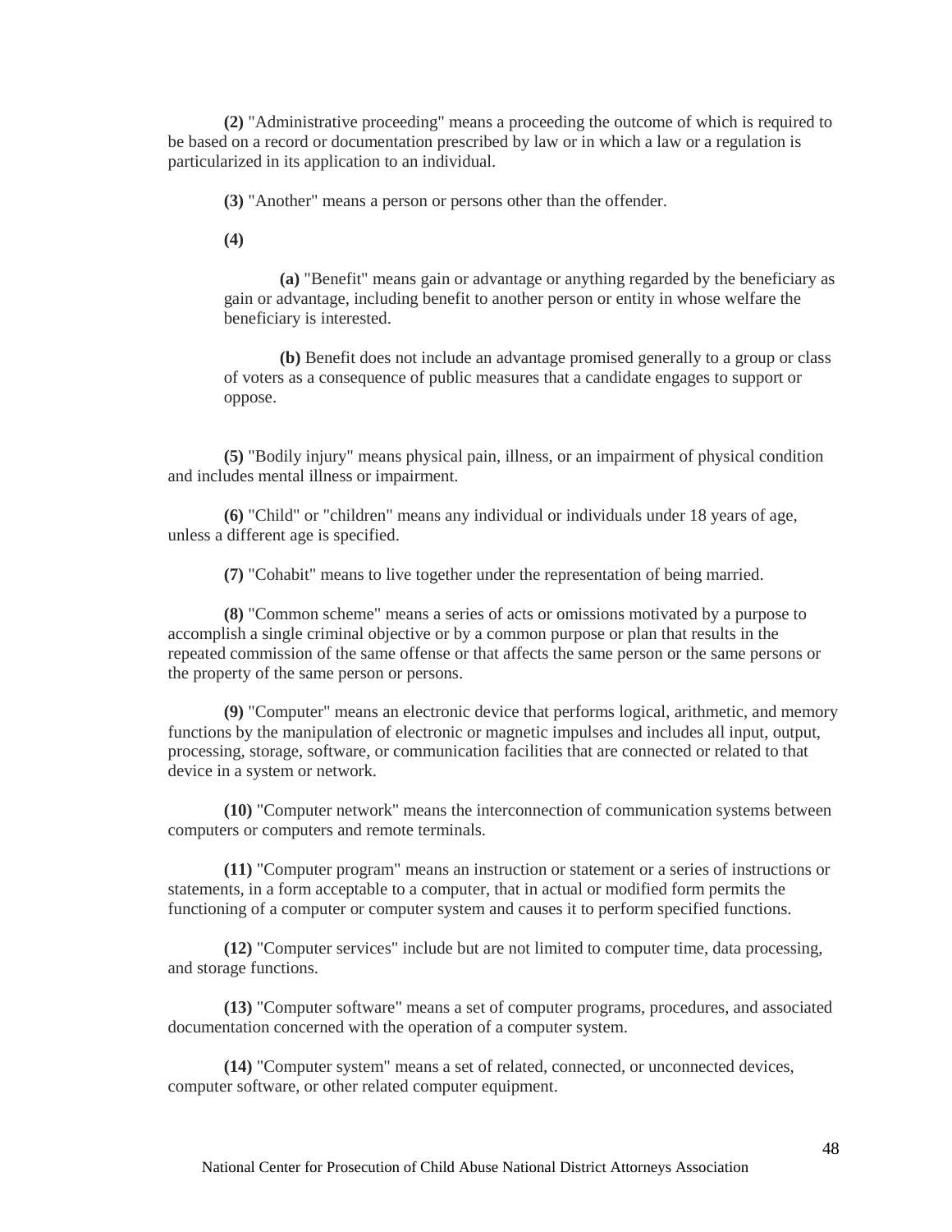**(2)** "Administrative proceeding" means a proceeding the outcome of which is required to be based on a record or documentation prescribed by law or in which a law or a regulation is particularized in its application to an individual.

**(3)** "Another" means a person or persons other than the offender.

**(4)**

> **(a)** "Benefit" means gain or advantage or anything regarded by the beneficiary as gain or advantage, including benefit to another person or entity in whose welfare the beneficiary is interested.
>
> **(b)** Benefit does not include an advantage promised generally to a group or class of voters as a consequence of public measures that a candidate engages to support or oppose.

**(5)** "Bodily injury" means physical pain, illness, or an impairment of physical condition and includes mental illness or impairment.

**(6)** "Child" or "children" means any individual or individuals under 18 years of age, unless a different age is specified.

**(7)** "Cohabit" means to live together under the representation of being married.

**(8)** "Common scheme" means a series of acts or omissions motivated by a purpose to accomplish a single criminal objective or by a common purpose or plan that results in the repeated commission of the same offense or that affects the same person or the same persons or the property of the same person or persons.

**(9)** "Computer" means an electronic device that performs logical, arithmetic, and memory functions by the manipulation of electronic or magnetic impulses and includes all input, output, processing, storage, software, or communication facilities that are connected or related to that device in a system or network.

**(10)** "Computer network" means the interconnection of communication systems between computers or computers and remote terminals.

**(11)** "Computer program" means an instruction or statement or a series of instructions or statements, in a form acceptable to a computer, that in actual or modified form permits the functioning of a computer or computer system and causes it to perform specified functions.

**(12)** "Computer services" include but are not limited to computer time, data processing, and storage functions.

**(13)** "Computer software" means a set of computer programs, procedures, and associated documentation concerned with the operation of a computer system.

**(14)** "Computer system" means a set of related, connected, or unconnected devices, computer software, or other related computer equipment.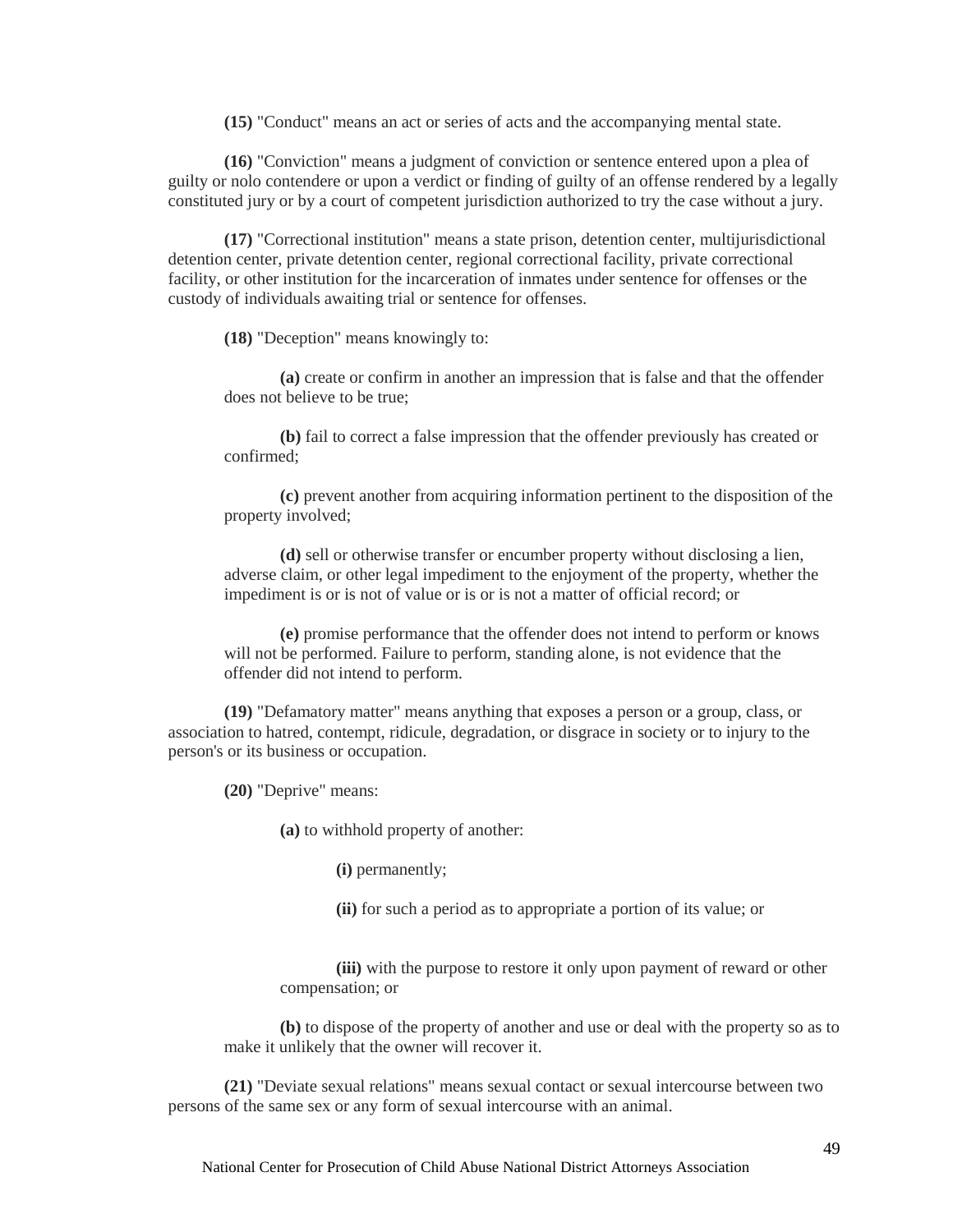**(15)** "Conduct" means an act or series of acts and the accompanying mental state.

**(16)** "Conviction" means a judgment of conviction or sentence entered upon a plea of guilty or nolo contendere or upon a verdict or finding of guilty of an offense rendered by a legally constituted jury or by a court of competent jurisdiction authorized to try the case without a jury.

**(17)** "Correctional institution" means a state prison, detention center, multijurisdictional detention center, private detention center, regional correctional facility, private correctional facility, or other institution for the incarceration of inmates under sentence for offenses or the custody of individuals awaiting trial or sentence for offenses.

**(18)** "Deception" means knowingly to:

> **(a)** create or confirm in another an impression that is false and that the offender does not believe to be true;
>
> **(b)** fail to correct a false impression that the offender previously has created or confirmed;
>
> **(c)** prevent another from acquiring information pertinent to the disposition of the property involved;
>
> **(d)** sell or otherwise transfer or encumber property without disclosing a lien, adverse claim, or other legal impediment to the enjoyment of the property, whether the impediment is or is not of value or is or is not a matter of official record; or
>
> **(e)** promise performance that the offender does not intend to perform or knows will not be performed. Failure to perform, standing alone, is not evidence that the offender did not intend to perform.

**(19)** "Defamatory matter" means anything that exposes a person or a group, class, or association to hatred, contempt, ridicule, degradation, or disgrace in society or to injury to the person's or its business or occupation.

**(20)** "Deprive" means:

> **(a)** to withhold property of another:
>
> > **(i)** permanently;
> >
> > **(ii)** for such a period as to appropriate a portion of its value; or
> >
> > **(iii)** with the purpose to restore it only upon payment of reward or other compensation; or
>
> **(b)** to dispose of the property of another and use or deal with the property so as to make it unlikely that the owner will recover it.

**(21)** "Deviate sexual relations" means sexual contact or sexual intercourse between two persons of the same sex or any form of sexual intercourse with an animal.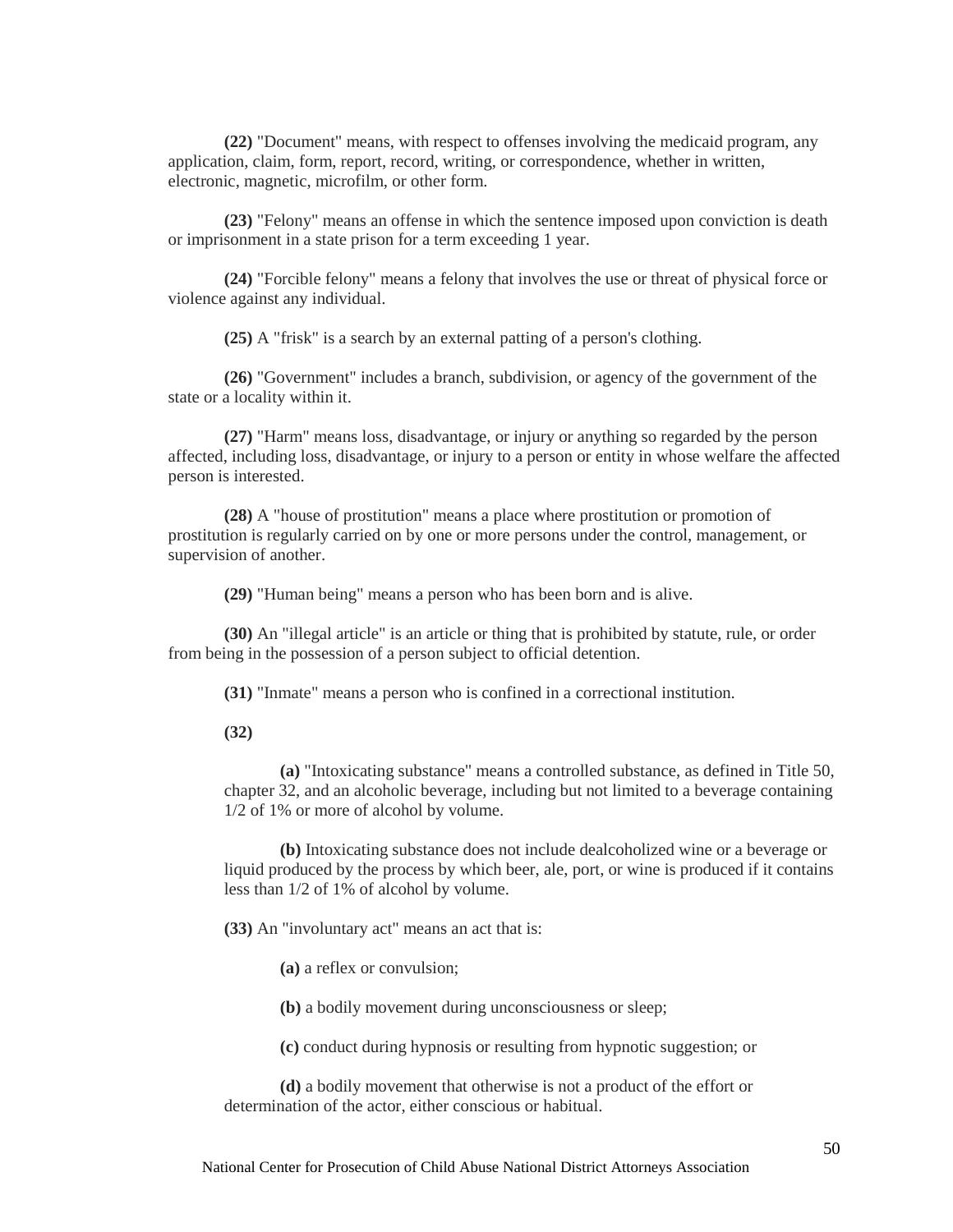**(22)** "Document" means, with respect to offenses involving the medicaid program, any application, claim, form, report, record, writing, or correspondence, whether in written, electronic, magnetic, microfilm, or other form.

**(23)** "Felony" means an offense in which the sentence imposed upon conviction is death or imprisonment in a state prison for a term exceeding 1 year.

**(24)** "Forcible felony" means a felony that involves the use or threat of physical force or violence against any individual.

**(25)** A "frisk" is a search by an external patting of a person's clothing.

**(26)** "Government" includes a branch, subdivision, or agency of the government of the state or a locality within it.

**(27)** "Harm" means loss, disadvantage, or injury or anything so regarded by the person affected, including loss, disadvantage, or injury to a person or entity in whose welfare the affected person is interested.

**(28)** A "house of prostitution" means a place where prostitution or promotion of prostitution is regularly carried on by one or more persons under the control, management, or supervision of another.

**(29)** "Human being" means a person who has been born and is alive.

**(30)** An "illegal article" is an article or thing that is prohibited by statute, rule, or order from being in the possession of a person subject to official detention.

**(31)** "Inmate" means a person who is confined in a correctional institution.

**(32)**

> **(a)** "Intoxicating substance" means a controlled substance, as defined in Title 50, chapter 32, and an alcoholic beverage, including but not limited to a beverage containing 1/2 of 1% or more of alcohol by volume.
>
> **(b)** Intoxicating substance does not include dealcoholized wine or a beverage or liquid produced by the process by which beer, ale, port, or wine is produced if it contains less than 1/2 of 1% of alcohol by volume.

**(33)** An "involuntary act" means an act that is:

> **(a)** a reflex or convulsion;
>
> **(b)** a bodily movement during unconsciousness or sleep;
>
> **(c)** conduct during hypnosis or resulting from hypnotic suggestion; or
>
> **(d)** a bodily movement that otherwise is not a product of the effort or determination of the actor, either conscious or habitual.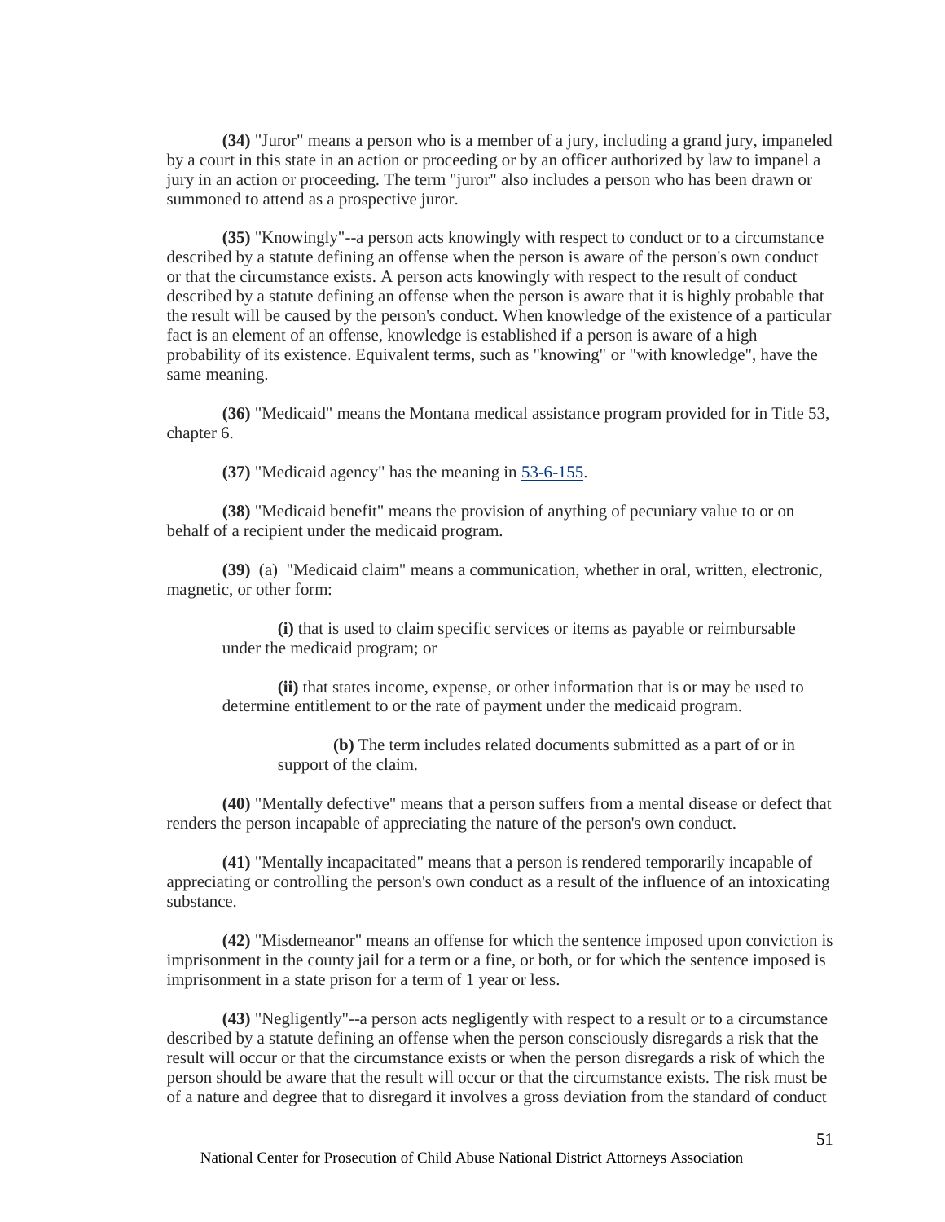**(34)** "Juror" means a person who is a member of a jury, including a grand jury, impaneled by a court in this state in an action or proceeding or by an officer authorized by law to impanel a jury in an action or proceeding. The term "juror" also includes a person who has been drawn or summoned to attend as a prospective juror.

**(35)** "Knowingly"--a person acts knowingly with respect to conduct or to a circumstance described by a statute defining an offense when the person is aware of the person's own conduct or that the circumstance exists. A person acts knowingly with respect to the result of conduct described by a statute defining an offense when the person is aware that it is highly probable that the result will be caused by the person's conduct. When knowledge of the existence of a particular fact is an element of an offense, knowledge is established if a person is aware of a high probability of its existence. Equivalent terms, such as "knowing" or "with knowledge", have the same meaning.

**(36)** "Medicaid" means the Montana medical assistance program provided for in Title 53, chapter 6.

**(37)** "Medicaid agency" has the meaning in 53-6-155.

**(38)** "Medicaid benefit" means the provision of anything of pecuniary value to or on behalf of a recipient under the medicaid program.

**(39)** (a) "Medicaid claim" means a communication, whether in oral, written, electronic, magnetic, or other form:

> **(i)** that is used to claim specific services or items as payable or reimbursable under the medicaid program; or
>
> **(ii)** that states income, expense, or other information that is or may be used to determine entitlement to or the rate of payment under the medicaid program.
>
> > **(b)** The term includes related documents submitted as a part of or in support of the claim.

**(40)** "Mentally defective" means that a person suffers from a mental disease or defect that renders the person incapable of appreciating the nature of the person's own conduct.

**(41)** "Mentally incapacitated" means that a person is rendered temporarily incapable of appreciating or controlling the person's own conduct as a result of the influence of an intoxicating substance.

**(42)** "Misdemeanor" means an offense for which the sentence imposed upon conviction is imprisonment in the county jail for a term or a fine, or both, or for which the sentence imposed is imprisonment in a state prison for a term of 1 year or less.

**(43)** "Negligently"--a person acts negligently with respect to a result or to a circumstance described by a statute defining an offense when the person consciously disregards a risk that the result will occur or that the circumstance exists or when the person disregards a risk of which the person should be aware that the result will occur or that the circumstance exists. The risk must be of a nature and degree that to disregard it involves a gross deviation from the standard of conduct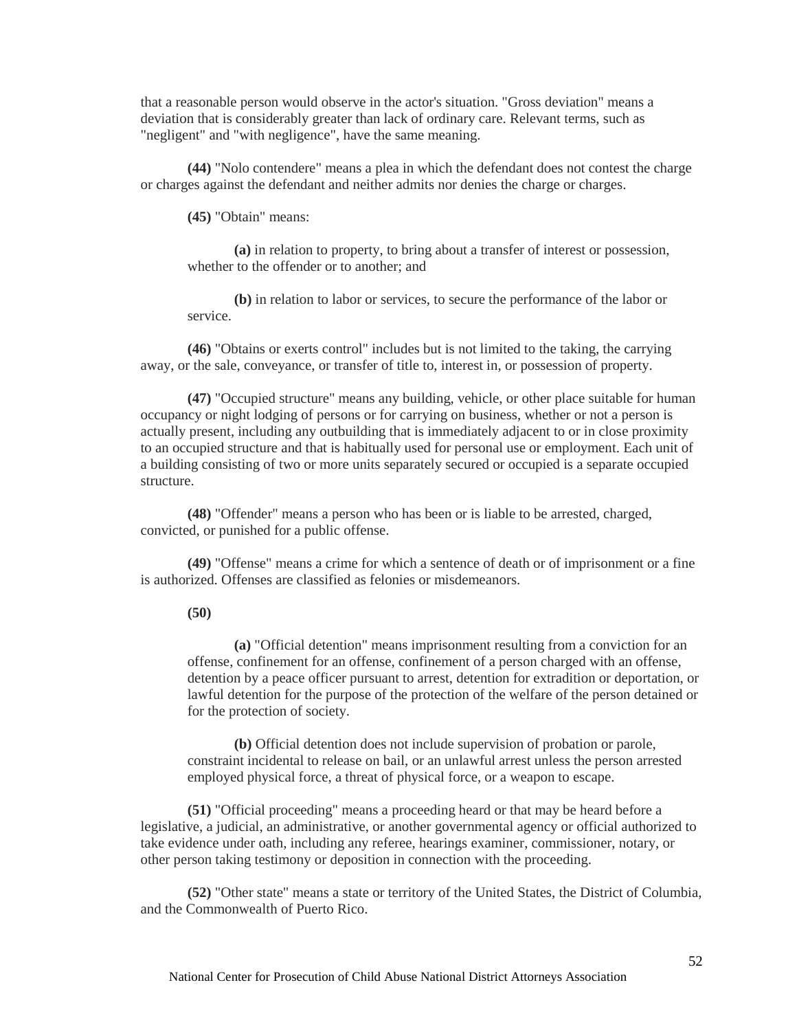that a reasonable person would observe in the actor's situation. "Gross deviation" means a deviation that is considerably greater than lack of ordinary care. Relevant terms, such as "negligent" and "with negligence", have the same meaning.

**(44)** "Nolo contendere" means a plea in which the defendant does not contest the charge or charges against the defendant and neither admits nor denies the charge or charges.

**(45)** "Obtain" means:

**(a)** in relation to property, to bring about a transfer of interest or possession, whether to the offender or to another; and

**(b)** in relation to labor or services, to secure the performance of the labor or service.

**(46)** "Obtains or exerts control" includes but is not limited to the taking, the carrying away, or the sale, conveyance, or transfer of title to, interest in, or possession of property.

**(47)** "Occupied structure" means any building, vehicle, or other place suitable for human occupancy or night lodging of persons or for carrying on business, whether or not a person is actually present, including any outbuilding that is immediately adjacent to or in close proximity to an occupied structure and that is habitually used for personal use or employment. Each unit of a building consisting of two or more units separately secured or occupied is a separate occupied structure.

**(48)** "Offender" means a person who has been or is liable to be arrested, charged, convicted, or punished for a public offense.

**(49)** "Offense" means a crime for which a sentence of death or of imprisonment or a fine is authorized. Offenses are classified as felonies or misdemeanors.

**(50)**

**(a)** "Official detention" means imprisonment resulting from a conviction for an offense, confinement for an offense, confinement of a person charged with an offense, detention by a peace officer pursuant to arrest, detention for extradition or deportation, or lawful detention for the purpose of the protection of the welfare of the person detained or for the protection of society.

**(b)** Official detention does not include supervision of probation or parole, constraint incidental to release on bail, or an unlawful arrest unless the person arrested employed physical force, a threat of physical force, or a weapon to escape.

**(51)** "Official proceeding" means a proceeding heard or that may be heard before a legislative, a judicial, an administrative, or another governmental agency or official authorized to take evidence under oath, including any referee, hearings examiner, commissioner, notary, or other person taking testimony or deposition in connection with the proceeding.

**(52)** "Other state" means a state or territory of the United States, the District of Columbia, and the Commonwealth of Puerto Rico.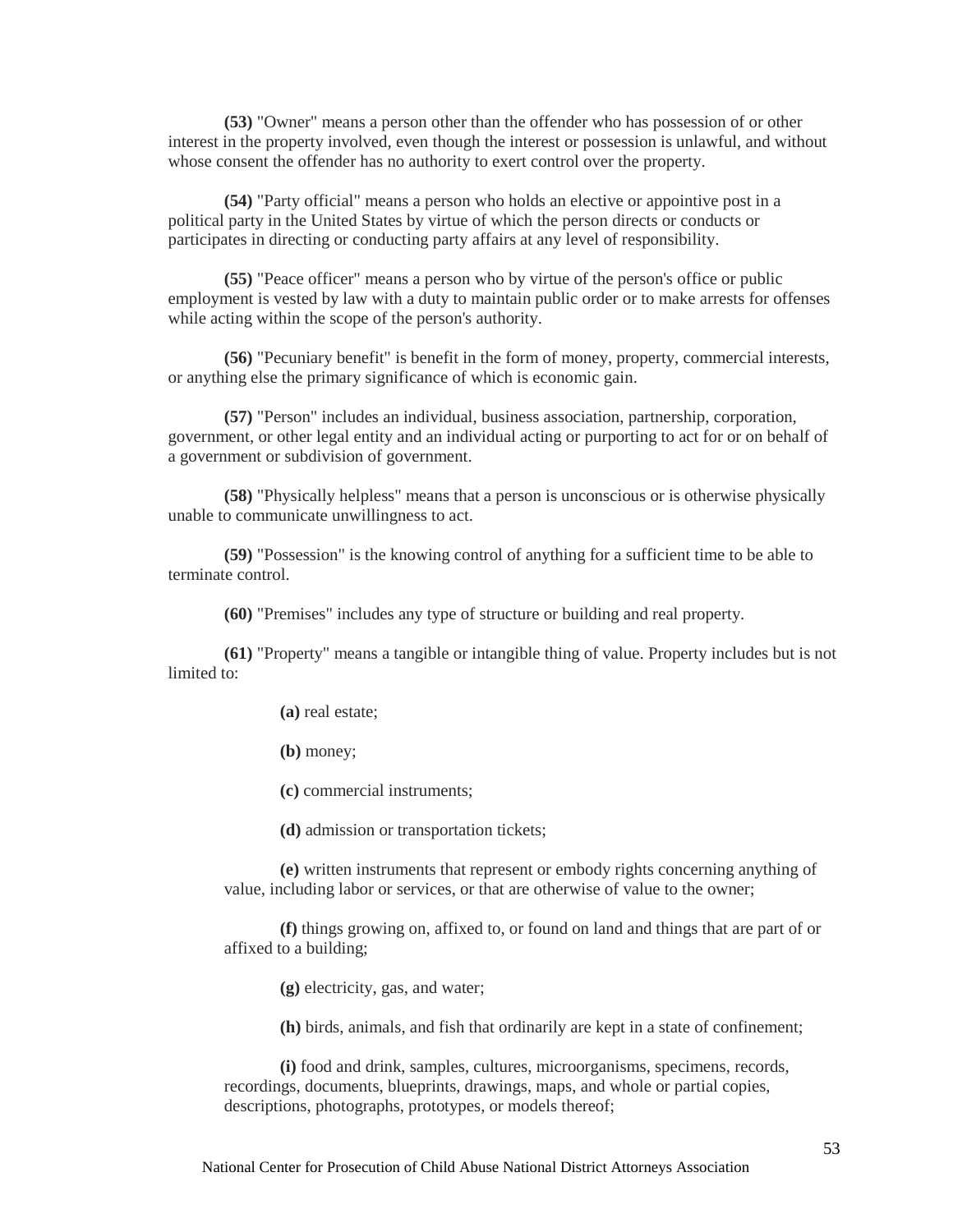**(53)** "Owner" means a person other than the offender who has possession of or other interest in the property involved, even though the interest or possession is unlawful, and without whose consent the offender has no authority to exert control over the property.

**(54)** "Party official" means a person who holds an elective or appointive post in a political party in the United States by virtue of which the person directs or conducts or participates in directing or conducting party affairs at any level of responsibility.

**(55)** "Peace officer" means a person who by virtue of the person's office or public employment is vested by law with a duty to maintain public order or to make arrests for offenses while acting within the scope of the person's authority.

**(56)** "Pecuniary benefit" is benefit in the form of money, property, commercial interests, or anything else the primary significance of which is economic gain.

**(57)** "Person" includes an individual, business association, partnership, corporation, government, or other legal entity and an individual acting or purporting to act for or on behalf of a government or subdivision of government.

**(58)** "Physically helpless" means that a person is unconscious or is otherwise physically unable to communicate unwillingness to act.

**(59)** "Possession" is the knowing control of anything for a sufficient time to be able to terminate control.

**(60)** "Premises" includes any type of structure or building and real property.

**(61)** "Property" means a tangible or intangible thing of value. Property includes but is not limited to:

**(a)** real estate;

**(b)** money;

**(c)** commercial instruments;

**(d)** admission or transportation tickets;

**(e)** written instruments that represent or embody rights concerning anything of value, including labor or services, or that are otherwise of value to the owner;

**(f)** things growing on, affixed to, or found on land and things that are part of or affixed to a building;

**(g)** electricity, gas, and water;

**(h)** birds, animals, and fish that ordinarily are kept in a state of confinement;

**(i)** food and drink, samples, cultures, microorganisms, specimens, records, recordings, documents, blueprints, drawings, maps, and whole or partial copies, descriptions, photographs, prototypes, or models thereof;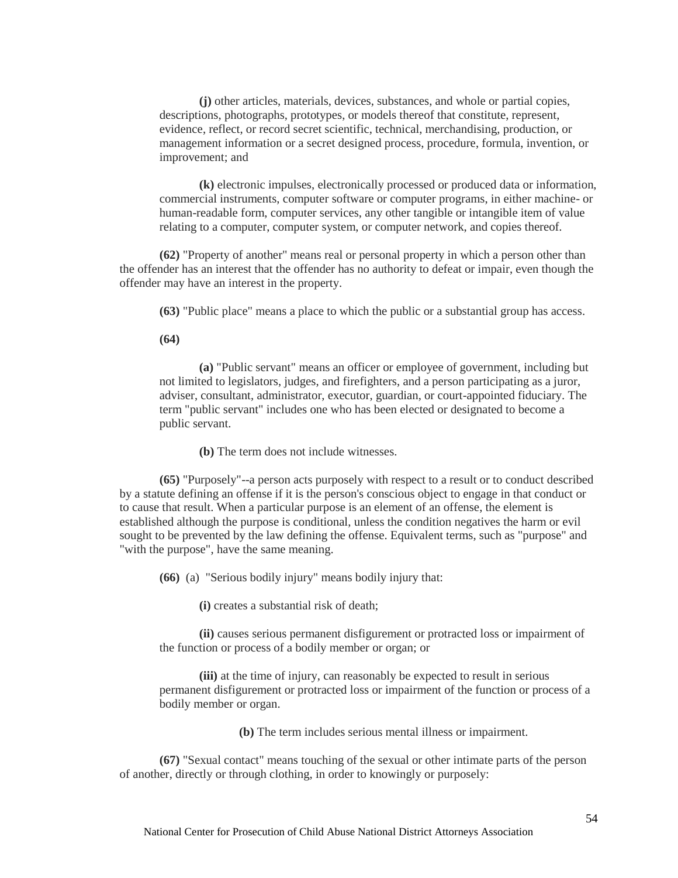**(j)** other articles, materials, devices, substances, and whole or partial copies, descriptions, photographs, prototypes, or models thereof that constitute, represent, evidence, reflect, or record secret scientific, technical, merchandising, production, or management information or a secret designed process, procedure, formula, invention, or improvement; and

**(k)** electronic impulses, electronically processed or produced data or information, commercial instruments, computer software or computer programs, in either machine- or human-readable form, computer services, any other tangible or intangible item of value relating to a computer, computer system, or computer network, and copies thereof.

**(62)** "Property of another" means real or personal property in which a person other than the offender has an interest that the offender has no authority to defeat or impair, even though the offender may have an interest in the property.

**(63)** "Public place" means a place to which the public or a substantial group has access.

**(64)**

**(a)** "Public servant" means an officer or employee of government, including but not limited to legislators, judges, and firefighters, and a person participating as a juror, adviser, consultant, administrator, executor, guardian, or court-appointed fiduciary. The term "public servant" includes one who has been elected or designated to become a public servant.

**(b)** The term does not include witnesses.

**(65)** "Purposely"--a person acts purposely with respect to a result or to conduct described by a statute defining an offense if it is the person's conscious object to engage in that conduct or to cause that result. When a particular purpose is an element of an offense, the element is established although the purpose is conditional, unless the condition negatives the harm or evil sought to be prevented by the law defining the offense. Equivalent terms, such as "purpose" and "with the purpose", have the same meaning.

**(66)** (a) "Serious bodily injury" means bodily injury that:

**(i)** creates a substantial risk of death;

**(ii)** causes serious permanent disfigurement or protracted loss or impairment of the function or process of a bodily member or organ; or

**(iii)** at the time of injury, can reasonably be expected to result in serious permanent disfigurement or protracted loss or impairment of the function or process of a bodily member or organ.

**(b)** The term includes serious mental illness or impairment.

**(67)** "Sexual contact" means touching of the sexual or other intimate parts of the person of another, directly or through clothing, in order to knowingly or purposely: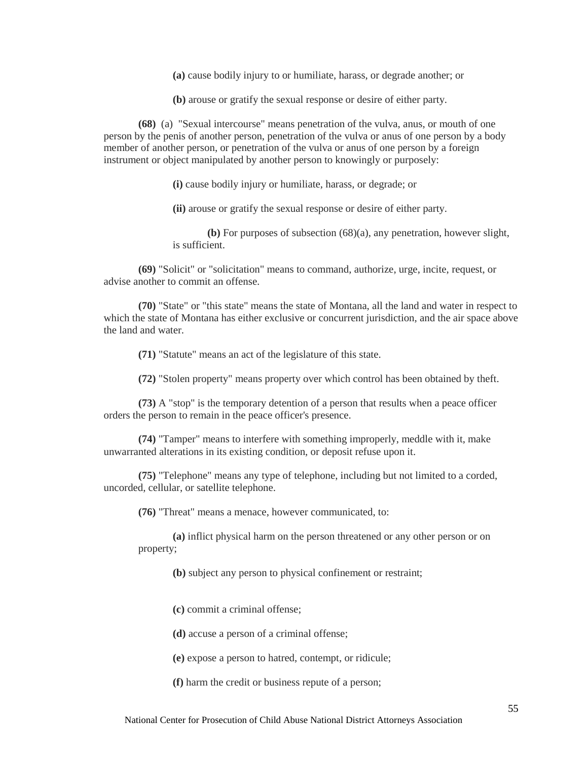**(a)** cause bodily injury to or humiliate, harass, or degrade another; or

**(b)** arouse or gratify the sexual response or desire of either party.

**(68)** (a) "Sexual intercourse" means penetration of the vulva, anus, or mouth of one person by the penis of another person, penetration of the vulva or anus of one person by a body member of another person, or penetration of the vulva or anus of one person by a foreign instrument or object manipulated by another person to knowingly or purposely:

**(i)** cause bodily injury or humiliate, harass, or degrade; or

**(ii)** arouse or gratify the sexual response or desire of either party.

**(b)** For purposes of subsection (68)(a), any penetration, however slight, is sufficient.

**(69)** "Solicit" or "solicitation" means to command, authorize, urge, incite, request, or advise another to commit an offense.

**(70)** "State" or "this state" means the state of Montana, all the land and water in respect to which the state of Montana has either exclusive or concurrent jurisdiction, and the air space above the land and water.

**(71)** "Statute" means an act of the legislature of this state.

**(72)** "Stolen property" means property over which control has been obtained by theft.

**(73)** A "stop" is the temporary detention of a person that results when a peace officer orders the person to remain in the peace officer's presence.

**(74)** "Tamper" means to interfere with something improperly, meddle with it, make unwarranted alterations in its existing condition, or deposit refuse upon it.

**(75)** "Telephone" means any type of telephone, including but not limited to a corded, uncorded, cellular, or satellite telephone.

**(76)** "Threat" means a menace, however communicated, to:

**(a)** inflict physical harm on the person threatened or any other person or on property;

**(b)** subject any person to physical confinement or restraint;

**(c)** commit a criminal offense;

**(d)** accuse a person of a criminal offense;

**(e)** expose a person to hatred, contempt, or ridicule;

**(f)** harm the credit or business repute of a person;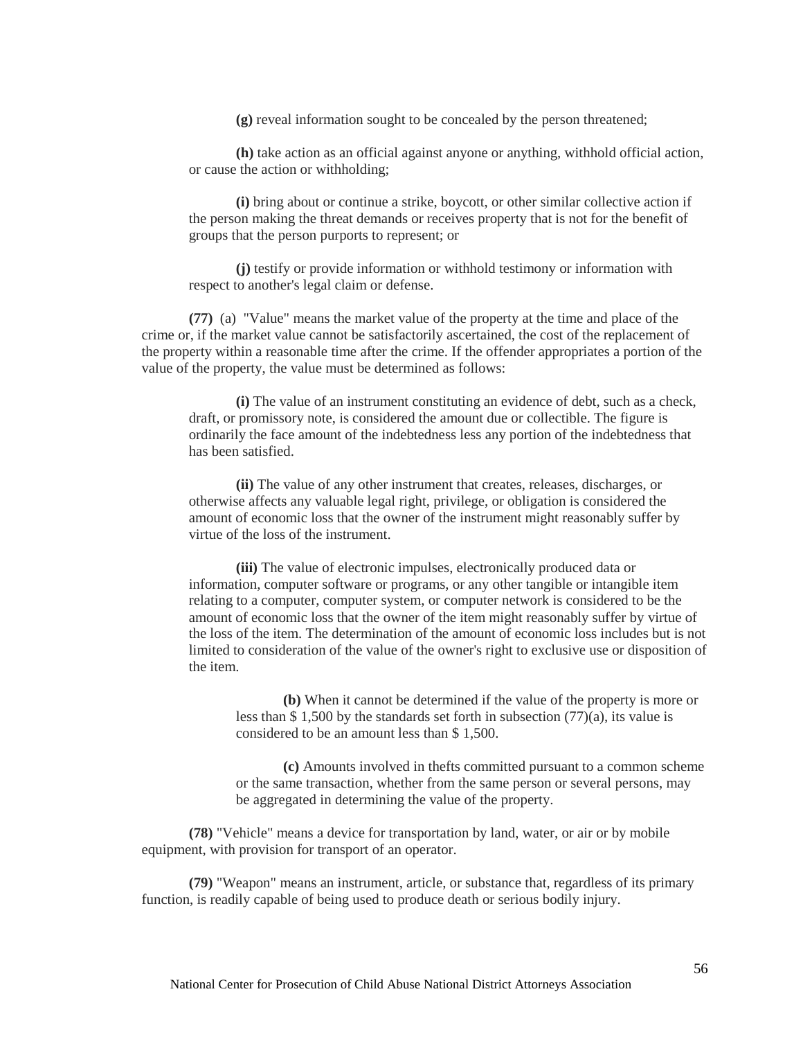**(g)** reveal information sought to be concealed by the person threatened;

**(h)** take action as an official against anyone or anything, withhold official action, or cause the action or withholding;

**(i)** bring about or continue a strike, boycott, or other similar collective action if the person making the threat demands or receives property that is not for the benefit of groups that the person purports to represent; or

**(j)** testify or provide information or withhold testimony or information with respect to another's legal claim or defense.

**(77)** (a) "Value" means the market value of the property at the time and place of the crime or, if the market value cannot be satisfactorily ascertained, the cost of the replacement of the property within a reasonable time after the crime. If the offender appropriates a portion of the value of the property, the value must be determined as follows:

**(i)** The value of an instrument constituting an evidence of debt, such as a check, draft, or promissory note, is considered the amount due or collectible. The figure is ordinarily the face amount of the indebtedness less any portion of the indebtedness that has been satisfied.

**(ii)** The value of any other instrument that creates, releases, discharges, or otherwise affects any valuable legal right, privilege, or obligation is considered the amount of economic loss that the owner of the instrument might reasonably suffer by virtue of the loss of the instrument.

**(iii)** The value of electronic impulses, electronically produced data or information, computer software or programs, or any other tangible or intangible item relating to a computer, computer system, or computer network is considered to be the amount of economic loss that the owner of the item might reasonably suffer by virtue of the loss of the item. The determination of the amount of economic loss includes but is not limited to consideration of the value of the owner's right to exclusive use or disposition of the item.

**(b)** When it cannot be determined if the value of the property is more or less than $ 1,500 by the standards set forth in subsection (77)(a), its value is considered to be an amount less than $ 1,500.

**(c)** Amounts involved in thefts committed pursuant to a common scheme or the same transaction, whether from the same person or several persons, may be aggregated in determining the value of the property.

**(78)** "Vehicle" means a device for transportation by land, water, or air or by mobile equipment, with provision for transport of an operator.

**(79)** "Weapon" means an instrument, article, or substance that, regardless of its primary function, is readily capable of being used to produce death or serious bodily injury.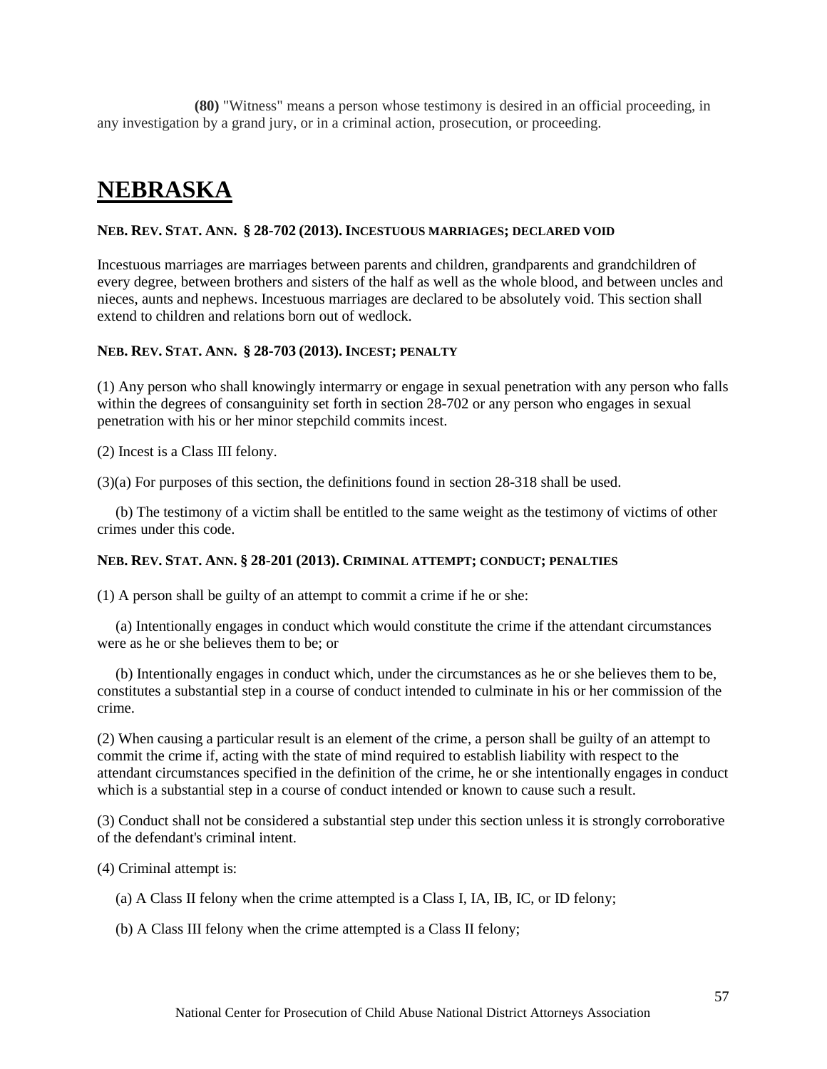**(80)** "Witness" means a person whose testimony is desired in an official proceeding, in any investigation by a grand jury, or in a criminal action, prosecution, or proceeding.

# NEBRASKA

#### NEB. REV. STAT. ANN. § 28-702 (2013). INCESTUOUS MARRIAGES; DECLARED VOID

Incestuous marriages are marriages between parents and children, grandparents and grandchildren of every degree, between brothers and sisters of the half as well as the whole blood, and between uncles and nieces, aunts and nephews. Incestuous marriages are declared to be absolutely void. This section shall extend to children and relations born out of wedlock.

#### NEB. REV. STAT. ANN. § 28-703 (2013). INCEST; PENALTY

(1) Any person who shall knowingly intermarry or engage in sexual penetration with any person who falls within the degrees of consanguinity set forth in section 28-702 or any person who engages in sexual penetration with his or her minor stepchild commits incest.

(2) Incest is a Class III felony.

(3)(a) For purposes of this section, the definitions found in section 28-318 shall be used.

(b) The testimony of a victim shall be entitled to the same weight as the testimony of victims of other crimes under this code.

#### NEB. REV. STAT. ANN. § 28-201 (2013). CRIMINAL ATTEMPT; CONDUCT; PENALTIES

(1) A person shall be guilty of an attempt to commit a crime if he or she:

(a) Intentionally engages in conduct which would constitute the crime if the attendant circumstances were as he or she believes them to be; or

(b) Intentionally engages in conduct which, under the circumstances as he or she believes them to be, constitutes a substantial step in a course of conduct intended to culminate in his or her commission of the crime.

(2) When causing a particular result is an element of the crime, a person shall be guilty of an attempt to commit the crime if, acting with the state of mind required to establish liability with respect to the attendant circumstances specified in the definition of the crime, he or she intentionally engages in conduct which is a substantial step in a course of conduct intended or known to cause such a result.

(3) Conduct shall not be considered a substantial step under this section unless it is strongly corroborative of the defendant's criminal intent.

(4) Criminal attempt is:

(a) A Class II felony when the crime attempted is a Class I, IA, IB, IC, or ID felony;

(b) A Class III felony when the crime attempted is a Class II felony;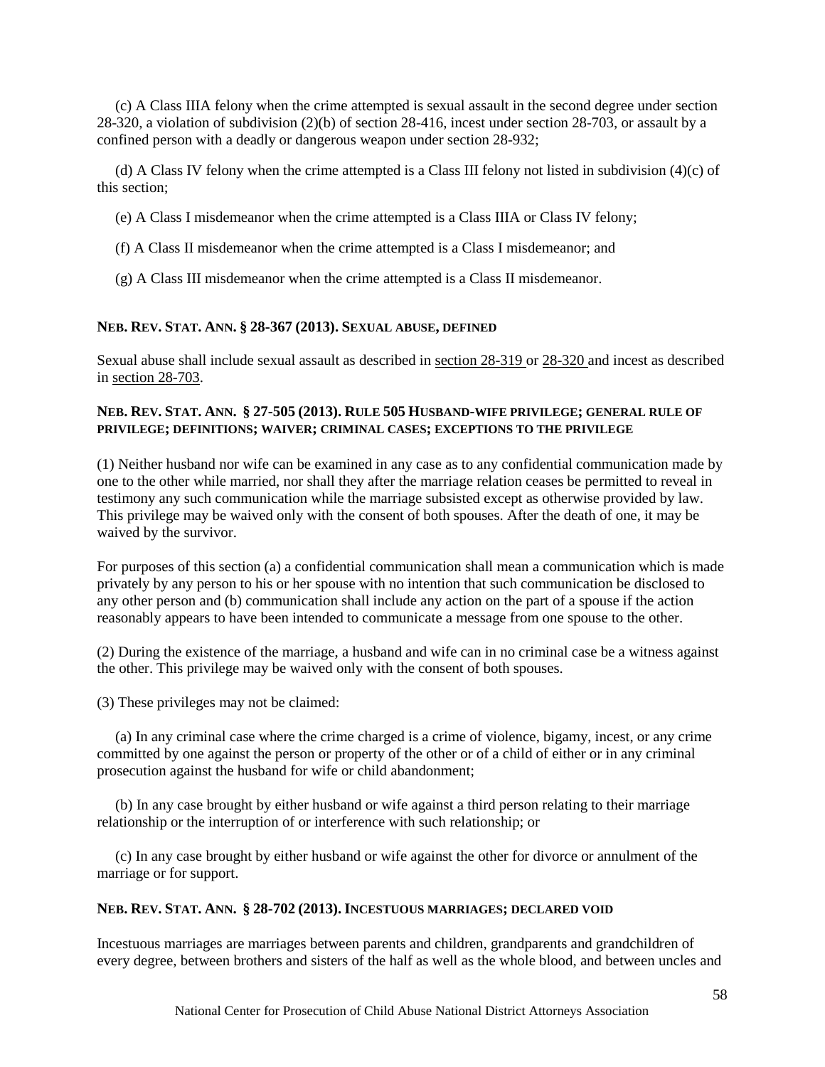(c) A Class IIIA felony when the crime attempted is sexual assault in the second degree under section 28-320, a violation of subdivision (2)(b) of section 28-416, incest under section 28-703, or assault by a confined person with a deadly or dangerous weapon under section 28-932;

(d) A Class IV felony when the crime attempted is a Class III felony not listed in subdivision (4)(c) of this section;

(e) A Class I misdemeanor when the crime attempted is a Class IIIA or Class IV felony;

(f) A Class II misdemeanor when the crime attempted is a Class I misdemeanor; and

(g) A Class III misdemeanor when the crime attempted is a Class II misdemeanor.

#### NEB. REV. STAT. ANN. § 28-367 (2013). SEXUAL ABUSE, DEFINED

Sexual abuse shall include sexual assault as described in section 28-319 or 28-320 and incest as described in section 28-703.

#### NEB. REV. STAT. ANN. § 27-505 (2013). RULE 505 HUSBAND-WIFE PRIVILEGE; GENERAL RULE OF PRIVILEGE; DEFINITIONS; WAIVER; CRIMINAL CASES; EXCEPTIONS TO THE PRIVILEGE

(1) Neither husband nor wife can be examined in any case as to any confidential communication made by one to the other while married, nor shall they after the marriage relation ceases be permitted to reveal in testimony any such communication while the marriage subsisted except as otherwise provided by law. This privilege may be waived only with the consent of both spouses. After the death of one, it may be waived by the survivor.

For purposes of this section (a) a confidential communication shall mean a communication which is made privately by any person to his or her spouse with no intention that such communication be disclosed to any other person and (b) communication shall include any action on the part of a spouse if the action reasonably appears to have been intended to communicate a message from one spouse to the other.

(2) During the existence of the marriage, a husband and wife can in no criminal case be a witness against the other. This privilege may be waived only with the consent of both spouses.

(3) These privileges may not be claimed:

(a) In any criminal case where the crime charged is a crime of violence, bigamy, incest, or any crime committed by one against the person or property of the other or of a child of either or in any criminal prosecution against the husband for wife or child abandonment;

(b) In any case brought by either husband or wife against a third person relating to their marriage relationship or the interruption of or interference with such relationship; or

(c) In any case brought by either husband or wife against the other for divorce or annulment of the marriage or for support.

#### NEB. REV. STAT. ANN. § 28-702 (2013). INCESTUOUS MARRIAGES; DECLARED VOID

Incestuous marriages are marriages between parents and children, grandparents and grandchildren of every degree, between brothers and sisters of the half as well as the whole blood, and between uncles and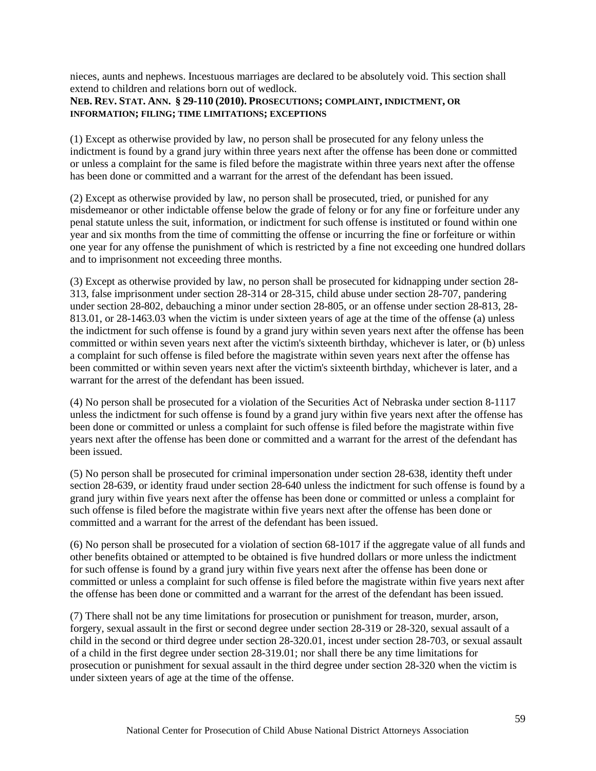nieces, aunts and nephews. Incestuous marriages are declared to be absolutely void. This section shall extend to children and relations born out of wedlock.

**NEB. REV. STAT. ANN. § 29-110 (2010). PROSECUTIONS; COMPLAINT, INDICTMENT, OR INFORMATION; FILING; TIME LIMITATIONS; EXCEPTIONS**

(1) Except as otherwise provided by law, no person shall be prosecuted for any felony unless the indictment is found by a grand jury within three years next after the offense has been done or committed or unless a complaint for the same is filed before the magistrate within three years next after the offense has been done or committed and a warrant for the arrest of the defendant has been issued.

(2) Except as otherwise provided by law, no person shall be prosecuted, tried, or punished for any misdemeanor or other indictable offense below the grade of felony or for any fine or forfeiture under any penal statute unless the suit, information, or indictment for such offense is instituted or found within one year and six months from the time of committing the offense or incurring the fine or forfeiture or within one year for any offense the punishment of which is restricted by a fine not exceeding one hundred dollars and to imprisonment not exceeding three months.

(3) Except as otherwise provided by law, no person shall be prosecuted for kidnapping under section 28-313, false imprisonment under section 28-314 or 28-315, child abuse under section 28-707, pandering under section 28-802, debauching a minor under section 28-805, or an offense under section 28-813, 28-813.01, or 28-1463.03 when the victim is under sixteen years of age at the time of the offense (a) unless the indictment for such offense is found by a grand jury within seven years next after the offense has been committed or within seven years next after the victim's sixteenth birthday, whichever is later, or (b) unless a complaint for such offense is filed before the magistrate within seven years next after the offense has been committed or within seven years next after the victim's sixteenth birthday, whichever is later, and a warrant for the arrest of the defendant has been issued.

(4) No person shall be prosecuted for a violation of the Securities Act of Nebraska under section 8-1117 unless the indictment for such offense is found by a grand jury within five years next after the offense has been done or committed or unless a complaint for such offense is filed before the magistrate within five years next after the offense has been done or committed and a warrant for the arrest of the defendant has been issued.

(5) No person shall be prosecuted for criminal impersonation under section 28-638, identity theft under section 28-639, or identity fraud under section 28-640 unless the indictment for such offense is found by a grand jury within five years next after the offense has been done or committed or unless a complaint for such offense is filed before the magistrate within five years next after the offense has been done or committed and a warrant for the arrest of the defendant has been issued.

(6) No person shall be prosecuted for a violation of section 68-1017 if the aggregate value of all funds and other benefits obtained or attempted to be obtained is five hundred dollars or more unless the indictment for such offense is found by a grand jury within five years next after the offense has been done or committed or unless a complaint for such offense is filed before the magistrate within five years next after the offense has been done or committed and a warrant for the arrest of the defendant has been issued.

(7) There shall not be any time limitations for prosecution or punishment for treason, murder, arson, forgery, sexual assault in the first or second degree under section 28-319 or 28-320, sexual assault of a child in the second or third degree under section 28-320.01, incest under section 28-703, or sexual assault of a child in the first degree under section 28-319.01; nor shall there be any time limitations for prosecution or punishment for sexual assault in the third degree under section 28-320 when the victim is under sixteen years of age at the time of the offense.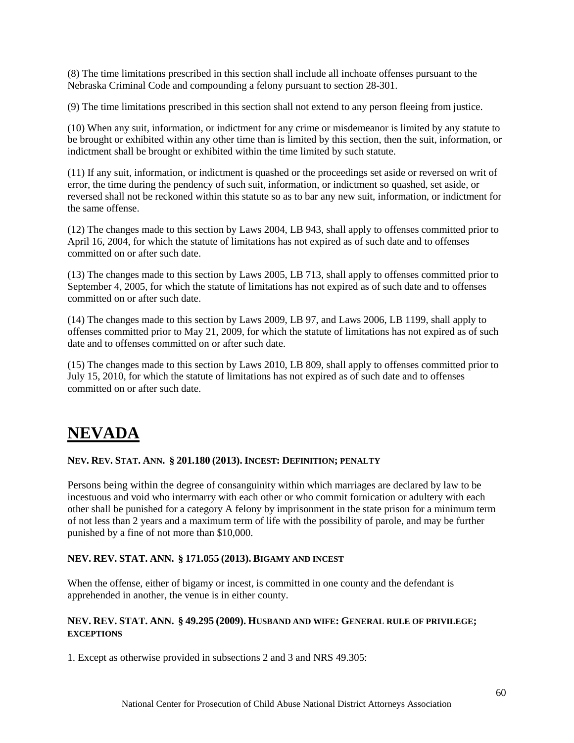(8) The time limitations prescribed in this section shall include all inchoate offenses pursuant to the Nebraska Criminal Code and compounding a felony pursuant to section 28-301.

(9) The time limitations prescribed in this section shall not extend to any person fleeing from justice.

(10) When any suit, information, or indictment for any crime or misdemeanor is limited by any statute to be brought or exhibited within any other time than is limited by this section, then the suit, information, or indictment shall be brought or exhibited within the time limited by such statute.

(11) If any suit, information, or indictment is quashed or the proceedings set aside or reversed on writ of error, the time during the pendency of such suit, information, or indictment so quashed, set aside, or reversed shall not be reckoned within this statute so as to bar any new suit, information, or indictment for the same offense.

(12) The changes made to this section by Laws 2004, LB 943, shall apply to offenses committed prior to April 16, 2004, for which the statute of limitations has not expired as of such date and to offenses committed on or after such date.

(13) The changes made to this section by Laws 2005, LB 713, shall apply to offenses committed prior to September 4, 2005, for which the statute of limitations has not expired as of such date and to offenses committed on or after such date.

(14) The changes made to this section by Laws 2009, LB 97, and Laws 2006, LB 1199, shall apply to offenses committed prior to May 21, 2009, for which the statute of limitations has not expired as of such date and to offenses committed on or after such date.

(15) The changes made to this section by Laws 2010, LB 809, shall apply to offenses committed prior to July 15, 2010, for which the statute of limitations has not expired as of such date and to offenses committed on or after such date.

# NEVADA

**NEV. REV. STAT. ANN. § 201.180 (2013). INCEST: DEFINITION; PENALTY**

Persons being within the degree of consanguinity within which marriages are declared by law to be incestuous and void who intermarry with each other or who commit fornication or adultery with each other shall be punished for a category A felony by imprisonment in the state prison for a minimum term of not less than 2 years and a maximum term of life with the possibility of parole, and may be further punished by a fine of not more than $10,000.

**NEV. REV. STAT. ANN. § 171.055 (2013). BIGAMY AND INCEST**

When the offense, either of bigamy or incest, is committed in one county and the defendant is apprehended in another, the venue is in either county.

**NEV. REV. STAT. ANN. § 49.295 (2009). HUSBAND AND WIFE: GENERAL RULE OF PRIVILEGE; EXCEPTIONS**

1. Except as otherwise provided in subsections 2 and 3 and NRS 49.305: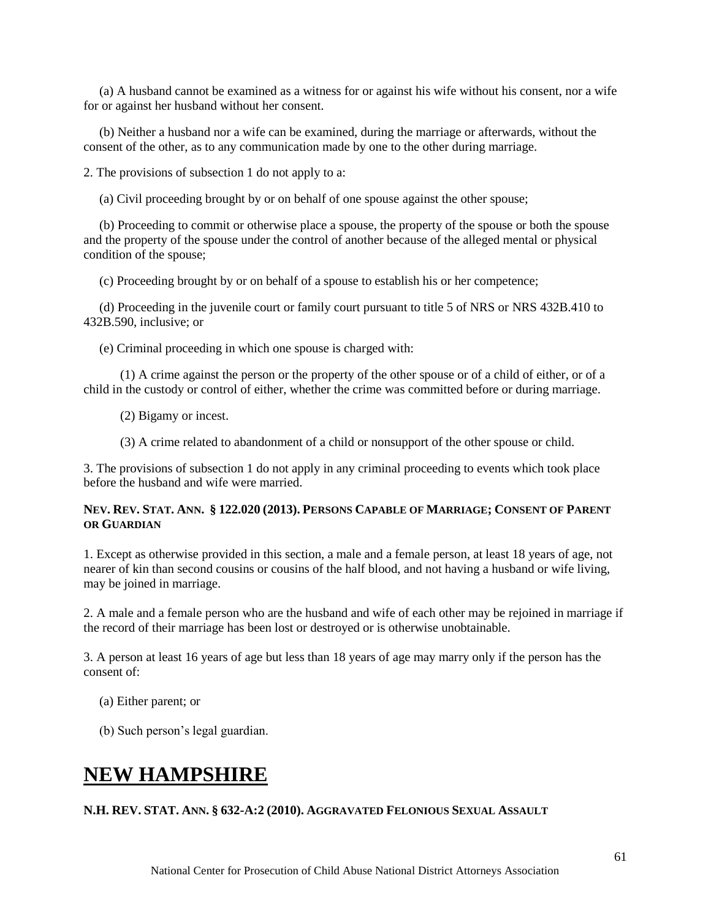(a) A husband cannot be examined as a witness for or against his wife without his consent, nor a wife for or against her husband without her consent.

(b) Neither a husband nor a wife can be examined, during the marriage or afterwards, without the consent of the other, as to any communication made by one to the other during marriage.

2. The provisions of subsection 1 do not apply to a:

(a) Civil proceeding brought by or on behalf of one spouse against the other spouse;

(b) Proceeding to commit or otherwise place a spouse, the property of the spouse or both the spouse and the property of the spouse under the control of another because of the alleged mental or physical condition of the spouse;

(c) Proceeding brought by or on behalf of a spouse to establish his or her competence;

(d) Proceeding in the juvenile court or family court pursuant to title 5 of NRS or NRS 432B.410 to 432B.590, inclusive; or

(e) Criminal proceeding in which one spouse is charged with:

(1) A crime against the person or the property of the other spouse or of a child of either, or of a child in the custody or control of either, whether the crime was committed before or during marriage.

(2) Bigamy or incest.

(3) A crime related to abandonment of a child or nonsupport of the other spouse or child.

3. The provisions of subsection 1 do not apply in any criminal proceeding to events which took place before the husband and wife were married.

**NEV. REV. STAT. ANN. § 122.020 (2013). PERSONS CAPABLE OF MARRIAGE; CONSENT OF PARENT OR GUARDIAN**

1. Except as otherwise provided in this section, a male and a female person, at least 18 years of age, not nearer of kin than second cousins or cousins of the half blood, and not having a husband or wife living, may be joined in marriage.

2. A male and a female person who are the husband and wife of each other may be rejoined in marriage if the record of their marriage has been lost or destroyed or is otherwise unobtainable.

3. A person at least 16 years of age but less than 18 years of age may marry only if the person has the consent of:

(a) Either parent; or

(b) Such person's legal guardian.

# NEW HAMPSHIRE

**N.H. REV. STAT. ANN. § 632-A:2 (2010). AGGRAVATED FELONIOUS SEXUAL ASSAULT**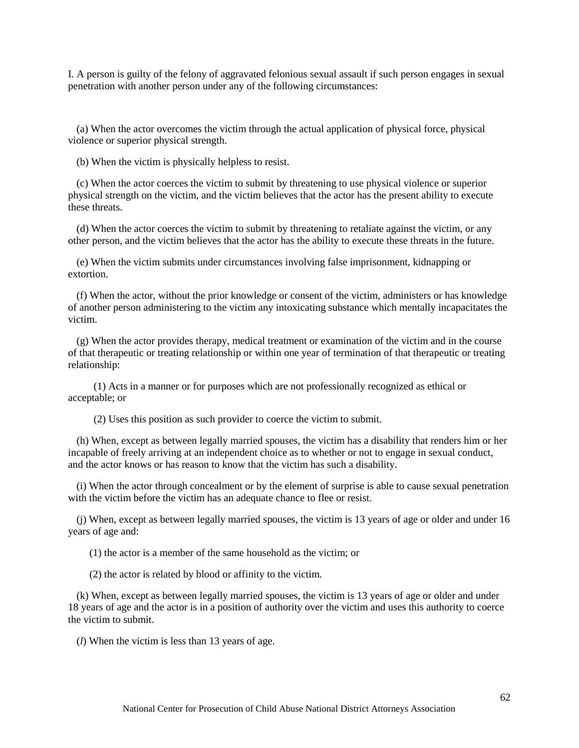I. A person is guilty of the felony of aggravated felonious sexual assault if such person engages in sexual penetration with another person under any of the following circumstances:

(a) When the actor overcomes the victim through the actual application of physical force, physical violence or superior physical strength.

(b) When the victim is physically helpless to resist.

(c) When the actor coerces the victim to submit by threatening to use physical violence or superior physical strength on the victim, and the victim believes that the actor has the present ability to execute these threats.

(d) When the actor coerces the victim to submit by threatening to retaliate against the victim, or any other person, and the victim believes that the actor has the ability to execute these threats in the future.

(e) When the victim submits under circumstances involving false imprisonment, kidnapping or extortion.

(f) When the actor, without the prior knowledge or consent of the victim, administers or has knowledge of another person administering to the victim any intoxicating substance which mentally incapacitates the victim.

(g) When the actor provides therapy, medical treatment or examination of the victim and in the course of that therapeutic or treating relationship or within one year of termination of that therapeutic or treating relationship:

(1) Acts in a manner or for purposes which are not professionally recognized as ethical or acceptable; or

(2) Uses this position as such provider to coerce the victim to submit.

(h) When, except as between legally married spouses, the victim has a disability that renders him or her incapable of freely arriving at an independent choice as to whether or not to engage in sexual conduct, and the actor knows or has reason to know that the victim has such a disability.

(i) When the actor through concealment or by the element of surprise is able to cause sexual penetration with the victim before the victim has an adequate chance to flee or resist.

(j) When, except as between legally married spouses, the victim is 13 years of age or older and under 16 years of age and:

(1) the actor is a member of the same household as the victim; or

(2) the actor is related by blood or affinity to the victim.

(k) When, except as between legally married spouses, the victim is 13 years of age or older and under 18 years of age and the actor is in a position of authority over the victim and uses this authority to coerce the victim to submit.

(*l*) When the victim is less than 13 years of age.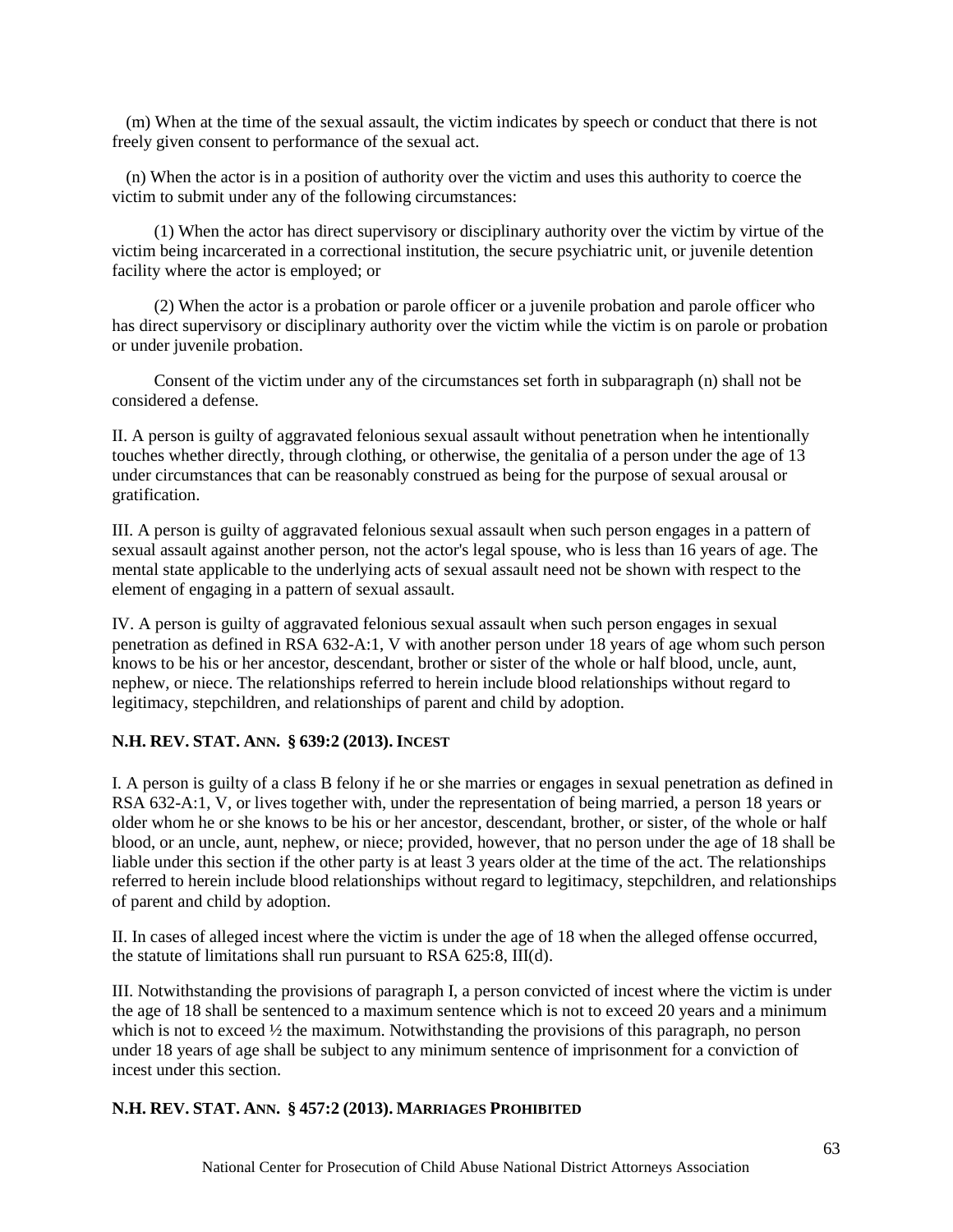(m) When at the time of the sexual assault, the victim indicates by speech or conduct that there is not freely given consent to performance of the sexual act.

(n) When the actor is in a position of authority over the victim and uses this authority to coerce the victim to submit under any of the following circumstances:

(1) When the actor has direct supervisory or disciplinary authority over the victim by virtue of the victim being incarcerated in a correctional institution, the secure psychiatric unit, or juvenile detention facility where the actor is employed; or

(2) When the actor is a probation or parole officer or a juvenile probation and parole officer who has direct supervisory or disciplinary authority over the victim while the victim is on parole or probation or under juvenile probation.

Consent of the victim under any of the circumstances set forth in subparagraph (n) shall not be considered a defense.

II. A person is guilty of aggravated felonious sexual assault without penetration when he intentionally touches whether directly, through clothing, or otherwise, the genitalia of a person under the age of 13 under circumstances that can be reasonably construed as being for the purpose of sexual arousal or gratification.

III. A person is guilty of aggravated felonious sexual assault when such person engages in a pattern of sexual assault against another person, not the actor's legal spouse, who is less than 16 years of age. The mental state applicable to the underlying acts of sexual assault need not be shown with respect to the element of engaging in a pattern of sexual assault.

IV. A person is guilty of aggravated felonious sexual assault when such person engages in sexual penetration as defined in RSA 632-A:1, V with another person under 18 years of age whom such person knows to be his or her ancestor, descendant, brother or sister of the whole or half blood, uncle, aunt, nephew, or niece. The relationships referred to herein include blood relationships without regard to legitimacy, stepchildren, and relationships of parent and child by adoption.

**N.H. REV. STAT. ANN. § 639:2 (2013). INCEST**

I. A person is guilty of a class B felony if he or she marries or engages in sexual penetration as defined in RSA 632-A:1, V, or lives together with, under the representation of being married, a person 18 years or older whom he or she knows to be his or her ancestor, descendant, brother, or sister, of the whole or half blood, or an uncle, aunt, nephew, or niece; provided, however, that no person under the age of 18 shall be liable under this section if the other party is at least 3 years older at the time of the act. The relationships referred to herein include blood relationships without regard to legitimacy, stepchildren, and relationships of parent and child by adoption.

II. In cases of alleged incest where the victim is under the age of 18 when the alleged offense occurred, the statute of limitations shall run pursuant to RSA 625:8, III(d).

III. Notwithstanding the provisions of paragraph I, a person convicted of incest where the victim is under the age of 18 shall be sentenced to a maximum sentence which is not to exceed 20 years and a minimum which is not to exceed ½ the maximum. Notwithstanding the provisions of this paragraph, no person under 18 years of age shall be subject to any minimum sentence of imprisonment for a conviction of incest under this section.

**N.H. REV. STAT. ANN. § 457:2 (2013). MARRIAGES PROHIBITED**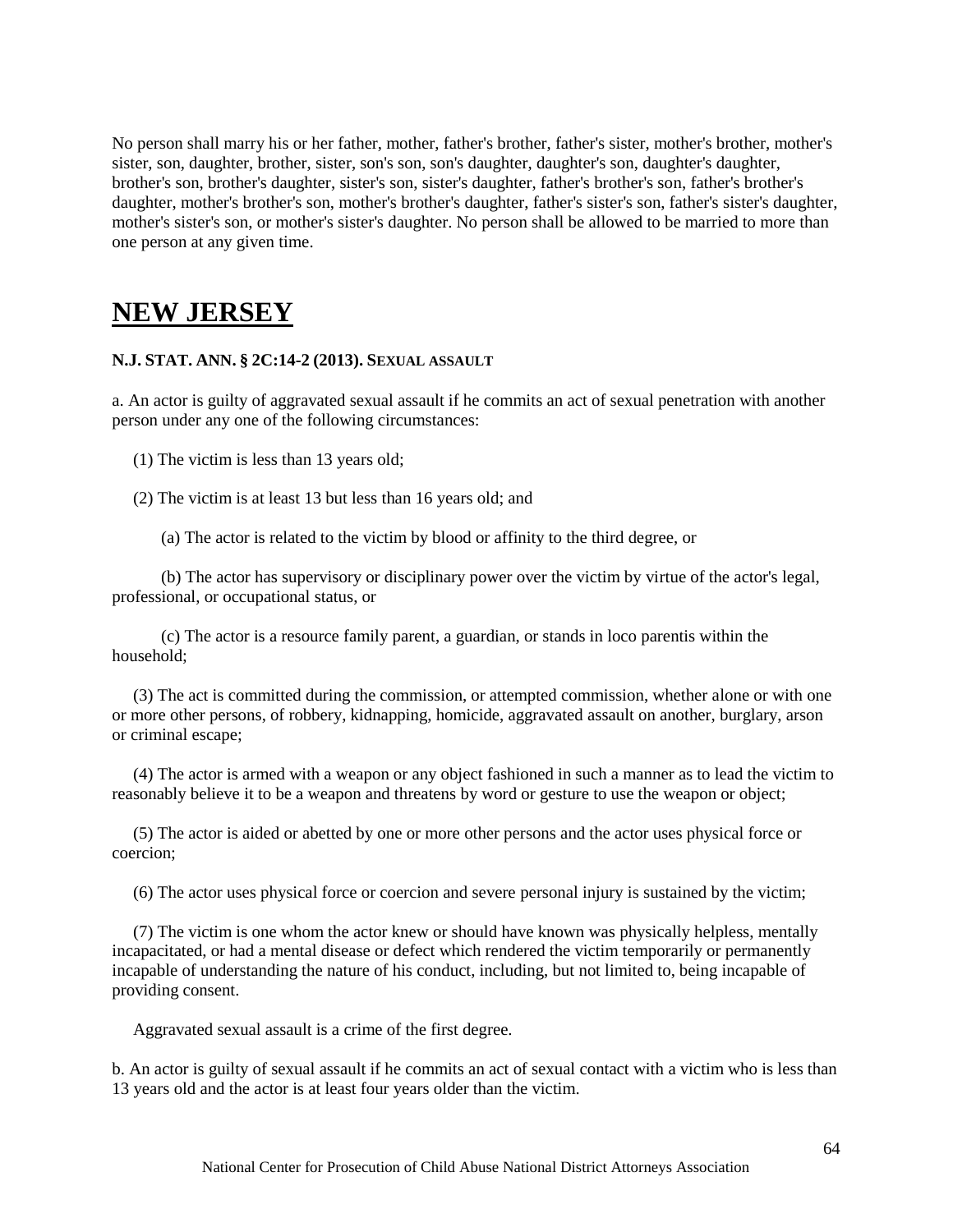No person shall marry his or her father, mother, father's brother, father's sister, mother's brother, mother's sister, son, daughter, brother, sister, son's son, son's daughter, daughter's son, daughter's daughter, brother's son, brother's daughter, sister's son, sister's daughter, father's brother's son, father's brother's daughter, mother's brother's son, mother's brother's daughter, father's sister's son, father's sister's daughter, mother's sister's son, or mother's sister's daughter. No person shall be allowed to be married to more than one person at any given time.

# NEW JERSEY

**N.J. STAT. ANN. § 2C:14-2 (2013). SEXUAL ASSAULT**

a. An actor is guilty of aggravated sexual assault if he commits an act of sexual penetration with another person under any one of the following circumstances:

(1) The victim is less than 13 years old;

(2) The victim is at least 13 but less than 16 years old; and

(a) The actor is related to the victim by blood or affinity to the third degree, or

(b) The actor has supervisory or disciplinary power over the victim by virtue of the actor's legal, professional, or occupational status, or

(c) The actor is a resource family parent, a guardian, or stands in loco parentis within the household;

(3) The act is committed during the commission, or attempted commission, whether alone or with one or more other persons, of robbery, kidnapping, homicide, aggravated assault on another, burglary, arson or criminal escape;

(4) The actor is armed with a weapon or any object fashioned in such a manner as to lead the victim to reasonably believe it to be a weapon and threatens by word or gesture to use the weapon or object;

(5) The actor is aided or abetted by one or more other persons and the actor uses physical force or coercion;

(6) The actor uses physical force or coercion and severe personal injury is sustained by the victim;

(7) The victim is one whom the actor knew or should have known was physically helpless, mentally incapacitated, or had a mental disease or defect which rendered the victim temporarily or permanently incapable of understanding the nature of his conduct, including, but not limited to, being incapable of providing consent.

Aggravated sexual assault is a crime of the first degree.

b. An actor is guilty of sexual assault if he commits an act of sexual contact with a victim who is less than 13 years old and the actor is at least four years older than the victim.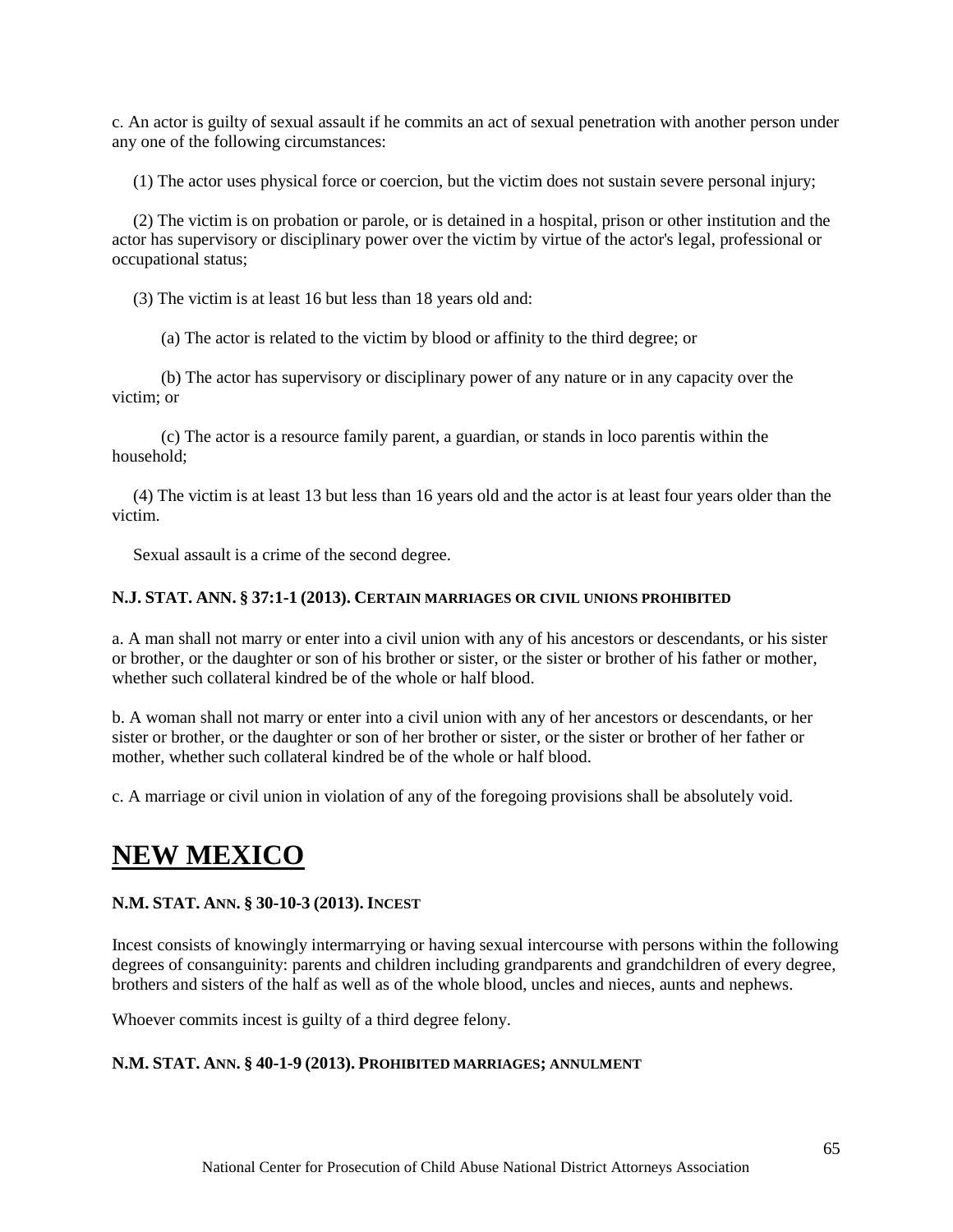c. An actor is guilty of sexual assault if he commits an act of sexual penetration with another person under any one of the following circumstances:

(1) The actor uses physical force or coercion, but the victim does not sustain severe personal injury;

(2) The victim is on probation or parole, or is detained in a hospital, prison or other institution and the actor has supervisory or disciplinary power over the victim by virtue of the actor's legal, professional or occupational status;

(3) The victim is at least 16 but less than 18 years old and:

(a) The actor is related to the victim by blood or affinity to the third degree; or

(b) The actor has supervisory or disciplinary power of any nature or in any capacity over the victim; or

(c) The actor is a resource family parent, a guardian, or stands in loco parentis within the household;

(4) The victim is at least 13 but less than 16 years old and the actor is at least four years older than the victim.

Sexual assault is a crime of the second degree.

**N.J. STAT. ANN. § 37:1-1 (2013). CERTAIN MARRIAGES OR CIVIL UNIONS PROHIBITED**

a. A man shall not marry or enter into a civil union with any of his ancestors or descendants, or his sister or brother, or the daughter or son of his brother or sister, or the sister or brother of his father or mother, whether such collateral kindred be of the whole or half blood.

b. A woman shall not marry or enter into a civil union with any of her ancestors or descendants, or her sister or brother, or the daughter or son of her brother or sister, or the sister or brother of her father or mother, whether such collateral kindred be of the whole or half blood.

c. A marriage or civil union in violation of any of the foregoing provisions shall be absolutely void.

# NEW MEXICO

**N.M. STAT. ANN. § 30-10-3 (2013). INCEST**

Incest consists of knowingly intermarrying or having sexual intercourse with persons within the following degrees of consanguinity: parents and children including grandparents and grandchildren of every degree, brothers and sisters of the half as well as of the whole blood, uncles and nieces, aunts and nephews.

Whoever commits incest is guilty of a third degree felony.

**N.M. STAT. ANN. § 40-1-9 (2013). PROHIBITED MARRIAGES; ANNULMENT**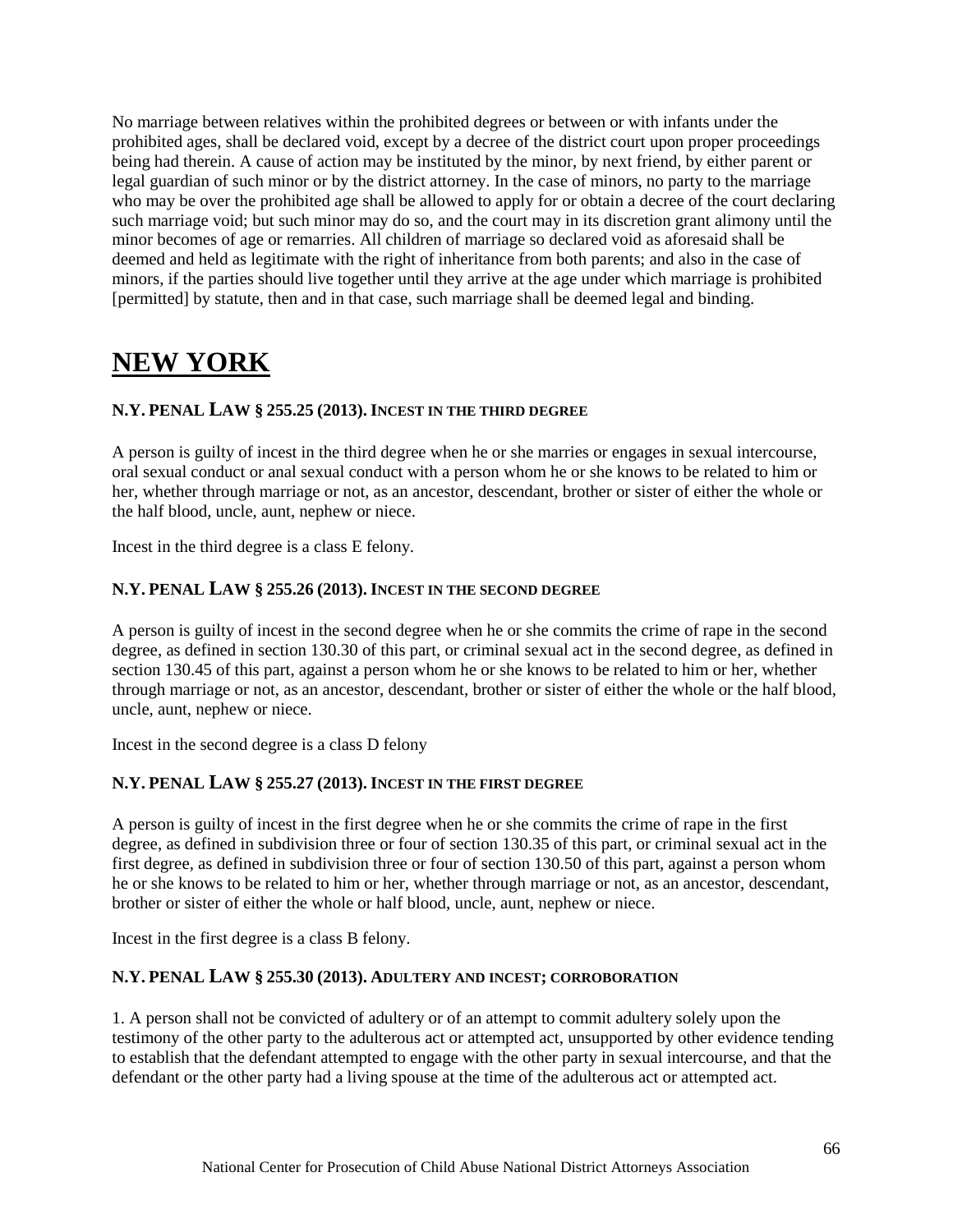No marriage between relatives within the prohibited degrees or between or with infants under the prohibited ages, shall be declared void, except by a decree of the district court upon proper proceedings being had therein. A cause of action may be instituted by the minor, by next friend, by either parent or legal guardian of such minor or by the district attorney. In the case of minors, no party to the marriage who may be over the prohibited age shall be allowed to apply for or obtain a decree of the court declaring such marriage void; but such minor may do so, and the court may in its discretion grant alimony until the minor becomes of age or remarries. All children of marriage so declared void as aforesaid shall be deemed and held as legitimate with the right of inheritance from both parents; and also in the case of minors, if the parties should live together until they arrive at the age under which marriage is prohibited [permitted] by statute, then and in that case, such marriage shall be deemed legal and binding.

# NEW YORK

### N.Y. PENAL LAW § 255.25 (2013). INCEST IN THE THIRD DEGREE

A person is guilty of incest in the third degree when he or she marries or engages in sexual intercourse, oral sexual conduct or anal sexual conduct with a person whom he or she knows to be related to him or her, whether through marriage or not, as an ancestor, descendant, brother or sister of either the whole or the half blood, uncle, aunt, nephew or niece.

Incest in the third degree is a class E felony.

### N.Y. PENAL LAW § 255.26 (2013). INCEST IN THE SECOND DEGREE

A person is guilty of incest in the second degree when he or she commits the crime of rape in the second degree, as defined in section 130.30 of this part, or criminal sexual act in the second degree, as defined in section 130.45 of this part, against a person whom he or she knows to be related to him or her, whether through marriage or not, as an ancestor, descendant, brother or sister of either the whole or the half blood, uncle, aunt, nephew or niece.

Incest in the second degree is a class D felony

### N.Y. PENAL LAW § 255.27 (2013). INCEST IN THE FIRST DEGREE

A person is guilty of incest in the first degree when he or she commits the crime of rape in the first degree, as defined in subdivision three or four of section 130.35 of this part, or criminal sexual act in the first degree, as defined in subdivision three or four of section 130.50 of this part, against a person whom he or she knows to be related to him or her, whether through marriage or not, as an ancestor, descendant, brother or sister of either the whole or half blood, uncle, aunt, nephew or niece.

Incest in the first degree is a class B felony.

### N.Y. PENAL LAW § 255.30 (2013). ADULTERY AND INCEST; CORROBORATION

1. A person shall not be convicted of adultery or of an attempt to commit adultery solely upon the testimony of the other party to the adulterous act or attempted act, unsupported by other evidence tending to establish that the defendant attempted to engage with the other party in sexual intercourse, and that the defendant or the other party had a living spouse at the time of the adulterous act or attempted act.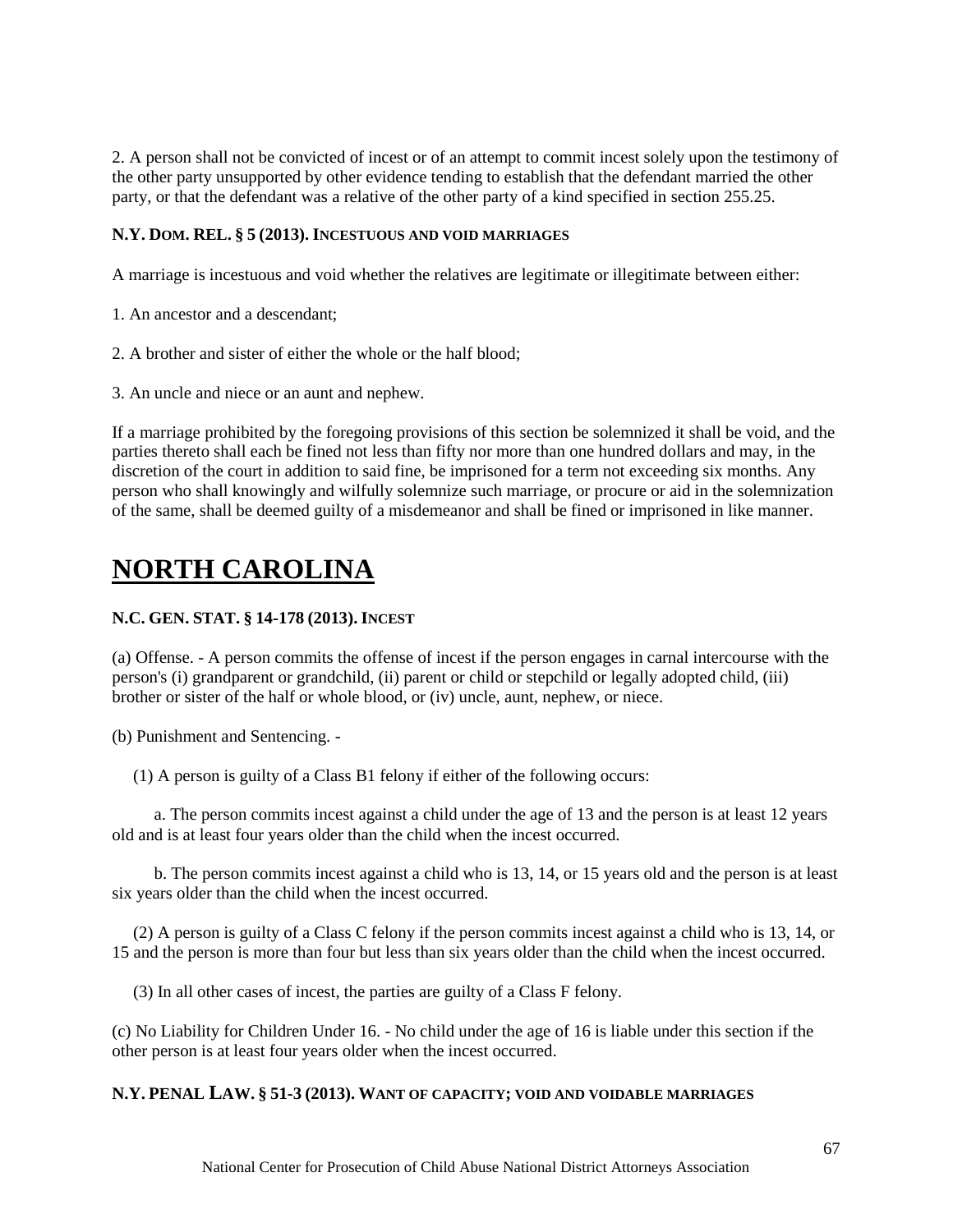2. A person shall not be convicted of incest or of an attempt to commit incest solely upon the testimony of the other party unsupported by other evidence tending to establish that the defendant married the other party, or that the defendant was a relative of the other party of a kind specified in section 255.25.

**N.Y. DOM. REL. § 5 (2013). INCESTUOUS AND VOID MARRIAGES**

A marriage is incestuous and void whether the relatives are legitimate or illegitimate between either:

1. An ancestor and a descendant;

2. A brother and sister of either the whole or the half blood;

3. An uncle and niece or an aunt and nephew.

If a marriage prohibited by the foregoing provisions of this section be solemnized it shall be void, and the parties thereto shall each be fined not less than fifty nor more than one hundred dollars and may, in the discretion of the court in addition to said fine, be imprisoned for a term not exceeding six months. Any person who shall knowingly and wilfully solemnize such marriage, or procure or aid in the solemnization of the same, shall be deemed guilty of a misdemeanor and shall be fined or imprisoned in like manner.

# NORTH CAROLINA

**N.C. GEN. STAT. § 14-178 (2013). INCEST**

(a) Offense. - A person commits the offense of incest if the person engages in carnal intercourse with the person's (i) grandparent or grandchild, (ii) parent or child or stepchild or legally adopted child, (iii) brother or sister of the half or whole blood, or (iv) uncle, aunt, nephew, or niece.

(b) Punishment and Sentencing. -

(1) A person is guilty of a Class B1 felony if either of the following occurs:

a. The person commits incest against a child under the age of 13 and the person is at least 12 years old and is at least four years older than the child when the incest occurred.

b. The person commits incest against a child who is 13, 14, or 15 years old and the person is at least six years older than the child when the incest occurred.

(2) A person is guilty of a Class C felony if the person commits incest against a child who is 13, 14, or 15 and the person is more than four but less than six years older than the child when the incest occurred.

(3) In all other cases of incest, the parties are guilty of a Class F felony.

(c) No Liability for Children Under 16. - No child under the age of 16 is liable under this section if the other person is at least four years older when the incest occurred.

**N.Y. PENAL LAW. § 51-3 (2013). WANT OF CAPACITY; VOID AND VOIDABLE MARRIAGES**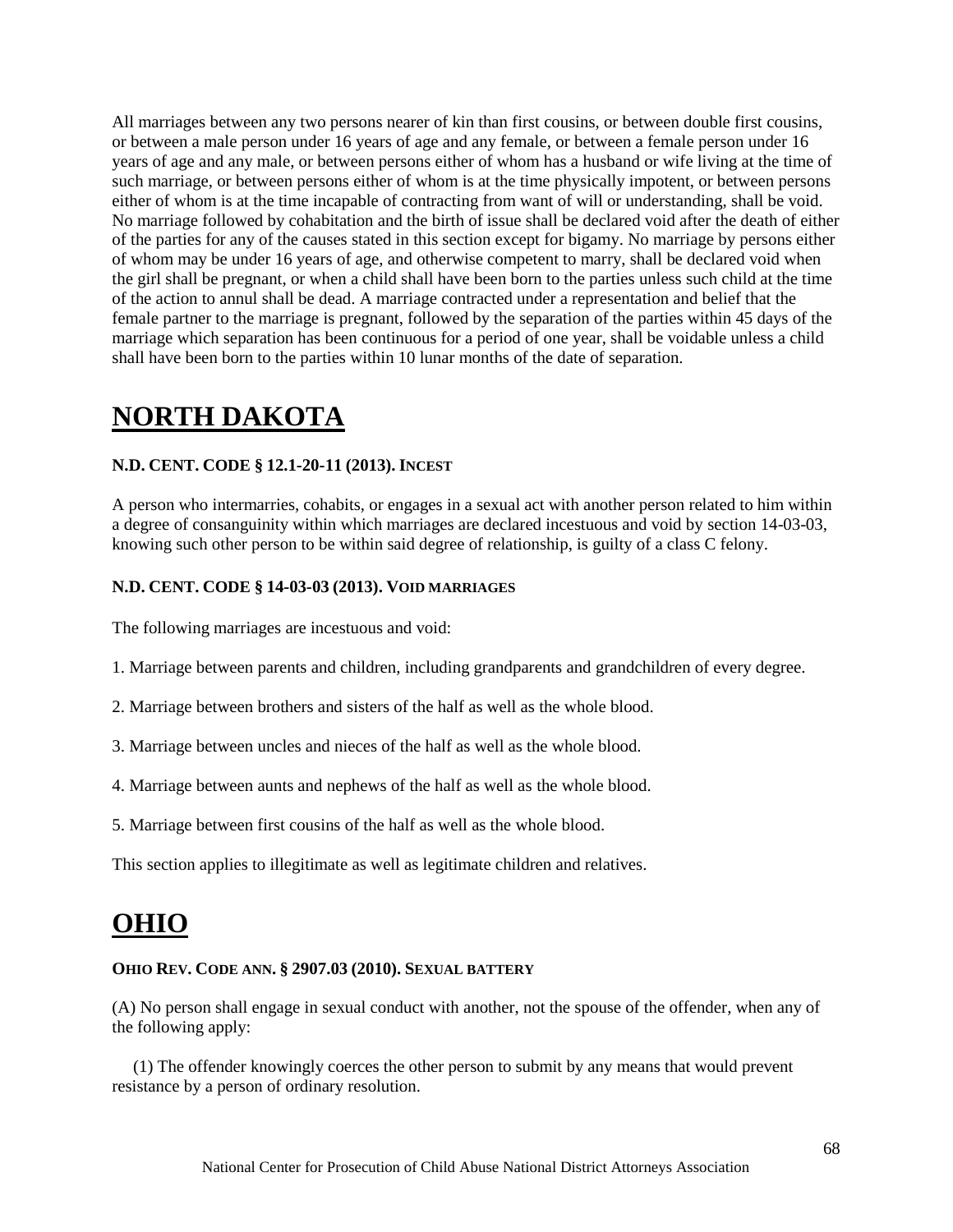All marriages between any two persons nearer of kin than first cousins, or between double first cousins, or between a male person under 16 years of age and any female, or between a female person under 16 years of age and any male, or between persons either of whom has a husband or wife living at the time of such marriage, or between persons either of whom is at the time physically impotent, or between persons either of whom is at the time incapable of contracting from want of will or understanding, shall be void. No marriage followed by cohabitation and the birth of issue shall be declared void after the death of either of the parties for any of the causes stated in this section except for bigamy. No marriage by persons either of whom may be under 16 years of age, and otherwise competent to marry, shall be declared void when the girl shall be pregnant, or when a child shall have been born to the parties unless such child at the time of the action to annul shall be dead. A marriage contracted under a representation and belief that the female partner to the marriage is pregnant, followed by the separation of the parties within 45 days of the marriage which separation has been continuous for a period of one year, shall be voidable unless a child shall have been born to the parties within 10 lunar months of the date of separation.

# NORTH DAKOTA

#### N.D. CENT. CODE § 12.1-20-11 (2013). INCEST

A person who intermarries, cohabits, or engages in a sexual act with another person related to him within a degree of consanguinity within which marriages are declared incestuous and void by section 14-03-03, knowing such other person to be within said degree of relationship, is guilty of a class C felony.

#### N.D. CENT. CODE § 14-03-03 (2013). VOID MARRIAGES

The following marriages are incestuous and void:

1. Marriage between parents and children, including grandparents and grandchildren of every degree.

2. Marriage between brothers and sisters of the half as well as the whole blood.

3. Marriage between uncles and nieces of the half as well as the whole blood.

4. Marriage between aunts and nephews of the half as well as the whole blood.

5. Marriage between first cousins of the half as well as the whole blood.

This section applies to illegitimate as well as legitimate children and relatives.

# OHIO

#### OHIO REV. CODE ANN. § 2907.03 (2010). SEXUAL BATTERY

(A) No person shall engage in sexual conduct with another, not the spouse of the offender, when any of the following apply:

(1) The offender knowingly coerces the other person to submit by any means that would prevent resistance by a person of ordinary resolution.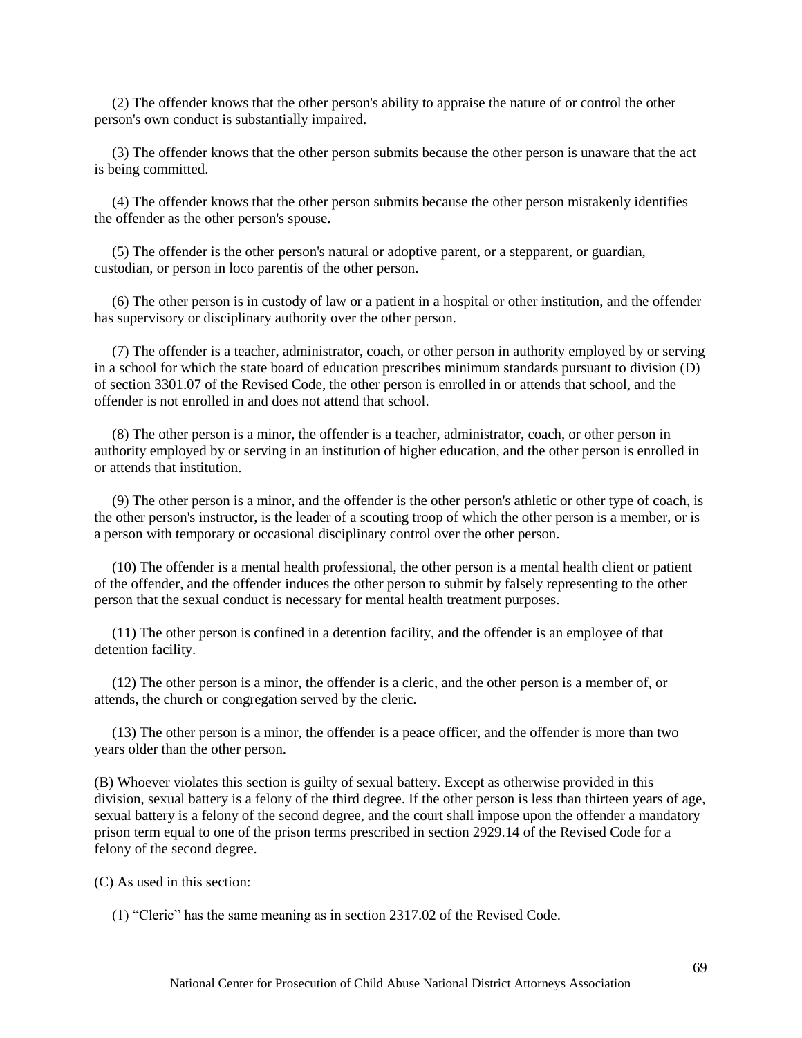(2) The offender knows that the other person's ability to appraise the nature of or control the other person's own conduct is substantially impaired.

(3) The offender knows that the other person submits because the other person is unaware that the act is being committed.

(4) The offender knows that the other person submits because the other person mistakenly identifies the offender as the other person's spouse.

(5) The offender is the other person's natural or adoptive parent, or a stepparent, or guardian, custodian, or person in loco parentis of the other person.

(6) The other person is in custody of law or a patient in a hospital or other institution, and the offender has supervisory or disciplinary authority over the other person.

(7) The offender is a teacher, administrator, coach, or other person in authority employed by or serving in a school for which the state board of education prescribes minimum standards pursuant to division (D) of section 3301.07 of the Revised Code, the other person is enrolled in or attends that school, and the offender is not enrolled in and does not attend that school.

(8) The other person is a minor, the offender is a teacher, administrator, coach, or other person in authority employed by or serving in an institution of higher education, and the other person is enrolled in or attends that institution.

(9) The other person is a minor, and the offender is the other person's athletic or other type of coach, is the other person's instructor, is the leader of a scouting troop of which the other person is a member, or is a person with temporary or occasional disciplinary control over the other person.

(10) The offender is a mental health professional, the other person is a mental health client or patient of the offender, and the offender induces the other person to submit by falsely representing to the other person that the sexual conduct is necessary for mental health treatment purposes.

(11) The other person is confined in a detention facility, and the offender is an employee of that detention facility.

(12) The other person is a minor, the offender is a cleric, and the other person is a member of, or attends, the church or congregation served by the cleric.

(13) The other person is a minor, the offender is a peace officer, and the offender is more than two years older than the other person.

(B) Whoever violates this section is guilty of sexual battery. Except as otherwise provided in this division, sexual battery is a felony of the third degree. If the other person is less than thirteen years of age, sexual battery is a felony of the second degree, and the court shall impose upon the offender a mandatory prison term equal to one of the prison terms prescribed in section 2929.14 of the Revised Code for a felony of the second degree.

(C) As used in this section:

(1) "Cleric" has the same meaning as in section 2317.02 of the Revised Code.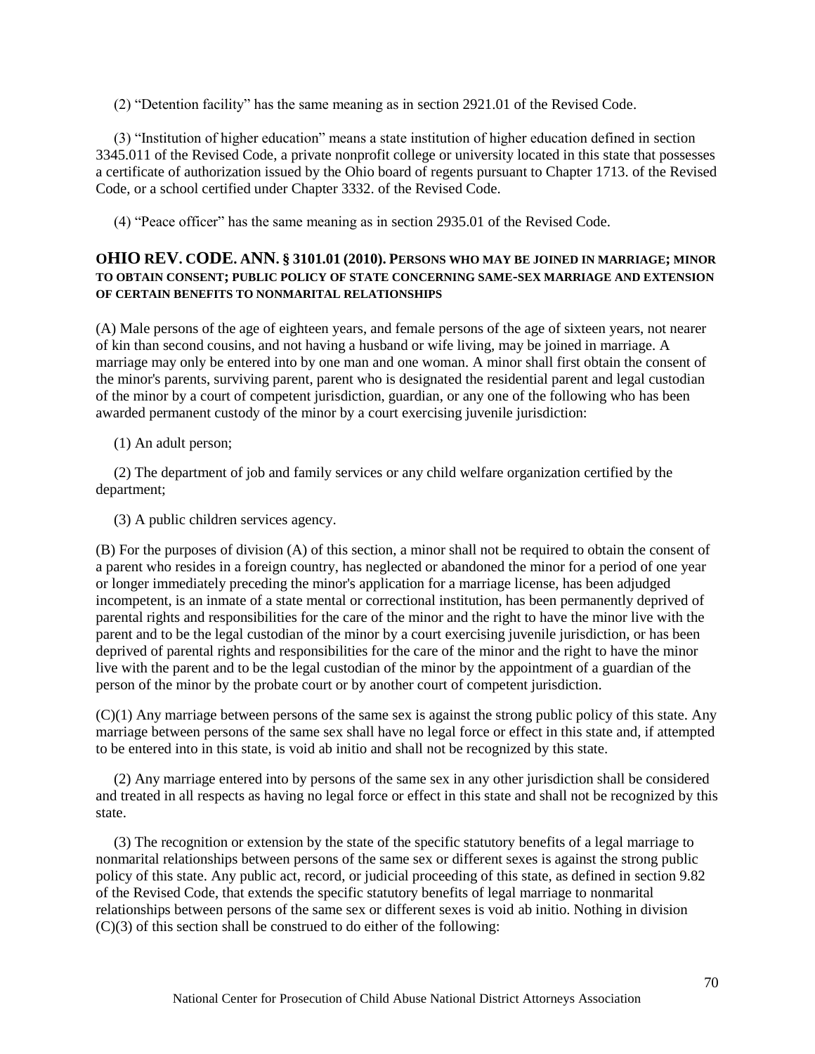(2) "Detention facility" has the same meaning as in section 2921.01 of the Revised Code.

(3) "Institution of higher education" means a state institution of higher education defined in section 3345.011 of the Revised Code, a private nonprofit college or university located in this state that possesses a certificate of authorization issued by the Ohio board of regents pursuant to Chapter 1713. of the Revised Code, or a school certified under Chapter 3332. of the Revised Code.

(4) "Peace officer" has the same meaning as in section 2935.01 of the Revised Code.

### OHIO REV. CODE. ANN. § 3101.01 (2010). PERSONS WHO MAY BE JOINED IN MARRIAGE; MINOR TO OBTAIN CONSENT; PUBLIC POLICY OF STATE CONCERNING SAME-SEX MARRIAGE AND EXTENSION OF CERTAIN BENEFITS TO NONMARITAL RELATIONSHIPS

(A) Male persons of the age of eighteen years, and female persons of the age of sixteen years, not nearer of kin than second cousins, and not having a husband or wife living, may be joined in marriage. A marriage may only be entered into by one man and one woman. A minor shall first obtain the consent of the minor's parents, surviving parent, parent who is designated the residential parent and legal custodian of the minor by a court of competent jurisdiction, guardian, or any one of the following who has been awarded permanent custody of the minor by a court exercising juvenile jurisdiction:

(1) An adult person;

(2) The department of job and family services or any child welfare organization certified by the department;

(3) A public children services agency.

(B) For the purposes of division (A) of this section, a minor shall not be required to obtain the consent of a parent who resides in a foreign country, has neglected or abandoned the minor for a period of one year or longer immediately preceding the minor's application for a marriage license, has been adjudged incompetent, is an inmate of a state mental or correctional institution, has been permanently deprived of parental rights and responsibilities for the care of the minor and the right to have the minor live with the parent and to be the legal custodian of the minor by a court exercising juvenile jurisdiction, or has been deprived of parental rights and responsibilities for the care of the minor and the right to have the minor live with the parent and to be the legal custodian of the minor by the appointment of a guardian of the person of the minor by the probate court or by another court of competent jurisdiction.

(C)(1) Any marriage between persons of the same sex is against the strong public policy of this state. Any marriage between persons of the same sex shall have no legal force or effect in this state and, if attempted to be entered into in this state, is void ab initio and shall not be recognized by this state.

(2) Any marriage entered into by persons of the same sex in any other jurisdiction shall be considered and treated in all respects as having no legal force or effect in this state and shall not be recognized by this state.

(3) The recognition or extension by the state of the specific statutory benefits of a legal marriage to nonmarital relationships between persons of the same sex or different sexes is against the strong public policy of this state. Any public act, record, or judicial proceeding of this state, as defined in section 9.82 of the Revised Code, that extends the specific statutory benefits of legal marriage to nonmarital relationships between persons of the same sex or different sexes is void ab initio. Nothing in division (C)(3) of this section shall be construed to do either of the following: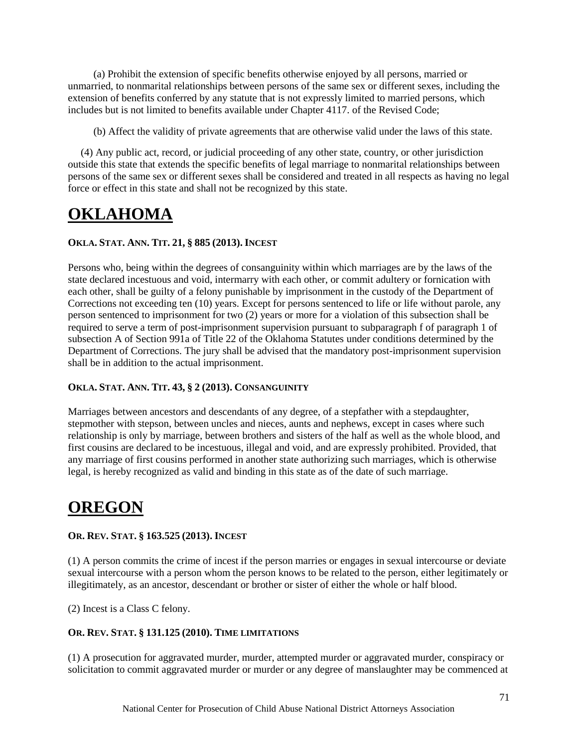(a) Prohibit the extension of specific benefits otherwise enjoyed by all persons, married or unmarried, to nonmarital relationships between persons of the same sex or different sexes, including the extension of benefits conferred by any statute that is not expressly limited to married persons, which includes but is not limited to benefits available under Chapter 4117. of the Revised Code;

(b) Affect the validity of private agreements that are otherwise valid under the laws of this state.

(4) Any public act, record, or judicial proceeding of any other state, country, or other jurisdiction outside this state that extends the specific benefits of legal marriage to nonmarital relationships between persons of the same sex or different sexes shall be considered and treated in all respects as having no legal force or effect in this state and shall not be recognized by this state.

# OKLAHOMA

#### OKLA. STAT. ANN. TIT. 21, § 885 (2013). INCEST

Persons who, being within the degrees of consanguinity within which marriages are by the laws of the state declared incestuous and void, intermarry with each other, or commit adultery or fornication with each other, shall be guilty of a felony punishable by imprisonment in the custody of the Department of Corrections not exceeding ten (10) years. Except for persons sentenced to life or life without parole, any person sentenced to imprisonment for two (2) years or more for a violation of this subsection shall be required to serve a term of post-imprisonment supervision pursuant to subparagraph f of paragraph 1 of subsection A of Section 991a of Title 22 of the Oklahoma Statutes under conditions determined by the Department of Corrections. The jury shall be advised that the mandatory post-imprisonment supervision shall be in addition to the actual imprisonment.

#### OKLA. STAT. ANN. TIT. 43, § 2 (2013). CONSANGUINITY

Marriages between ancestors and descendants of any degree, of a stepfather with a stepdaughter, stepmother with stepson, between uncles and nieces, aunts and nephews, except in cases where such relationship is only by marriage, between brothers and sisters of the half as well as the whole blood, and first cousins are declared to be incestuous, illegal and void, and are expressly prohibited. Provided, that any marriage of first cousins performed in another state authorizing such marriages, which is otherwise legal, is hereby recognized as valid and binding in this state as of the date of such marriage.

# OREGON

#### OR. REV. STAT. § 163.525 (2013). INCEST

(1) A person commits the crime of incest if the person marries or engages in sexual intercourse or deviate sexual intercourse with a person whom the person knows to be related to the person, either legitimately or illegitimately, as an ancestor, descendant or brother or sister of either the whole or half blood.

(2) Incest is a Class C felony.

#### OR. REV. STAT. § 131.125 (2010). TIME LIMITATIONS

(1) A prosecution for aggravated murder, murder, attempted murder or aggravated murder, conspiracy or solicitation to commit aggravated murder or murder or any degree of manslaughter may be commenced at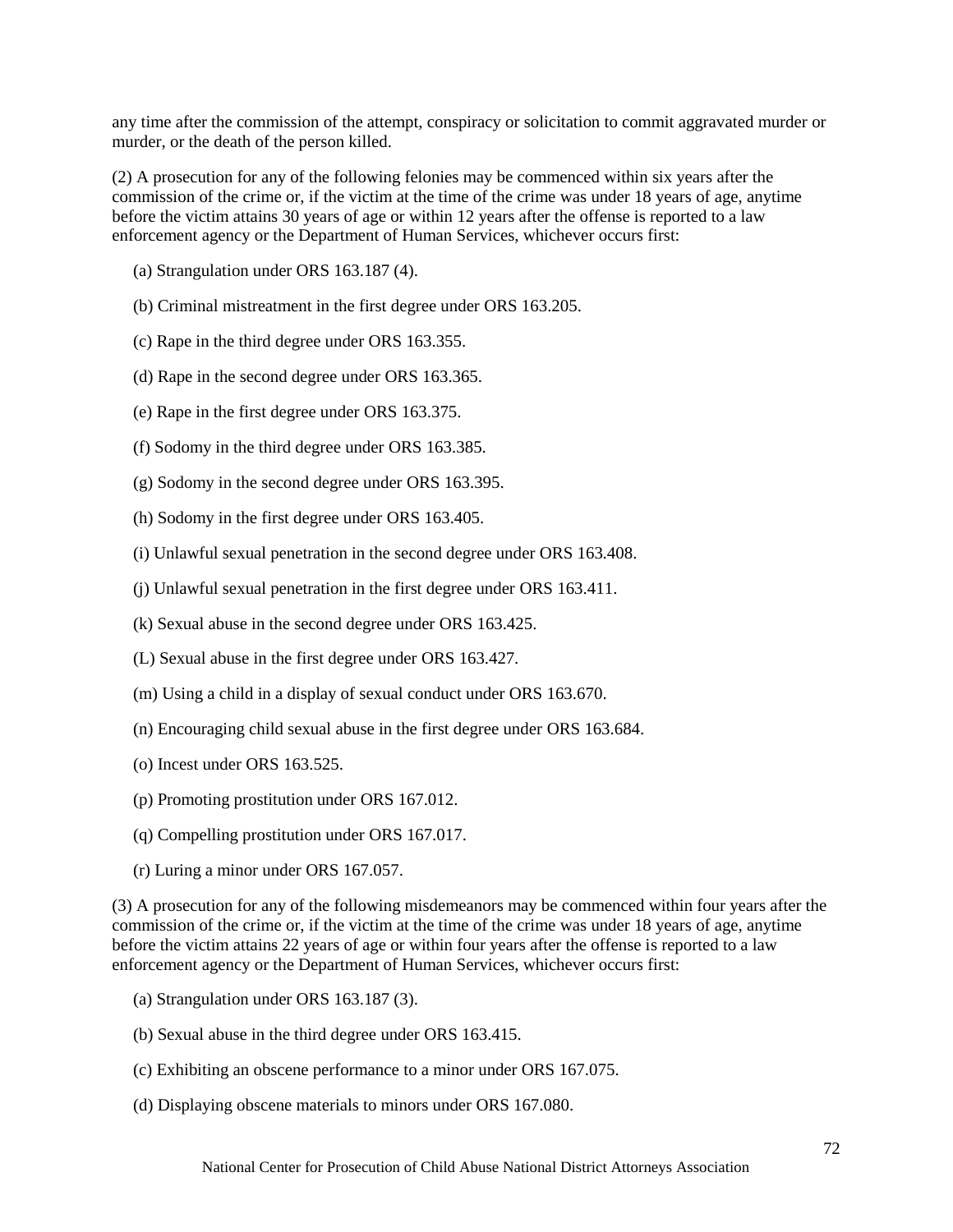any time after the commission of the attempt, conspiracy or solicitation to commit aggravated murder or murder, or the death of the person killed.

(2) A prosecution for any of the following felonies may be commenced within six years after the commission of the crime or, if the victim at the time of the crime was under 18 years of age, anytime before the victim attains 30 years of age or within 12 years after the offense is reported to a law enforcement agency or the Department of Human Services, whichever occurs first:

(a) Strangulation under ORS 163.187 (4).

(b) Criminal mistreatment in the first degree under ORS 163.205.

(c) Rape in the third degree under ORS 163.355.

(d) Rape in the second degree under ORS 163.365.

(e) Rape in the first degree under ORS 163.375.

(f) Sodomy in the third degree under ORS 163.385.

(g) Sodomy in the second degree under ORS 163.395.

(h) Sodomy in the first degree under ORS 163.405.

(i) Unlawful sexual penetration in the second degree under ORS 163.408.

(j) Unlawful sexual penetration in the first degree under ORS 163.411.

(k) Sexual abuse in the second degree under ORS 163.425.

(L) Sexual abuse in the first degree under ORS 163.427.

(m) Using a child in a display of sexual conduct under ORS 163.670.

(n) Encouraging child sexual abuse in the first degree under ORS 163.684.

(o) Incest under ORS 163.525.

(p) Promoting prostitution under ORS 167.012.

(q) Compelling prostitution under ORS 167.017.

(r) Luring a minor under ORS 167.057.

(3) A prosecution for any of the following misdemeanors may be commenced within four years after the commission of the crime or, if the victim at the time of the crime was under 18 years of age, anytime before the victim attains 22 years of age or within four years after the offense is reported to a law enforcement agency or the Department of Human Services, whichever occurs first:

(a) Strangulation under ORS 163.187 (3).

(b) Sexual abuse in the third degree under ORS 163.415.

(c) Exhibiting an obscene performance to a minor under ORS 167.075.

(d) Displaying obscene materials to minors under ORS 167.080.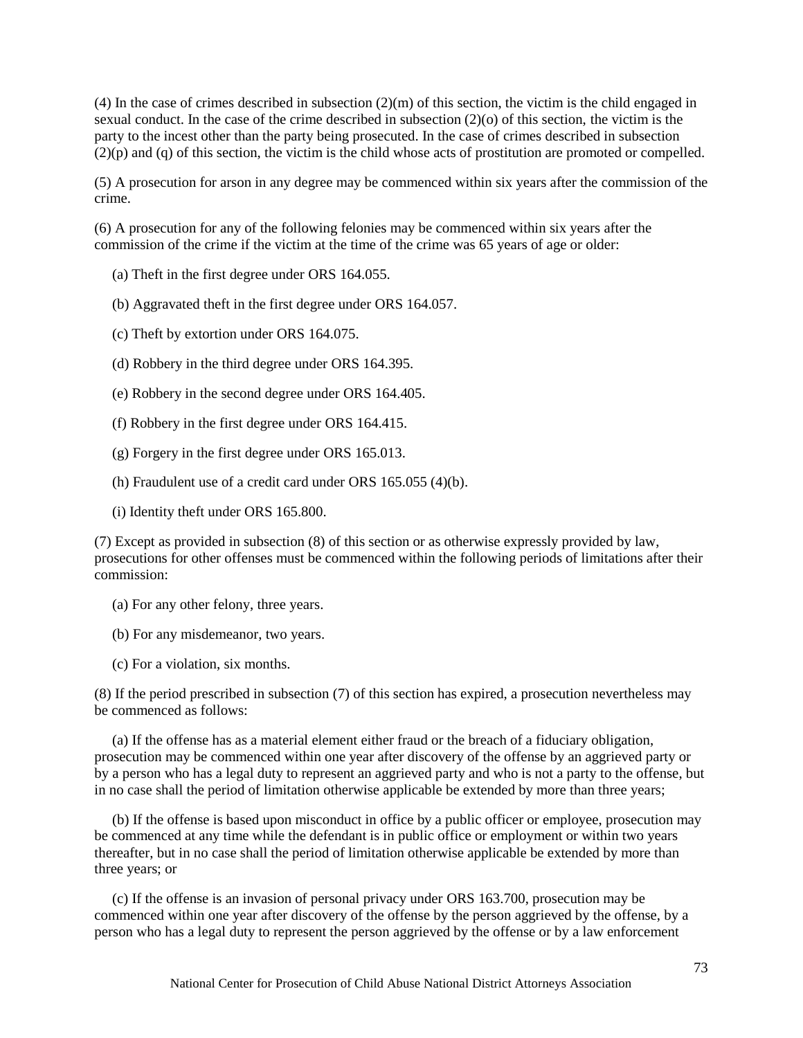(4) In the case of crimes described in subsection (2)(m) of this section, the victim is the child engaged in sexual conduct. In the case of the crime described in subsection (2)(o) of this section, the victim is the party to the incest other than the party being prosecuted. In the case of crimes described in subsection (2)(p) and (q) of this section, the victim is the child whose acts of prostitution are promoted or compelled.

(5) A prosecution for arson in any degree may be commenced within six years after the commission of the crime.

(6) A prosecution for any of the following felonies may be commenced within six years after the commission of the crime if the victim at the time of the crime was 65 years of age or older:

(a) Theft in the first degree under ORS 164.055.

(b) Aggravated theft in the first degree under ORS 164.057.

(c) Theft by extortion under ORS 164.075.

(d) Robbery in the third degree under ORS 164.395.

(e) Robbery in the second degree under ORS 164.405.

(f) Robbery in the first degree under ORS 164.415.

(g) Forgery in the first degree under ORS 165.013.

(h) Fraudulent use of a credit card under ORS 165.055 (4)(b).

(i) Identity theft under ORS 165.800.

(7) Except as provided in subsection (8) of this section or as otherwise expressly provided by law, prosecutions for other offenses must be commenced within the following periods of limitations after their commission:

(a) For any other felony, three years.

(b) For any misdemeanor, two years.

(c) For a violation, six months.

(8) If the period prescribed in subsection (7) of this section has expired, a prosecution nevertheless may be commenced as follows:

(a) If the offense has as a material element either fraud or the breach of a fiduciary obligation, prosecution may be commenced within one year after discovery of the offense by an aggrieved party or by a person who has a legal duty to represent an aggrieved party and who is not a party to the offense, but in no case shall the period of limitation otherwise applicable be extended by more than three years;

(b) If the offense is based upon misconduct in office by a public officer or employee, prosecution may be commenced at any time while the defendant is in public office or employment or within two years thereafter, but in no case shall the period of limitation otherwise applicable be extended by more than three years; or

(c) If the offense is an invasion of personal privacy under ORS 163.700, prosecution may be commenced within one year after discovery of the offense by the person aggrieved by the offense, by a person who has a legal duty to represent the person aggrieved by the offense or by a law enforcement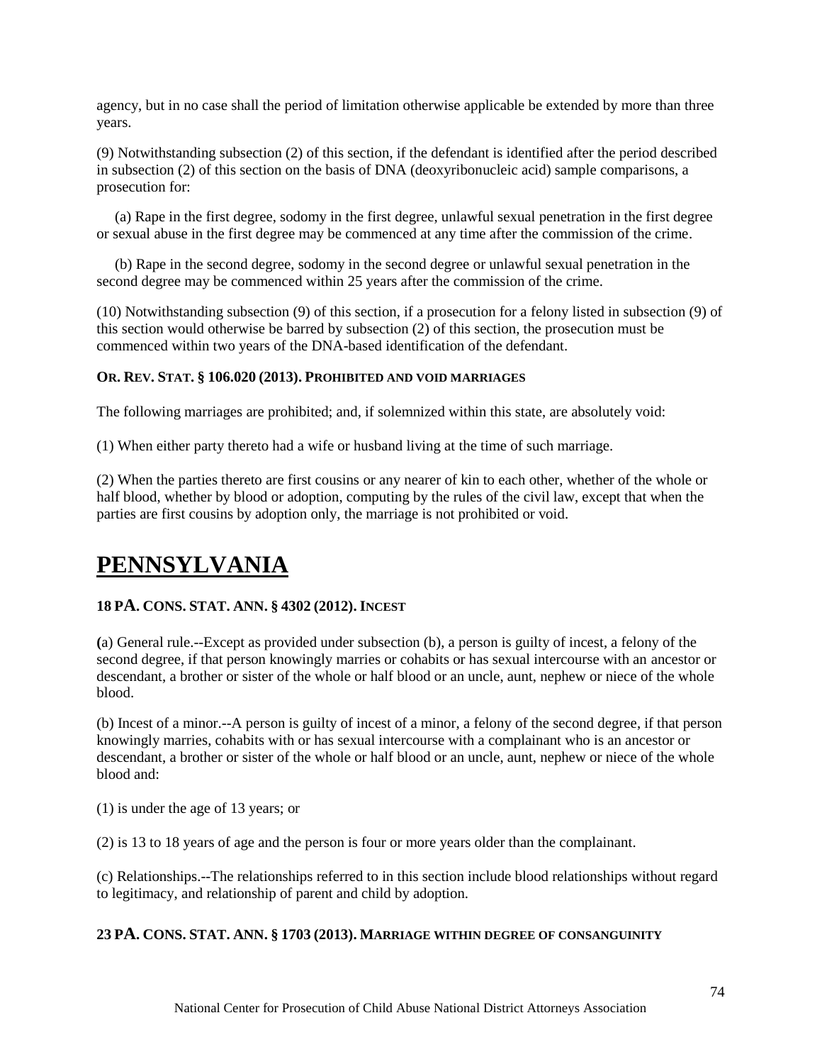agency, but in no case shall the period of limitation otherwise applicable be extended by more than three years.

(9) Notwithstanding subsection (2) of this section, if the defendant is identified after the period described in subsection (2) of this section on the basis of DNA (deoxyribonucleic acid) sample comparisons, a prosecution for:

(a) Rape in the first degree, sodomy in the first degree, unlawful sexual penetration in the first degree or sexual abuse in the first degree may be commenced at any time after the commission of the crime.

(b) Rape in the second degree, sodomy in the second degree or unlawful sexual penetration in the second degree may be commenced within 25 years after the commission of the crime.

(10) Notwithstanding subsection (9) of this section, if a prosecution for a felony listed in subsection (9) of this section would otherwise be barred by subsection (2) of this section, the prosecution must be commenced within two years of the DNA-based identification of the defendant.

**OR. REV. STAT. § 106.020 (2013). PROHIBITED AND VOID MARRIAGES**

The following marriages are prohibited; and, if solemnized within this state, are absolutely void:

(1) When either party thereto had a wife or husband living at the time of such marriage.

(2) When the parties thereto are first cousins or any nearer of kin to each other, whether of the whole or half blood, whether by blood or adoption, computing by the rules of the civil law, except that when the parties are first cousins by adoption only, the marriage is not prohibited or void.

# PENNSYLVANIA

**18 PA. CONS. STAT. ANN. § 4302 (2012). INCEST**

(a) General rule.--Except as provided under subsection (b), a person is guilty of incest, a felony of the second degree, if that person knowingly marries or cohabits or has sexual intercourse with an ancestor or descendant, a brother or sister of the whole or half blood or an uncle, aunt, nephew or niece of the whole blood.

(b) Incest of a minor.--A person is guilty of incest of a minor, a felony of the second degree, if that person knowingly marries, cohabits with or has sexual intercourse with a complainant who is an ancestor or descendant, a brother or sister of the whole or half blood or an uncle, aunt, nephew or niece of the whole blood and:

(1) is under the age of 13 years; or

(2) is 13 to 18 years of age and the person is four or more years older than the complainant.

(c) Relationships.--The relationships referred to in this section include blood relationships without regard to legitimacy, and relationship of parent and child by adoption.

**23 PA. CONS. STAT. ANN. § 1703 (2013). MARRIAGE WITHIN DEGREE OF CONSANGUINITY**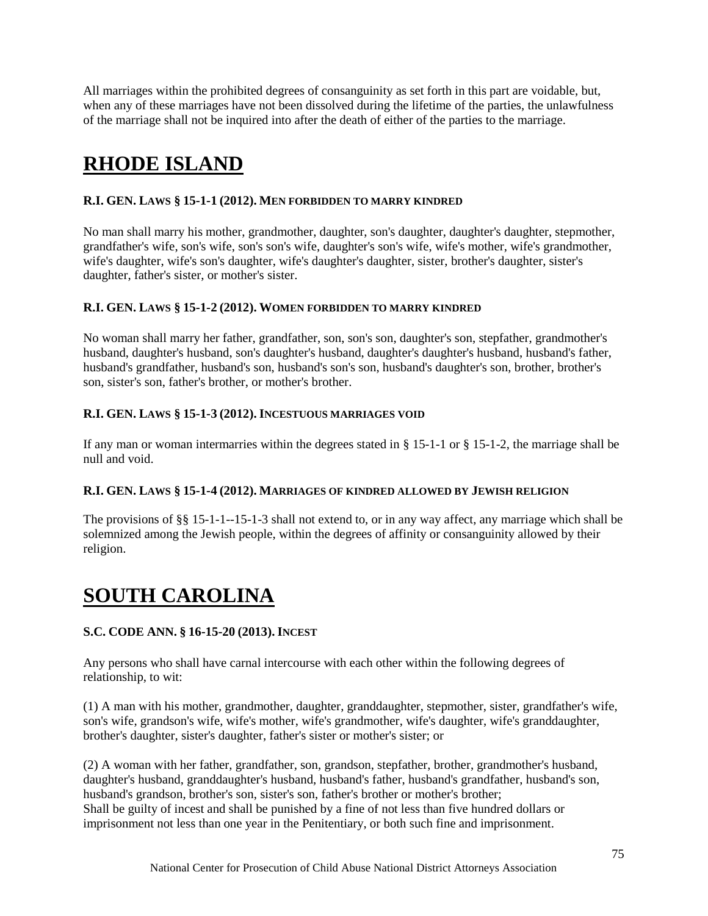All marriages within the prohibited degrees of consanguinity as set forth in this part are voidable, but, when any of these marriages have not been dissolved during the lifetime of the parties, the unlawfulness of the marriage shall not be inquired into after the death of either of the parties to the marriage.

# RHODE ISLAND

#### R.I. GEN. LAWS § 15-1-1 (2012). MEN FORBIDDEN TO MARRY KINDRED

No man shall marry his mother, grandmother, daughter, son's daughter, daughter's daughter, stepmother, grandfather's wife, son's wife, son's son's wife, daughter's son's wife, wife's mother, wife's grandmother, wife's daughter, wife's son's daughter, wife's daughter's daughter, sister, brother's daughter, sister's daughter, father's sister, or mother's sister.

#### R.I. GEN. LAWS § 15-1-2 (2012). WOMEN FORBIDDEN TO MARRY KINDRED

No woman shall marry her father, grandfather, son, son's son, daughter's son, stepfather, grandmother's husband, daughter's husband, son's daughter's husband, daughter's daughter's husband, husband's father, husband's grandfather, husband's son, husband's son's son, husband's daughter's son, brother, brother's son, sister's son, father's brother, or mother's brother.

#### R.I. GEN. LAWS § 15-1-3 (2012). INCESTUOUS MARRIAGES VOID

If any man or woman intermarries within the degrees stated in § 15-1-1 or § 15-1-2, the marriage shall be null and void.

#### R.I. GEN. LAWS § 15-1-4 (2012). MARRIAGES OF KINDRED ALLOWED BY JEWISH RELIGION

The provisions of §§ 15-1-1--15-1-3 shall not extend to, or in any way affect, any marriage which shall be solemnized among the Jewish people, within the degrees of affinity or consanguinity allowed by their religion.

# SOUTH CAROLINA

#### S.C. CODE ANN. § 16-15-20 (2013). INCEST

Any persons who shall have carnal intercourse with each other within the following degrees of relationship, to wit:

(1) A man with his mother, grandmother, daughter, granddaughter, stepmother, sister, grandfather's wife, son's wife, grandson's wife, wife's mother, wife's grandmother, wife's daughter, wife's granddaughter, brother's daughter, sister's daughter, father's sister or mother's sister; or

(2) A woman with her father, grandfather, son, grandson, stepfather, brother, grandmother's husband, daughter's husband, granddaughter's husband, husband's father, husband's grandfather, husband's son, husband's grandson, brother's son, sister's son, father's brother or mother's brother;
Shall be guilty of incest and shall be punished by a fine of not less than five hundred dollars or imprisonment not less than one year in the Penitentiary, or both such fine and imprisonment.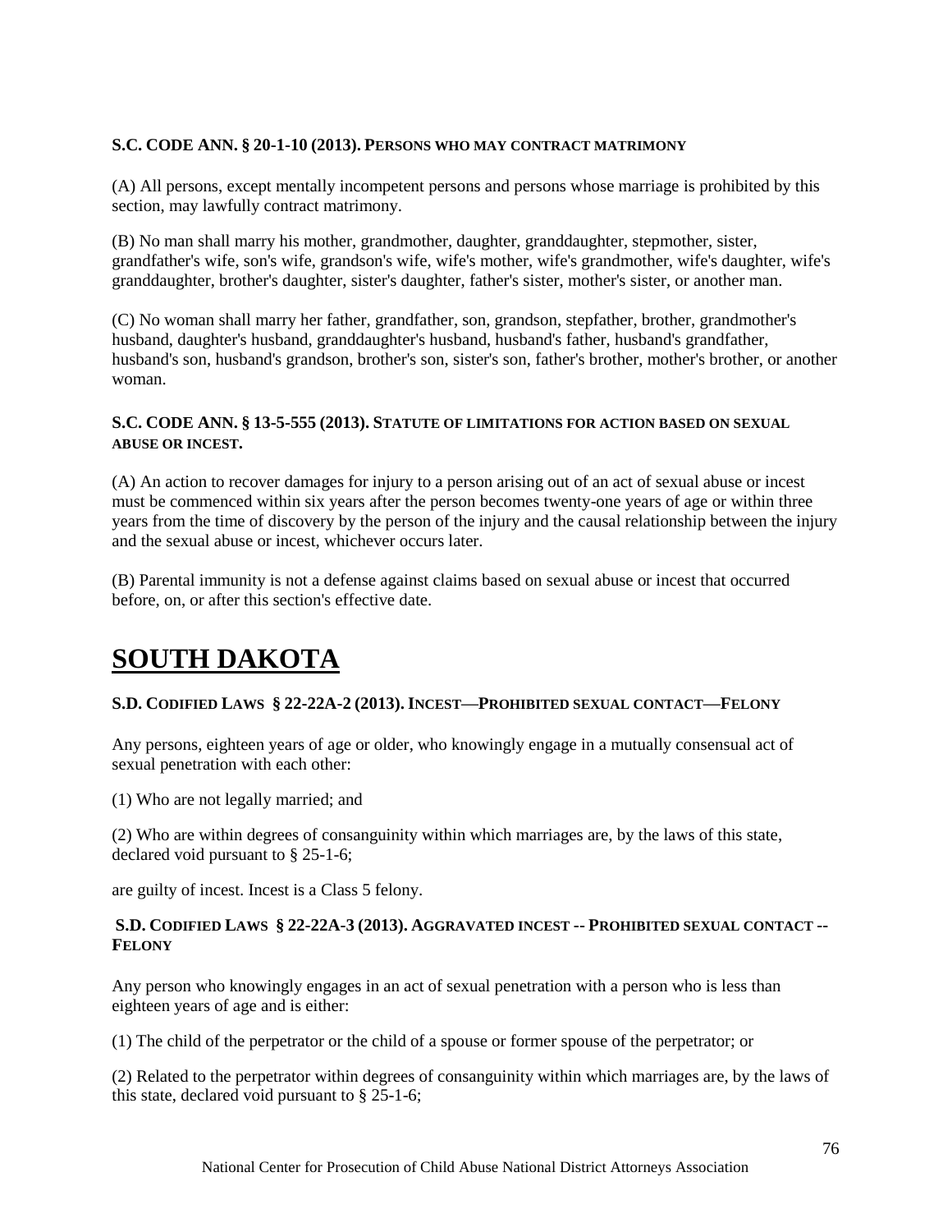**S.C. CODE ANN. § 20-1-10 (2013). PERSONS WHO MAY CONTRACT MATRIMONY**

(A) All persons, except mentally incompetent persons and persons whose marriage is prohibited by this section, may lawfully contract matrimony.

(B) No man shall marry his mother, grandmother, daughter, granddaughter, stepmother, sister, grandfather's wife, son's wife, grandson's wife, wife's mother, wife's grandmother, wife's daughter, wife's granddaughter, brother's daughter, sister's daughter, father's sister, mother's sister, or another man.

(C) No woman shall marry her father, grandfather, son, grandson, stepfather, brother, grandmother's husband, daughter's husband, granddaughter's husband, husband's father, husband's grandfather, husband's son, husband's grandson, brother's son, sister's son, father's brother, mother's brother, or another woman.

**S.C. CODE ANN. § 13-5-555 (2013). STATUTE OF LIMITATIONS FOR ACTION BASED ON SEXUAL ABUSE OR INCEST.**

(A) An action to recover damages for injury to a person arising out of an act of sexual abuse or incest must be commenced within six years after the person becomes twenty-one years of age or within three years from the time of discovery by the person of the injury and the causal relationship between the injury and the sexual abuse or incest, whichever occurs later.

(B) Parental immunity is not a defense against claims based on sexual abuse or incest that occurred before, on, or after this section's effective date.

# SOUTH DAKOTA

**S.D. CODIFIED LAWS § 22-22A-2 (2013). INCEST—PROHIBITED SEXUAL CONTACT—FELONY**

Any persons, eighteen years of age or older, who knowingly engage in a mutually consensual act of sexual penetration with each other:

(1) Who are not legally married; and

(2) Who are within degrees of consanguinity within which marriages are, by the laws of this state, declared void pursuant to § 25-1-6;

are guilty of incest. Incest is a Class 5 felony.

**S.D. CODIFIED LAWS § 22-22A-3 (2013). AGGRAVATED INCEST -- PROHIBITED SEXUAL CONTACT -- FELONY**

Any person who knowingly engages in an act of sexual penetration with a person who is less than eighteen years of age and is either:

(1) The child of the perpetrator or the child of a spouse or former spouse of the perpetrator; or

(2) Related to the perpetrator within degrees of consanguinity within which marriages are, by the laws of this state, declared void pursuant to § 25-1-6;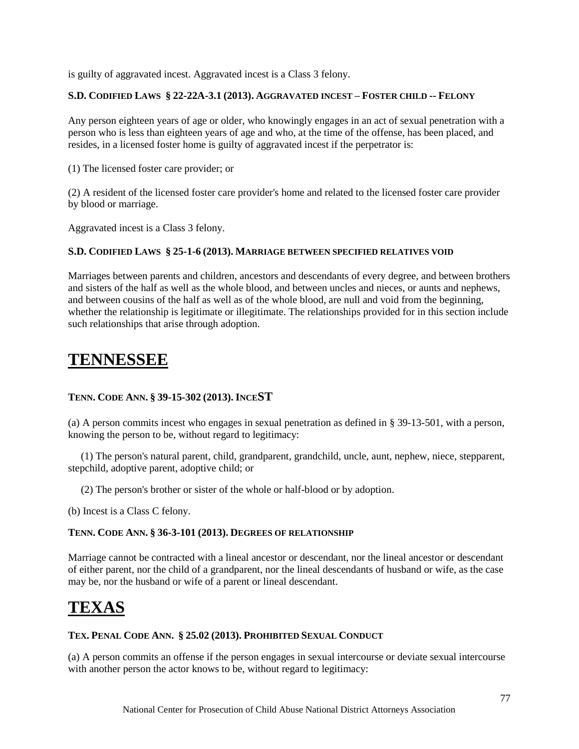is guilty of aggravated incest. Aggravated incest is a Class 3 felony.

**S.D. CODIFIED LAWS § 22-22A-3.1 (2013). AGGRAVATED INCEST – FOSTER CHILD -- FELONY**

Any person eighteen years of age or older, who knowingly engages in an act of sexual penetration with a person who is less than eighteen years of age and who, at the time of the offense, has been placed, and resides, in a licensed foster home is guilty of aggravated incest if the perpetrator is:

(1) The licensed foster care provider; or

(2) A resident of the licensed foster care provider's home and related to the licensed foster care provider by blood or marriage.

Aggravated incest is a Class 3 felony.

**S.D. CODIFIED LAWS § 25-1-6 (2013). MARRIAGE BETWEEN SPECIFIED RELATIVES VOID**

Marriages between parents and children, ancestors and descendants of every degree, and between brothers and sisters of the half as well as the whole blood, and between uncles and nieces, or aunts and nephews, and between cousins of the half as well as of the whole blood, are null and void from the beginning, whether the relationship is legitimate or illegitimate. The relationships provided for in this section include such relationships that arise through adoption.

# TENNESSEE

**TENN. CODE ANN. § 39-15-302 (2013). INCEST**

(a) A person commits incest who engages in sexual penetration as defined in § 39-13-501, with a person, knowing the person to be, without regard to legitimacy:

(1) The person's natural parent, child, grandparent, grandchild, uncle, aunt, nephew, niece, stepparent, stepchild, adoptive parent, adoptive child; or

(2) The person's brother or sister of the whole or half-blood or by adoption.

(b) Incest is a Class C felony.

**TENN. CODE ANN. § 36-3-101 (2013). DEGREES OF RELATIONSHIP**

Marriage cannot be contracted with a lineal ancestor or descendant, nor the lineal ancestor or descendant of either parent, nor the child of a grandparent, nor the lineal descendants of husband or wife, as the case may be, nor the husband or wife of a parent or lineal descendant.

# TEXAS

**TEX. PENAL CODE ANN. § 25.02 (2013). PROHIBITED SEXUAL CONDUCT**

(a) A person commits an offense if the person engages in sexual intercourse or deviate sexual intercourse with another person the actor knows to be, without regard to legitimacy: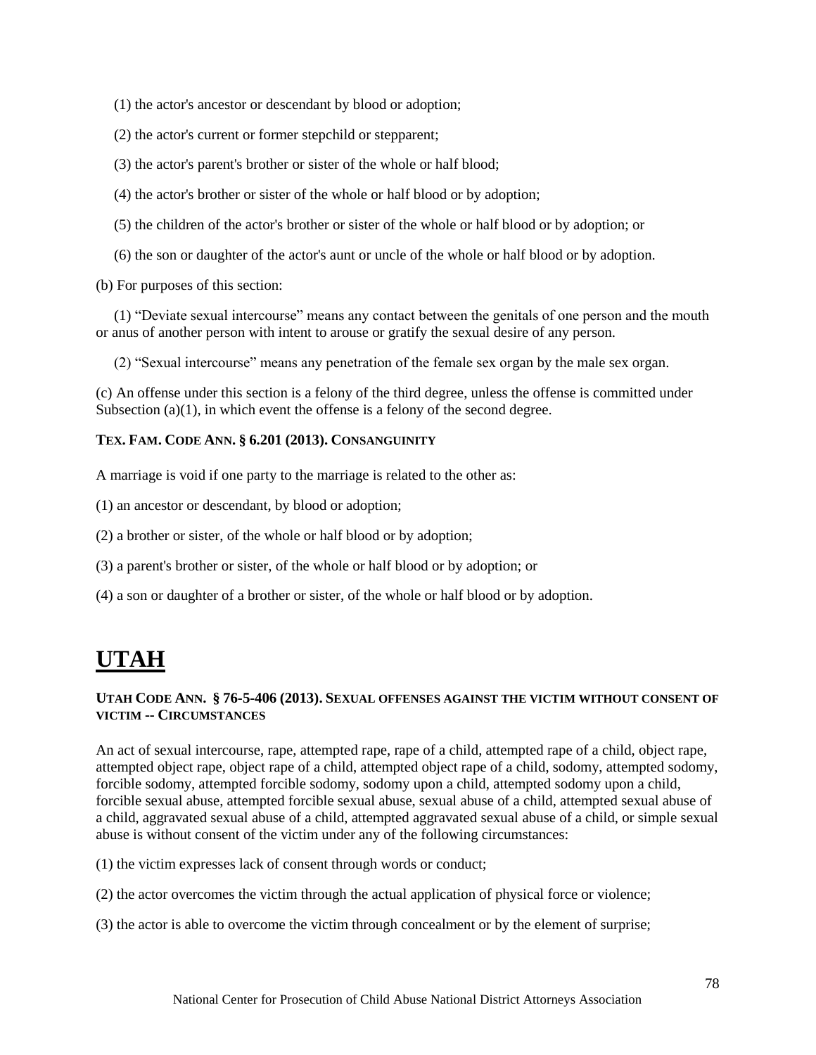(1) the actor's ancestor or descendant by blood or adoption;

(2) the actor's current or former stepchild or stepparent;

(3) the actor's parent's brother or sister of the whole or half blood;

(4) the actor's brother or sister of the whole or half blood or by adoption;

(5) the children of the actor's brother or sister of the whole or half blood or by adoption; or

(6) the son or daughter of the actor's aunt or uncle of the whole or half blood or by adoption.

(b) For purposes of this section:

(1) "Deviate sexual intercourse" means any contact between the genitals of one person and the mouth or anus of another person with intent to arouse or gratify the sexual desire of any person.

(2) "Sexual intercourse" means any penetration of the female sex organ by the male sex organ.

(c) An offense under this section is a felony of the third degree, unless the offense is committed under Subsection (a)(1), in which event the offense is a felony of the second degree.

#### TEX. FAM. CODE ANN. § 6.201 (2013). CONSANGUINITY

A marriage is void if one party to the marriage is related to the other as:

(1) an ancestor or descendant, by blood or adoption;

(2) a brother or sister, of the whole or half blood or by adoption;

(3) a parent's brother or sister, of the whole or half blood or by adoption; or

(4) a son or daughter of a brother or sister, of the whole or half blood or by adoption.

# UTAH

#### UTAH CODE ANN. § 76-5-406 (2013). SEXUAL OFFENSES AGAINST THE VICTIM WITHOUT CONSENT OF VICTIM -- CIRCUMSTANCES

An act of sexual intercourse, rape, attempted rape, rape of a child, attempted rape of a child, object rape, attempted object rape, object rape of a child, attempted object rape of a child, sodomy, attempted sodomy, forcible sodomy, attempted forcible sodomy, sodomy upon a child, attempted sodomy upon a child, forcible sexual abuse, attempted forcible sexual abuse, sexual abuse of a child, attempted sexual abuse of a child, aggravated sexual abuse of a child, attempted aggravated sexual abuse of a child, or simple sexual abuse is without consent of the victim under any of the following circumstances:

(1) the victim expresses lack of consent through words or conduct;

(2) the actor overcomes the victim through the actual application of physical force or violence;

(3) the actor is able to overcome the victim through concealment or by the element of surprise;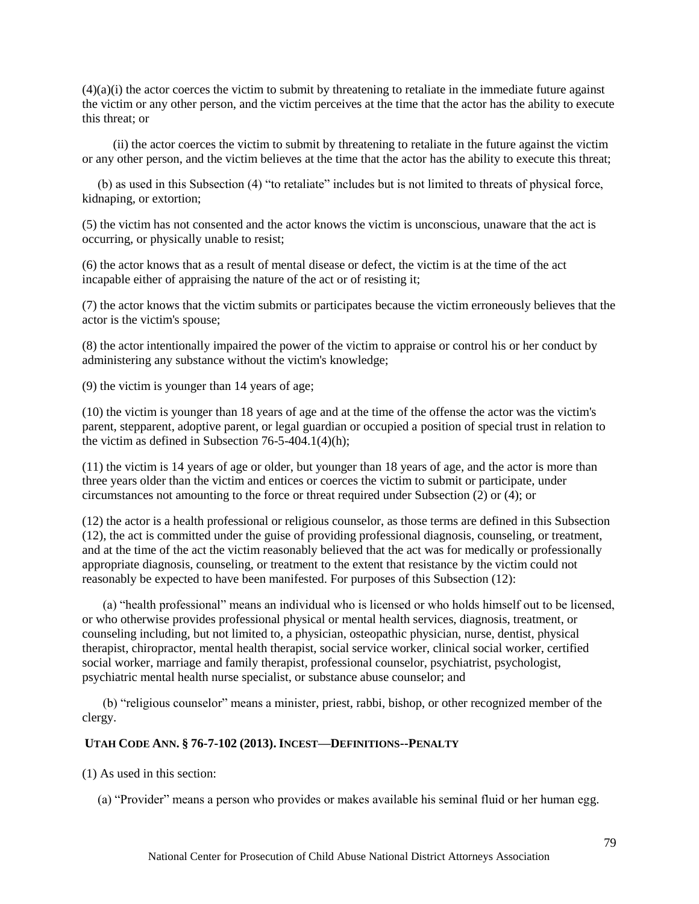(4)(a)(i) the actor coerces the victim to submit by threatening to retaliate in the immediate future against the victim or any other person, and the victim perceives at the time that the actor has the ability to execute this threat; or

(ii) the actor coerces the victim to submit by threatening to retaliate in the future against the victim or any other person, and the victim believes at the time that the actor has the ability to execute this threat;

(b) as used in this Subsection (4) "to retaliate" includes but is not limited to threats of physical force, kidnaping, or extortion;

(5) the victim has not consented and the actor knows the victim is unconscious, unaware that the act is occurring, or physically unable to resist;

(6) the actor knows that as a result of mental disease or defect, the victim is at the time of the act incapable either of appraising the nature of the act or of resisting it;

(7) the actor knows that the victim submits or participates because the victim erroneously believes that the actor is the victim's spouse;

(8) the actor intentionally impaired the power of the victim to appraise or control his or her conduct by administering any substance without the victim's knowledge;

(9) the victim is younger than 14 years of age;

(10) the victim is younger than 18 years of age and at the time of the offense the actor was the victim's parent, stepparent, adoptive parent, or legal guardian or occupied a position of special trust in relation to the victim as defined in Subsection 76-5-404.1(4)(h);

(11) the victim is 14 years of age or older, but younger than 18 years of age, and the actor is more than three years older than the victim and entices or coerces the victim to submit or participate, under circumstances not amounting to the force or threat required under Subsection (2) or (4); or

(12) the actor is a health professional or religious counselor, as those terms are defined in this Subsection (12), the act is committed under the guise of providing professional diagnosis, counseling, or treatment, and at the time of the act the victim reasonably believed that the act was for medically or professionally appropriate diagnosis, counseling, or treatment to the extent that resistance by the victim could not reasonably be expected to have been manifested. For purposes of this Subsection (12):

(a) "health professional" means an individual who is licensed or who holds himself out to be licensed, or who otherwise provides professional physical or mental health services, diagnosis, treatment, or counseling including, but not limited to, a physician, osteopathic physician, nurse, dentist, physical therapist, chiropractor, mental health therapist, social service worker, clinical social worker, certified social worker, marriage and family therapist, professional counselor, psychiatrist, psychologist, psychiatric mental health nurse specialist, or substance abuse counselor; and

(b) "religious counselor" means a minister, priest, rabbi, bishop, or other recognized member of the clergy.

### UTAH CODE ANN. § 76-7-102 (2013). INCEST—DEFINITIONS--PENALTY

(1) As used in this section:

(a) "Provider" means a person who provides or makes available his seminal fluid or her human egg.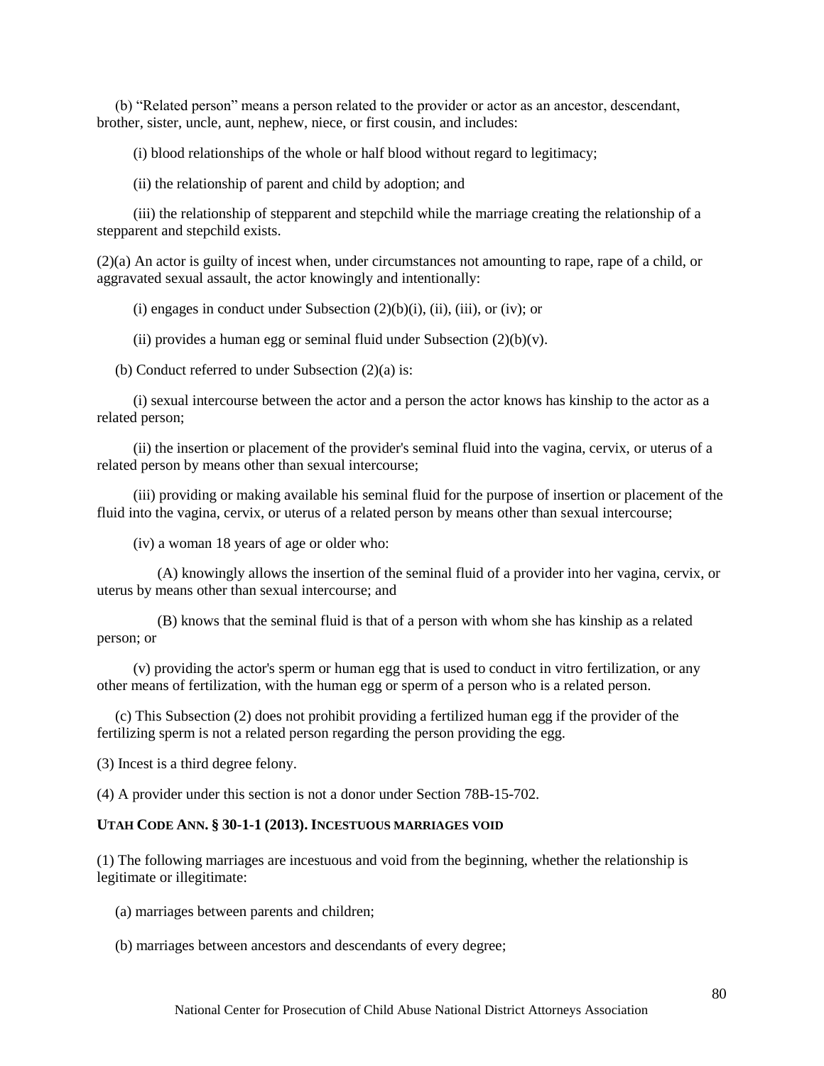(b) "Related person" means a person related to the provider or actor as an ancestor, descendant, brother, sister, uncle, aunt, nephew, niece, or first cousin, and includes:

(i) blood relationships of the whole or half blood without regard to legitimacy;

(ii) the relationship of parent and child by adoption; and

(iii) the relationship of stepparent and stepchild while the marriage creating the relationship of a stepparent and stepchild exists.

(2)(a) An actor is guilty of incest when, under circumstances not amounting to rape, rape of a child, or aggravated sexual assault, the actor knowingly and intentionally:

(i) engages in conduct under Subsection (2)(b)(i), (ii), (iii), or (iv); or

(ii) provides a human egg or seminal fluid under Subsection (2)(b)(v).

(b) Conduct referred to under Subsection (2)(a) is:

(i) sexual intercourse between the actor and a person the actor knows has kinship to the actor as a related person;

(ii) the insertion or placement of the provider's seminal fluid into the vagina, cervix, or uterus of a related person by means other than sexual intercourse;

(iii) providing or making available his seminal fluid for the purpose of insertion or placement of the fluid into the vagina, cervix, or uterus of a related person by means other than sexual intercourse;

(iv) a woman 18 years of age or older who:

(A) knowingly allows the insertion of the seminal fluid of a provider into her vagina, cervix, or uterus by means other than sexual intercourse; and

(B) knows that the seminal fluid is that of a person with whom she has kinship as a related person; or

(v) providing the actor's sperm or human egg that is used to conduct in vitro fertilization, or any other means of fertilization, with the human egg or sperm of a person who is a related person.

(c) This Subsection (2) does not prohibit providing a fertilized human egg if the provider of the fertilizing sperm is not a related person regarding the person providing the egg.

(3) Incest is a third degree felony.

(4) A provider under this section is not a donor under Section 78B-15-702.

**UTAH CODE ANN. § 30-1-1 (2013). INCESTUOUS MARRIAGES VOID**

(1) The following marriages are incestuous and void from the beginning, whether the relationship is legitimate or illegitimate:

(a) marriages between parents and children;

(b) marriages between ancestors and descendants of every degree;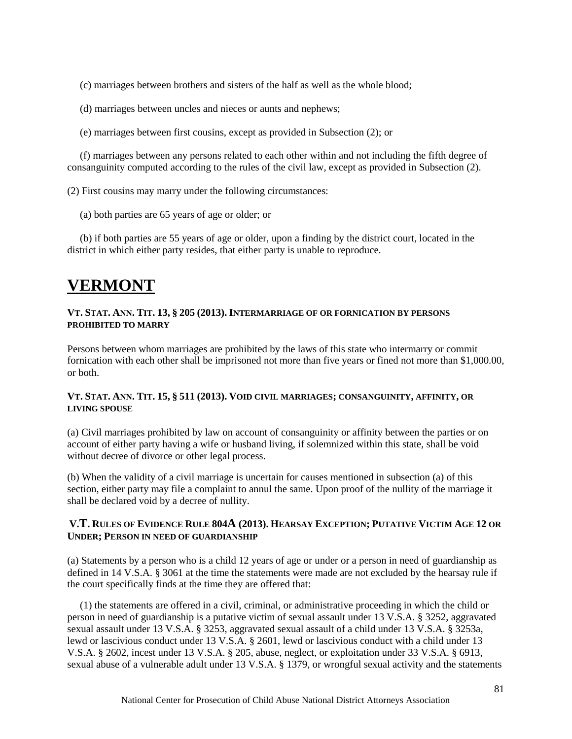(c) marriages between brothers and sisters of the half as well as the whole blood;

(d) marriages between uncles and nieces or aunts and nephews;

(e) marriages between first cousins, except as provided in Subsection (2); or

(f) marriages between any persons related to each other within and not including the fifth degree of consanguinity computed according to the rules of the civil law, except as provided in Subsection (2).

(2) First cousins may marry under the following circumstances:

(a) both parties are 65 years of age or older; or

(b) if both parties are 55 years of age or older, upon a finding by the district court, located in the district in which either party resides, that either party is unable to reproduce.

# VERMONT

**VT. STAT. ANN. TIT. 13, § 205 (2013). INTERMARRIAGE OF OR FORNICATION BY PERSONS PROHIBITED TO MARRY**

Persons between whom marriages are prohibited by the laws of this state who intermarry or commit fornication with each other shall be imprisoned not more than five years or fined not more than $1,000.00, or both.

**VT. STAT. ANN. TIT. 15, § 511 (2013). VOID CIVIL MARRIAGES; CONSANGUINITY, AFFINITY, OR LIVING SPOUSE**

(a) Civil marriages prohibited by law on account of consanguinity or affinity between the parties or on account of either party having a wife or husband living, if solemnized within this state, shall be void without decree of divorce or other legal process.

(b) When the validity of a civil marriage is uncertain for causes mentioned in subsection (a) of this section, either party may file a complaint to annul the same. Upon proof of the nullity of the marriage it shall be declared void by a decree of nullity.

**V.T. RULES OF EVIDENCE RULE 804A (2013). HEARSAY EXCEPTION; PUTATIVE VICTIM AGE 12 OR UNDER; PERSON IN NEED OF GUARDIANSHIP**

(a) Statements by a person who is a child 12 years of age or under or a person in need of guardianship as defined in 14 V.S.A. § 3061 at the time the statements were made are not excluded by the hearsay rule if the court specifically finds at the time they are offered that:

(1) the statements are offered in a civil, criminal, or administrative proceeding in which the child or person in need of guardianship is a putative victim of sexual assault under 13 V.S.A. § 3252, aggravated sexual assault under 13 V.S.A. § 3253, aggravated sexual assault of a child under 13 V.S.A. § 3253a, lewd or lascivious conduct under 13 V.S.A. § 2601, lewd or lascivious conduct with a child under 13 V.S.A. § 2602, incest under 13 V.S.A. § 205, abuse, neglect, or exploitation under 33 V.S.A. § 6913, sexual abuse of a vulnerable adult under 13 V.S.A. § 1379, or wrongful sexual activity and the statements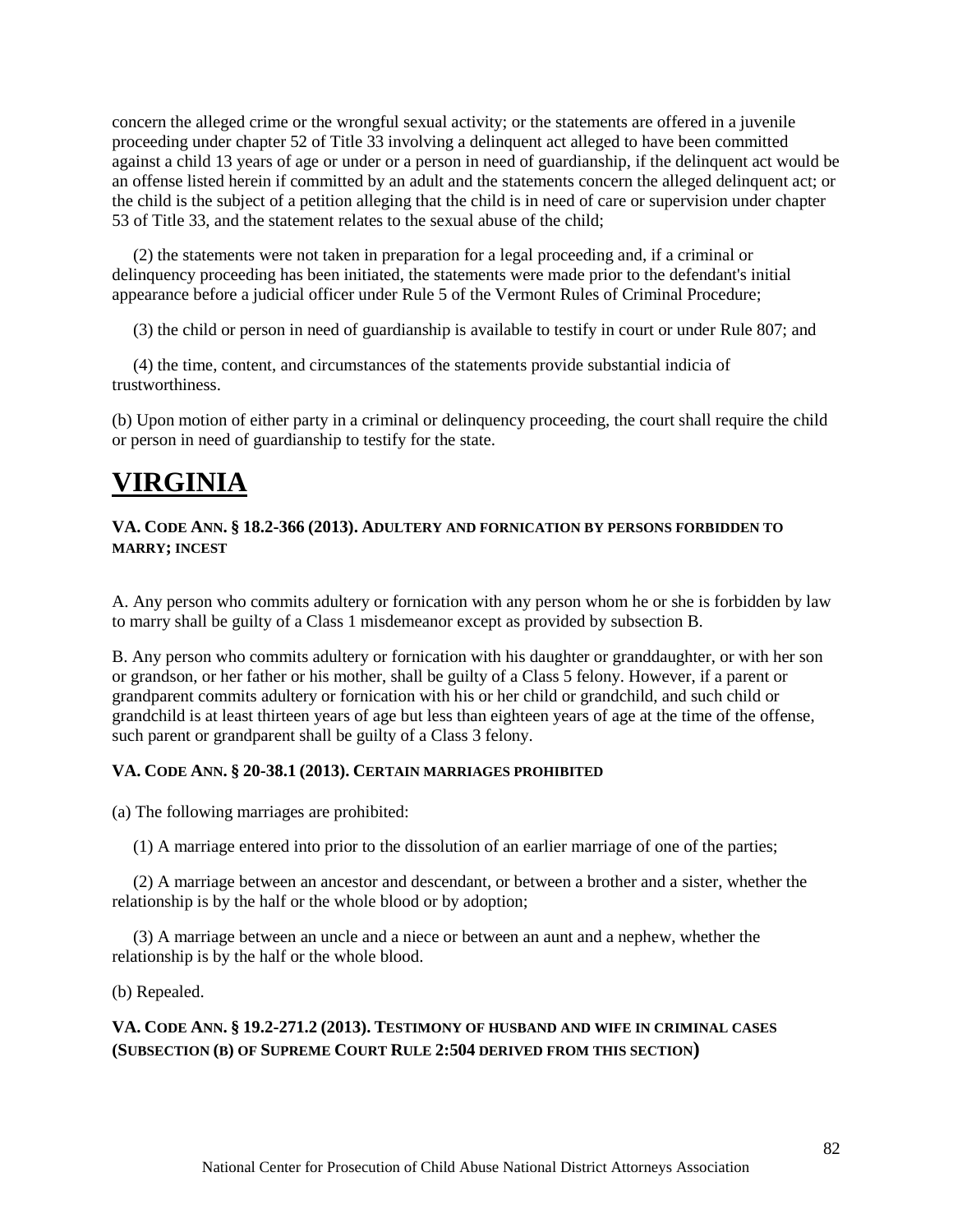concern the alleged crime or the wrongful sexual activity; or the statements are offered in a juvenile proceeding under chapter 52 of Title 33 involving a delinquent act alleged to have been committed against a child 13 years of age or under or a person in need of guardianship, if the delinquent act would be an offense listed herein if committed by an adult and the statements concern the alleged delinquent act; or the child is the subject of a petition alleging that the child is in need of care or supervision under chapter 53 of Title 33, and the statement relates to the sexual abuse of the child;

(2) the statements were not taken in preparation for a legal proceeding and, if a criminal or delinquency proceeding has been initiated, the statements were made prior to the defendant's initial appearance before a judicial officer under Rule 5 of the Vermont Rules of Criminal Procedure;

(3) the child or person in need of guardianship is available to testify in court or under Rule 807; and

(4) the time, content, and circumstances of the statements provide substantial indicia of trustworthiness.

(b) Upon motion of either party in a criminal or delinquency proceeding, the court shall require the child or person in need of guardianship to testify for the state.

# VIRGINIA

#### VA. CODE ANN. § 18.2-366 (2013). ADULTERY AND FORNICATION BY PERSONS FORBIDDEN TO MARRY; INCEST

A. Any person who commits adultery or fornication with any person whom he or she is forbidden by law to marry shall be guilty of a Class 1 misdemeanor except as provided by subsection B.

B. Any person who commits adultery or fornication with his daughter or granddaughter, or with her son or grandson, or her father or his mother, shall be guilty of a Class 5 felony. However, if a parent or grandparent commits adultery or fornication with his or her child or grandchild, and such child or grandchild is at least thirteen years of age but less than eighteen years of age at the time of the offense, such parent or grandparent shall be guilty of a Class 3 felony.

#### VA. CODE ANN. § 20-38.1 (2013). CERTAIN MARRIAGES PROHIBITED

(a) The following marriages are prohibited:

(1) A marriage entered into prior to the dissolution of an earlier marriage of one of the parties;

(2) A marriage between an ancestor and descendant, or between a brother and a sister, whether the relationship is by the half or the whole blood or by adoption;

(3) A marriage between an uncle and a niece or between an aunt and a nephew, whether the relationship is by the half or the whole blood.

(b) Repealed.

#### VA. CODE ANN. § 19.2-271.2 (2013). TESTIMONY OF HUSBAND AND WIFE IN CRIMINAL CASES (SUBSECTION (B) OF SUPREME COURT RULE 2:504 DERIVED FROM THIS SECTION)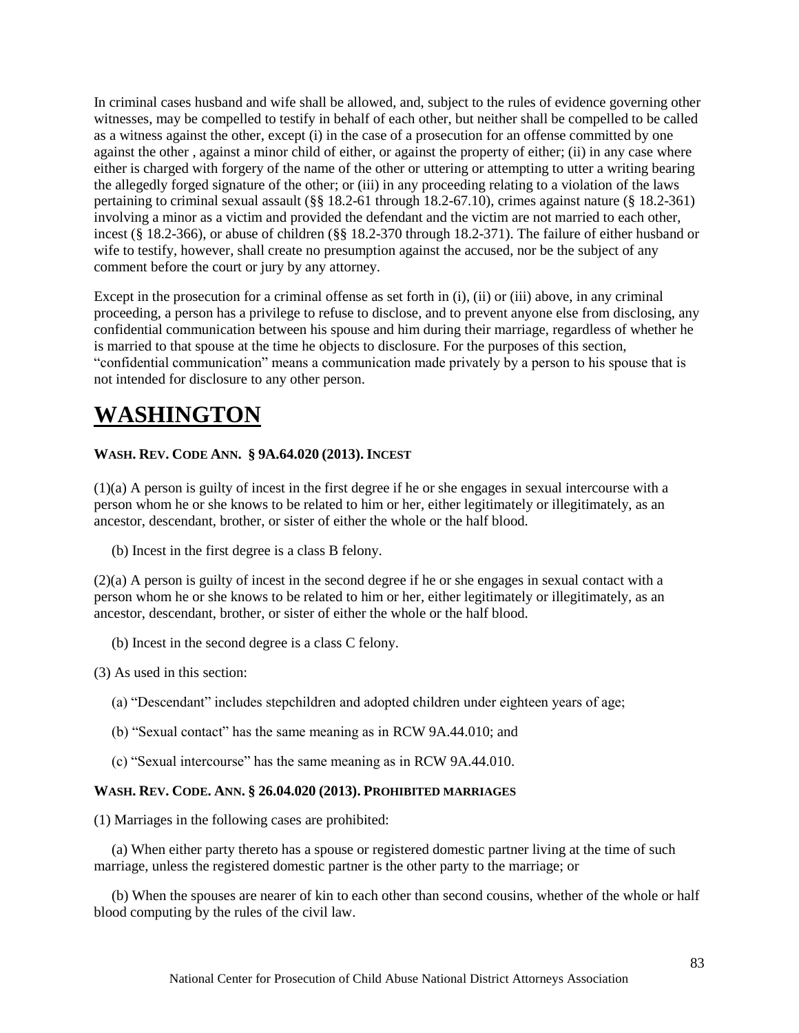In criminal cases husband and wife shall be allowed, and, subject to the rules of evidence governing other witnesses, may be compelled to testify in behalf of each other, but neither shall be compelled to be called as a witness against the other, except (i) in the case of a prosecution for an offense committed by one against the other , against a minor child of either, or against the property of either; (ii) in any case where either is charged with forgery of the name of the other or uttering or attempting to utter a writing bearing the allegedly forged signature of the other; or (iii) in any proceeding relating to a violation of the laws pertaining to criminal sexual assault (§§ 18.2-61 through 18.2-67.10), crimes against nature (§ 18.2-361) involving a minor as a victim and provided the defendant and the victim are not married to each other, incest (§ 18.2-366), or abuse of children (§§ 18.2-370 through 18.2-371). The failure of either husband or wife to testify, however, shall create no presumption against the accused, nor be the subject of any comment before the court or jury by any attorney.

Except in the prosecution for a criminal offense as set forth in (i), (ii) or (iii) above, in any criminal proceeding, a person has a privilege to refuse to disclose, and to prevent anyone else from disclosing, any confidential communication between his spouse and him during their marriage, regardless of whether he is married to that spouse at the time he objects to disclosure. For the purposes of this section, "confidential communication" means a communication made privately by a person to his spouse that is not intended for disclosure to any other person.

# WASHINGTON

**WASH. REV. CODE ANN. § 9A.64.020 (2013). INCEST**

(1)(a) A person is guilty of incest in the first degree if he or she engages in sexual intercourse with a person whom he or she knows to be related to him or her, either legitimately or illegitimately, as an ancestor, descendant, brother, or sister of either the whole or the half blood.

(b) Incest in the first degree is a class B felony.

(2)(a) A person is guilty of incest in the second degree if he or she engages in sexual contact with a person whom he or she knows to be related to him or her, either legitimately or illegitimately, as an ancestor, descendant, brother, or sister of either the whole or the half blood.

(b) Incest in the second degree is a class C felony.

(3) As used in this section:

(a) "Descendant" includes stepchildren and adopted children under eighteen years of age;

(b) "Sexual contact" has the same meaning as in RCW 9A.44.010; and

(c) "Sexual intercourse" has the same meaning as in RCW 9A.44.010.

**WASH. REV. CODE. ANN. § 26.04.020 (2013). PROHIBITED MARRIAGES**

(1) Marriages in the following cases are prohibited:

(a) When either party thereto has a spouse or registered domestic partner living at the time of such marriage, unless the registered domestic partner is the other party to the marriage; or

(b) When the spouses are nearer of kin to each other than second cousins, whether of the whole or half blood computing by the rules of the civil law.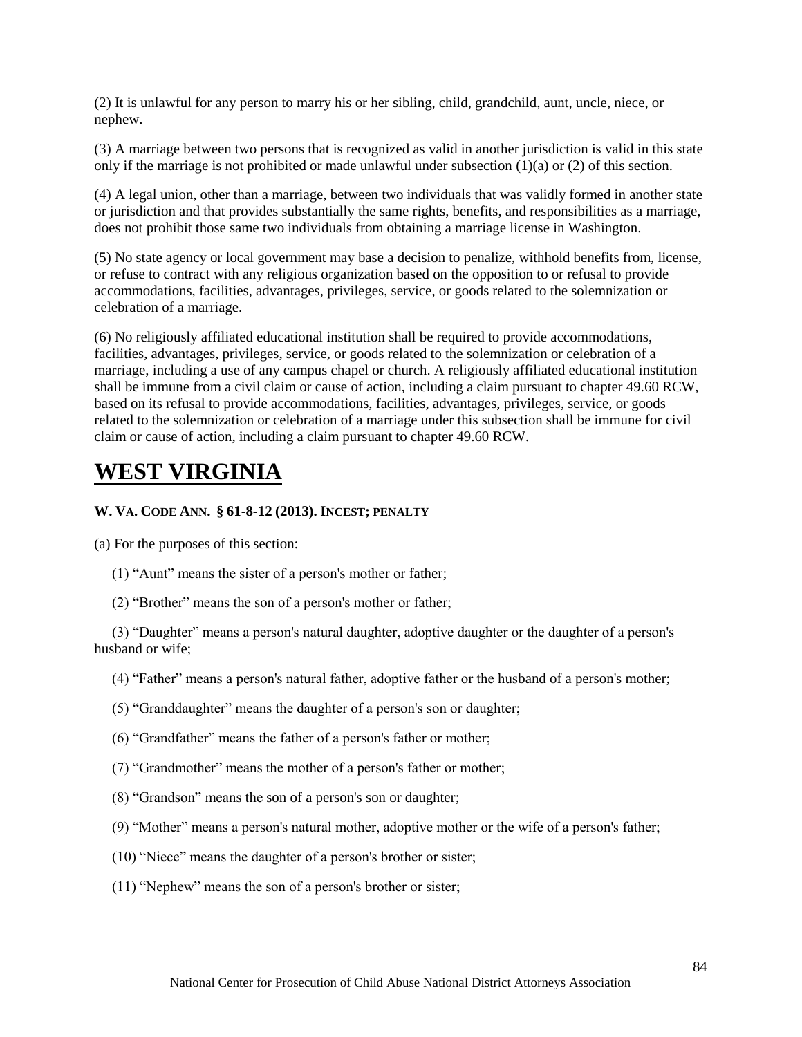(2) It is unlawful for any person to marry his or her sibling, child, grandchild, aunt, uncle, niece, or nephew.

(3) A marriage between two persons that is recognized as valid in another jurisdiction is valid in this state only if the marriage is not prohibited or made unlawful under subsection (1)(a) or (2) of this section.

(4) A legal union, other than a marriage, between two individuals that was validly formed in another state or jurisdiction and that provides substantially the same rights, benefits, and responsibilities as a marriage, does not prohibit those same two individuals from obtaining a marriage license in Washington.

(5) No state agency or local government may base a decision to penalize, withhold benefits from, license, or refuse to contract with any religious organization based on the opposition to or refusal to provide accommodations, facilities, advantages, privileges, service, or goods related to the solemnization or celebration of a marriage.

(6) No religiously affiliated educational institution shall be required to provide accommodations, facilities, advantages, privileges, service, or goods related to the solemnization or celebration of a marriage, including a use of any campus chapel or church. A religiously affiliated educational institution shall be immune from a civil claim or cause of action, including a claim pursuant to chapter 49.60 RCW, based on its refusal to provide accommodations, facilities, advantages, privileges, service, or goods related to the solemnization or celebration of a marriage under this subsection shall be immune for civil claim or cause of action, including a claim pursuant to chapter 49.60 RCW.

# WEST VIRGINIA

### W. VA. CODE ANN. § 61-8-12 (2013). INCEST; PENALTY

(a) For the purposes of this section:

(1) "Aunt" means the sister of a person's mother or father;

(2) "Brother" means the son of a person's mother or father;

(3) "Daughter" means a person's natural daughter, adoptive daughter or the daughter of a person's husband or wife;

(4) "Father" means a person's natural father, adoptive father or the husband of a person's mother;

(5) "Granddaughter" means the daughter of a person's son or daughter;

(6) "Grandfather" means the father of a person's father or mother;

(7) "Grandmother" means the mother of a person's father or mother;

(8) "Grandson" means the son of a person's son or daughter;

(9) "Mother" means a person's natural mother, adoptive mother or the wife of a person's father;

(10) "Niece" means the daughter of a person's brother or sister;

(11) "Nephew" means the son of a person's brother or sister;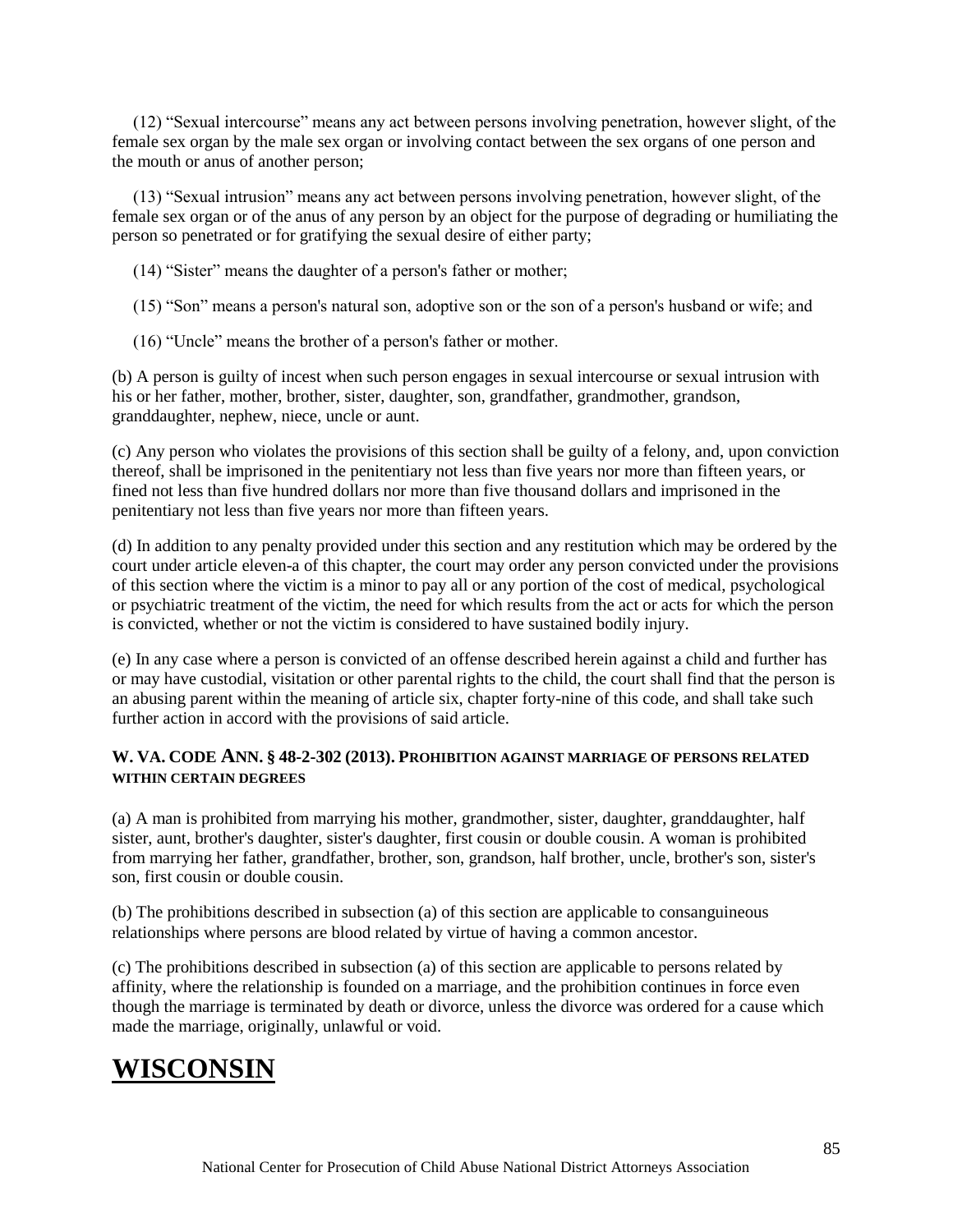(12) “Sexual intercourse” means any act between persons involving penetration, however slight, of the female sex organ by the male sex organ or involving contact between the sex organs of one person and the mouth or anus of another person;

(13) “Sexual intrusion” means any act between persons involving penetration, however slight, of the female sex organ or of the anus of any person by an object for the purpose of degrading or humiliating the person so penetrated or for gratifying the sexual desire of either party;

(14) “Sister” means the daughter of a person's father or mother;

(15) “Son” means a person's natural son, adoptive son or the son of a person's husband or wife; and

(16) “Uncle” means the brother of a person's father or mother.

(b) A person is guilty of incest when such person engages in sexual intercourse or sexual intrusion with his or her father, mother, brother, sister, daughter, son, grandfather, grandmother, grandson, granddaughter, nephew, niece, uncle or aunt.

(c) Any person who violates the provisions of this section shall be guilty of a felony, and, upon conviction thereof, shall be imprisoned in the penitentiary not less than five years nor more than fifteen years, or fined not less than five hundred dollars nor more than five thousand dollars and imprisoned in the penitentiary not less than five years nor more than fifteen years.

(d) In addition to any penalty provided under this section and any restitution which may be ordered by the court under article eleven-a of this chapter, the court may order any person convicted under the provisions of this section where the victim is a minor to pay all or any portion of the cost of medical, psychological or psychiatric treatment of the victim, the need for which results from the act or acts for which the person is convicted, whether or not the victim is considered to have sustained bodily injury.

(e) In any case where a person is convicted of an offense described herein against a child and further has or may have custodial, visitation or other parental rights to the child, the court shall find that the person is an abusing parent within the meaning of article six, chapter forty-nine of this code, and shall take such further action in accord with the provisions of said article.

**W. VA. CODE ANN. § 48-2-302 (2013). PROHIBITION AGAINST MARRIAGE OF PERSONS RELATED WITHIN CERTAIN DEGREES**

(a) A man is prohibited from marrying his mother, grandmother, sister, daughter, granddaughter, half sister, aunt, brother's daughter, sister's daughter, first cousin or double cousin. A woman is prohibited from marrying her father, grandfather, brother, son, grandson, half brother, uncle, brother's son, sister's son, first cousin or double cousin.

(b) The prohibitions described in subsection (a) of this section are applicable to consanguineous relationships where persons are blood related by virtue of having a common ancestor.

(c) The prohibitions described in subsection (a) of this section are applicable to persons related by affinity, where the relationship is founded on a marriage, and the prohibition continues in force even though the marriage is terminated by death or divorce, unless the divorce was ordered for a cause which made the marriage, originally, unlawful or void.

# WISCONSIN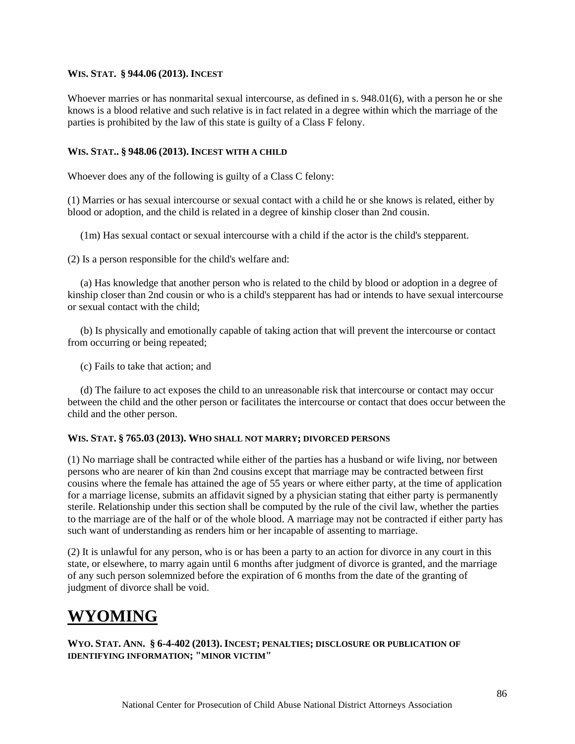**WIS. STAT. § 944.06 (2013). INCEST**

Whoever marries or has nonmarital sexual intercourse, as defined in s. 948.01(6), with a person he or she knows is a blood relative and such relative is in fact related in a degree within which the marriage of the parties is prohibited by the law of this state is guilty of a Class F felony.

**WIS. STAT.. § 948.06 (2013). INCEST WITH A CHILD**

Whoever does any of the following is guilty of a Class C felony:

(1) Marries or has sexual intercourse or sexual contact with a child he or she knows is related, either by blood or adoption, and the child is related in a degree of kinship closer than 2nd cousin.

(1m) Has sexual contact or sexual intercourse with a child if the actor is the child's stepparent.

(2) Is a person responsible for the child's welfare and:

(a) Has knowledge that another person who is related to the child by blood or adoption in a degree of kinship closer than 2nd cousin or who is a child's stepparent has had or intends to have sexual intercourse or sexual contact with the child;

(b) Is physically and emotionally capable of taking action that will prevent the intercourse or contact from occurring or being repeated;

(c) Fails to take that action; and

(d) The failure to act exposes the child to an unreasonable risk that intercourse or contact may occur between the child and the other person or facilitates the intercourse or contact that does occur between the child and the other person.

**WIS. STAT. § 765.03 (2013). WHO SHALL NOT MARRY; DIVORCED PERSONS**

(1) No marriage shall be contracted while either of the parties has a husband or wife living, nor between persons who are nearer of kin than 2nd cousins except that marriage may be contracted between first cousins where the female has attained the age of 55 years or where either party, at the time of application for a marriage license, submits an affidavit signed by a physician stating that either party is permanently sterile. Relationship under this section shall be computed by the rule of the civil law, whether the parties to the marriage are of the half or of the whole blood. A marriage may not be contracted if either party has such want of understanding as renders him or her incapable of assenting to marriage.

(2) It is unlawful for any person, who is or has been a party to an action for divorce in any court in this state, or elsewhere, to marry again until 6 months after judgment of divorce is granted, and the marriage of any such person solemnized before the expiration of 6 months from the date of the granting of judgment of divorce shall be void.

# WYOMING

**WYO. STAT. ANN. § 6-4-402 (2013). INCEST; PENALTIES; DISCLOSURE OR PUBLICATION OF IDENTIFYING INFORMATION; "MINOR VICTIM"**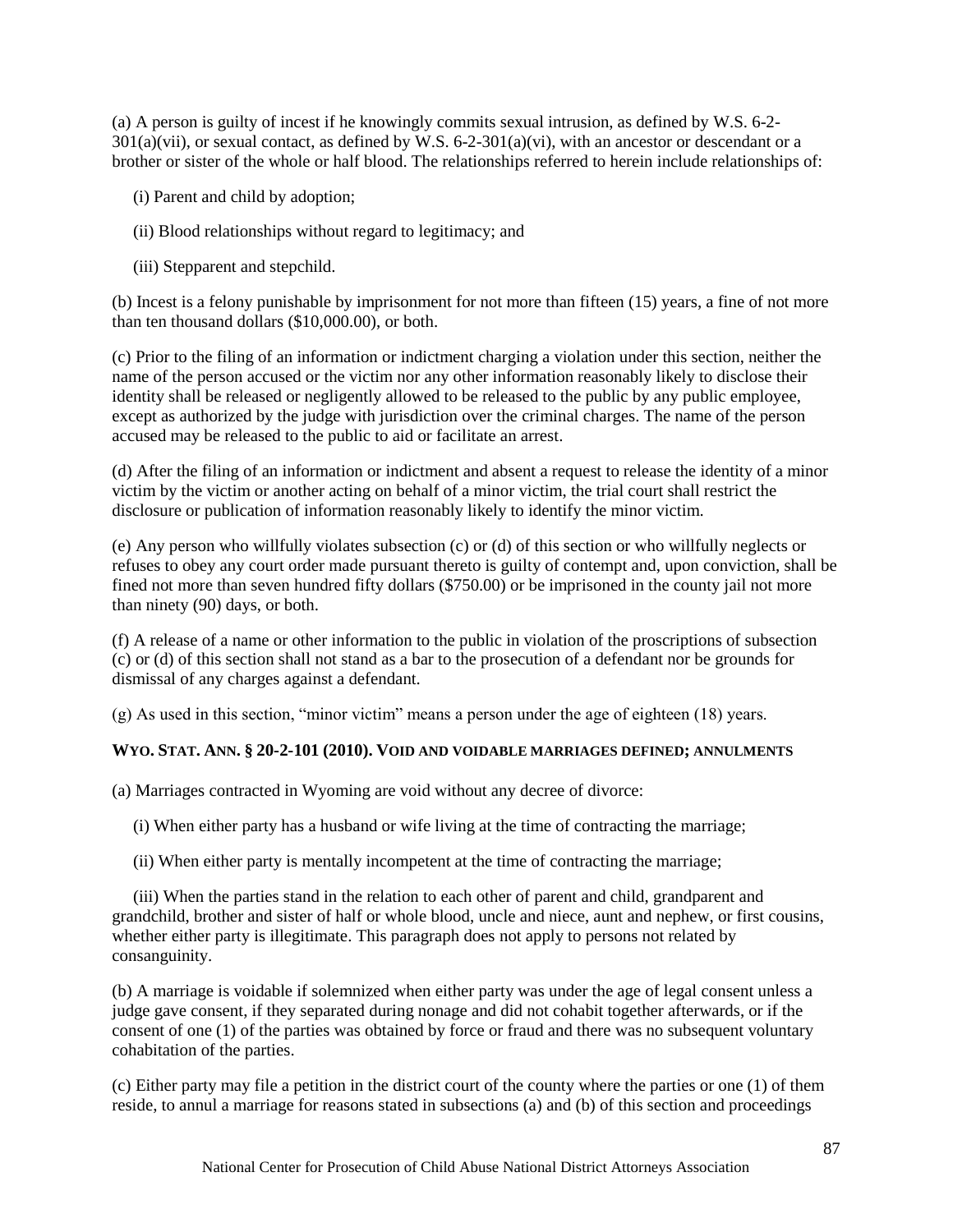(a) A person is guilty of incest if he knowingly commits sexual intrusion, as defined by W.S. 6-2-301(a)(vii), or sexual contact, as defined by W.S. 6-2-301(a)(vi), with an ancestor or descendant or a brother or sister of the whole or half blood. The relationships referred to herein include relationships of:

(i) Parent and child by adoption;

(ii) Blood relationships without regard to legitimacy; and

(iii) Stepparent and stepchild.

(b) Incest is a felony punishable by imprisonment for not more than fifteen (15) years, a fine of not more than ten thousand dollars ($10,000.00), or both.

(c) Prior to the filing of an information or indictment charging a violation under this section, neither the name of the person accused or the victim nor any other information reasonably likely to disclose their identity shall be released or negligently allowed to be released to the public by any public employee, except as authorized by the judge with jurisdiction over the criminal charges. The name of the person accused may be released to the public to aid or facilitate an arrest.

(d) After the filing of an information or indictment and absent a request to release the identity of a minor victim by the victim or another acting on behalf of a minor victim, the trial court shall restrict the disclosure or publication of information reasonably likely to identify the minor victim.

(e) Any person who willfully violates subsection (c) or (d) of this section or who willfully neglects or refuses to obey any court order made pursuant thereto is guilty of contempt and, upon conviction, shall be fined not more than seven hundred fifty dollars ($750.00) or be imprisoned in the county jail not more than ninety (90) days, or both.

(f) A release of a name or other information to the public in violation of the proscriptions of subsection (c) or (d) of this section shall not stand as a bar to the prosecution of a defendant nor be grounds for dismissal of any charges against a defendant.

(g) As used in this section, "minor victim" means a person under the age of eighteen (18) years.

**WYO. STAT. ANN. § 20-2-101 (2010). VOID AND VOIDABLE MARRIAGES DEFINED; ANNULMENTS**

(a) Marriages contracted in Wyoming are void without any decree of divorce:

(i) When either party has a husband or wife living at the time of contracting the marriage;

(ii) When either party is mentally incompetent at the time of contracting the marriage;

(iii) When the parties stand in the relation to each other of parent and child, grandparent and grandchild, brother and sister of half or whole blood, uncle and niece, aunt and nephew, or first cousins, whether either party is illegitimate. This paragraph does not apply to persons not related by consanguinity.

(b) A marriage is voidable if solemnized when either party was under the age of legal consent unless a judge gave consent, if they separated during nonage and did not cohabit together afterwards, or if the consent of one (1) of the parties was obtained by force or fraud and there was no subsequent voluntary cohabitation of the parties.

(c) Either party may file a petition in the district court of the county where the parties or one (1) of them reside, to annul a marriage for reasons stated in subsections (a) and (b) of this section and proceedings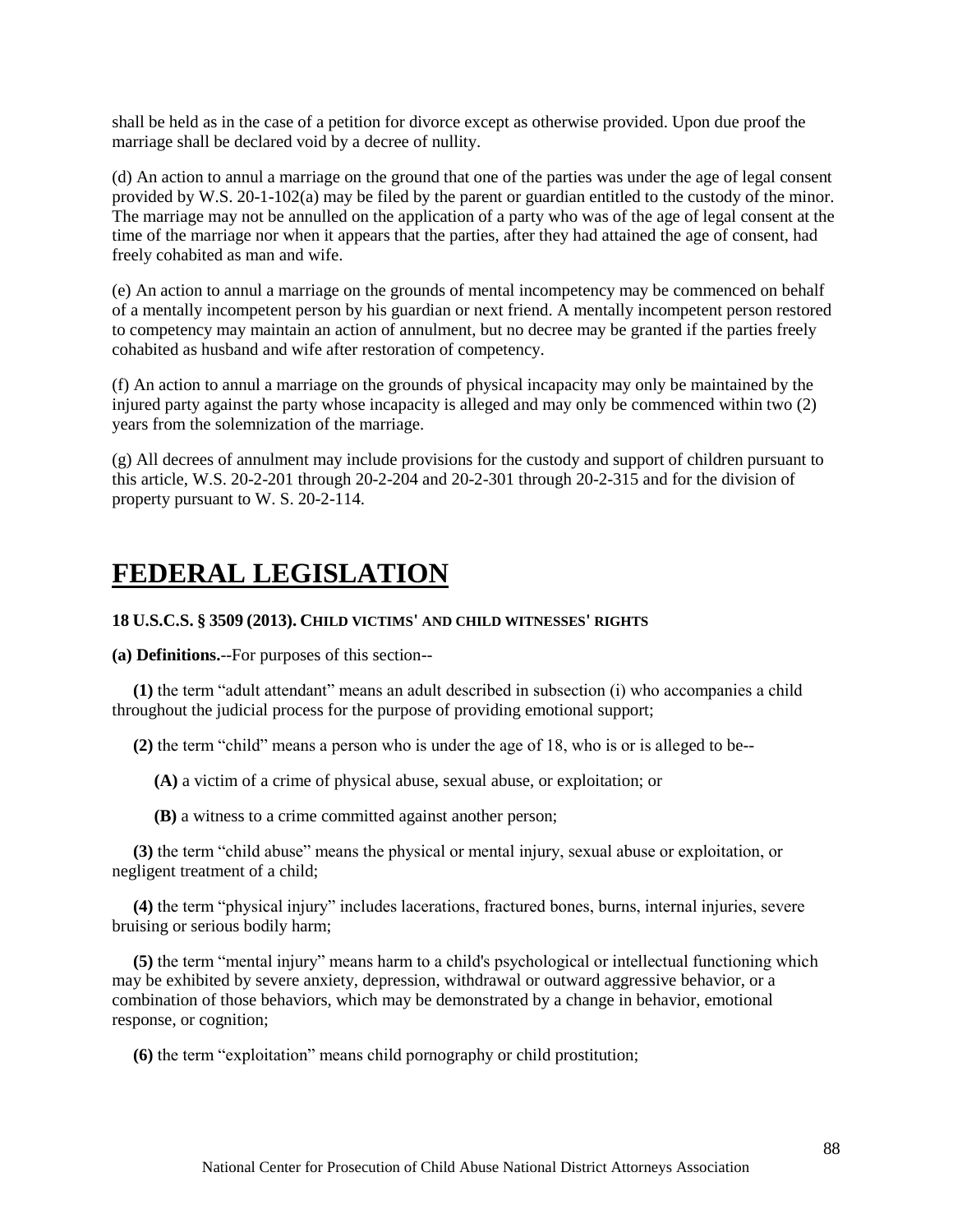shall be held as in the case of a petition for divorce except as otherwise provided. Upon due proof the marriage shall be declared void by a decree of nullity.

(d) An action to annul a marriage on the ground that one of the parties was under the age of legal consent provided by W.S. 20-1-102(a) may be filed by the parent or guardian entitled to the custody of the minor. The marriage may not be annulled on the application of a party who was of the age of legal consent at the time of the marriage nor when it appears that the parties, after they had attained the age of consent, had freely cohabited as man and wife.

(e) An action to annul a marriage on the grounds of mental incompetency may be commenced on behalf of a mentally incompetent person by his guardian or next friend. A mentally incompetent person restored to competency may maintain an action of annulment, but no decree may be granted if the parties freely cohabited as husband and wife after restoration of competency.

(f) An action to annul a marriage on the grounds of physical incapacity may only be maintained by the injured party against the party whose incapacity is alleged and may only be commenced within two (2) years from the solemnization of the marriage.

(g) All decrees of annulment may include provisions for the custody and support of children pursuant to this article, W.S. 20-2-201 through 20-2-204 and 20-2-301 through 20-2-315 and for the division of property pursuant to W. S. 20-2-114.

# FEDERAL LEGISLATION

**18 U.S.C.S. § 3509 (2013). CHILD VICTIMS' AND CHILD WITNESSES' RIGHTS**

**(a) Definitions.**--For purposes of this section--

**(1)** the term "adult attendant" means an adult described in subsection (i) who accompanies a child throughout the judicial process for the purpose of providing emotional support;

**(2)** the term "child" means a person who is under the age of 18, who is or is alleged to be--

**(A)** a victim of a crime of physical abuse, sexual abuse, or exploitation; or

**(B)** a witness to a crime committed against another person;

**(3)** the term "child abuse" means the physical or mental injury, sexual abuse or exploitation, or negligent treatment of a child;

**(4)** the term "physical injury" includes lacerations, fractured bones, burns, internal injuries, severe bruising or serious bodily harm;

**(5)** the term "mental injury" means harm to a child's psychological or intellectual functioning which may be exhibited by severe anxiety, depression, withdrawal or outward aggressive behavior, or a combination of those behaviors, which may be demonstrated by a change in behavior, emotional response, or cognition;

**(6)** the term "exploitation" means child pornography or child prostitution;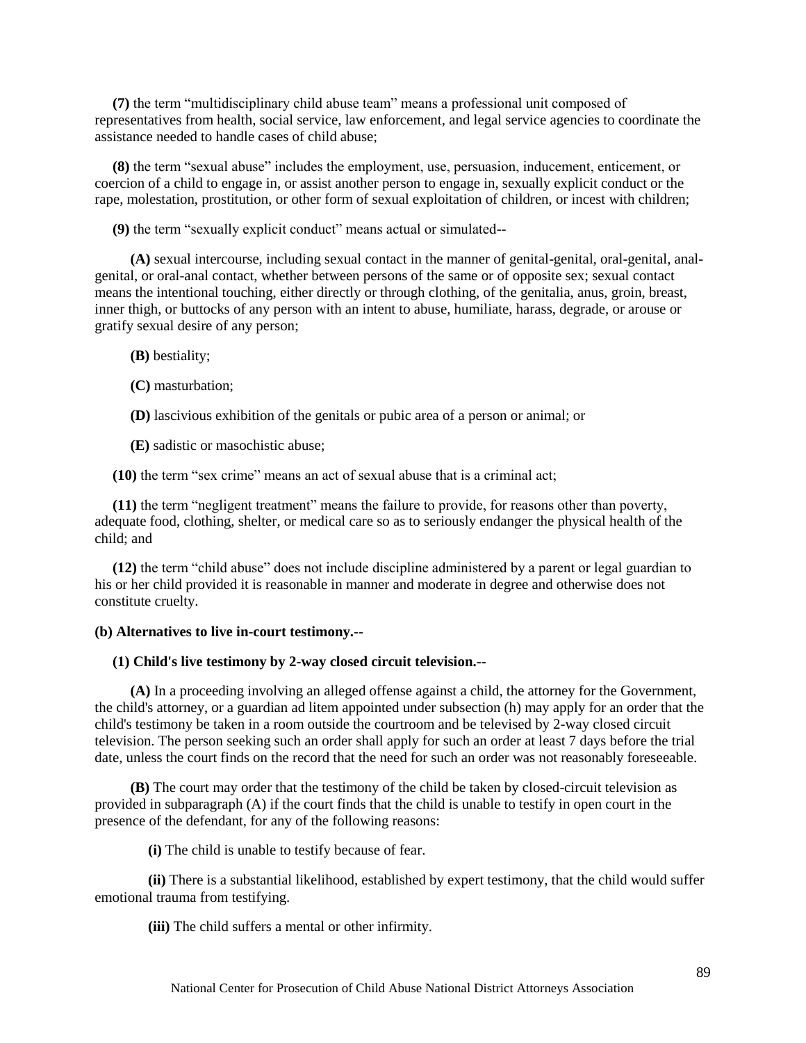**(7)** the term "multidisciplinary child abuse team" means a professional unit composed of representatives from health, social service, law enforcement, and legal service agencies to coordinate the assistance needed to handle cases of child abuse;

**(8)** the term "sexual abuse" includes the employment, use, persuasion, inducement, enticement, or coercion of a child to engage in, or assist another person to engage in, sexually explicit conduct or the rape, molestation, prostitution, or other form of sexual exploitation of children, or incest with children;

**(9)** the term "sexually explicit conduct" means actual or simulated--

**(A)** sexual intercourse, including sexual contact in the manner of genital-genital, oral-genital, anal-genital, or oral-anal contact, whether between persons of the same or of opposite sex; sexual contact means the intentional touching, either directly or through clothing, of the genitalia, anus, groin, breast, inner thigh, or buttocks of any person with an intent to abuse, humiliate, harass, degrade, or arouse or gratify sexual desire of any person;

**(B)** bestiality;

**(C)** masturbation;

**(D)** lascivious exhibition of the genitals or pubic area of a person or animal; or

**(E)** sadistic or masochistic abuse;

**(10)** the term "sex crime" means an act of sexual abuse that is a criminal act;

**(11)** the term "negligent treatment" means the failure to provide, for reasons other than poverty, adequate food, clothing, shelter, or medical care so as to seriously endanger the physical health of the child; and

**(12)** the term "child abuse" does not include discipline administered by a parent or legal guardian to his or her child provided it is reasonable in manner and moderate in degree and otherwise does not constitute cruelty.

**(b) Alternatives to live in-court testimony.--**

**(1) Child's live testimony by 2-way closed circuit television.--**

**(A)** In a proceeding involving an alleged offense against a child, the attorney for the Government, the child's attorney, or a guardian ad litem appointed under subsection (h) may apply for an order that the child's testimony be taken in a room outside the courtroom and be televised by 2-way closed circuit television. The person seeking such an order shall apply for such an order at least 7 days before the trial date, unless the court finds on the record that the need for such an order was not reasonably foreseeable.

**(B)** The court may order that the testimony of the child be taken by closed-circuit television as provided in subparagraph (A) if the court finds that the child is unable to testify in open court in the presence of the defendant, for any of the following reasons:

**(i)** The child is unable to testify because of fear.

**(ii)** There is a substantial likelihood, established by expert testimony, that the child would suffer emotional trauma from testifying.

**(iii)** The child suffers a mental or other infirmity.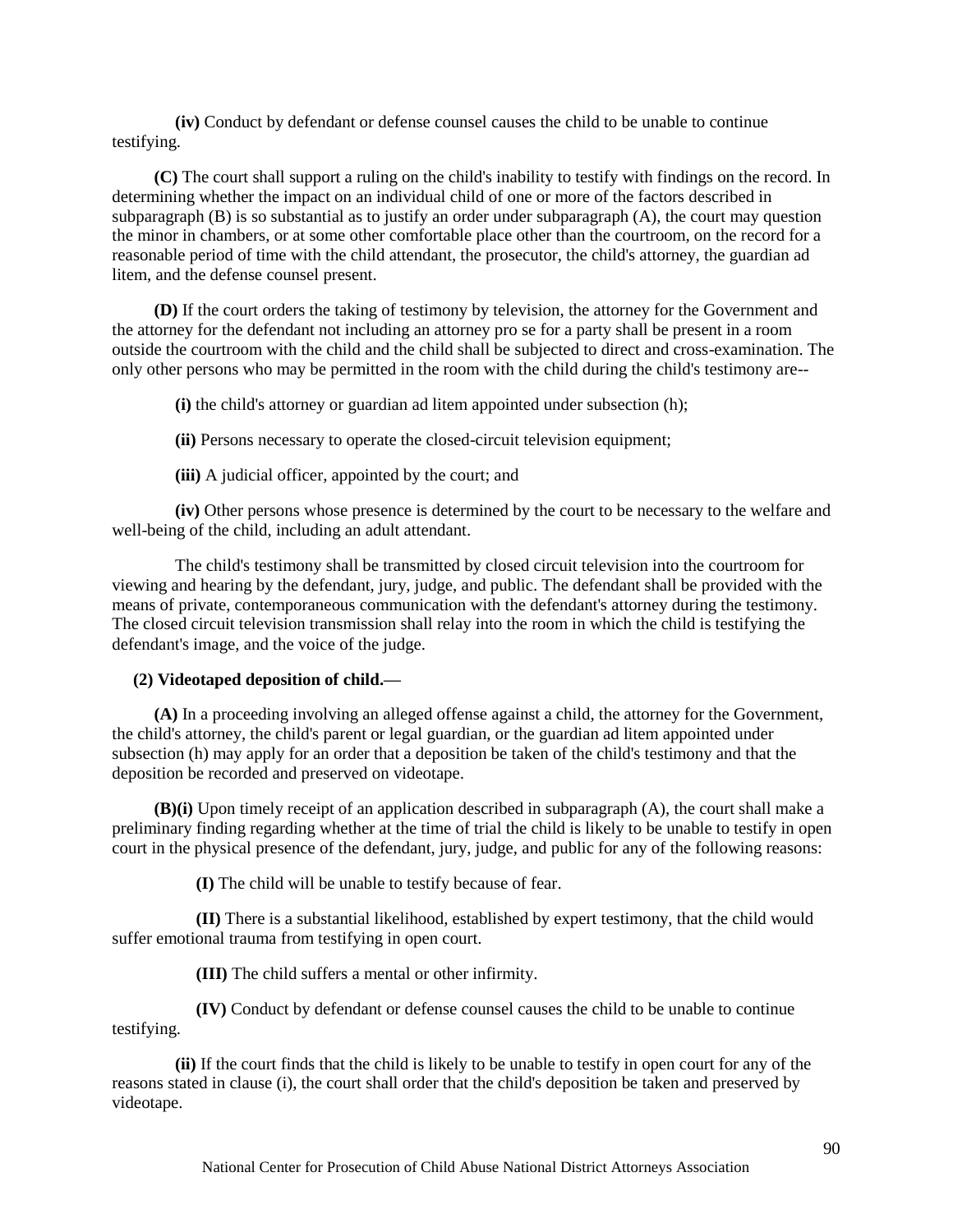**(iv)** Conduct by defendant or defense counsel causes the child to be unable to continue testifying.

**(C)** The court shall support a ruling on the child's inability to testify with findings on the record. In determining whether the impact on an individual child of one or more of the factors described in subparagraph (B) is so substantial as to justify an order under subparagraph (A), the court may question the minor in chambers, or at some other comfortable place other than the courtroom, on the record for a reasonable period of time with the child attendant, the prosecutor, the child's attorney, the guardian ad litem, and the defense counsel present.

**(D)** If the court orders the taking of testimony by television, the attorney for the Government and the attorney for the defendant not including an attorney pro se for a party shall be present in a room outside the courtroom with the child and the child shall be subjected to direct and cross-examination. The only other persons who may be permitted in the room with the child during the child's testimony are--

**(i)** the child's attorney or guardian ad litem appointed under subsection (h);

**(ii)** Persons necessary to operate the closed-circuit television equipment;

**(iii)** A judicial officer, appointed by the court; and

**(iv)** Other persons whose presence is determined by the court to be necessary to the welfare and well-being of the child, including an adult attendant.

The child's testimony shall be transmitted by closed circuit television into the courtroom for viewing and hearing by the defendant, jury, judge, and public. The defendant shall be provided with the means of private, contemporaneous communication with the defendant's attorney during the testimony. The closed circuit television transmission shall relay into the room in which the child is testifying the defendant's image, and the voice of the judge.

**(2) Videotaped deposition of child.**—

**(A)** In a proceeding involving an alleged offense against a child, the attorney for the Government, the child's attorney, the child's parent or legal guardian, or the guardian ad litem appointed under subsection (h) may apply for an order that a deposition be taken of the child's testimony and that the deposition be recorded and preserved on videotape.

**(B)(i)** Upon timely receipt of an application described in subparagraph (A), the court shall make a preliminary finding regarding whether at the time of trial the child is likely to be unable to testify in open court in the physical presence of the defendant, jury, judge, and public for any of the following reasons:

**(I)** The child will be unable to testify because of fear.

**(II)** There is a substantial likelihood, established by expert testimony, that the child would suffer emotional trauma from testifying in open court.

**(III)** The child suffers a mental or other infirmity.

**(IV)** Conduct by defendant or defense counsel causes the child to be unable to continue testifying.

**(ii)** If the court finds that the child is likely to be unable to testify in open court for any of the reasons stated in clause (i), the court shall order that the child's deposition be taken and preserved by videotape.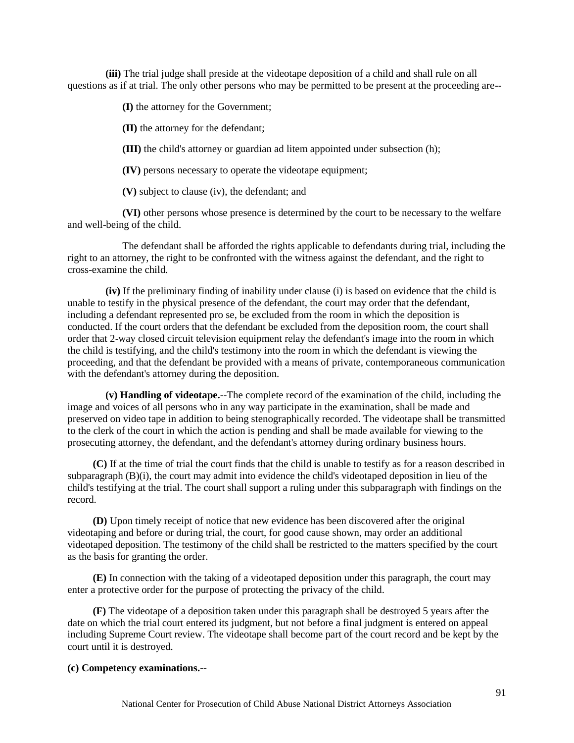**(iii)** The trial judge shall preside at the videotape deposition of a child and shall rule on all questions as if at trial. The only other persons who may be permitted to be present at the proceeding are--

**(I)** the attorney for the Government;

**(II)** the attorney for the defendant;

**(III)** the child's attorney or guardian ad litem appointed under subsection (h);

**(IV)** persons necessary to operate the videotape equipment;

**(V)** subject to clause (iv), the defendant; and

**(VI)** other persons whose presence is determined by the court to be necessary to the welfare and well-being of the child.

The defendant shall be afforded the rights applicable to defendants during trial, including the right to an attorney, the right to be confronted with the witness against the defendant, and the right to cross-examine the child.

**(iv)** If the preliminary finding of inability under clause (i) is based on evidence that the child is unable to testify in the physical presence of the defendant, the court may order that the defendant, including a defendant represented pro se, be excluded from the room in which the deposition is conducted. If the court orders that the defendant be excluded from the deposition room, the court shall order that 2-way closed circuit television equipment relay the defendant's image into the room in which the child is testifying, and the child's testimony into the room in which the defendant is viewing the proceeding, and that the defendant be provided with a means of private, contemporaneous communication with the defendant's attorney during the deposition.

**(v) Handling of videotape.**--The complete record of the examination of the child, including the image and voices of all persons who in any way participate in the examination, shall be made and preserved on video tape in addition to being stenographically recorded. The videotape shall be transmitted to the clerk of the court in which the action is pending and shall be made available for viewing to the prosecuting attorney, the defendant, and the defendant's attorney during ordinary business hours.

**(C)** If at the time of trial the court finds that the child is unable to testify as for a reason described in subparagraph (B)(i), the court may admit into evidence the child's videotaped deposition in lieu of the child's testifying at the trial. The court shall support a ruling under this subparagraph with findings on the record.

**(D)** Upon timely receipt of notice that new evidence has been discovered after the original videotaping and before or during trial, the court, for good cause shown, may order an additional videotaped deposition. The testimony of the child shall be restricted to the matters specified by the court as the basis for granting the order.

**(E)** In connection with the taking of a videotaped deposition under this paragraph, the court may enter a protective order for the purpose of protecting the privacy of the child.

**(F)** The videotape of a deposition taken under this paragraph shall be destroyed 5 years after the date on which the trial court entered its judgment, but not before a final judgment is entered on appeal including Supreme Court review. The videotape shall become part of the court record and be kept by the court until it is destroyed.

**(c) Competency examinations.--**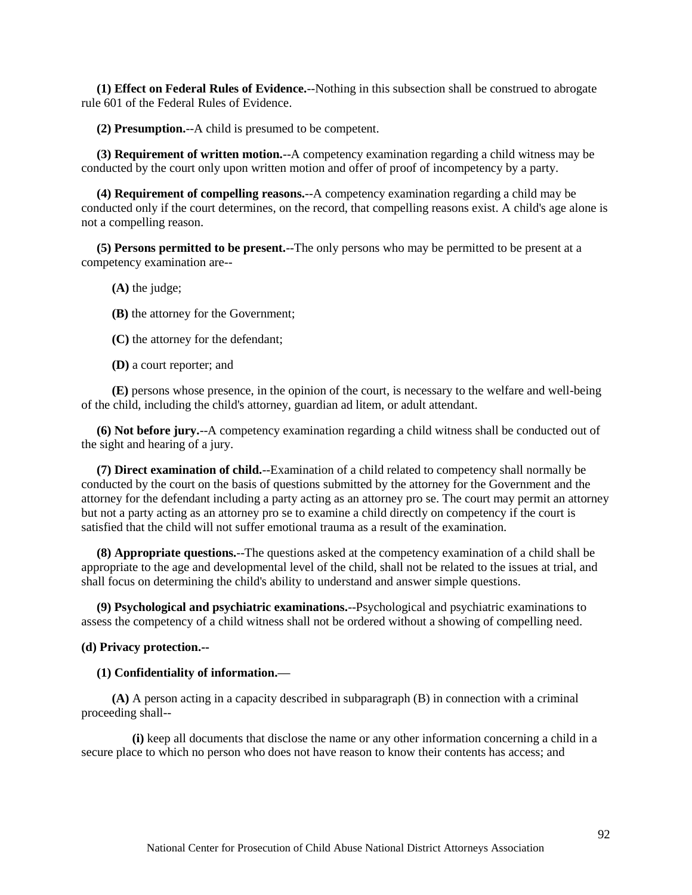**(1) Effect on Federal Rules of Evidence.**--Nothing in this subsection shall be construed to abrogate rule 601 of the Federal Rules of Evidence.

**(2) Presumption.**--A child is presumed to be competent.

**(3) Requirement of written motion.**--A competency examination regarding a child witness may be conducted by the court only upon written motion and offer of proof of incompetency by a party.

**(4) Requirement of compelling reasons.**--A competency examination regarding a child may be conducted only if the court determines, on the record, that compelling reasons exist. A child's age alone is not a compelling reason.

**(5) Persons permitted to be present.**--The only persons who may be permitted to be present at a competency examination are--

**(A)** the judge;

**(B)** the attorney for the Government;

**(C)** the attorney for the defendant;

**(D)** a court reporter; and

**(E)** persons whose presence, in the opinion of the court, is necessary to the welfare and well-being of the child, including the child's attorney, guardian ad litem, or adult attendant.

**(6) Not before jury.**--A competency examination regarding a child witness shall be conducted out of the sight and hearing of a jury.

**(7) Direct examination of child.**--Examination of a child related to competency shall normally be conducted by the court on the basis of questions submitted by the attorney for the Government and the attorney for the defendant including a party acting as an attorney pro se. The court may permit an attorney but not a party acting as an attorney pro se to examine a child directly on competency if the court is satisfied that the child will not suffer emotional trauma as a result of the examination.

**(8) Appropriate questions.**--The questions asked at the competency examination of a child shall be appropriate to the age and developmental level of the child, shall not be related to the issues at trial, and shall focus on determining the child's ability to understand and answer simple questions.

**(9) Psychological and psychiatric examinations.**--Psychological and psychiatric examinations to assess the competency of a child witness shall not be ordered without a showing of compelling need.

**(d) Privacy protection.--**

**(1) Confidentiality of information.—**

**(A)** A person acting in a capacity described in subparagraph (B) in connection with a criminal proceeding shall--

**(i)** keep all documents that disclose the name or any other information concerning a child in a secure place to which no person who does not have reason to know their contents has access; and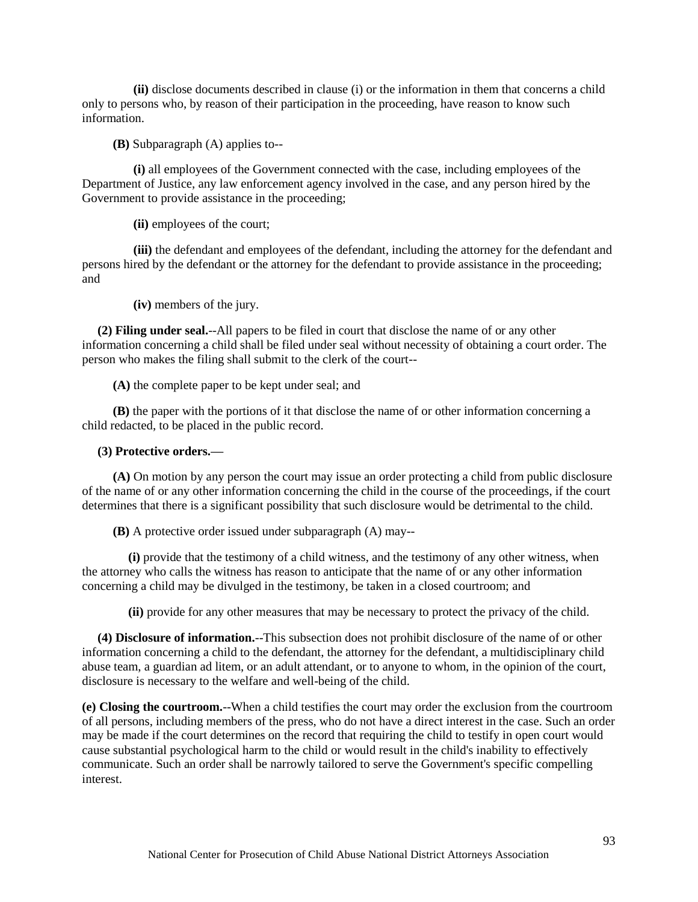**(ii)** disclose documents described in clause (i) or the information in them that concerns a child only to persons who, by reason of their participation in the proceeding, have reason to know such information.

**(B)** Subparagraph (A) applies to--

**(i)** all employees of the Government connected with the case, including employees of the Department of Justice, any law enforcement agency involved in the case, and any person hired by the Government to provide assistance in the proceeding;

**(ii)** employees of the court;

**(iii)** the defendant and employees of the defendant, including the attorney for the defendant and persons hired by the defendant or the attorney for the defendant to provide assistance in the proceeding; and

**(iv)** members of the jury.

**(2) Filing under seal.**--All papers to be filed in court that disclose the name of or any other information concerning a child shall be filed under seal without necessity of obtaining a court order. The person who makes the filing shall submit to the clerk of the court--

**(A)** the complete paper to be kept under seal; and

**(B)** the paper with the portions of it that disclose the name of or other information concerning a child redacted, to be placed in the public record.

**(3) Protective orders.**—

**(A)** On motion by any person the court may issue an order protecting a child from public disclosure of the name of or any other information concerning the child in the course of the proceedings, if the court determines that there is a significant possibility that such disclosure would be detrimental to the child.

**(B)** A protective order issued under subparagraph (A) may--

**(i)** provide that the testimony of a child witness, and the testimony of any other witness, when the attorney who calls the witness has reason to anticipate that the name of or any other information concerning a child may be divulged in the testimony, be taken in a closed courtroom; and

**(ii)** provide for any other measures that may be necessary to protect the privacy of the child.

**(4) Disclosure of information.**--This subsection does not prohibit disclosure of the name of or other information concerning a child to the defendant, the attorney for the defendant, a multidisciplinary child abuse team, a guardian ad litem, or an adult attendant, or to anyone to whom, in the opinion of the court, disclosure is necessary to the welfare and well-being of the child.

**(e) Closing the courtroom.**--When a child testifies the court may order the exclusion from the courtroom of all persons, including members of the press, who do not have a direct interest in the case. Such an order may be made if the court determines on the record that requiring the child to testify in open court would cause substantial psychological harm to the child or would result in the child's inability to effectively communicate. Such an order shall be narrowly tailored to serve the Government's specific compelling interest.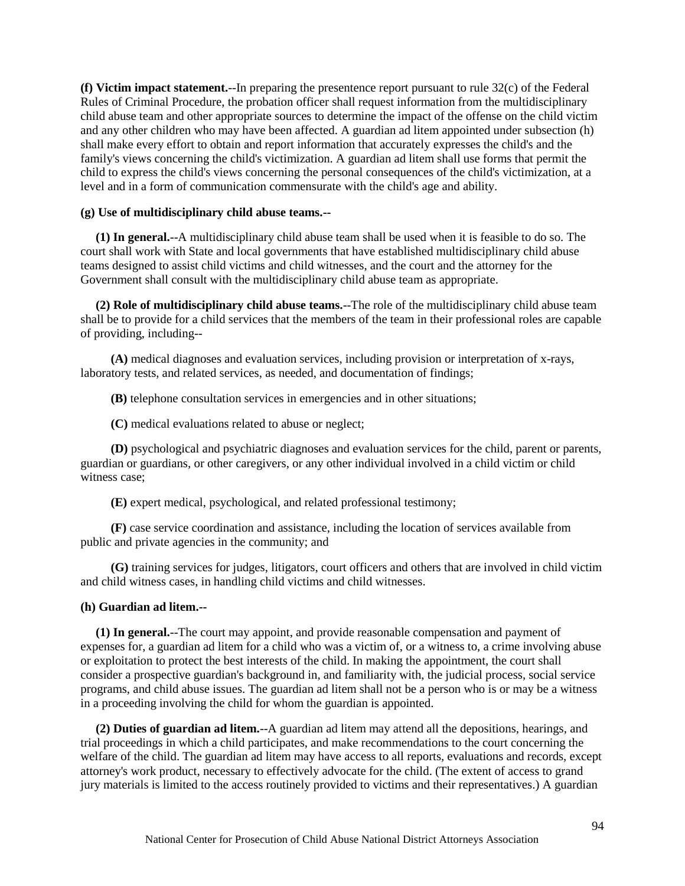**(f) Victim impact statement.**--In preparing the presentence report pursuant to rule 32(c) of the Federal Rules of Criminal Procedure, the probation officer shall request information from the multidisciplinary child abuse team and other appropriate sources to determine the impact of the offense on the child victim and any other children who may have been affected. A guardian ad litem appointed under subsection (h) shall make every effort to obtain and report information that accurately expresses the child's and the family's views concerning the child's victimization. A guardian ad litem shall use forms that permit the child to express the child's views concerning the personal consequences of the child's victimization, at a level and in a form of communication commensurate with the child's age and ability.

**(g) Use of multidisciplinary child abuse teams.--**

**(1) In general.**--A multidisciplinary child abuse team shall be used when it is feasible to do so. The court shall work with State and local governments that have established multidisciplinary child abuse teams designed to assist child victims and child witnesses, and the court and the attorney for the Government shall consult with the multidisciplinary child abuse team as appropriate.

**(2) Role of multidisciplinary child abuse teams.**--The role of the multidisciplinary child abuse team shall be to provide for a child services that the members of the team in their professional roles are capable of providing, including--

**(A)** medical diagnoses and evaluation services, including provision or interpretation of x-rays, laboratory tests, and related services, as needed, and documentation of findings;

**(B)** telephone consultation services in emergencies and in other situations;

**(C)** medical evaluations related to abuse or neglect;

**(D)** psychological and psychiatric diagnoses and evaluation services for the child, parent or parents, guardian or guardians, or other caregivers, or any other individual involved in a child victim or child witness case;

**(E)** expert medical, psychological, and related professional testimony;

**(F)** case service coordination and assistance, including the location of services available from public and private agencies in the community; and

**(G)** training services for judges, litigators, court officers and others that are involved in child victim and child witness cases, in handling child victims and child witnesses.

**(h) Guardian ad litem.--**

**(1) In general.**--The court may appoint, and provide reasonable compensation and payment of expenses for, a guardian ad litem for a child who was a victim of, or a witness to, a crime involving abuse or exploitation to protect the best interests of the child. In making the appointment, the court shall consider a prospective guardian's background in, and familiarity with, the judicial process, social service programs, and child abuse issues. The guardian ad litem shall not be a person who is or may be a witness in a proceeding involving the child for whom the guardian is appointed.

**(2) Duties of guardian ad litem.**--A guardian ad litem may attend all the depositions, hearings, and trial proceedings in which a child participates, and make recommendations to the court concerning the welfare of the child. The guardian ad litem may have access to all reports, evaluations and records, except attorney's work product, necessary to effectively advocate for the child. (The extent of access to grand jury materials is limited to the access routinely provided to victims and their representatives.) A guardian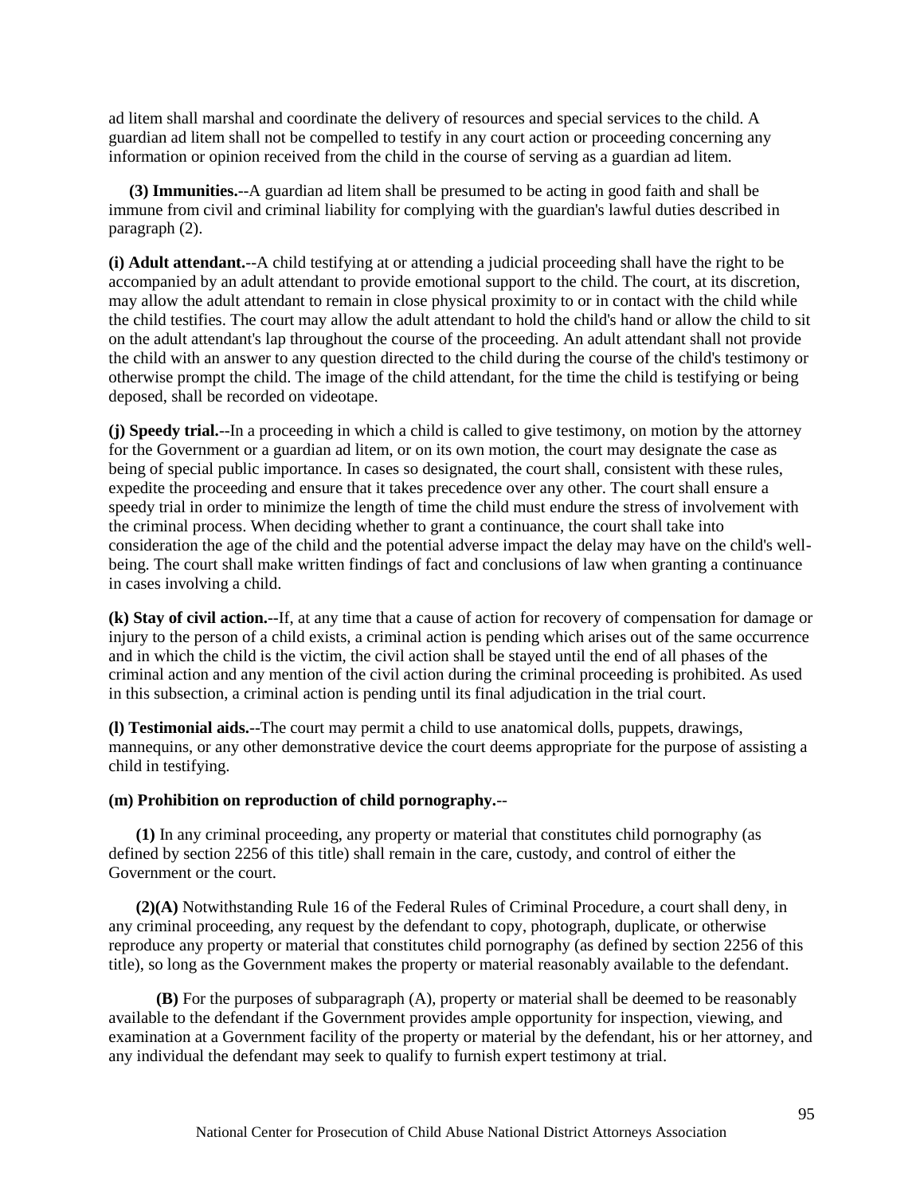ad litem shall marshal and coordinate the delivery of resources and special services to the child. A guardian ad litem shall not be compelled to testify in any court action or proceeding concerning any information or opinion received from the child in the course of serving as a guardian ad litem.

**(3) Immunities.**--A guardian ad litem shall be presumed to be acting in good faith and shall be immune from civil and criminal liability for complying with the guardian's lawful duties described in paragraph (2).

**(i) Adult attendant.**--A child testifying at or attending a judicial proceeding shall have the right to be accompanied by an adult attendant to provide emotional support to the child. The court, at its discretion, may allow the adult attendant to remain in close physical proximity to or in contact with the child while the child testifies. The court may allow the adult attendant to hold the child's hand or allow the child to sit on the adult attendant's lap throughout the course of the proceeding. An adult attendant shall not provide the child with an answer to any question directed to the child during the course of the child's testimony or otherwise prompt the child. The image of the child attendant, for the time the child is testifying or being deposed, shall be recorded on videotape.

**(j) Speedy trial.**--In a proceeding in which a child is called to give testimony, on motion by the attorney for the Government or a guardian ad litem, or on its own motion, the court may designate the case as being of special public importance. In cases so designated, the court shall, consistent with these rules, expedite the proceeding and ensure that it takes precedence over any other. The court shall ensure a speedy trial in order to minimize the length of time the child must endure the stress of involvement with the criminal process. When deciding whether to grant a continuance, the court shall take into consideration the age of the child and the potential adverse impact the delay may have on the child's well-being. The court shall make written findings of fact and conclusions of law when granting a continuance in cases involving a child.

**(k) Stay of civil action.**--If, at any time that a cause of action for recovery of compensation for damage or injury to the person of a child exists, a criminal action is pending which arises out of the same occurrence and in which the child is the victim, the civil action shall be stayed until the end of all phases of the criminal action and any mention of the civil action during the criminal proceeding is prohibited. As used in this subsection, a criminal action is pending until its final adjudication in the trial court.

**(l) Testimonial aids.**--The court may permit a child to use anatomical dolls, puppets, drawings, mannequins, or any other demonstrative device the court deems appropriate for the purpose of assisting a child in testifying.

**(m) Prohibition on reproduction of child pornography.**--

**(1)** In any criminal proceeding, any property or material that constitutes child pornography (as defined by section 2256 of this title) shall remain in the care, custody, and control of either the Government or the court.

**(2)(A)** Notwithstanding Rule 16 of the Federal Rules of Criminal Procedure, a court shall deny, in any criminal proceeding, any request by the defendant to copy, photograph, duplicate, or otherwise reproduce any property or material that constitutes child pornography (as defined by section 2256 of this title), so long as the Government makes the property or material reasonably available to the defendant.

**(B)** For the purposes of subparagraph (A), property or material shall be deemed to be reasonably available to the defendant if the Government provides ample opportunity for inspection, viewing, and examination at a Government facility of the property or material by the defendant, his or her attorney, and any individual the defendant may seek to qualify to furnish expert testimony at trial.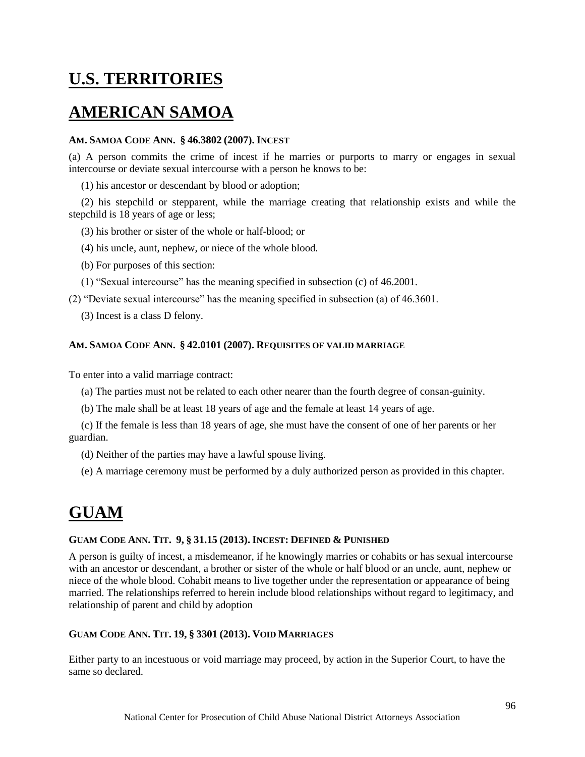# U.S. TERRITORIES

# AMERICAN SAMOA

**AM. SAMOA CODE ANN. § 46.3802 (2007). INCEST**

(a) A person commits the crime of incest if he marries or purports to marry or engages in sexual intercourse or deviate sexual intercourse with a person he knows to be:

(1) his ancestor or descendant by blood or adoption;

(2) his stepchild or stepparent, while the marriage creating that relationship exists and while the stepchild is 18 years of age or less;

(3) his brother or sister of the whole or half-blood; or

(4) his uncle, aunt, nephew, or niece of the whole blood.

(b) For purposes of this section:

(1) “Sexual intercourse” has the meaning specified in subsection (c) of 46.2001.

(2) “Deviate sexual intercourse” has the meaning specified in subsection (a) of 46.3601.

(3) Incest is a class D felony.

**AM. SAMOA CODE ANN. § 42.0101 (2007). REQUISITES OF VALID MARRIAGE**

To enter into a valid marriage contract:

(a) The parties must not be related to each other nearer than the fourth degree of consan-guinity.

(b) The male shall be at least 18 years of age and the female at least 14 years of age.

(c) If the female is less than 18 years of age, she must have the consent of one of her parents or her guardian.

(d) Neither of the parties may have a lawful spouse living.

(e) A marriage ceremony must be performed by a duly authorized person as provided in this chapter.

# GUAM

**GUAM CODE ANN. TIT. 9, § 31.15 (2013). INCEST: DEFINED & PUNISHED**

A person is guilty of incest, a misdemeanor, if he knowingly marries or cohabits or has sexual intercourse with an ancestor or descendant, a brother or sister of the whole or half blood or an uncle, aunt, nephew or niece of the whole blood. Cohabit means to live together under the representation or appearance of being married. The relationships referred to herein include blood relationships without regard to legitimacy, and relationship of parent and child by adoption

**GUAM CODE ANN. TIT. 19, § 3301 (2013). VOID MARRIAGES**

Either party to an incestuous or void marriage may proceed, by action in the Superior Court, to have the same so declared.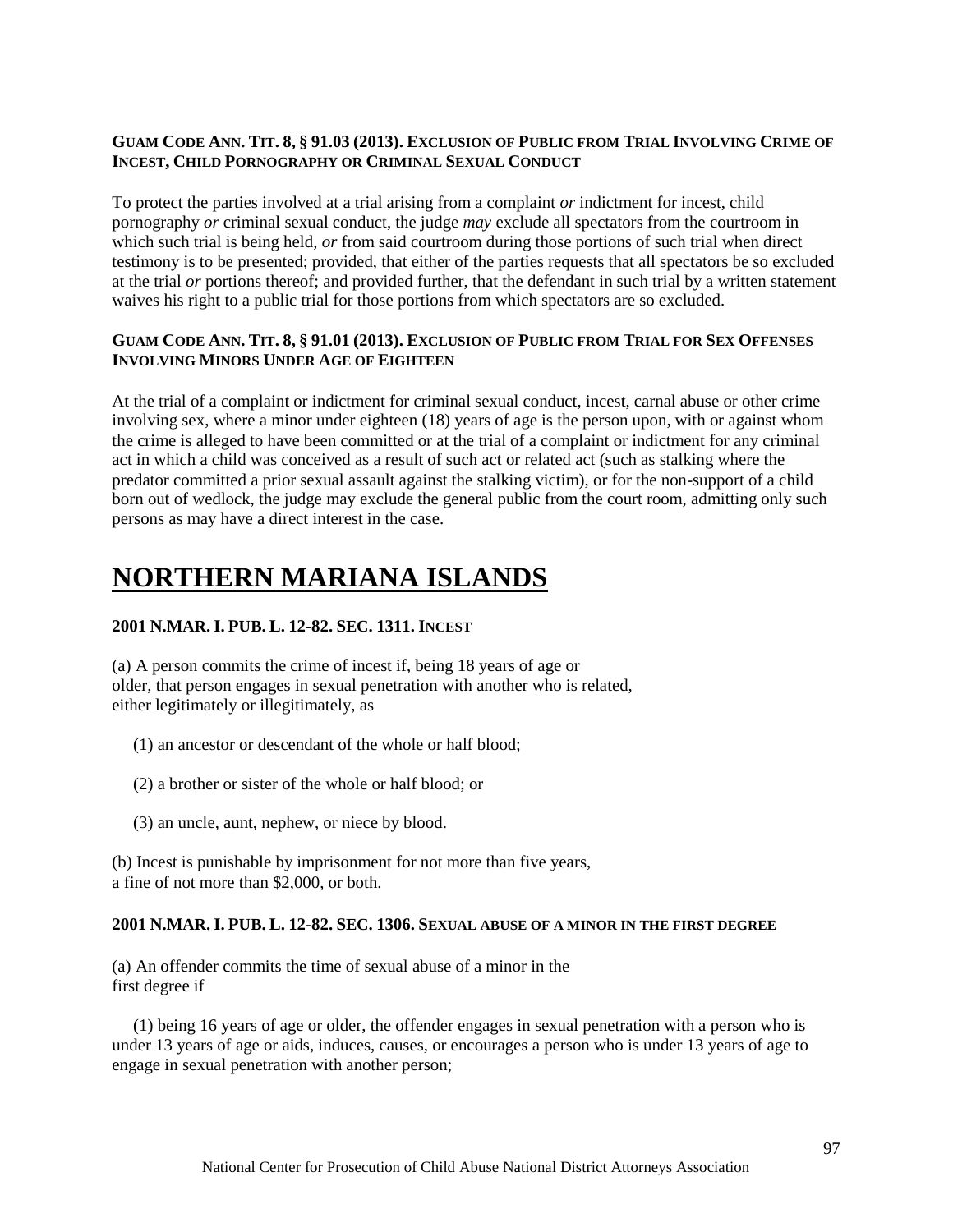**GUAM CODE ANN. TIT. 8, § 91.03 (2013). EXCLUSION OF PUBLIC FROM TRIAL INVOLVING CRIME OF INCEST, CHILD PORNOGRAPHY OR CRIMINAL SEXUAL CONDUCT**

To protect the parties involved at a trial arising from a complaint *or* indictment for incest, child pornography *or* criminal sexual conduct, the judge *may* exclude all spectators from the courtroom in which such trial is being held, *or* from said courtroom during those portions of such trial when direct testimony is to be presented; provided, that either of the parties requests that all spectators be so excluded at the trial *or* portions thereof; and provided further, that the defendant in such trial by a written statement waives his right to a public trial for those portions from which spectators are so excluded.

**GUAM CODE ANN. TIT. 8, § 91.01 (2013). EXCLUSION OF PUBLIC FROM TRIAL FOR SEX OFFENSES INVOLVING MINORS UNDER AGE OF EIGHTEEN**

At the trial of a complaint or indictment for criminal sexual conduct, incest, carnal abuse or other crime involving sex, where a minor under eighteen (18) years of age is the person upon, with or against whom the crime is alleged to have been committed or at the trial of a complaint or indictment for any criminal act in which a child was conceived as a result of such act or related act (such as stalking where the predator committed a prior sexual assault against the stalking victim), or for the non-support of a child born out of wedlock, the judge may exclude the general public from the court room, admitting only such persons as may have a direct interest in the case.

# NORTHERN MARIANA ISLANDS

**2001 N.MAR. I. PUB. L. 12-82. SEC. 1311. INCEST**

(a) A person commits the crime of incest if, being 18 years of age or older, that person engages in sexual penetration with another who is related, either legitimately or illegitimately, as

(1) an ancestor or descendant of the whole or half blood;

(2) a brother or sister of the whole or half blood; or

(3) an uncle, aunt, nephew, or niece by blood.

(b) Incest is punishable by imprisonment for not more than five years, a fine of not more than $2,000, or both.

**2001 N.MAR. I. PUB. L. 12-82. SEC. 1306. SEXUAL ABUSE OF A MINOR IN THE FIRST DEGREE**

(a) An offender commits the time of sexual abuse of a minor in the first degree if

(1) being 16 years of age or older, the offender engages in sexual penetration with a person who is under 13 years of age or aids, induces, causes, or encourages a person who is under 13 years of age to engage in sexual penetration with another person;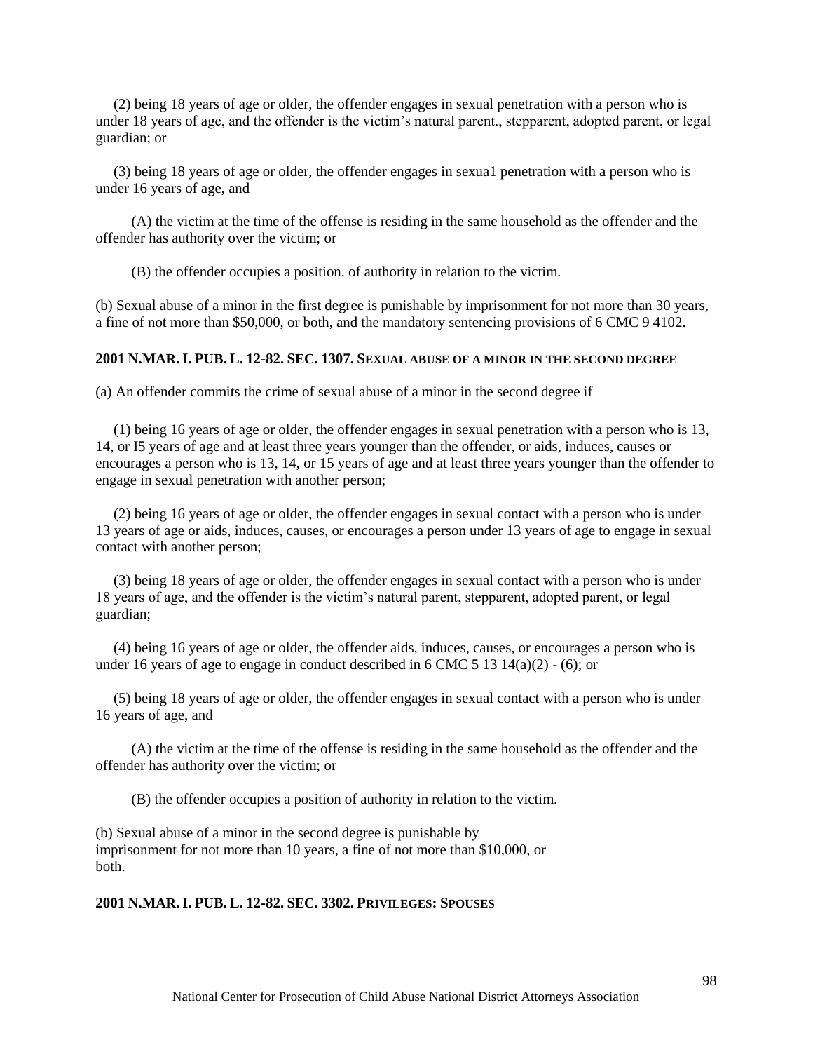(2) being 18 years of age or older, the offender engages in sexual penetration with a person who is under 18 years of age, and the offender is the victim's natural parent., stepparent, adopted parent, or legal guardian; or

(3) being 18 years of age or older, the offender engages in sexua1 penetration with a person who is under 16 years of age, and

(A) the victim at the time of the offense is residing in the same household as the offender and the offender has authority over the victim; or

(B) the offender occupies a position. of authority in relation to the victim.

(b) Sexual abuse of a minor in the first degree is punishable by imprisonment for not more than 30 years, a fine of not more than $50,000, or both, and the mandatory sentencing provisions of 6 CMC 9 4102.

**2001 N.MAR. I. PUB. L. 12-82. SEC. 1307. SEXUAL ABUSE OF A MINOR IN THE SECOND DEGREE**

(a) An offender commits the crime of sexual abuse of a minor in the second degree if

(1) being 16 years of age or older, the offender engages in sexual penetration with a person who is 13, 14, or I5 years of age and at least three years younger than the offender, or aids, induces, causes or encourages a person who is 13, 14, or 15 years of age and at least three years younger than the offender to engage in sexual penetration with another person;

(2) being 16 years of age or older, the offender engages in sexual contact with a person who is under 13 years of age or aids, induces, causes, or encourages a person under 13 years of age to engage in sexual contact with another person;

(3) being 18 years of age or older, the offender engages in sexual contact with a person who is under 18 years of age, and the offender is the victim's natural parent, stepparent, adopted parent, or legal guardian;

(4) being 16 years of age or older, the offender aids, induces, causes, or encourages a person who is under 16 years of age to engage in conduct described in 6 CMC 5 13 14(a)(2) - (6); or

(5) being 18 years of age or older, the offender engages in sexual contact with a person who is under 16 years of age, and

(A) the victim at the time of the offense is residing in the same household as the offender and the offender has authority over the victim; or

(B) the offender occupies a position of authority in relation to the victim.

(b) Sexual abuse of a minor in the second degree is punishable by imprisonment for not more than 10 years, a fine of not more than $10,000, or both.

**2001 N.MAR. I. PUB. L. 12-82. SEC. 3302. PRIVILEGES: SPOUSES**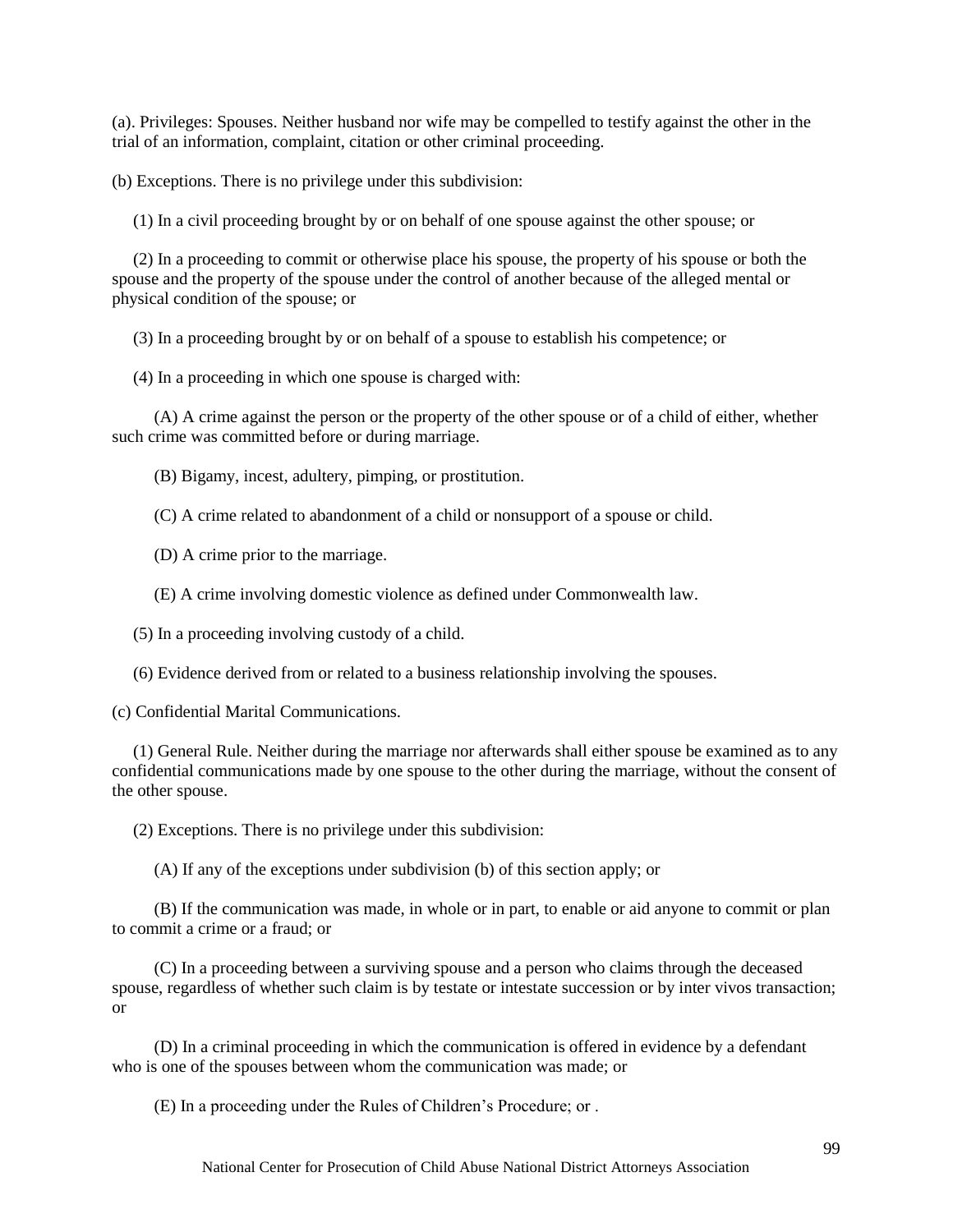(a). Privileges: Spouses. Neither husband nor wife may be compelled to testify against the other in the trial of an information, complaint, citation or other criminal proceeding.

(b) Exceptions. There is no privilege under this subdivision:

(1) In a civil proceeding brought by or on behalf of one spouse against the other spouse; or

(2) In a proceeding to commit or otherwise place his spouse, the property of his spouse or both the spouse and the property of the spouse under the control of another because of the alleged mental or physical condition of the spouse; or

(3) In a proceeding brought by or on behalf of a spouse to establish his competence; or

(4) In a proceeding in which one spouse is charged with:

(A) A crime against the person or the property of the other spouse or of a child of either, whether such crime was committed before or during marriage.

(B) Bigamy, incest, adultery, pimping, or prostitution.

(C) A crime related to abandonment of a child or nonsupport of a spouse or child.

(D) A crime prior to the marriage.

(E) A crime involving domestic violence as defined under Commonwealth law.

(5) In a proceeding involving custody of a child.

(6) Evidence derived from or related to a business relationship involving the spouses.

(c) Confidential Marital Communications.

(1) General Rule. Neither during the marriage nor afterwards shall either spouse be examined as to any confidential communications made by one spouse to the other during the marriage, without the consent of the other spouse.

(2) Exceptions. There is no privilege under this subdivision:

(A) If any of the exceptions under subdivision (b) of this section apply; or

(B) If the communication was made, in whole or in part, to enable or aid anyone to commit or plan to commit a crime or a fraud; or

(C) In a proceeding between a surviving spouse and a person who claims through the deceased spouse, regardless of whether such claim is by testate or intestate succession or by inter vivos transaction; or

(D) In a criminal proceeding in which the communication is offered in evidence by a defendant who is one of the spouses between whom the communication was made; or

(E) In a proceeding under the Rules of Children's Procedure; or .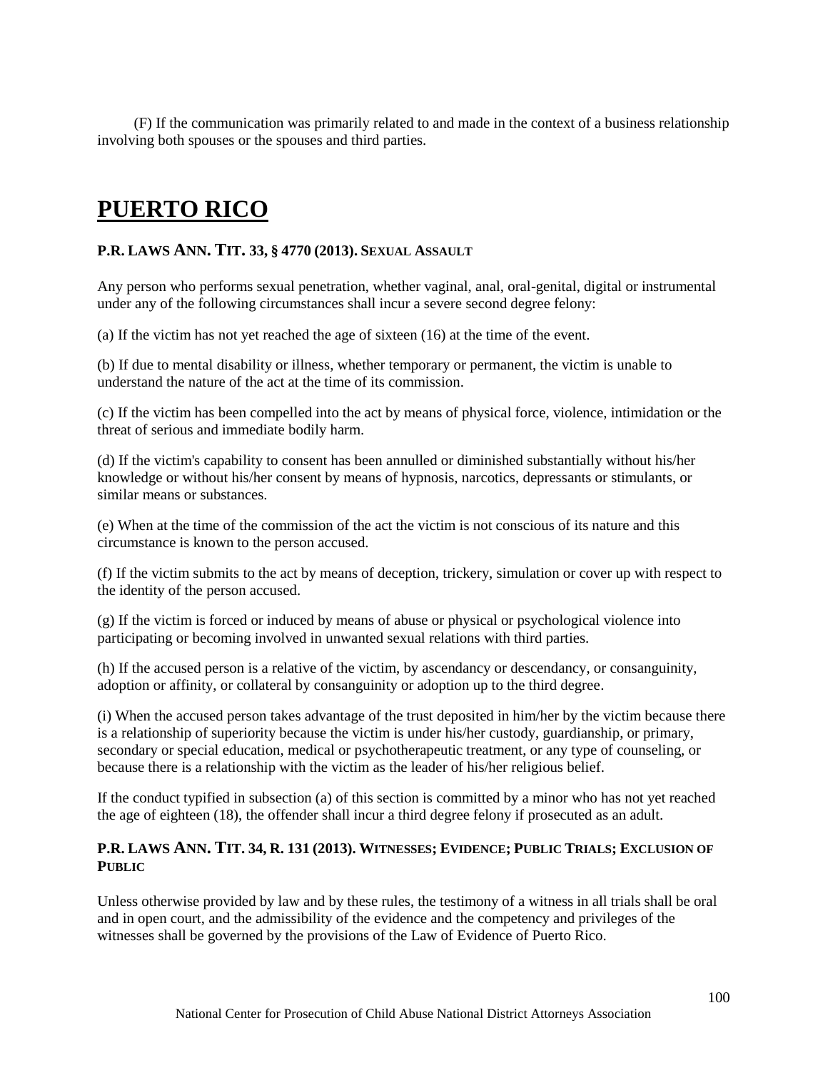(F) If the communication was primarily related to and made in the context of a business relationship involving both spouses or the spouses and third parties.

# PUERTO RICO

### P.R. LAWS ANN. TIT. 33, § 4770 (2013). SEXUAL ASSAULT

Any person who performs sexual penetration, whether vaginal, anal, oral-genital, digital or instrumental under any of the following circumstances shall incur a severe second degree felony:

(a) If the victim has not yet reached the age of sixteen (16) at the time of the event.

(b) If due to mental disability or illness, whether temporary or permanent, the victim is unable to understand the nature of the act at the time of its commission.

(c) If the victim has been compelled into the act by means of physical force, violence, intimidation or the threat of serious and immediate bodily harm.

(d) If the victim's capability to consent has been annulled or diminished substantially without his/her knowledge or without his/her consent by means of hypnosis, narcotics, depressants or stimulants, or similar means or substances.

(e) When at the time of the commission of the act the victim is not conscious of its nature and this circumstance is known to the person accused.

(f) If the victim submits to the act by means of deception, trickery, simulation or cover up with respect to the identity of the person accused.

(g) If the victim is forced or induced by means of abuse or physical or psychological violence into participating or becoming involved in unwanted sexual relations with third parties.

(h) If the accused person is a relative of the victim, by ascendancy or descendancy, or consanguinity, adoption or affinity, or collateral by consanguinity or adoption up to the third degree.

(i) When the accused person takes advantage of the trust deposited in him/her by the victim because there is a relationship of superiority because the victim is under his/her custody, guardianship, or primary, secondary or special education, medical or psychotherapeutic treatment, or any type of counseling, or because there is a relationship with the victim as the leader of his/her religious belief.

If the conduct typified in subsection (a) of this section is committed by a minor who has not yet reached the age of eighteen (18), the offender shall incur a third degree felony if prosecuted as an adult.

### P.R. LAWS ANN. TIT. 34, R. 131 (2013). WITNESSES; EVIDENCE; PUBLIC TRIALS; EXCLUSION OF PUBLIC

Unless otherwise provided by law and by these rules, the testimony of a witness in all trials shall be oral and in open court, and the admissibility of the evidence and the competency and privileges of the witnesses shall be governed by the provisions of the Law of Evidence of Puerto Rico.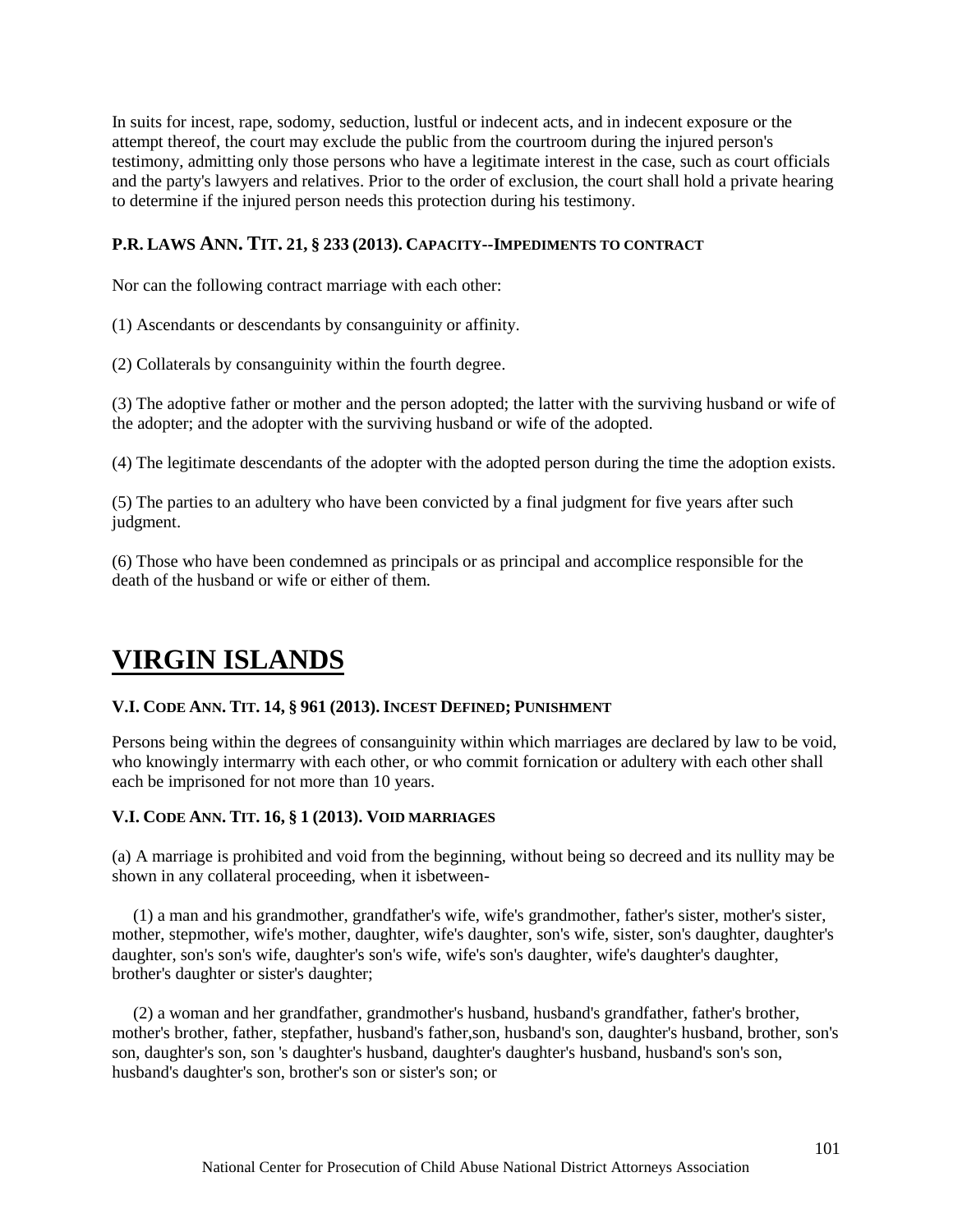In suits for incest, rape, sodomy, seduction, lustful or indecent acts, and in indecent exposure or the attempt thereof, the court may exclude the public from the courtroom during the injured person's testimony, admitting only those persons who have a legitimate interest in the case, such as court officials and the party's lawyers and relatives. Prior to the order of exclusion, the court shall hold a private hearing to determine if the injured person needs this protection during his testimony.

### P.R. LAWS ANN. TIT. 21, § 233 (2013). CAPACITY--IMPEDIMENTS TO CONTRACT

Nor can the following contract marriage with each other:

(1) Ascendants or descendants by consanguinity or affinity.

(2) Collaterals by consanguinity within the fourth degree.

(3) The adoptive father or mother and the person adopted; the latter with the surviving husband or wife of the adopter; and the adopter with the surviving husband or wife of the adopted.

(4) The legitimate descendants of the adopter with the adopted person during the time the adoption exists.

(5) The parties to an adultery who have been convicted by a final judgment for five years after such judgment.

(6) Those who have been condemned as principals or as principal and accomplice responsible for the death of the husband or wife or either of them.

# VIRGIN ISLANDS

### V.I. CODE ANN. TIT. 14, § 961 (2013). INCEST DEFINED; PUNISHMENT

Persons being within the degrees of consanguinity within which marriages are declared by law to be void, who knowingly intermarry with each other, or who commit fornication or adultery with each other shall each be imprisoned for not more than 10 years.

### V.I. CODE ANN. TIT. 16, § 1 (2013). VOID MARRIAGES

(a) A marriage is prohibited and void from the beginning, without being so decreed and its nullity may be shown in any collateral proceeding, when it isbetween-

(1) a man and his grandmother, grandfather's wife, wife's grandmother, father's sister, mother's sister, mother, stepmother, wife's mother, daughter, wife's daughter, son's wife, sister, son's daughter, daughter's daughter, son's son's wife, daughter's son's wife, wife's son's daughter, wife's daughter's daughter, brother's daughter or sister's daughter;

(2) a woman and her grandfather, grandmother's husband, husband's grandfather, father's brother, mother's brother, father, stepfather, husband's father,son, husband's son, daughter's husband, brother, son's son, daughter's son, son 's daughter's husband, daughter's daughter's husband, husband's son's son, husband's daughter's son, brother's son or sister's son; or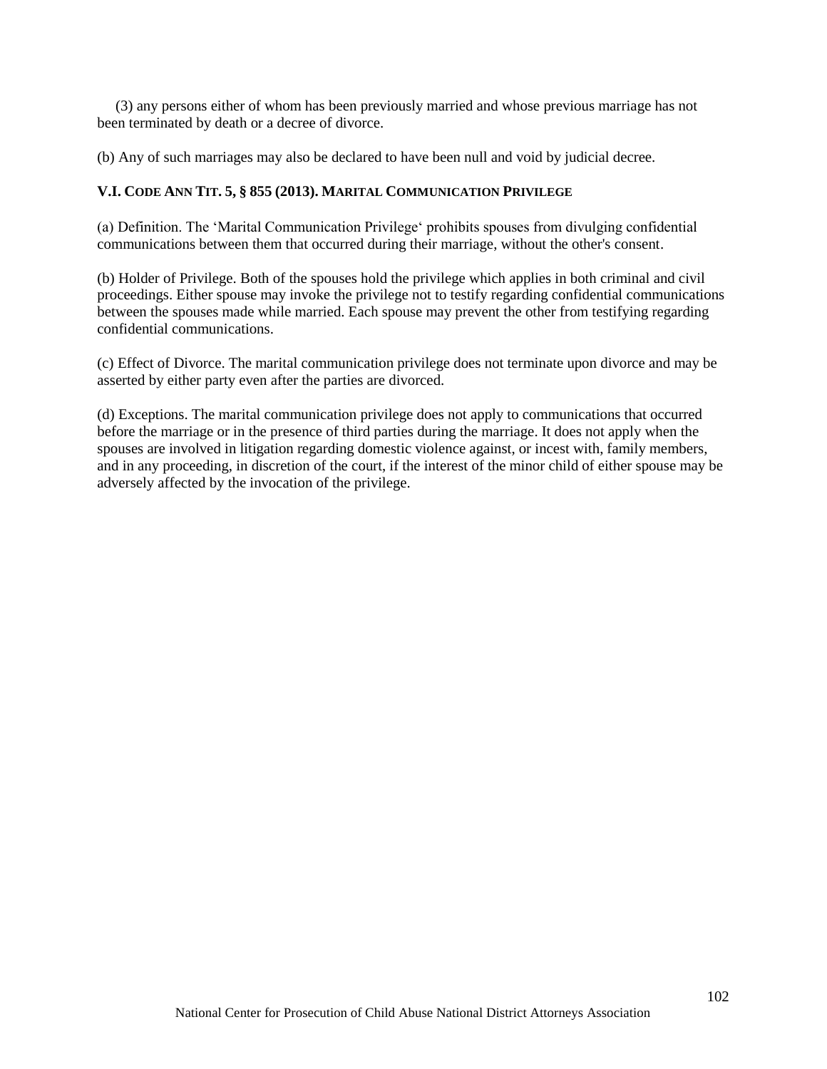(3) any persons either of whom has been previously married and whose previous marriage has not been terminated by death or a decree of divorce.

(b) Any of such marriages may also be declared to have been null and void by judicial decree.

**V.I. CODE ANN TIT. 5, § 855 (2013). MARITAL COMMUNICATION PRIVILEGE**

(a) Definition. The 'Marital Communication Privilege' prohibits spouses from divulging confidential communications between them that occurred during their marriage, without the other's consent.

(b) Holder of Privilege. Both of the spouses hold the privilege which applies in both criminal and civil proceedings. Either spouse may invoke the privilege not to testify regarding confidential communications between the spouses made while married. Each spouse may prevent the other from testifying regarding confidential communications.

(c) Effect of Divorce. The marital communication privilege does not terminate upon divorce and may be asserted by either party even after the parties are divorced.

(d) Exceptions. The marital communication privilege does not apply to communications that occurred before the marriage or in the presence of third parties during the marriage. It does not apply when the spouses are involved in litigation regarding domestic violence against, or incest with, family members, and in any proceeding, in discretion of the court, if the interest of the minor child of either spouse may be adversely affected by the invocation of the privilege.